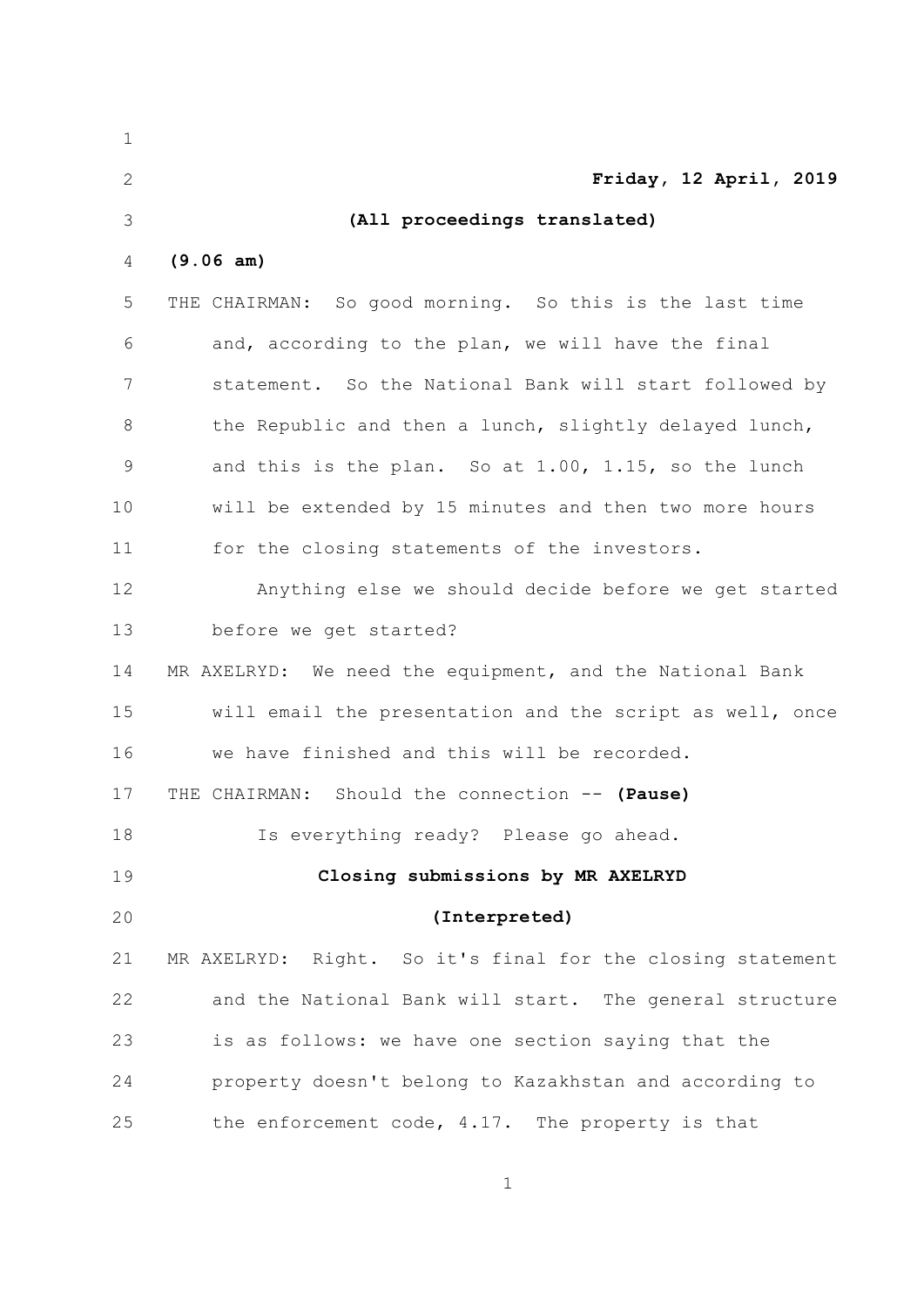**Friday, 12 April, 2019**

**(All proceedings translated)**

**(9.06 am)**

THE CHAIRMAN: So good morning. So this is the last time and, according to the plan, we will have the final statement. So the National Bank will start followed by the Republic and then a lunch, slightly delayed lunch, and this is the plan. So at 1.00, 1.15, so the lunch will be extended by 15 minutes and then two more hours for the closing statements of the investors.

Anything else we should decide before we get started before we get started?

MR AXELRYD: We need the equipment, and the National Bank will email the presentation and the script as well, once we have finished and this will be recorded.

THE CHAIRMAN: Should the connection -- **(Pause)**

Is everything ready? Please go ahead.

**Closing submissions by MR AXELRYD**

**(Interpreted)**

MR AXELRYD: Right. So it's final for the closing statement and the National Bank will start. The general structure is as follows: we have one section saying that the property doesn't belong to Kazakhstan and according to the enforcement code, 4.17. The property is that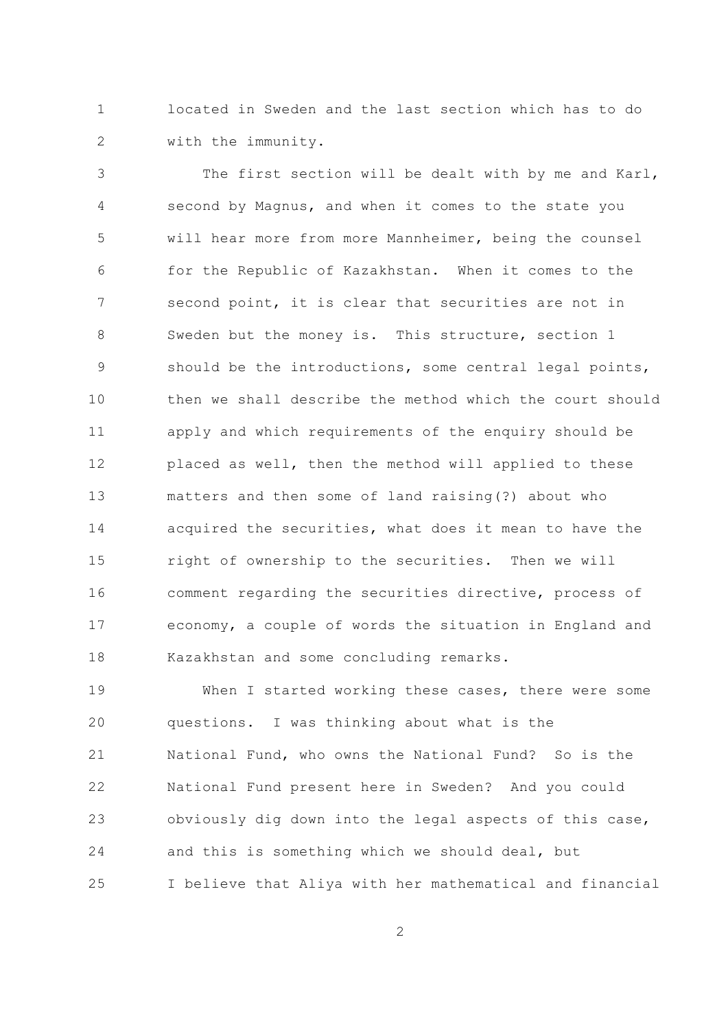located in Sweden and the last section which has to do with the immunity.

The first section will be dealt with by me and Karl, second by Magnus, and when it comes to the state you will hear more from more Mannheimer, being the counsel for the Republic of Kazakhstan. When it comes to the second point, it is clear that securities are not in Sweden but the money is. This structure, section 1 should be the introductions, some central legal points, then we shall describe the method which the court should apply and which requirements of the enquiry should be placed as well, then the method will applied to these matters and then some of land raising(?) about who acquired the securities, what does it mean to have the right of ownership to the securities. Then we will comment regarding the securities directive, process of economy, a couple of words the situation in England and Kazakhstan and some concluding remarks.

When I started working these cases, there were some questions. I was thinking about what is the National Fund, who owns the National Fund? So is the National Fund present here in Sweden? And you could obviously dig down into the legal aspects of this case, and this is something which we should deal, but I believe that Aliya with her mathematical and financial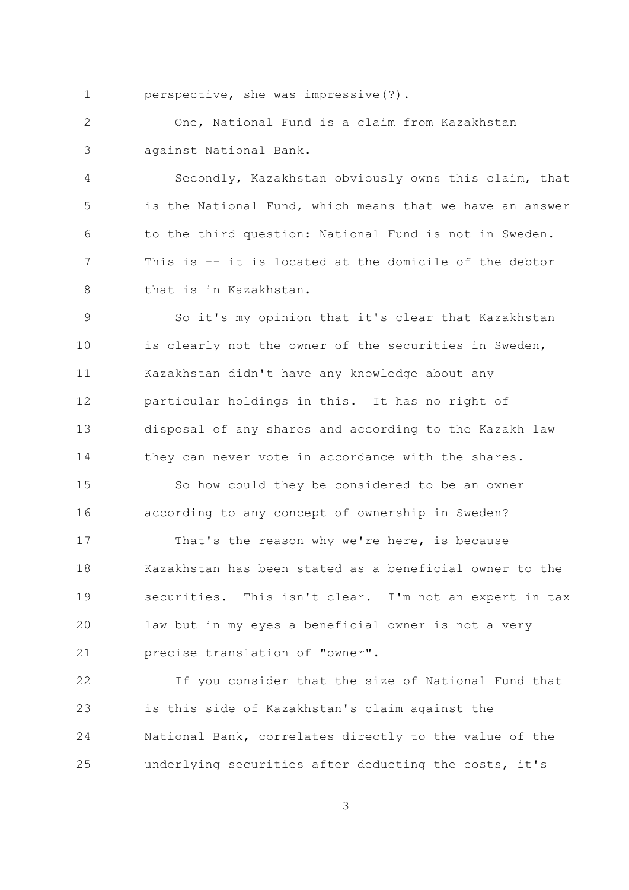perspective, she was impressive(?).

One, National Fund is a claim from Kazakhstan against National Bank.

Secondly, Kazakhstan obviously owns this claim, that is the National Fund, which means that we have an answer to the third question: National Fund is not in Sweden. This is -- it is located at the domicile of the debtor that is in Kazakhstan.

So it's my opinion that it's clear that Kazakhstan is clearly not the owner of the securities in Sweden, Kazakhstan didn't have any knowledge about any particular holdings in this. It has no right of disposal of any shares and according to the Kazakh law they can never vote in accordance with the shares.

So how could they be considered to be an owner according to any concept of ownership in Sweden?

That's the reason why we're here, is because Kazakhstan has been stated as a beneficial owner to the securities. This isn't clear. I'm not an expert in tax law but in my eyes a beneficial owner is not a very precise translation of "owner".

If you consider that the size of National Fund that is this side of Kazakhstan's claim against the National Bank, correlates directly to the value of the underlying securities after deducting the costs, it's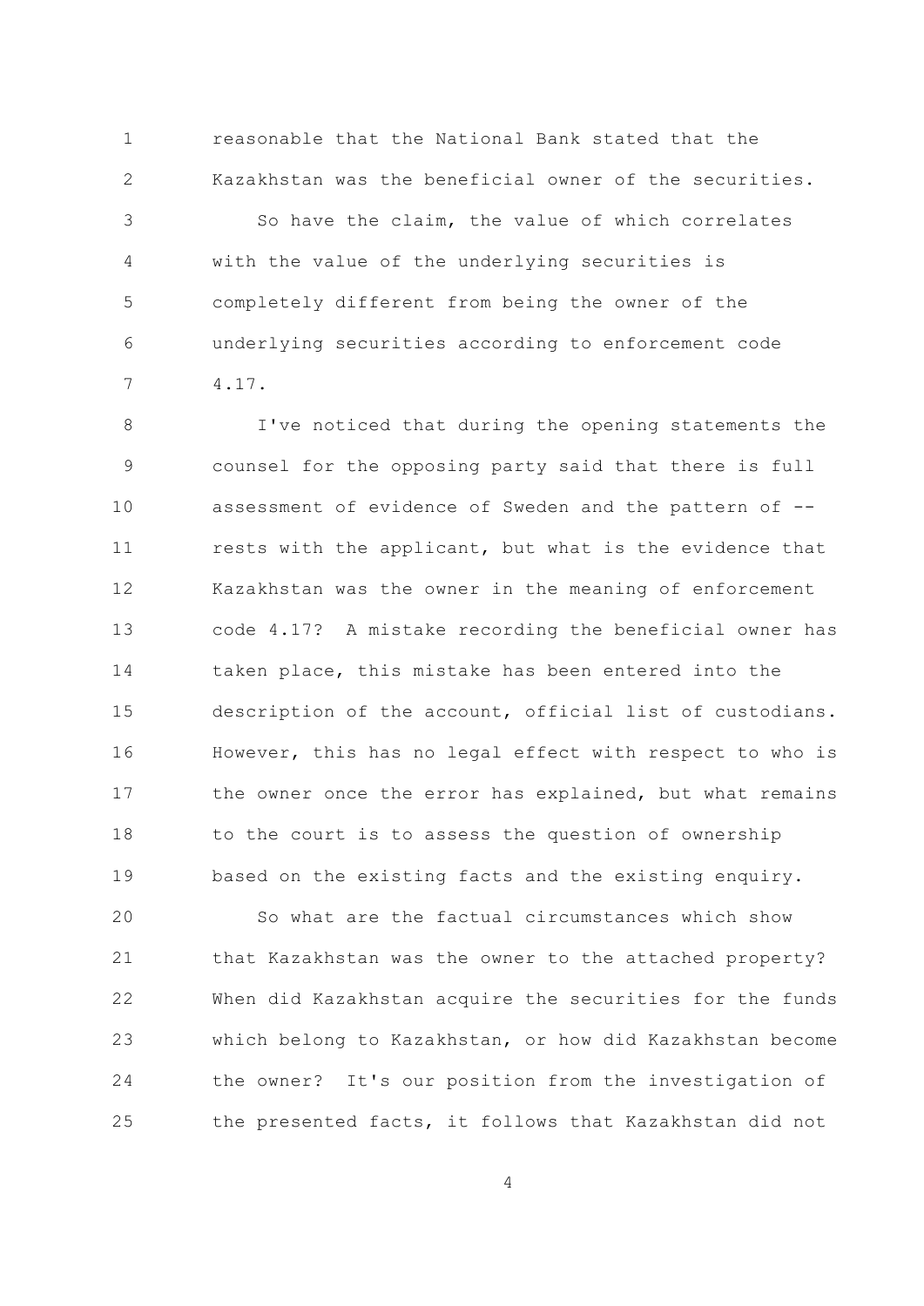reasonable that the National Bank stated that the Kazakhstan was the beneficial owner of the securities.

So have the claim, the value of which correlates with the value of the underlying securities is completely different from being the owner of the underlying securities according to enforcement code 4.17.

I've noticed that during the opening statements the counsel for the opposing party said that there is full assessment of evidence of Sweden and the pattern of -- rests with the applicant, but what is the evidence that Kazakhstan was the owner in the meaning of enforcement code 4.17? A mistake recording the beneficial owner has taken place, this mistake has been entered into the description of the account, official list of custodians. However, this has no legal effect with respect to who is the owner once the error has explained, but what remains to the court is to assess the question of ownership based on the existing facts and the existing enquiry.

So what are the factual circumstances which show that Kazakhstan was the owner to the attached property? When did Kazakhstan acquire the securities for the funds which belong to Kazakhstan, or how did Kazakhstan become the owner? It's our position from the investigation of the presented facts, it follows that Kazakhstan did not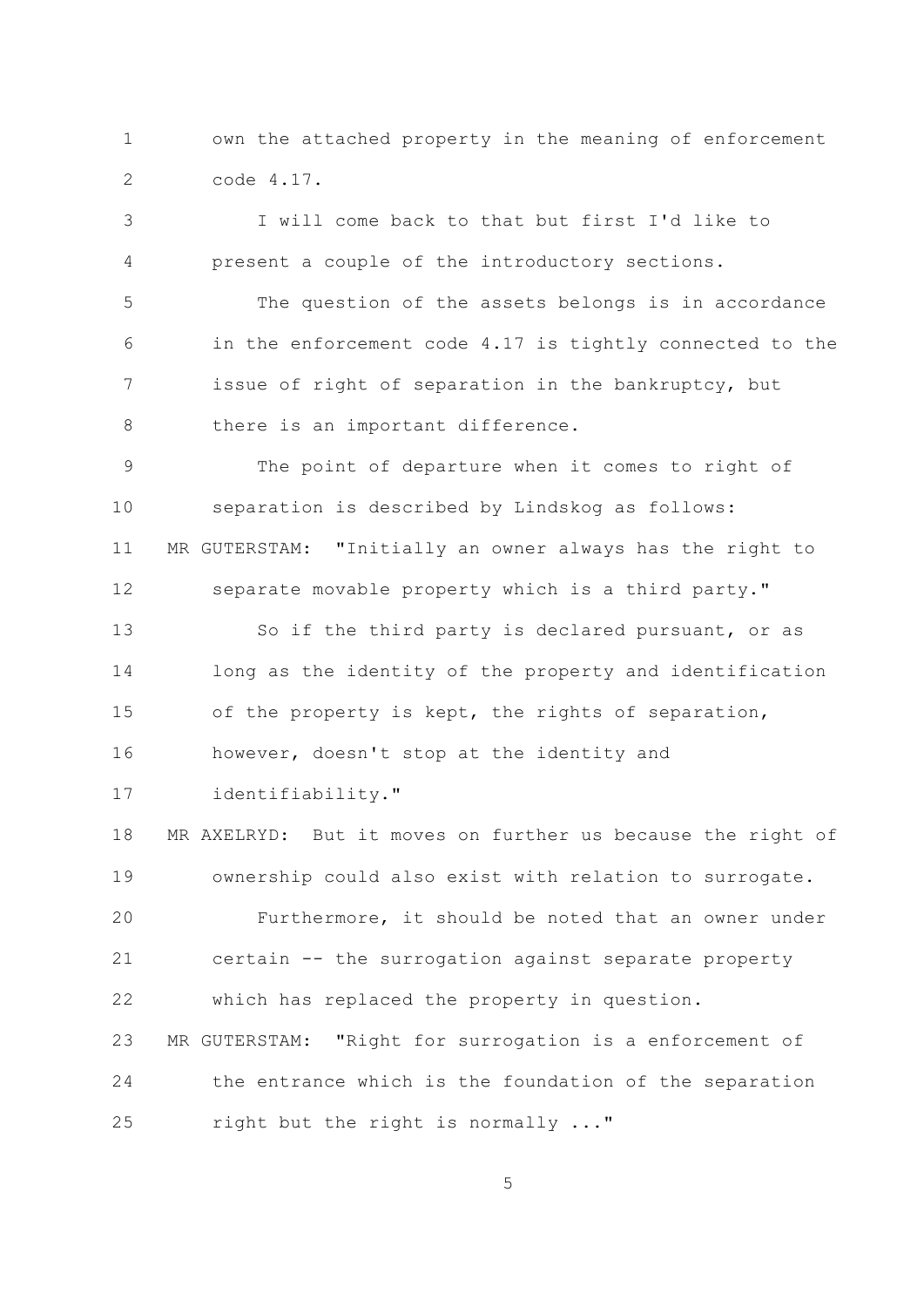own the attached property in the meaning of enforcement code 4.17.

I will come back to that but first I'd like to present a couple of the introductory sections.

The question of the assets belongs is in accordance in the enforcement code 4.17 is tightly connected to the issue of right of separation in the bankruptcy, but there is an important difference.

The point of departure when it comes to right of separation is described by Lindskog as follows:

MR GUTERSTAM: "Initially an owner always has the right to separate movable property which is a third party."

So if the third party is declared pursuant, or as long as the identity of the property and identification of the property is kept, the rights of separation, however, doesn't stop at the identity and identifiability."

MR AXELRYD: But it moves on further us because the right of ownership could also exist with relation to surrogate.

Furthermore, it should be noted that an owner under certain -- the surrogation against separate property which has replaced the property in question.

MR GUTERSTAM: "Right for surrogation is a enforcement of the entrance which is the foundation of the separation right but the right is normally ..."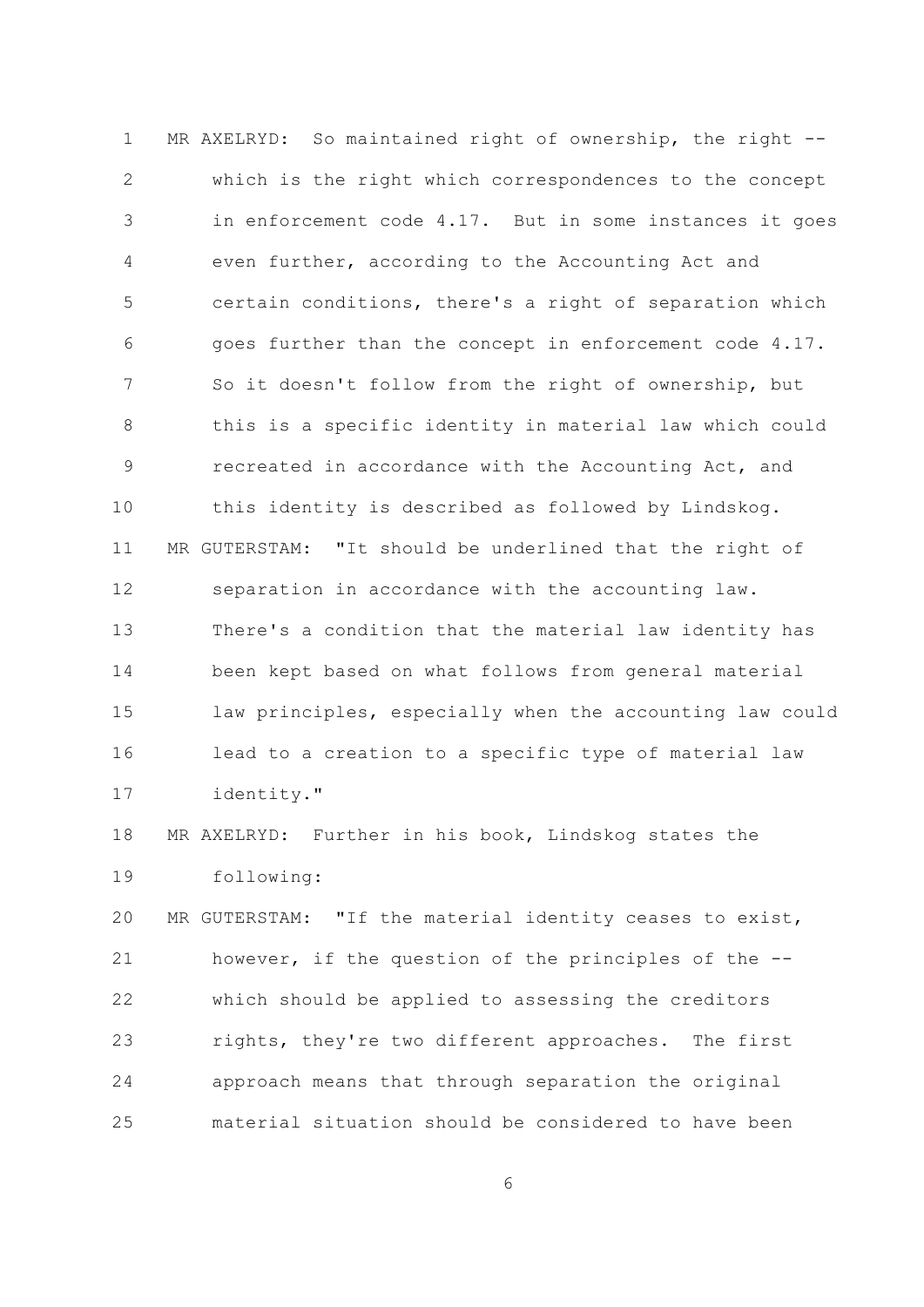MR AXELRYD: So maintained right of ownership, the right -- which is the right which correspondences to the concept in enforcement code 4.17. But in some instances it goes even further, according to the Accounting Act and certain conditions, there's a right of separation which goes further than the concept in enforcement code 4.17. So it doesn't follow from the right of ownership, but this is a specific identity in material law which could recreated in accordance with the Accounting Act, and this identity is described as followed by Lindskog.

MR GUTERSTAM: "It should be underlined that the right of separation in accordance with the accounting law. There's a condition that the material law identity has been kept based on what follows from general material law principles, especially when the accounting law could lead to a creation to a specific type of material law identity."

MR AXELRYD: Further in his book, Lindskog states the following:

MR GUTERSTAM: "If the material identity ceases to exist, however, if the question of the principles of the -- which should be applied to assessing the creditors rights, they're two different approaches. The first approach means that through separation the original material situation should be considered to have been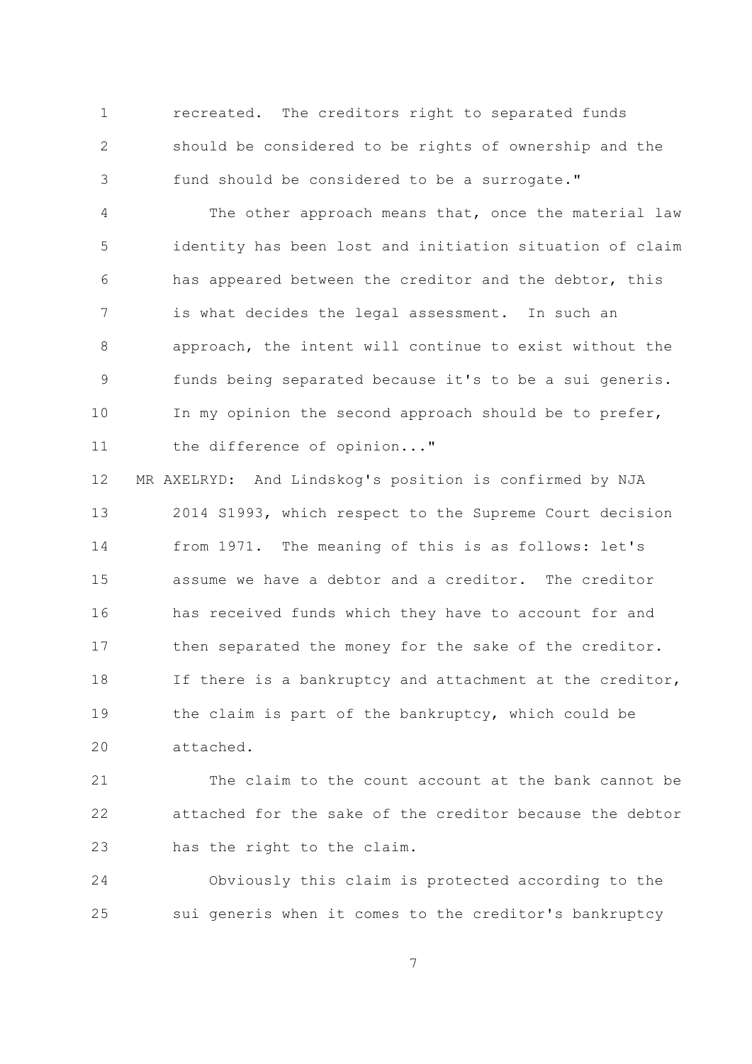recreated. The creditors right to separated funds should be considered to be rights of ownership and the fund should be considered to be a surrogate."

The other approach means that, once the material law identity has been lost and initiation situation of claim has appeared between the creditor and the debtor, this is what decides the legal assessment. In such an approach, the intent will continue to exist without the funds being separated because it's to be a sui generis. In my opinion the second approach should be to prefer, the difference of opinion..."

MR AXELRYD: And Lindskog's position is confirmed by NJA 2014 S1993, which respect to the Supreme Court decision from 1971. The meaning of this is as follows: let's assume we have a debtor and a creditor. The creditor has received funds which they have to account for and then separated the money for the sake of the creditor. If there is a bankruptcy and attachment at the creditor, the claim is part of the bankruptcy, which could be attached.

The claim to the count account at the bank cannot be attached for the sake of the creditor because the debtor has the right to the claim.

Obviously this claim is protected according to the sui generis when it comes to the creditor's bankruptcy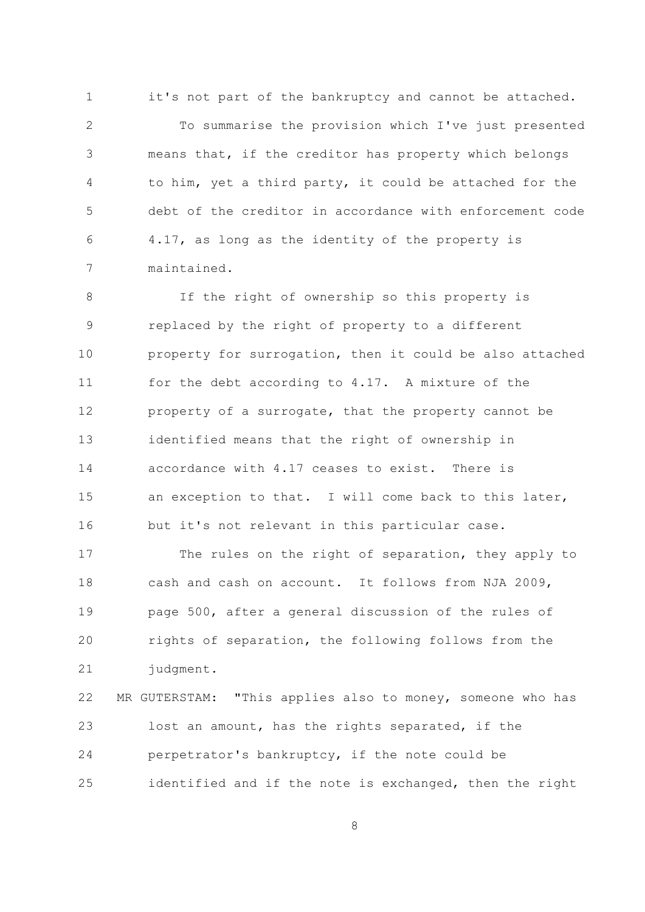it's not part of the bankruptcy and cannot be attached.

To summarise the provision which I've just presented means that, if the creditor has property which belongs to him, yet a third party, it could be attached for the debt of the creditor in accordance with enforcement code 4.17, as long as the identity of the property is maintained.

If the right of ownership so this property is replaced by the right of property to a different property for surrogation, then it could be also attached for the debt according to 4.17. A mixture of the property of a surrogate, that the property cannot be identified means that the right of ownership in accordance with 4.17 ceases to exist. There is an exception to that. I will come back to this later, but it's not relevant in this particular case.

The rules on the right of separation, they apply to cash and cash on account. It follows from NJA 2009, page 500, after a general discussion of the rules of rights of separation, the following follows from the judgment.

MR GUTERSTAM: "This applies also to money, someone who has lost an amount, has the rights separated, if the perpetrator's bankruptcy, if the note could be identified and if the note is exchanged, then the right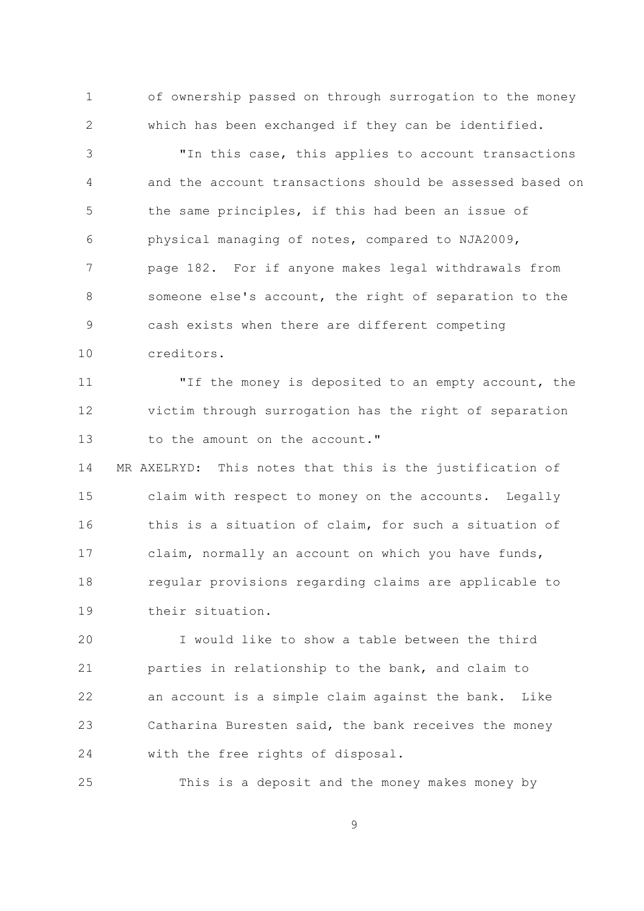of ownership passed on through surrogation to the money which has been exchanged if they can be identified.

"In this case, this applies to account transactions and the account transactions should be assessed based on the same principles, if this had been an issue of physical managing of notes, compared to NJA2009, page 182. For if anyone makes legal withdrawals from someone else's account, the right of separation to the cash exists when there are different competing creditors.

"If the money is deposited to an empty account, the victim through surrogation has the right of separation to the amount on the account."

MR AXELRYD: This notes that this is the justification of claim with respect to money on the accounts. Legally this is a situation of claim, for such a situation of claim, normally an account on which you have funds, regular provisions regarding claims are applicable to their situation.

I would like to show a table between the third parties in relationship to the bank, and claim to an account is a simple claim against the bank. Like Catharina Buresten said, the bank receives the money with the free rights of disposal.

This is a deposit and the money makes money by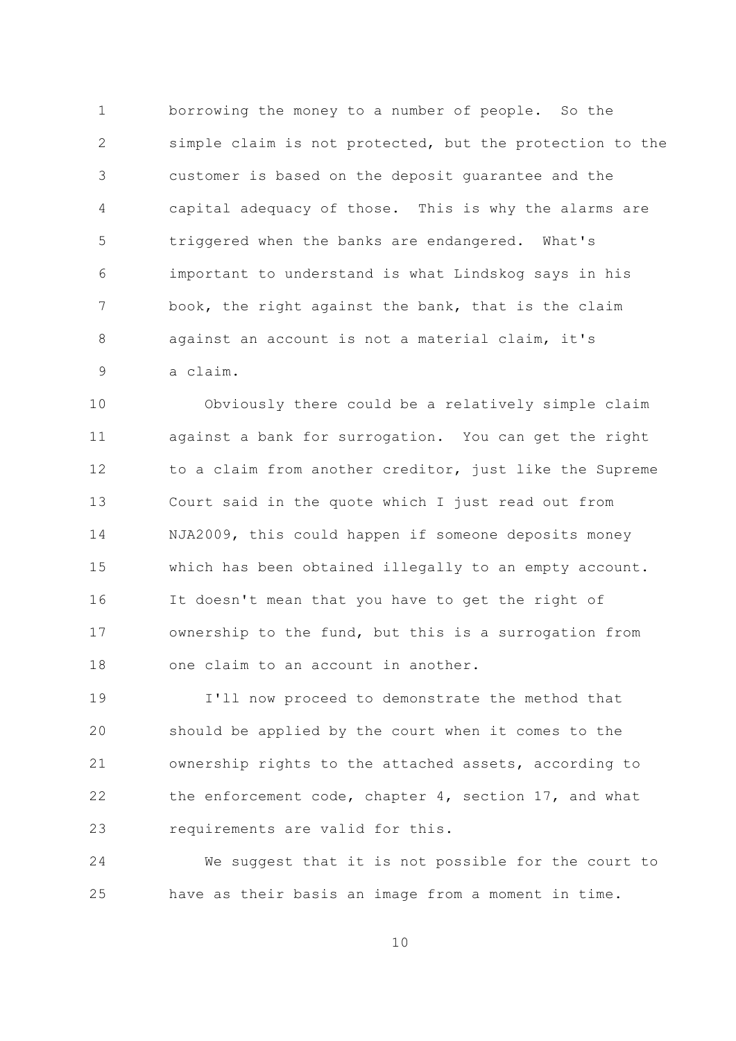borrowing the money to a number of people. So the simple claim is not protected, but the protection to the customer is based on the deposit guarantee and the capital adequacy of those. This is why the alarms are triggered when the banks are endangered. What's important to understand is what Lindskog says in his book, the right against the bank, that is the claim against an account is not a material claim, it's a claim.

Obviously there could be a relatively simple claim against a bank for surrogation. You can get the right to a claim from another creditor, just like the Supreme Court said in the quote which I just read out from NJA2009, this could happen if someone deposits money which has been obtained illegally to an empty account. It doesn't mean that you have to get the right of ownership to the fund, but this is a surrogation from one claim to an account in another.

I'll now proceed to demonstrate the method that should be applied by the court when it comes to the ownership rights to the attached assets, according to the enforcement code, chapter 4, section 17, and what requirements are valid for this.

We suggest that it is not possible for the court to have as their basis an image from a moment in time.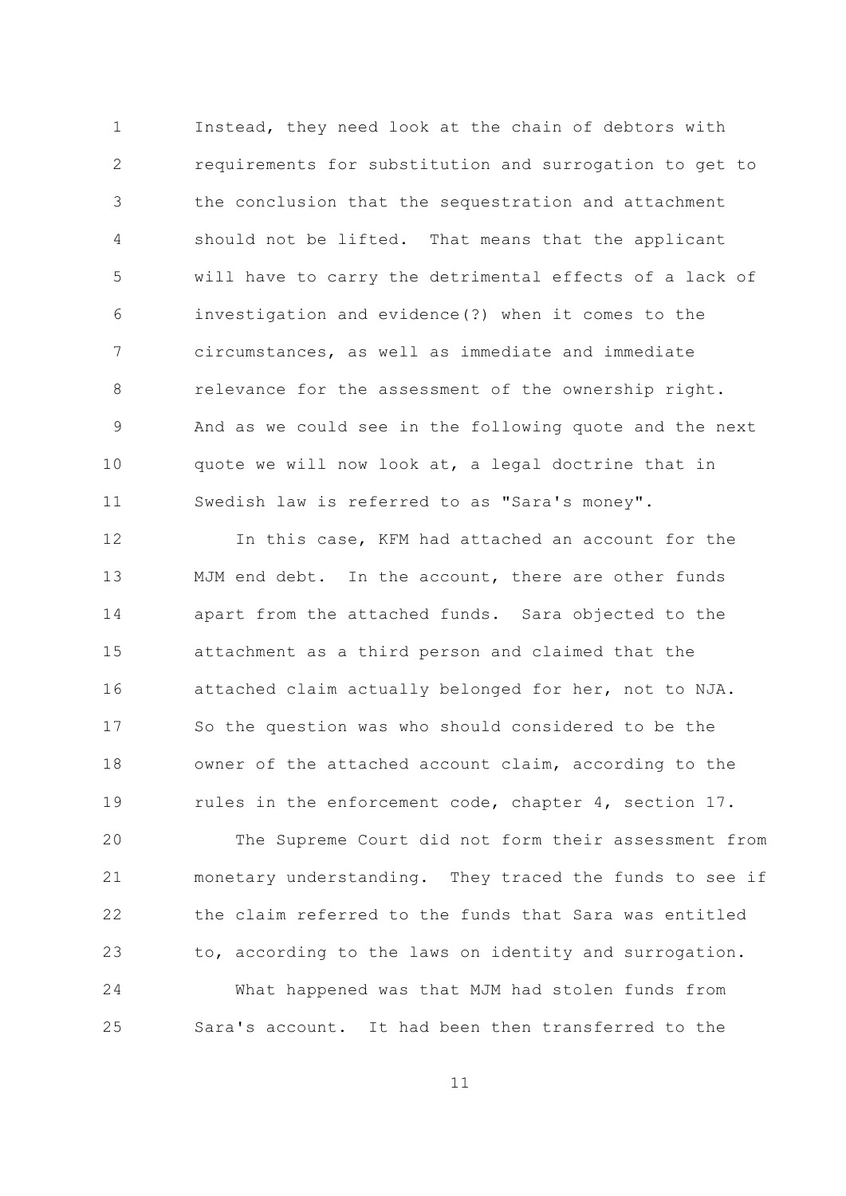Instead, they need look at the chain of debtors with requirements for substitution and surrogation to get to the conclusion that the sequestration and attachment should not be lifted. That means that the applicant will have to carry the detrimental effects of a lack of investigation and evidence(?) when it comes to the circumstances, as well as immediate and immediate relevance for the assessment of the ownership right. And as we could see in the following quote and the next quote we will now look at, a legal doctrine that in Swedish law is referred to as "Sara's money".

In this case, KFM had attached an account for the MJM end debt. In the account, there are other funds apart from the attached funds. Sara objected to the attachment as a third person and claimed that the attached claim actually belonged for her, not to NJA. So the question was who should considered to be the owner of the attached account claim, according to the rules in the enforcement code, chapter 4, section 17.

The Supreme Court did not form their assessment from monetary understanding. They traced the funds to see if the claim referred to the funds that Sara was entitled to, according to the laws on identity and surrogation.

What happened was that MJM had stolen funds from Sara's account. It had been then transferred to the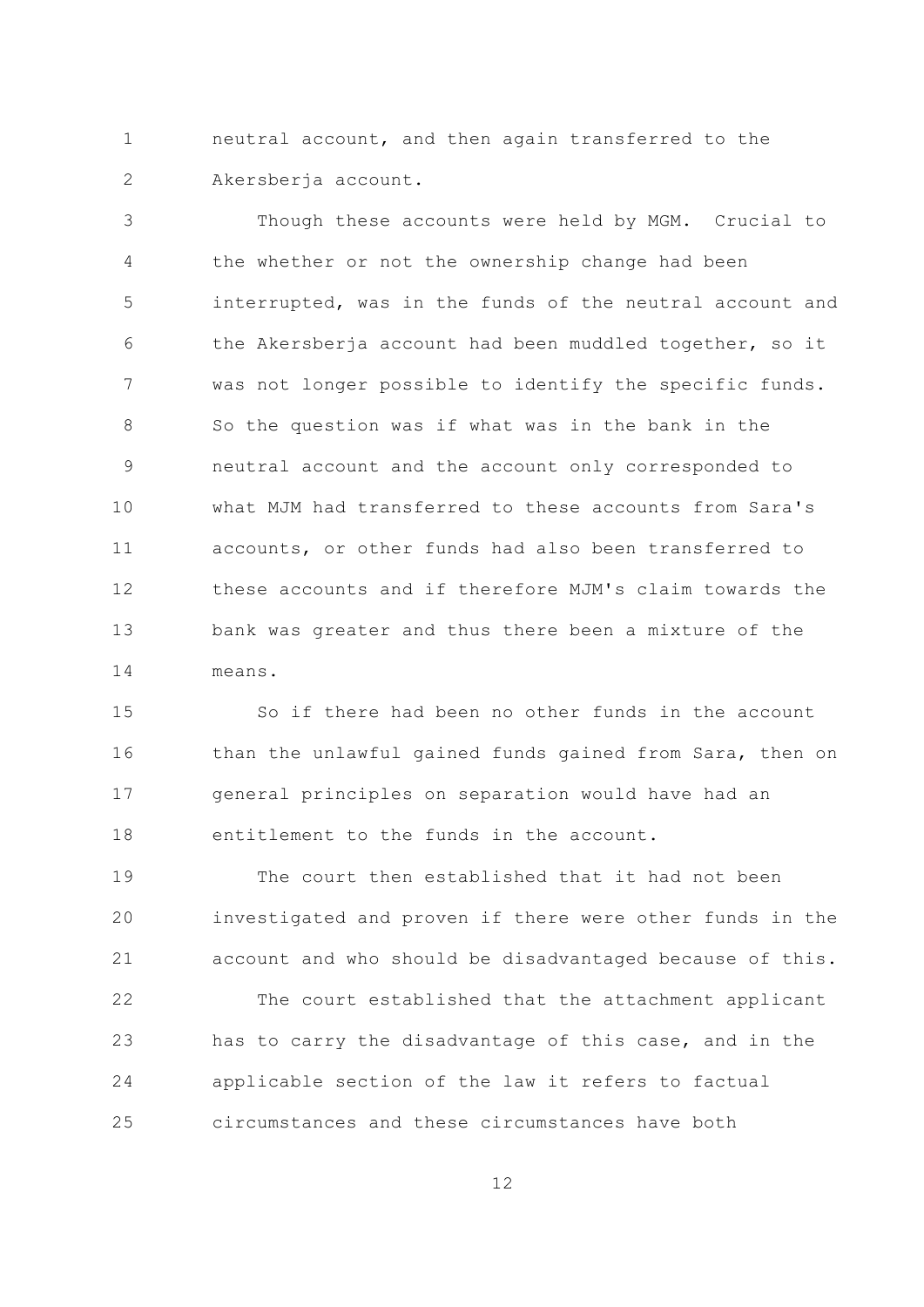neutral account, and then again transferred to the Akersberja account.

Though these accounts were held by MGM. Crucial to the whether or not the ownership change had been interrupted, was in the funds of the neutral account and the Akersberja account had been muddled together, so it was not longer possible to identify the specific funds. So the question was if what was in the bank in the neutral account and the account only corresponded to what MJM had transferred to these accounts from Sara's accounts, or other funds had also been transferred to these accounts and if therefore MJM's claim towards the bank was greater and thus there been a mixture of the means.

So if there had been no other funds in the account than the unlawful gained funds gained from Sara, then on general principles on separation would have had an entitlement to the funds in the account.

The court then established that it had not been investigated and proven if there were other funds in the account and who should be disadvantaged because of this.

The court established that the attachment applicant has to carry the disadvantage of this case, and in the applicable section of the law it refers to factual circumstances and these circumstances have both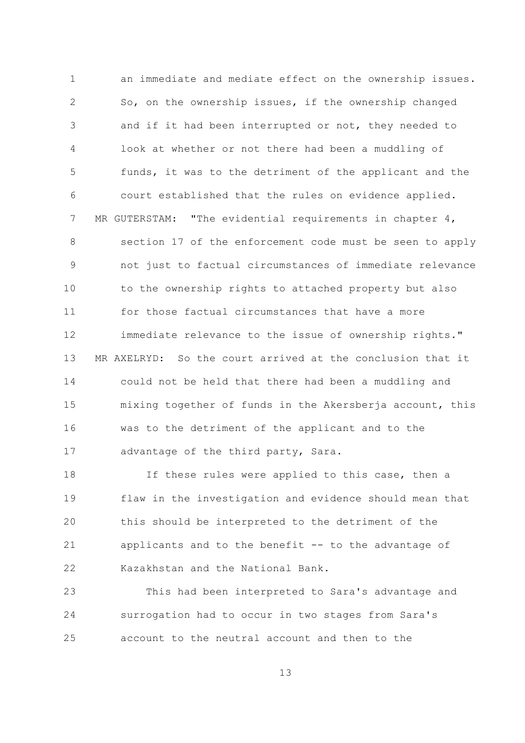an immediate and mediate effect on the ownership issues. So, on the ownership issues, if the ownership changed and if it had been interrupted or not, they needed to look at whether or not there had been a muddling of funds, it was to the detriment of the applicant and the court established that the rules on evidence applied.

MR GUTERSTAM: "The evidential requirements in chapter 4, section 17 of the enforcement code must be seen to apply not just to factual circumstances of immediate relevance to the ownership rights to attached property but also for those factual circumstances that have a more immediate relevance to the issue of ownership rights."

MR AXELRYD: So the court arrived at the conclusion that it could not be held that there had been a muddling and mixing together of funds in the Akersberja account, this was to the detriment of the applicant and to the advantage of the third party, Sara.

If these rules were applied to this case, then a flaw in the investigation and evidence should mean that this should be interpreted to the detriment of the applicants and to the benefit -- to the advantage of Kazakhstan and the National Bank.

This had been interpreted to Sara's advantage and surrogation had to occur in two stages from Sara's account to the neutral account and then to the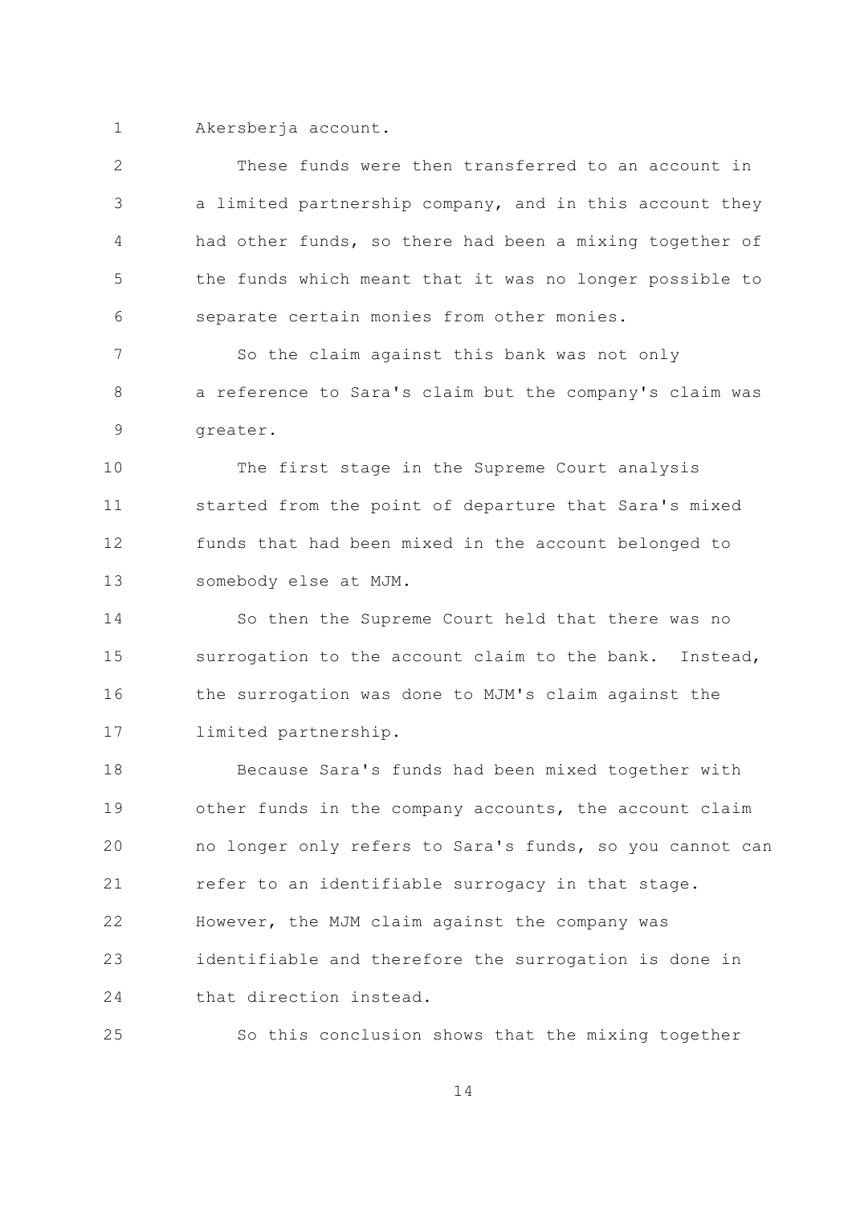Akersberja account.

These funds were then transferred to an account in a limited partnership company, and in this account they had other funds, so there had been a mixing together of the funds which meant that it was no longer possible to separate certain monies from other monies.

So the claim against this bank was not only a reference to Sara's claim but the company's claim was greater.

The first stage in the Supreme Court analysis started from the point of departure that Sara's mixed funds that had been mixed in the account belonged to somebody else at MJM.

So then the Supreme Court held that there was no surrogation to the account claim to the bank. Instead, the surrogation was done to MJM's claim against the limited partnership.

Because Sara's funds had been mixed together with other funds in the company accounts, the account claim no longer only refers to Sara's funds, so you cannot can refer to an identifiable surrogacy in that stage. However, the MJM claim against the company was identifiable and therefore the surrogation is done in that direction instead.

So this conclusion shows that the mixing together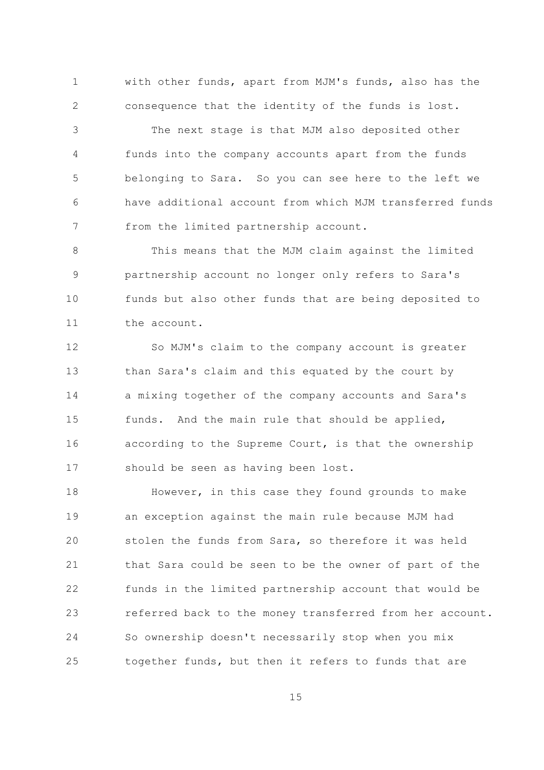with other funds, apart from MJM's funds, also has the consequence that the identity of the funds is lost.

The next stage is that MJM also deposited other funds into the company accounts apart from the funds belonging to Sara. So you can see here to the left we have additional account from which MJM transferred funds from the limited partnership account.

This means that the MJM claim against the limited partnership account no longer only refers to Sara's funds but also other funds that are being deposited to the account.

So MJM's claim to the company account is greater than Sara's claim and this equated by the court by a mixing together of the company accounts and Sara's funds. And the main rule that should be applied, according to the Supreme Court, is that the ownership should be seen as having been lost.

However, in this case they found grounds to make an exception against the main rule because MJM had stolen the funds from Sara, so therefore it was held that Sara could be seen to be the owner of part of the funds in the limited partnership account that would be referred back to the money transferred from her account. So ownership doesn't necessarily stop when you mix together funds, but then it refers to funds that are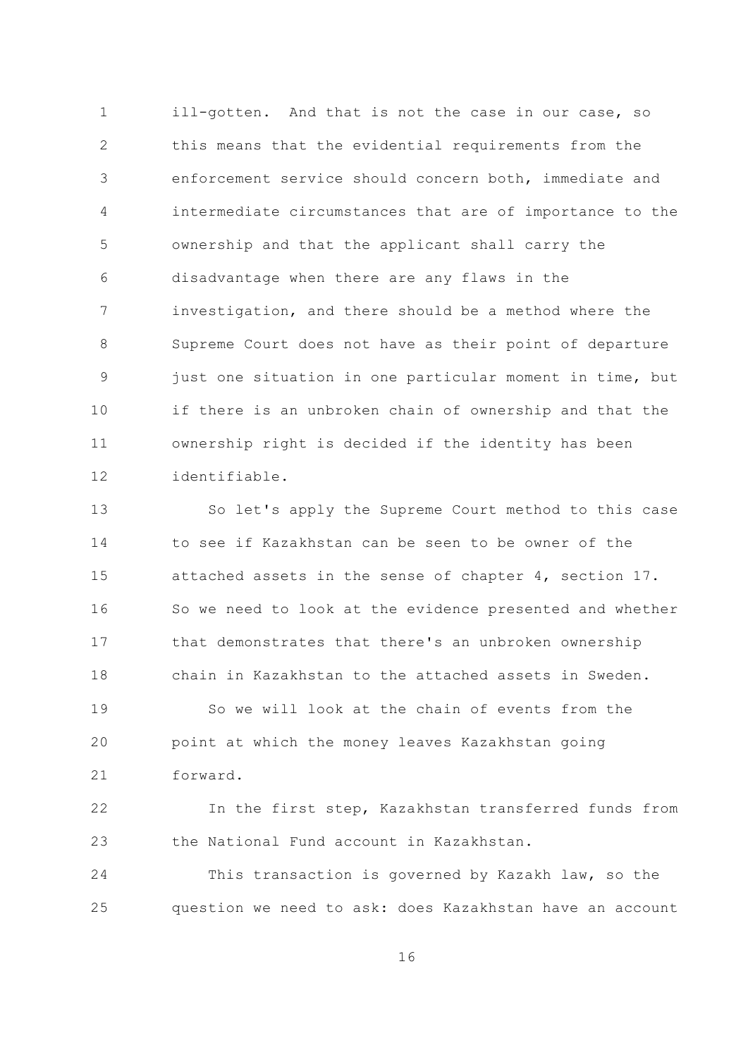ill-gotten. And that is not the case in our case, so this means that the evidential requirements from the enforcement service should concern both, immediate and intermediate circumstances that are of importance to the ownership and that the applicant shall carry the disadvantage when there are any flaws in the investigation, and there should be a method where the Supreme Court does not have as their point of departure just one situation in one particular moment in time, but if there is an unbroken chain of ownership and that the ownership right is decided if the identity has been identifiable.

So let's apply the Supreme Court method to this case to see if Kazakhstan can be seen to be owner of the attached assets in the sense of chapter 4, section 17. So we need to look at the evidence presented and whether that demonstrates that there's an unbroken ownership chain in Kazakhstan to the attached assets in Sweden.

So we will look at the chain of events from the point at which the money leaves Kazakhstan going forward.

In the first step, Kazakhstan transferred funds from the National Fund account in Kazakhstan.

This transaction is governed by Kazakh law, so the question we need to ask: does Kazakhstan have an account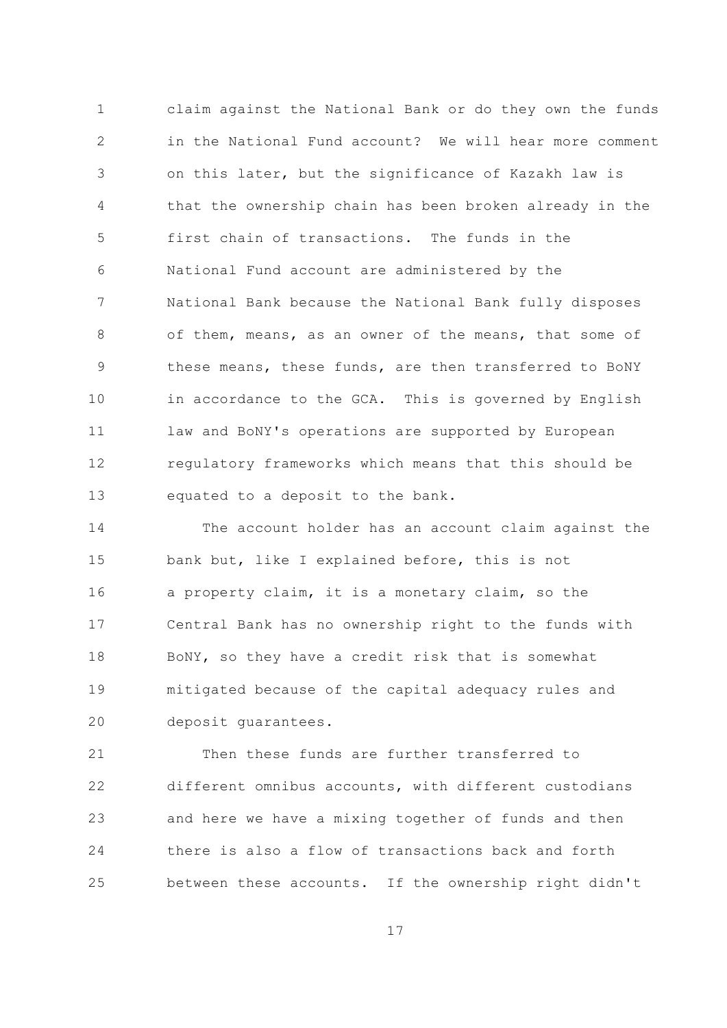claim against the National Bank or do they own the funds in the National Fund account? We will hear more comment on this later, but the significance of Kazakh law is that the ownership chain has been broken already in the first chain of transactions. The funds in the National Fund account are administered by the National Bank because the National Bank fully disposes of them, means, as an owner of the means, that some of these means, these funds, are then transferred to BoNY in accordance to the GCA. This is governed by English law and BoNY's operations are supported by European regulatory frameworks which means that this should be equated to a deposit to the bank.

The account holder has an account claim against the bank but, like I explained before, this is not a property claim, it is a monetary claim, so the Central Bank has no ownership right to the funds with BoNY, so they have a credit risk that is somewhat mitigated because of the capital adequacy rules and deposit guarantees.

Then these funds are further transferred to different omnibus accounts, with different custodians and here we have a mixing together of funds and then there is also a flow of transactions back and forth between these accounts. If the ownership right didn't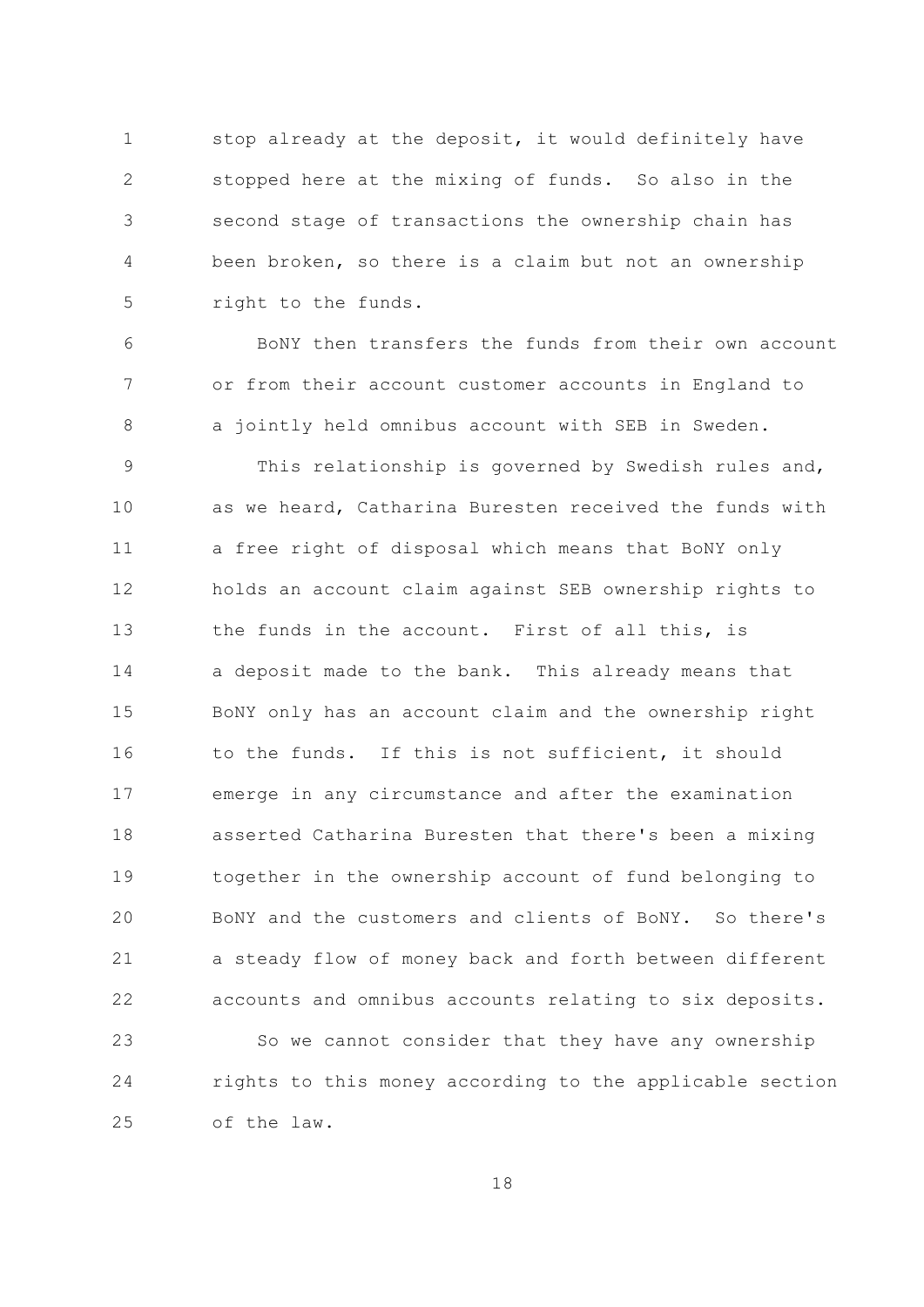stop already at the deposit, it would definitely have stopped here at the mixing of funds. So also in the second stage of transactions the ownership chain has been broken, so there is a claim but not an ownership right to the funds.

BoNY then transfers the funds from their own account or from their account customer accounts in England to a jointly held omnibus account with SEB in Sweden.

This relationship is governed by Swedish rules and, as we heard, Catharina Buresten received the funds with a free right of disposal which means that BoNY only holds an account claim against SEB ownership rights to the funds in the account. First of all this, is a deposit made to the bank. This already means that BoNY only has an account claim and the ownership right to the funds. If this is not sufficient, it should emerge in any circumstance and after the examination asserted Catharina Buresten that there's been a mixing together in the ownership account of fund belonging to BoNY and the customers and clients of BoNY. So there's a steady flow of money back and forth between different accounts and omnibus accounts relating to six deposits.

So we cannot consider that they have any ownership rights to this money according to the applicable section of the law.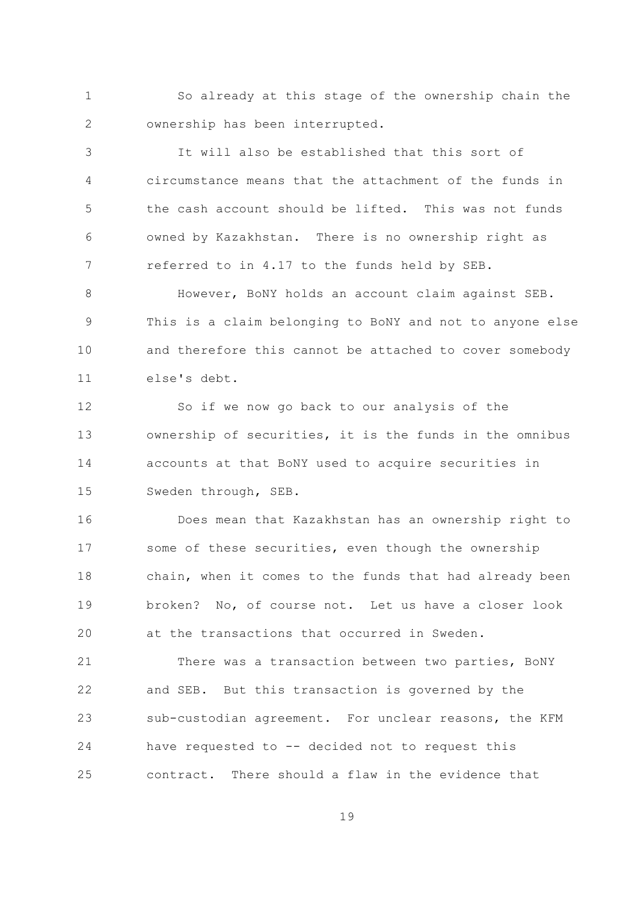So already at this stage of the ownership chain the ownership has been interrupted.

It will also be established that this sort of circumstance means that the attachment of the funds in the cash account should be lifted. This was not funds owned by Kazakhstan. There is no ownership right as referred to in 4.17 to the funds held by SEB.

However, BoNY holds an account claim against SEB. This is a claim belonging to BoNY and not to anyone else and therefore this cannot be attached to cover somebody else's debt.

So if we now go back to our analysis of the ownership of securities, it is the funds in the omnibus accounts at that BoNY used to acquire securities in Sweden through, SEB.

Does mean that Kazakhstan has an ownership right to some of these securities, even though the ownership chain, when it comes to the funds that had already been broken? No, of course not. Let us have a closer look at the transactions that occurred in Sweden.

There was a transaction between two parties, BoNY and SEB. But this transaction is governed by the sub-custodian agreement. For unclear reasons, the KFM have requested to -- decided not to request this contract. There should a flaw in the evidence that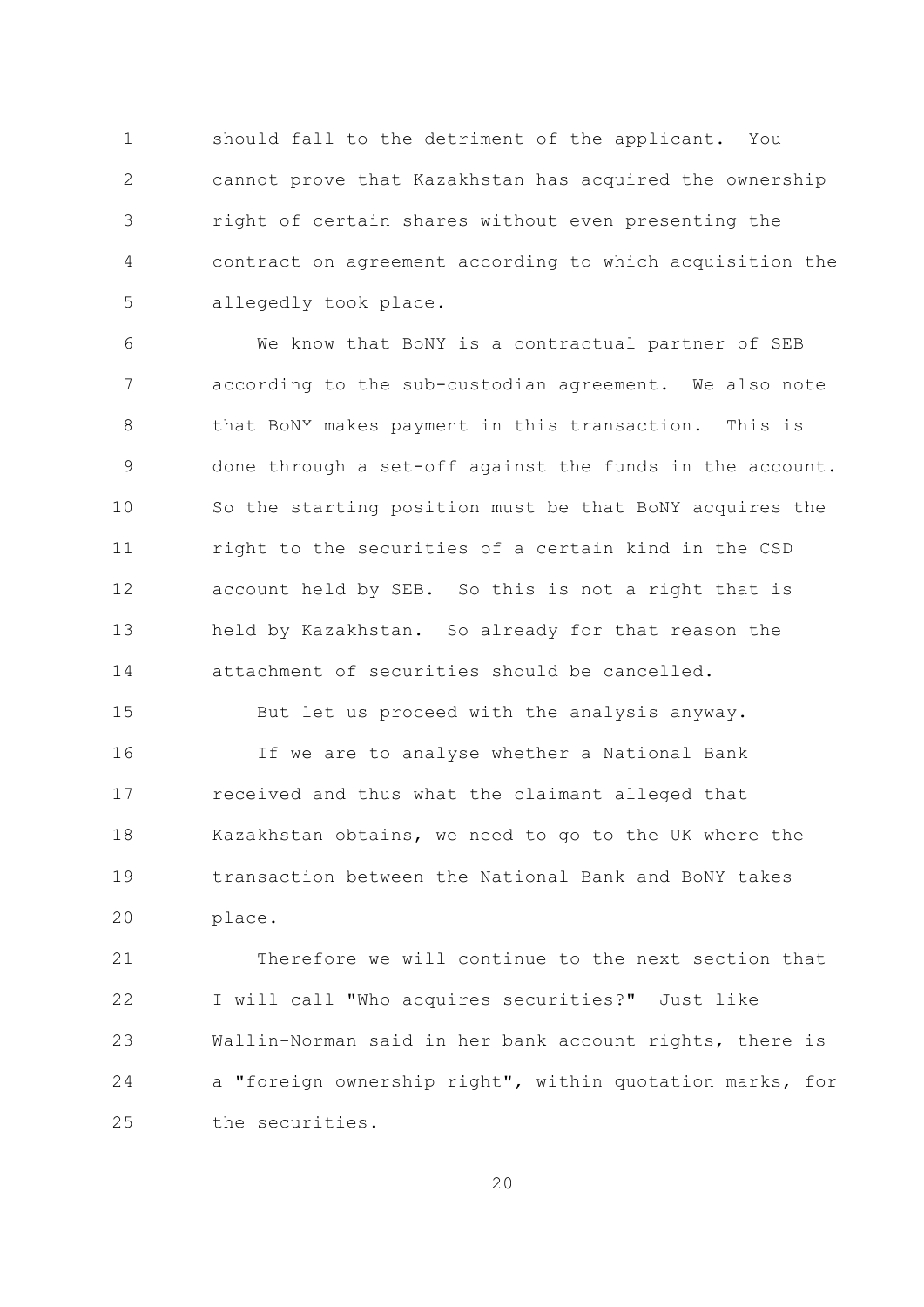should fall to the detriment of the applicant. You cannot prove that Kazakhstan has acquired the ownership right of certain shares without even presenting the contract on agreement according to which acquisition the allegedly took place.

We know that BoNY is a contractual partner of SEB according to the sub-custodian agreement. We also note that BoNY makes payment in this transaction. This is done through a set-off against the funds in the account. So the starting position must be that BoNY acquires the right to the securities of a certain kind in the CSD account held by SEB. So this is not a right that is held by Kazakhstan. So already for that reason the attachment of securities should be cancelled.

But let us proceed with the analysis anyway.

If we are to analyse whether a National Bank received and thus what the claimant alleged that Kazakhstan obtains, we need to go to the UK where the transaction between the National Bank and BoNY takes place.

Therefore we will continue to the next section that I will call "Who acquires securities?" Just like Wallin-Norman said in her bank account rights, there is a "foreign ownership right", within quotation marks, for the securities.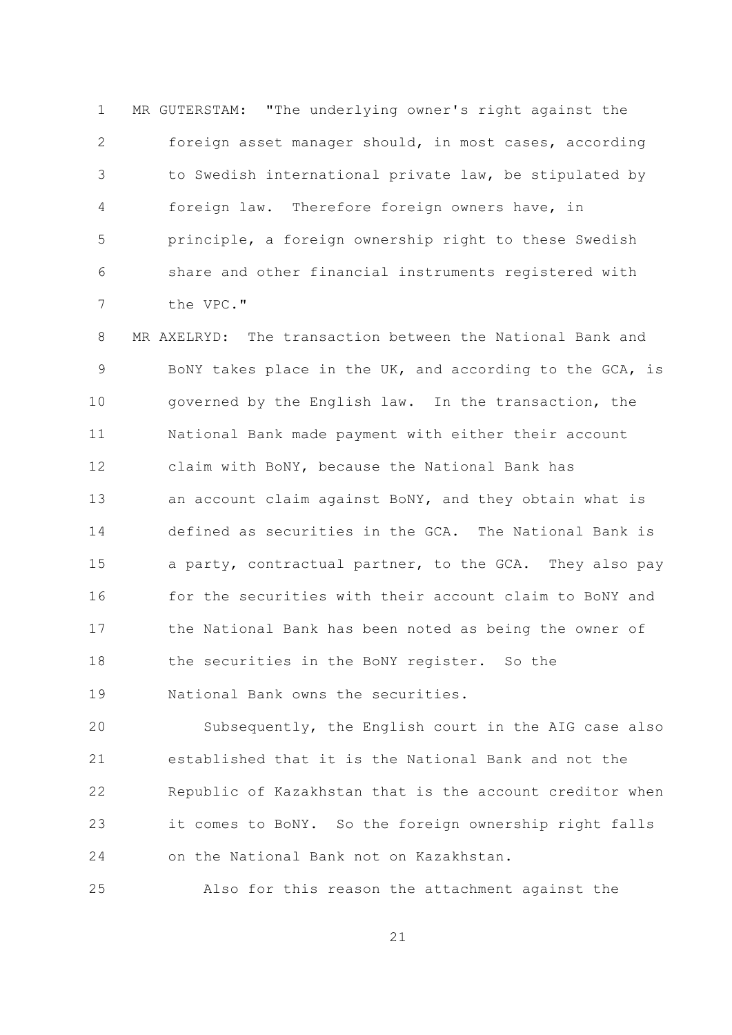MR GUTERSTAM: "The underlying owner's right against the foreign asset manager should, in most cases, according to Swedish international private law, be stipulated by foreign law. Therefore foreign owners have, in principle, a foreign ownership right to these Swedish share and other financial instruments registered with the VPC."

MR AXELRYD: The transaction between the National Bank and BoNY takes place in the UK, and according to the GCA, is governed by the English law. In the transaction, the National Bank made payment with either their account claim with BoNY, because the National Bank has an account claim against BoNY, and they obtain what is defined as securities in the GCA. The National Bank is a party, contractual partner, to the GCA. They also pay for the securities with their account claim to BoNY and the National Bank has been noted as being the owner of the securities in the BoNY register. So the National Bank owns the securities.

Subsequently, the English court in the AIG case also established that it is the National Bank and not the Republic of Kazakhstan that is the account creditor when it comes to BoNY. So the foreign ownership right falls on the National Bank not on Kazakhstan.

Also for this reason the attachment against the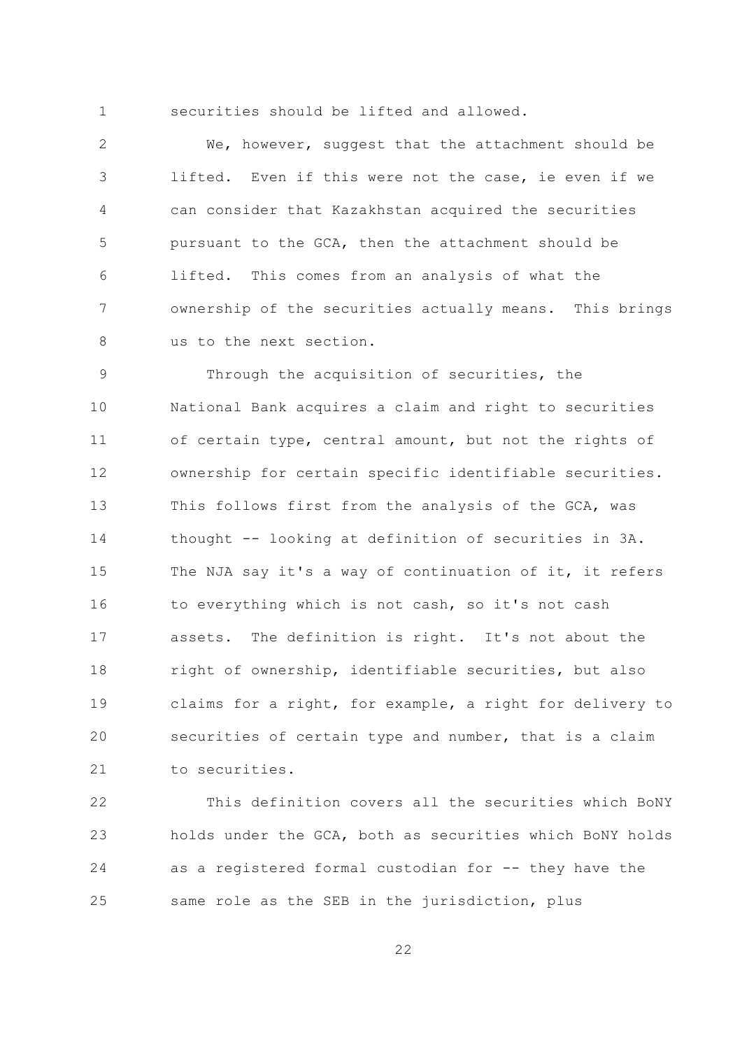securities should be lifted and allowed.

We, however, suggest that the attachment should be lifted. Even if this were not the case, ie even if we can consider that Kazakhstan acquired the securities pursuant to the GCA, then the attachment should be lifted. This comes from an analysis of what the ownership of the securities actually means. This brings us to the next section.

Through the acquisition of securities, the National Bank acquires a claim and right to securities of certain type, central amount, but not the rights of ownership for certain specific identifiable securities. This follows first from the analysis of the GCA, was thought -- looking at definition of securities in 3A. The NJA say it's a way of continuation of it, it refers to everything which is not cash, so it's not cash assets. The definition is right. It's not about the right of ownership, identifiable securities, but also claims for a right, for example, a right for delivery to securities of certain type and number, that is a claim to securities.

This definition covers all the securities which BoNY holds under the GCA, both as securities which BoNY holds as a registered formal custodian for -- they have the same role as the SEB in the jurisdiction, plus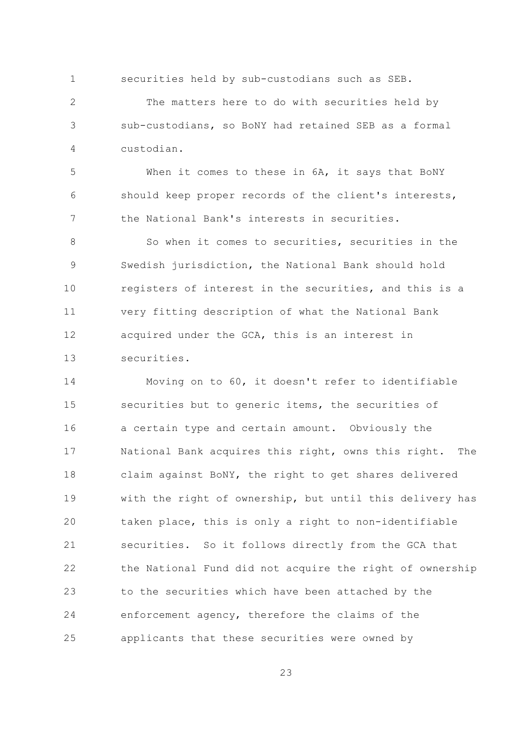securities held by sub-custodians such as SEB.

The matters here to do with securities held by sub-custodians, so BoNY had retained SEB as a formal custodian.

When it comes to these in 6A, it says that BoNY should keep proper records of the client's interests, the National Bank's interests in securities.

So when it comes to securities, securities in the Swedish jurisdiction, the National Bank should hold registers of interest in the securities, and this is a very fitting description of what the National Bank acquired under the GCA, this is an interest in securities.

Moving on to 60, it doesn't refer to identifiable securities but to generic items, the securities of a certain type and certain amount. Obviously the National Bank acquires this right, owns this right. The claim against BoNY, the right to get shares delivered with the right of ownership, but until this delivery has taken place, this is only a right to non-identifiable securities. So it follows directly from the GCA that the National Fund did not acquire the right of ownership to the securities which have been attached by the enforcement agency, therefore the claims of the applicants that these securities were owned by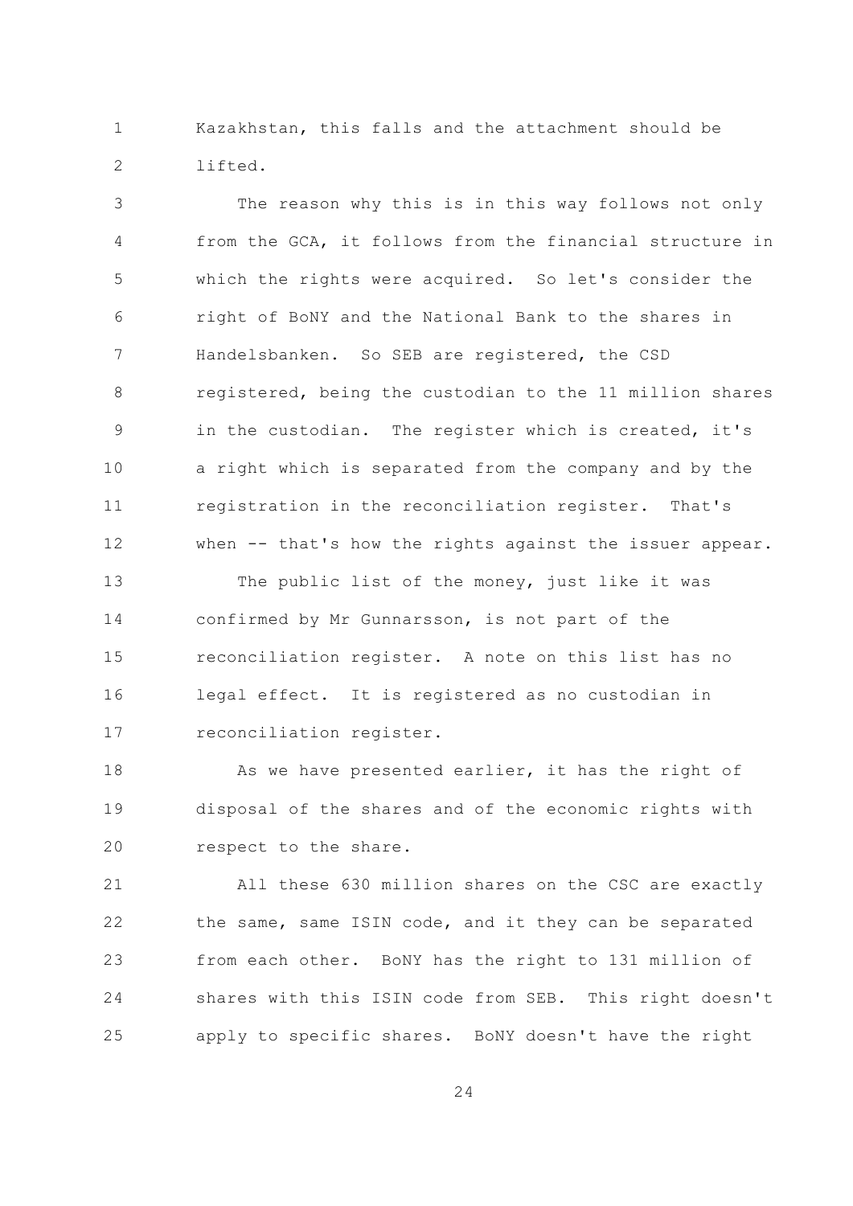Kazakhstan, this falls and the attachment should be lifted.

The reason why this is in this way follows not only from the GCA, it follows from the financial structure in which the rights were acquired. So let's consider the right of BoNY and the National Bank to the shares in Handelsbanken. So SEB are registered, the CSD registered, being the custodian to the 11 million shares in the custodian. The register which is created, it's a right which is separated from the company and by the registration in the reconciliation register. That's when -- that's how the rights against the issuer appear.

The public list of the money, just like it was confirmed by Mr Gunnarsson, is not part of the reconciliation register. A note on this list has no legal effect. It is registered as no custodian in reconciliation register.

As we have presented earlier, it has the right of disposal of the shares and of the economic rights with respect to the share.

All these 630 million shares on the CSC are exactly the same, same ISIN code, and it they can be separated from each other. BoNY has the right to 131 million of shares with this ISIN code from SEB. This right doesn't apply to specific shares. BoNY doesn't have the right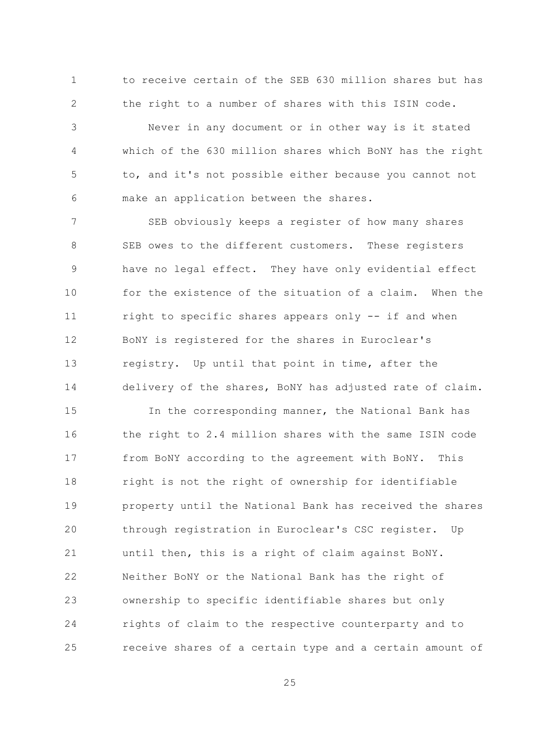to receive certain of the SEB 630 million shares but has the right to a number of shares with this ISIN code.

Never in any document or in other way is it stated which of the 630 million shares which BoNY has the right to, and it's not possible either because you cannot not make an application between the shares.

SEB obviously keeps a register of how many shares SEB owes to the different customers. These registers have no legal effect. They have only evidential effect for the existence of the situation of a claim. When the right to specific shares appears only -- if and when BoNY is registered for the shares in Euroclear's registry. Up until that point in time, after the delivery of the shares, BoNY has adjusted rate of claim.

In the corresponding manner, the National Bank has the right to 2.4 million shares with the same ISIN code from BoNY according to the agreement with BoNY. This right is not the right of ownership for identifiable property until the National Bank has received the shares through registration in Euroclear's CSC register. Up until then, this is a right of claim against BoNY. Neither BoNY or the National Bank has the right of ownership to specific identifiable shares but only rights of claim to the respective counterparty and to receive shares of a certain type and a certain amount of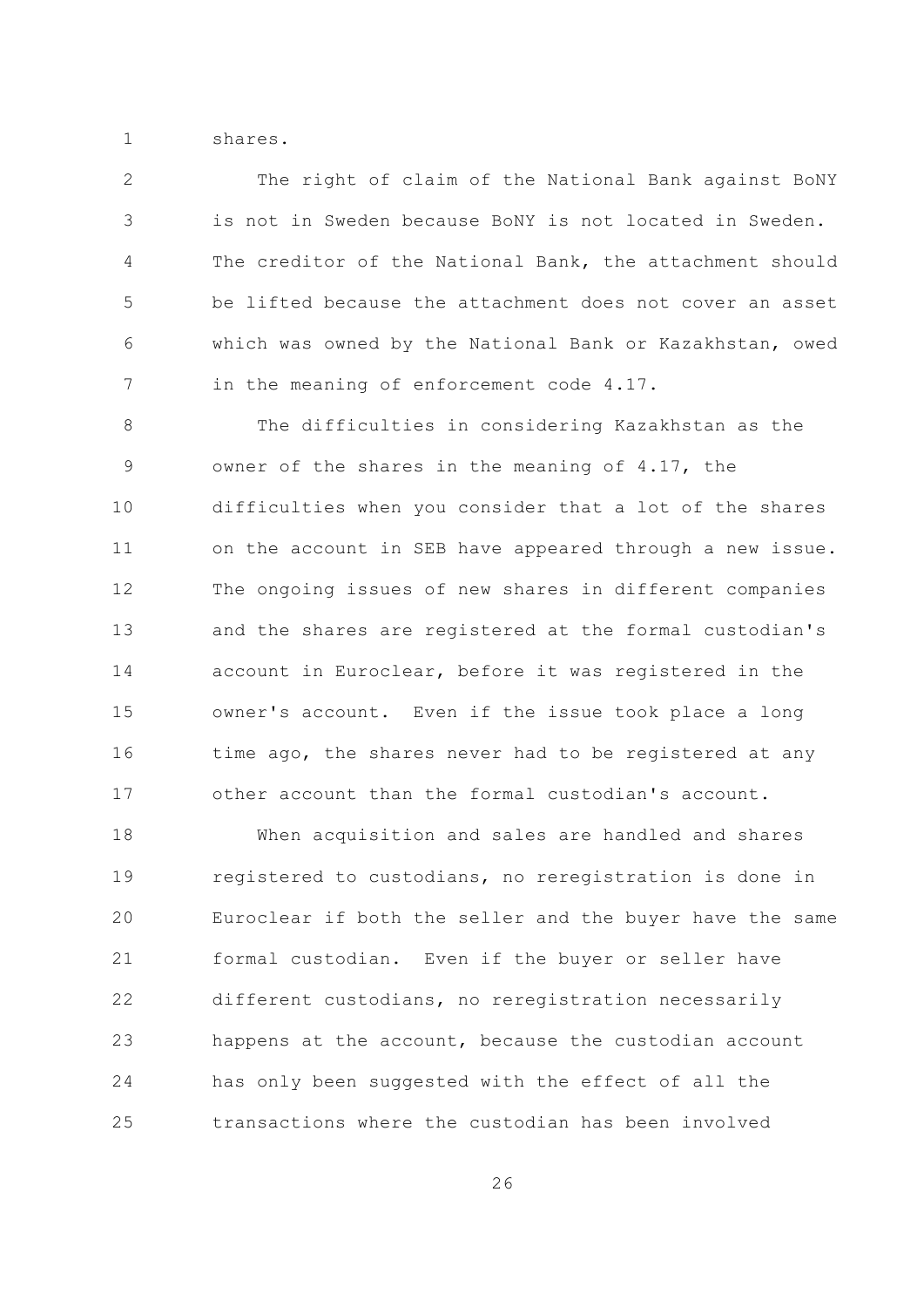shares.

The right of claim of the National Bank against BoNY is not in Sweden because BoNY is not located in Sweden. The creditor of the National Bank, the attachment should be lifted because the attachment does not cover an asset which was owned by the National Bank or Kazakhstan, owed in the meaning of enforcement code 4.17.

The difficulties in considering Kazakhstan as the owner of the shares in the meaning of 4.17, the difficulties when you consider that a lot of the shares on the account in SEB have appeared through a new issue. The ongoing issues of new shares in different companies and the shares are registered at the formal custodian's account in Euroclear, before it was registered in the owner's account. Even if the issue took place a long time ago, the shares never had to be registered at any other account than the formal custodian's account.

When acquisition and sales are handled and shares registered to custodians, no reregistration is done in Euroclear if both the seller and the buyer have the same formal custodian. Even if the buyer or seller have different custodians, no reregistration necessarily happens at the account, because the custodian account has only been suggested with the effect of all the transactions where the custodian has been involved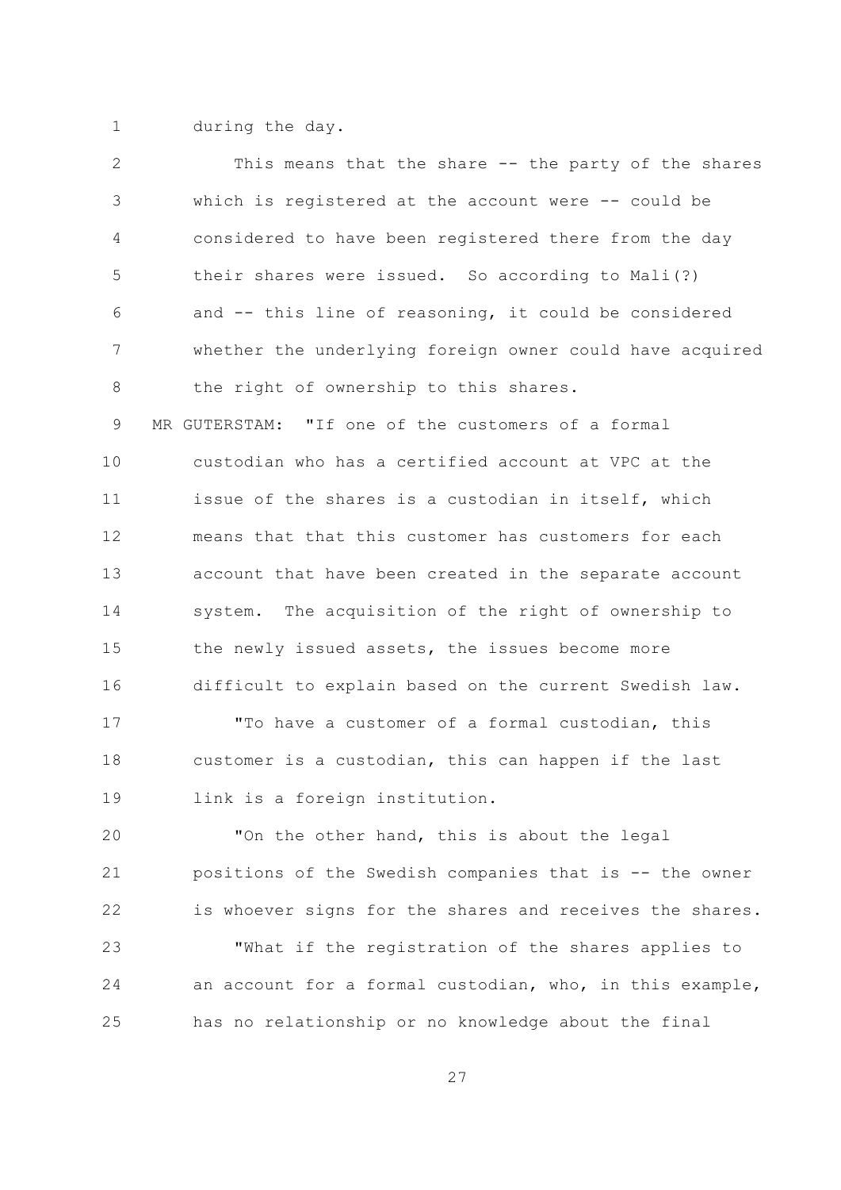during the day.

This means that the share -- the party of the shares which is registered at the account were -- could be considered to have been registered there from the day their shares were issued. So according to Mali(?) and -- this line of reasoning, it could be considered whether the underlying foreign owner could have acquired the right of ownership to this shares.

MR GUTERSTAM: "If one of the customers of a formal custodian who has a certified account at VPC at the issue of the shares is a custodian in itself, which means that that this customer has customers for each account that have been created in the separate account system. The acquisition of the right of ownership to the newly issued assets, the issues become more difficult to explain based on the current Swedish law.

"To have a customer of a formal custodian, this customer is a custodian, this can happen if the last link is a foreign institution.

"On the other hand, this is about the legal positions of the Swedish companies that is -- the owner is whoever signs for the shares and receives the shares.

"What if the registration of the shares applies to an account for a formal custodian, who, in this example, has no relationship or no knowledge about the final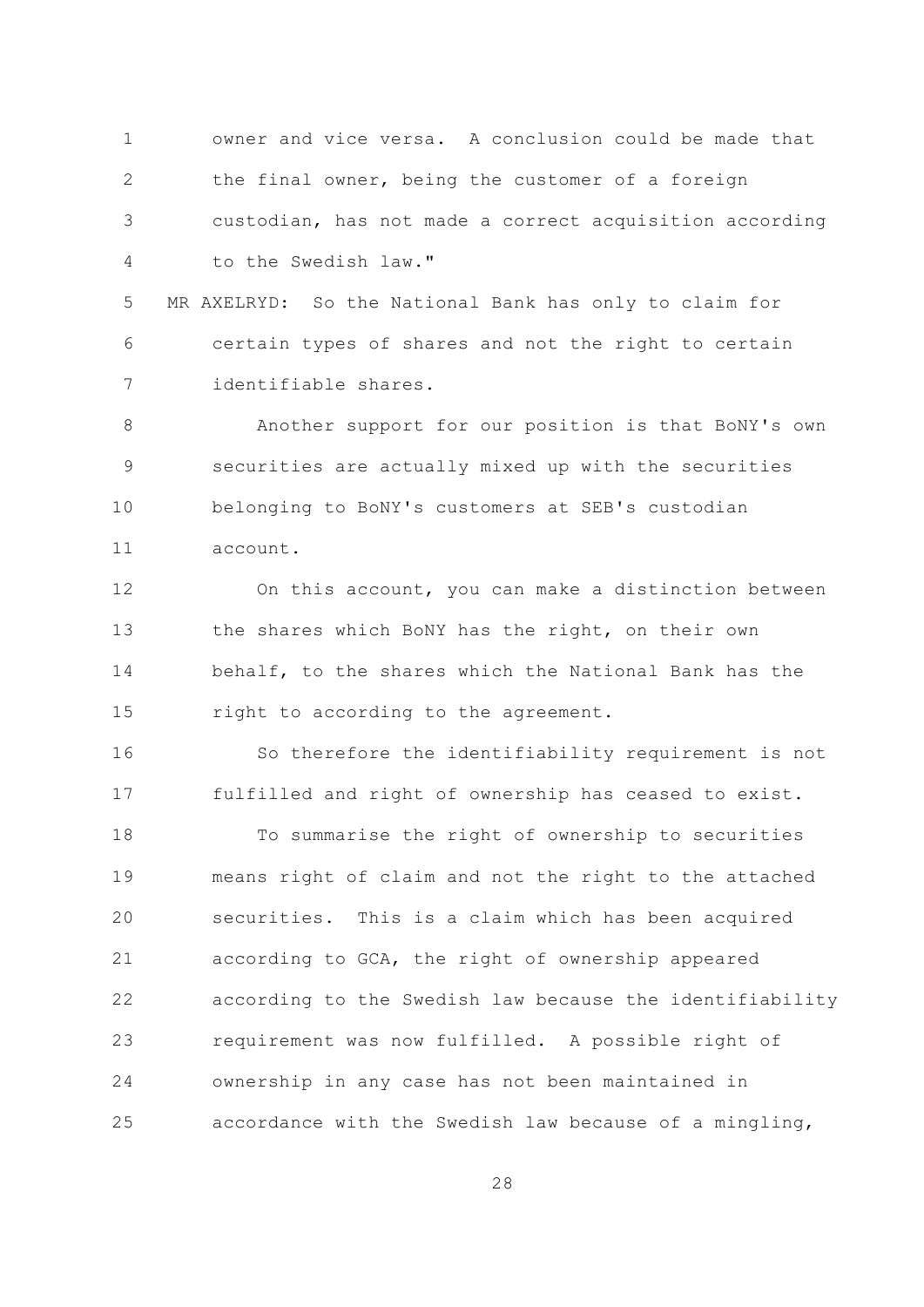owner and vice versa. A conclusion could be made that the final owner, being the customer of a foreign custodian, has not made a correct acquisition according to the Swedish law."

MR AXELRYD: So the National Bank has only to claim for certain types of shares and not the right to certain identifiable shares.

Another support for our position is that BoNY's own securities are actually mixed up with the securities belonging to BoNY's customers at SEB's custodian account.

On this account, you can make a distinction between the shares which BoNY has the right, on their own behalf, to the shares which the National Bank has the right to according to the agreement.

So therefore the identifiability requirement is not fulfilled and right of ownership has ceased to exist.

To summarise the right of ownership to securities means right of claim and not the right to the attached securities. This is a claim which has been acquired according to GCA, the right of ownership appeared according to the Swedish law because the identifiability requirement was now fulfilled. A possible right of ownership in any case has not been maintained in accordance with the Swedish law because of a mingling,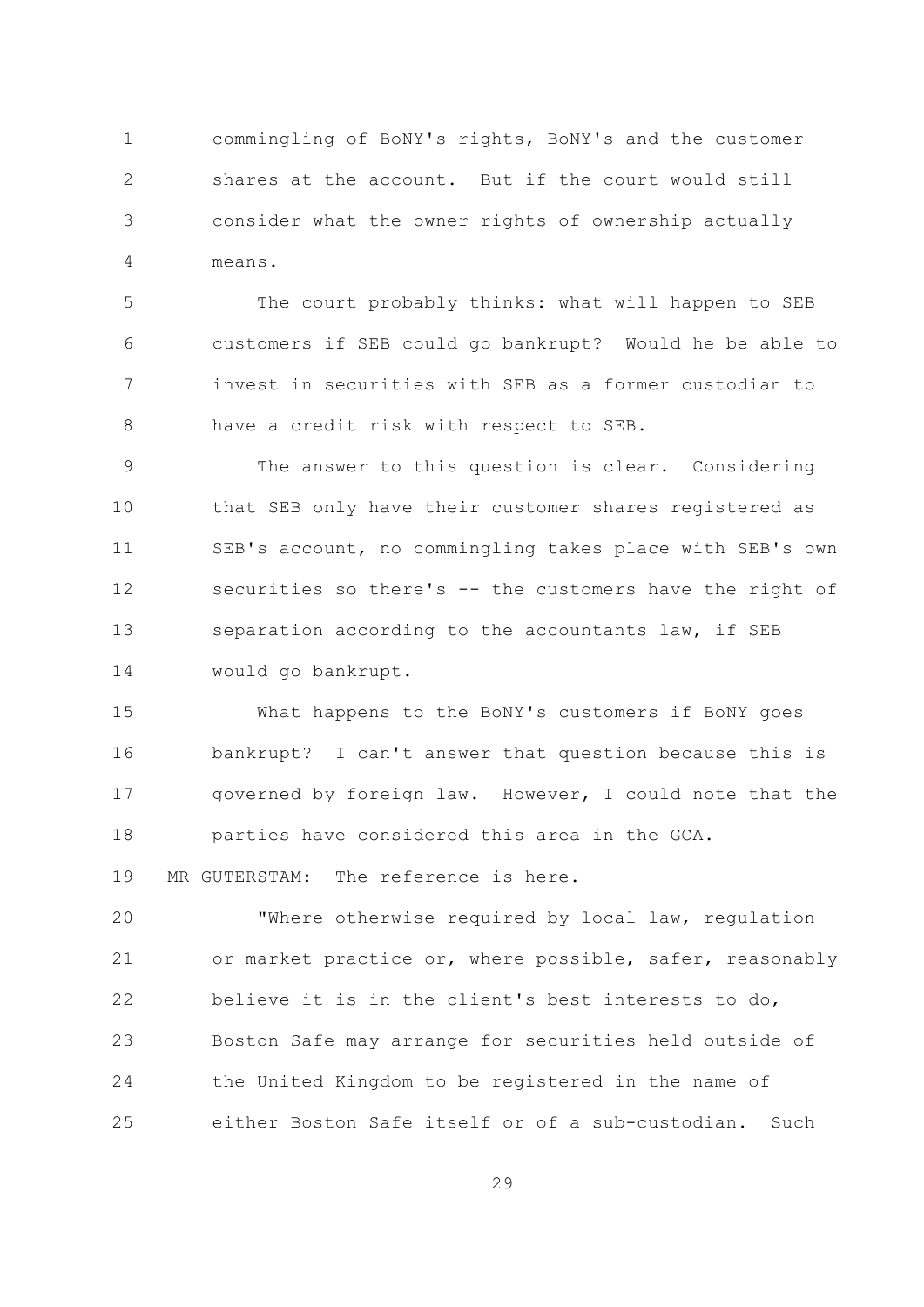commingling of BoNY's rights, BoNY's and the customer shares at the account. But if the court would still consider what the owner rights of ownership actually means.

The court probably thinks: what will happen to SEB customers if SEB could go bankrupt? Would he be able to invest in securities with SEB as a former custodian to have a credit risk with respect to SEB.

The answer to this question is clear. Considering that SEB only have their customer shares registered as SEB's account, no commingling takes place with SEB's own securities so there's -- the customers have the right of separation according to the accountants law, if SEB would go bankrupt.

What happens to the BoNY's customers if BoNY goes bankrupt? I can't answer that question because this is governed by foreign law. However, I could note that the parties have considered this area in the GCA.

MR GUTERSTAM: The reference is here.

"Where otherwise required by local law, regulation or market practice or, where possible, safer, reasonably believe it is in the client's best interests to do, Boston Safe may arrange for securities held outside of the United Kingdom to be registered in the name of either Boston Safe itself or of a sub-custodian. Such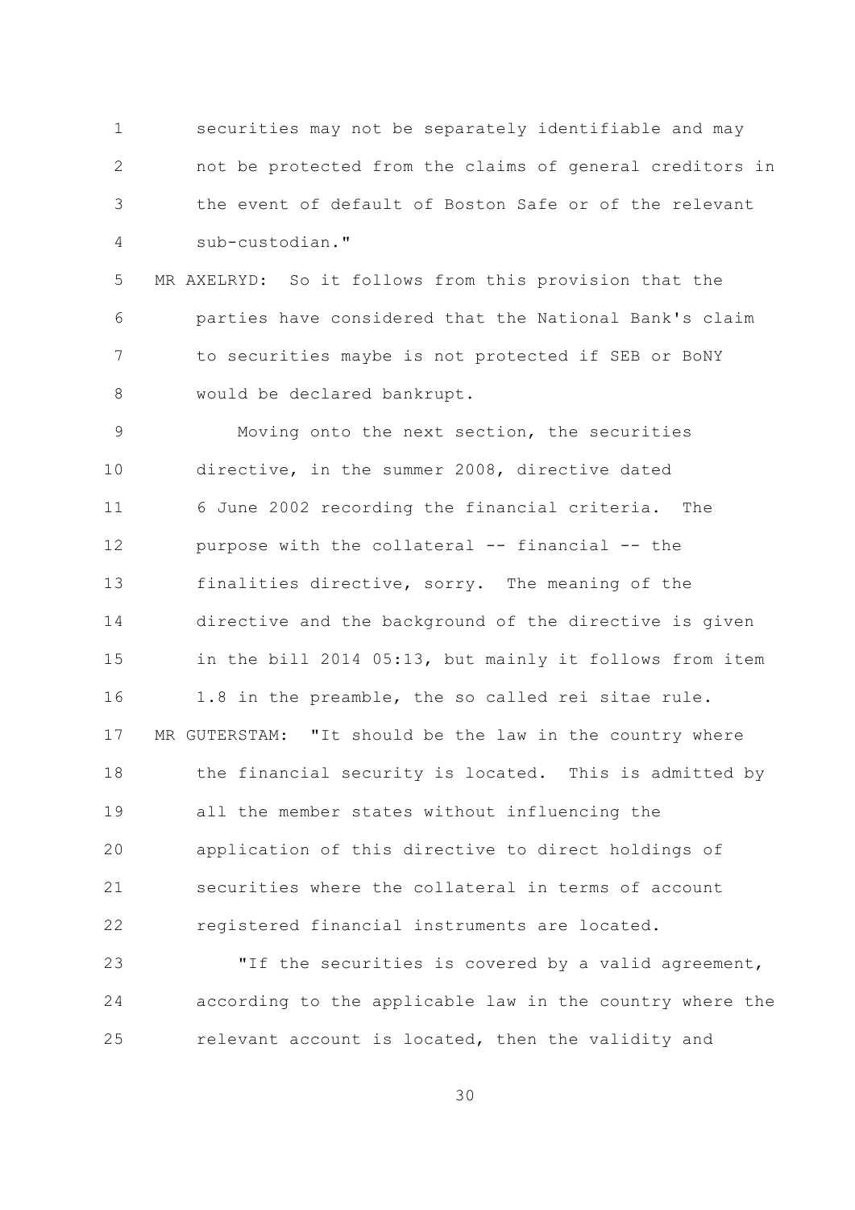securities may not be separately identifiable and may not be protected from the claims of general creditors in the event of default of Boston Safe or of the relevant sub-custodian."

MR AXELRYD: So it follows from this provision that the parties have considered that the National Bank's claim to securities maybe is not protected if SEB or BoNY would be declared bankrupt.

Moving onto the next section, the securities directive, in the summer 2008, directive dated 6 June 2002 recording the financial criteria. The purpose with the collateral -- financial -- the finalities directive, sorry. The meaning of the directive and the background of the directive is given in the bill 2014 05:13, but mainly it follows from item 1.8 in the preamble, the so called rei sitae rule.

MR GUTERSTAM: "It should be the law in the country where the financial security is located. This is admitted by all the member states without influencing the application of this directive to direct holdings of securities where the collateral in terms of account registered financial instruments are located.

"If the securities is covered by a valid agreement, according to the applicable law in the country where the relevant account is located, then the validity and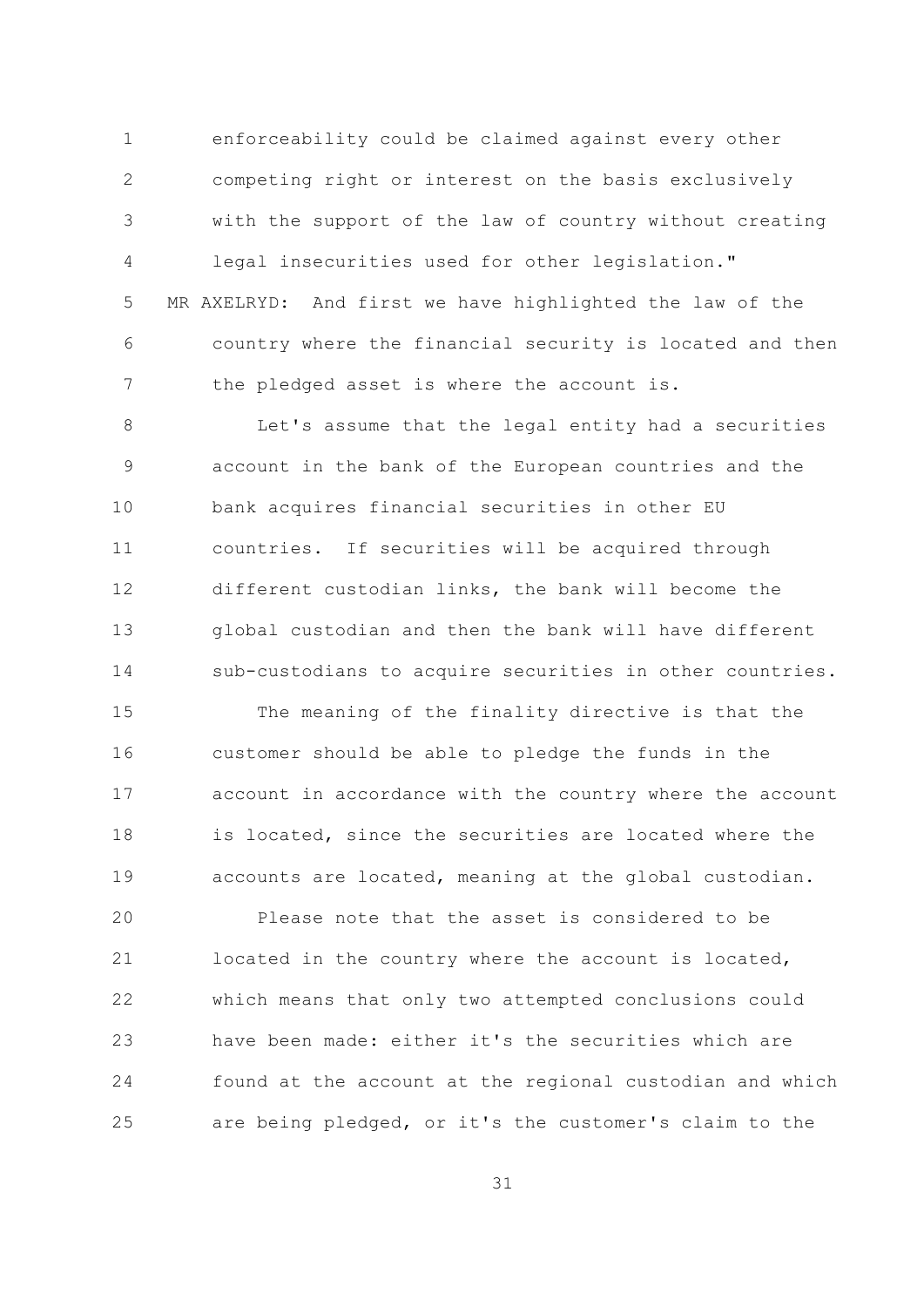enforceability could be claimed against every other competing right or interest on the basis exclusively with the support of the law of country without creating legal insecurities used for other legislation."

MR AXELRYD: And first we have highlighted the law of the country where the financial security is located and then the pledged asset is where the account is.

Let's assume that the legal entity had a securities account in the bank of the European countries and the bank acquires financial securities in other EU countries. If securities will be acquired through different custodian links, the bank will become the global custodian and then the bank will have different sub-custodians to acquire securities in other countries.

The meaning of the finality directive is that the customer should be able to pledge the funds in the account in accordance with the country where the account is located, since the securities are located where the accounts are located, meaning at the global custodian.

Please note that the asset is considered to be located in the country where the account is located, which means that only two attempted conclusions could have been made: either it's the securities which are found at the account at the regional custodian and which are being pledged, or it's the customer's claim to the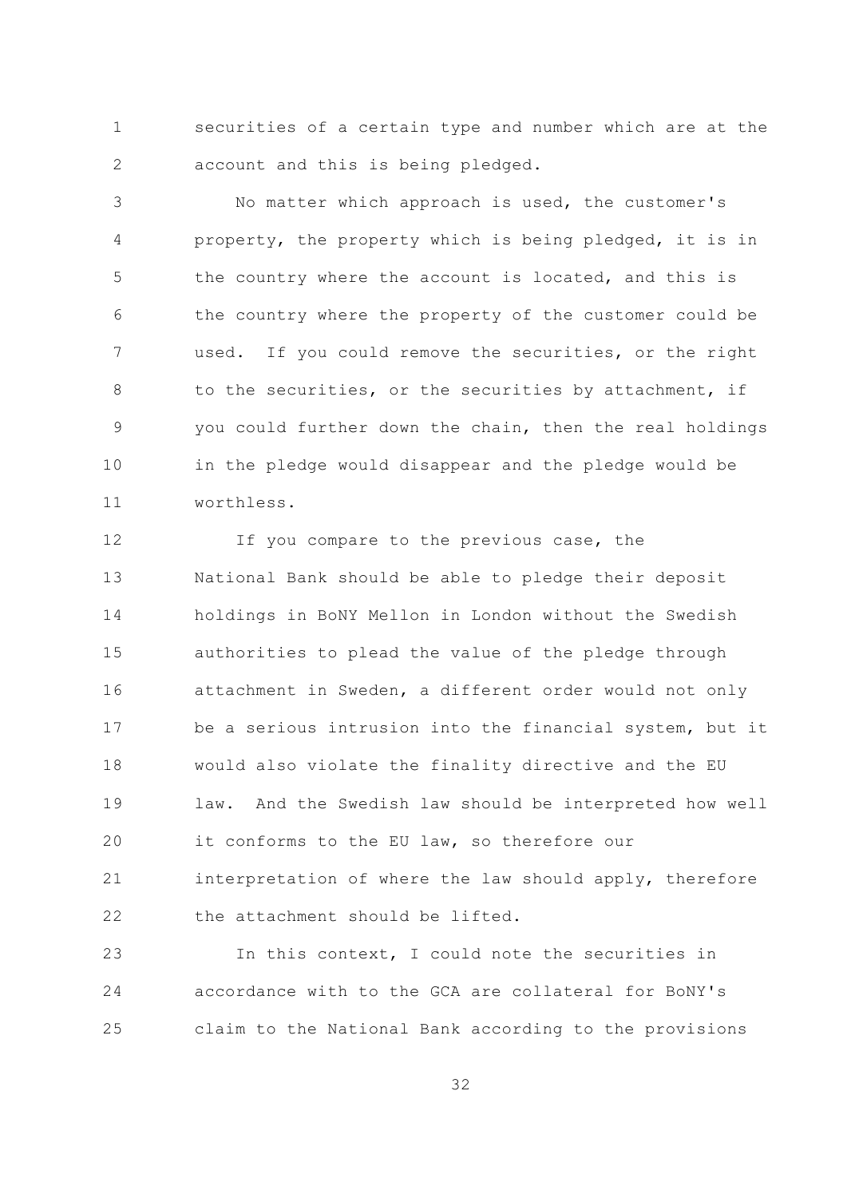securities of a certain type and number which are at the account and this is being pledged.

No matter which approach is used, the customer's property, the property which is being pledged, it is in the country where the account is located, and this is the country where the property of the customer could be used. If you could remove the securities, or the right to the securities, or the securities by attachment, if you could further down the chain, then the real holdings in the pledge would disappear and the pledge would be worthless.

If you compare to the previous case, the National Bank should be able to pledge their deposit holdings in BoNY Mellon in London without the Swedish authorities to plead the value of the pledge through attachment in Sweden, a different order would not only be a serious intrusion into the financial system, but it would also violate the finality directive and the EU law. And the Swedish law should be interpreted how well it conforms to the EU law, so therefore our interpretation of where the law should apply, therefore the attachment should be lifted.

In this context, I could note the securities in accordance with to the GCA are collateral for BoNY's claim to the National Bank according to the provisions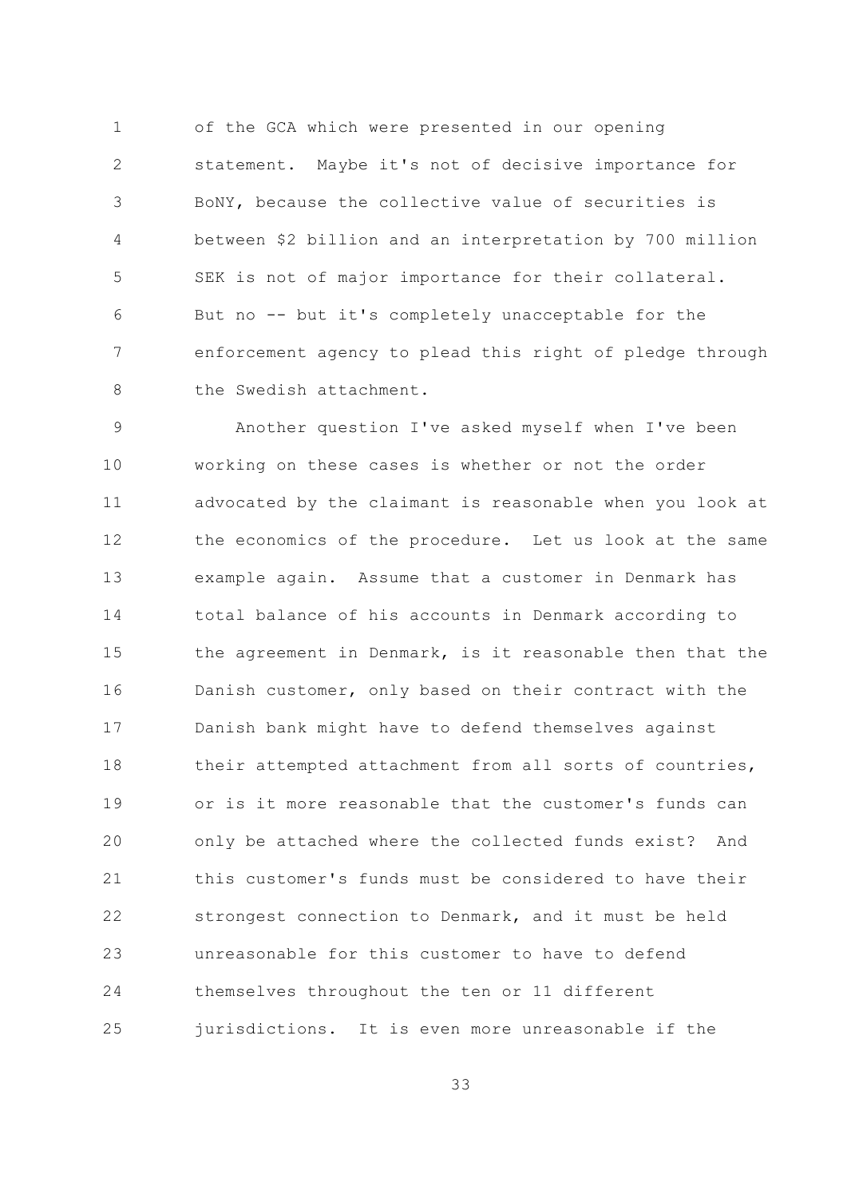of the GCA which were presented in our opening statement. Maybe it's not of decisive importance for BoNY, because the collective value of securities is between $2 billion and an interpretation by 700 million SEK is not of major importance for their collateral. But no -- but it's completely unacceptable for the enforcement agency to plead this right of pledge through the Swedish attachment.

Another question I've asked myself when I've been working on these cases is whether or not the order advocated by the claimant is reasonable when you look at the economics of the procedure. Let us look at the same example again. Assume that a customer in Denmark has total balance of his accounts in Denmark according to the agreement in Denmark, is it reasonable then that the Danish customer, only based on their contract with the Danish bank might have to defend themselves against their attempted attachment from all sorts of countries, or is it more reasonable that the customer's funds can only be attached where the collected funds exist? And this customer's funds must be considered to have their strongest connection to Denmark, and it must be held unreasonable for this customer to have to defend themselves throughout the ten or 11 different jurisdictions. It is even more unreasonable if the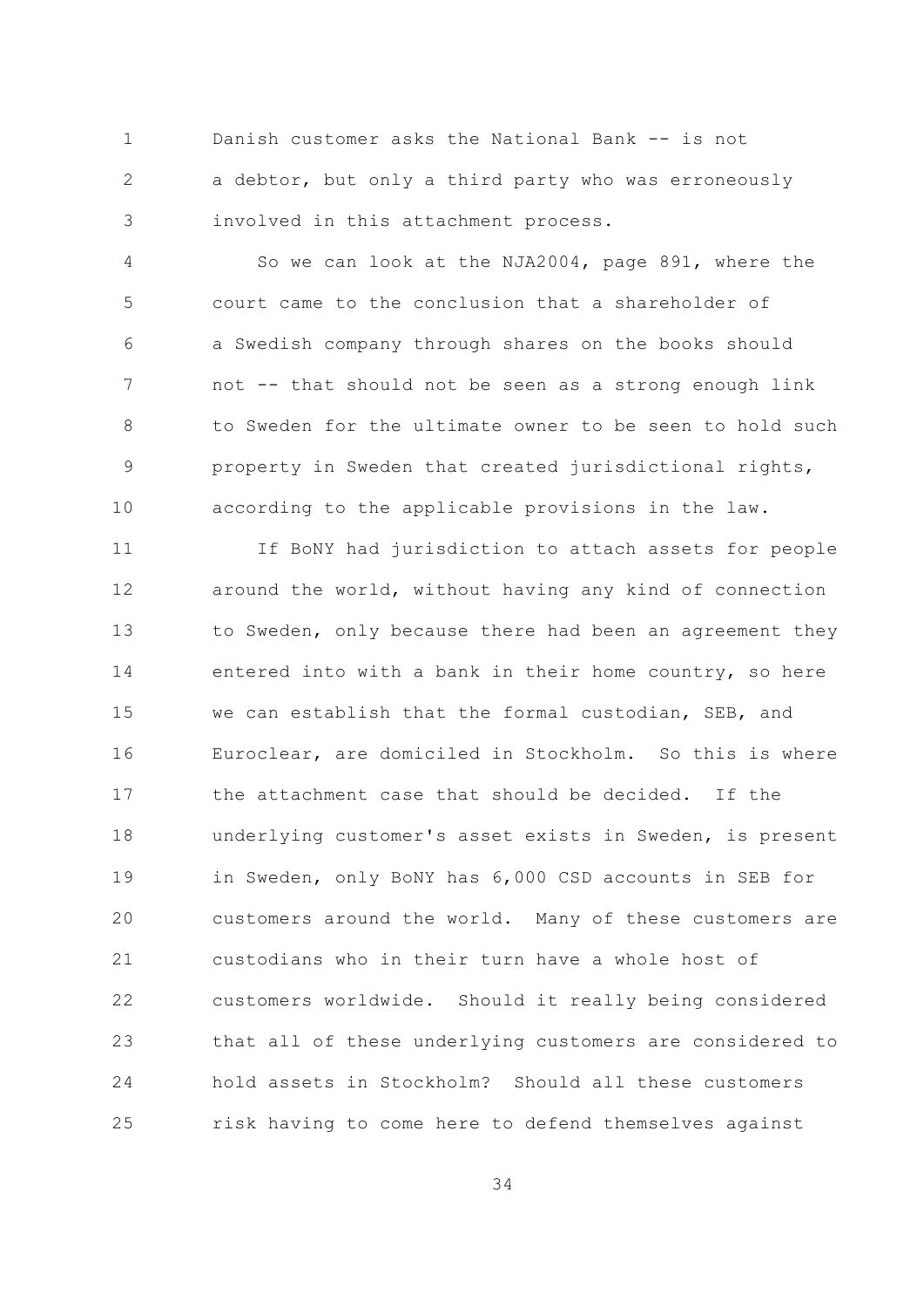Danish customer asks the National Bank -- is not a debtor, but only a third party who was erroneously involved in this attachment process.

So we can look at the NJA2004, page 891, where the court came to the conclusion that a shareholder of a Swedish company through shares on the books should not -- that should not be seen as a strong enough link to Sweden for the ultimate owner to be seen to hold such property in Sweden that created jurisdictional rights, according to the applicable provisions in the law.

If BoNY had jurisdiction to attach assets for people around the world, without having any kind of connection to Sweden, only because there had been an agreement they entered into with a bank in their home country, so here we can establish that the formal custodian, SEB, and Euroclear, are domiciled in Stockholm. So this is where the attachment case that should be decided. If the underlying customer's asset exists in Sweden, is present in Sweden, only BoNY has 6,000 CSD accounts in SEB for customers around the world. Many of these customers are custodians who in their turn have a whole host of customers worldwide. Should it really being considered that all of these underlying customers are considered to hold assets in Stockholm? Should all these customers risk having to come here to defend themselves against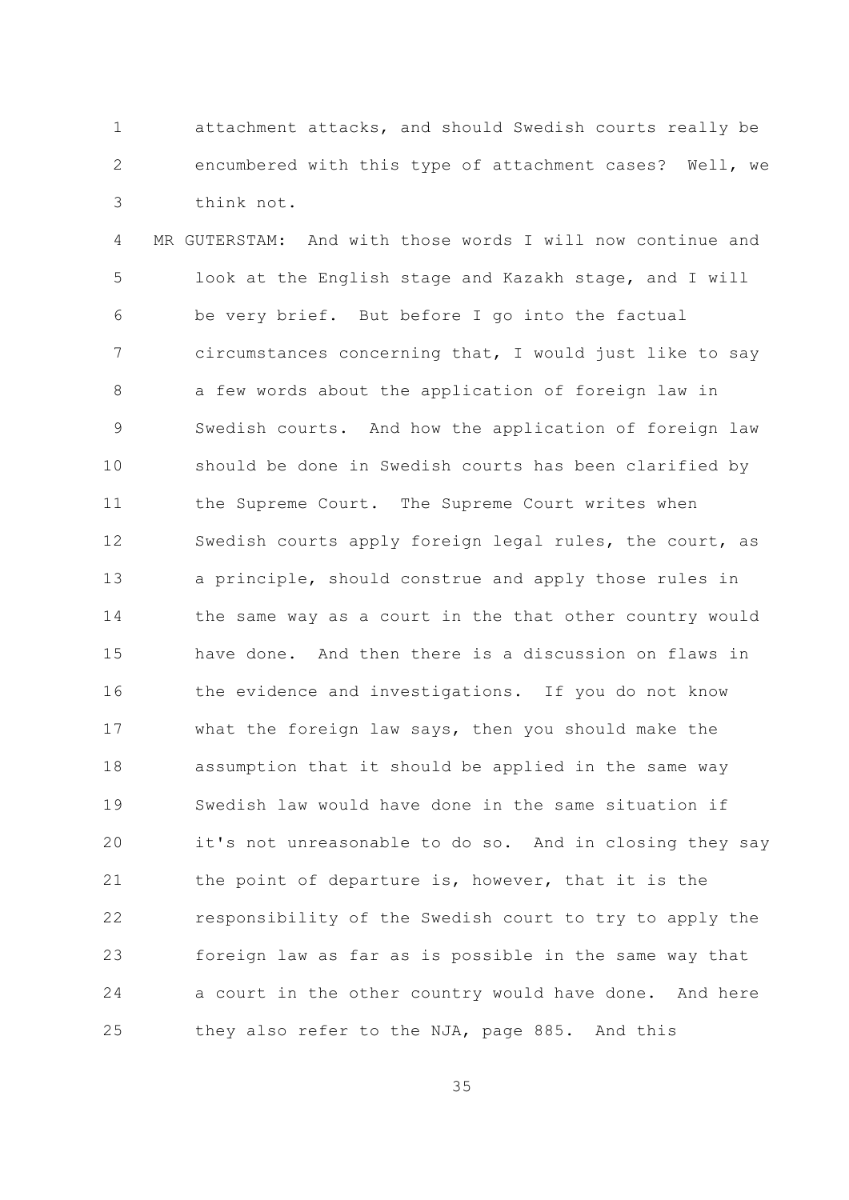attachment attacks, and should Swedish courts really be encumbered with this type of attachment cases? Well, we think not.

MR GUTERSTAM: And with those words I will now continue and look at the English stage and Kazakh stage, and I will be very brief. But before I go into the factual circumstances concerning that, I would just like to say a few words about the application of foreign law in Swedish courts. And how the application of foreign law should be done in Swedish courts has been clarified by the Supreme Court. The Supreme Court writes when Swedish courts apply foreign legal rules, the court, as a principle, should construe and apply those rules in the same way as a court in the that other country would have done. And then there is a discussion on flaws in the evidence and investigations. If you do not know what the foreign law says, then you should make the assumption that it should be applied in the same way Swedish law would have done in the same situation if it's not unreasonable to do so. And in closing they say the point of departure is, however, that it is the responsibility of the Swedish court to try to apply the foreign law as far as is possible in the same way that a court in the other country would have done. And here they also refer to the NJA, page 885. And this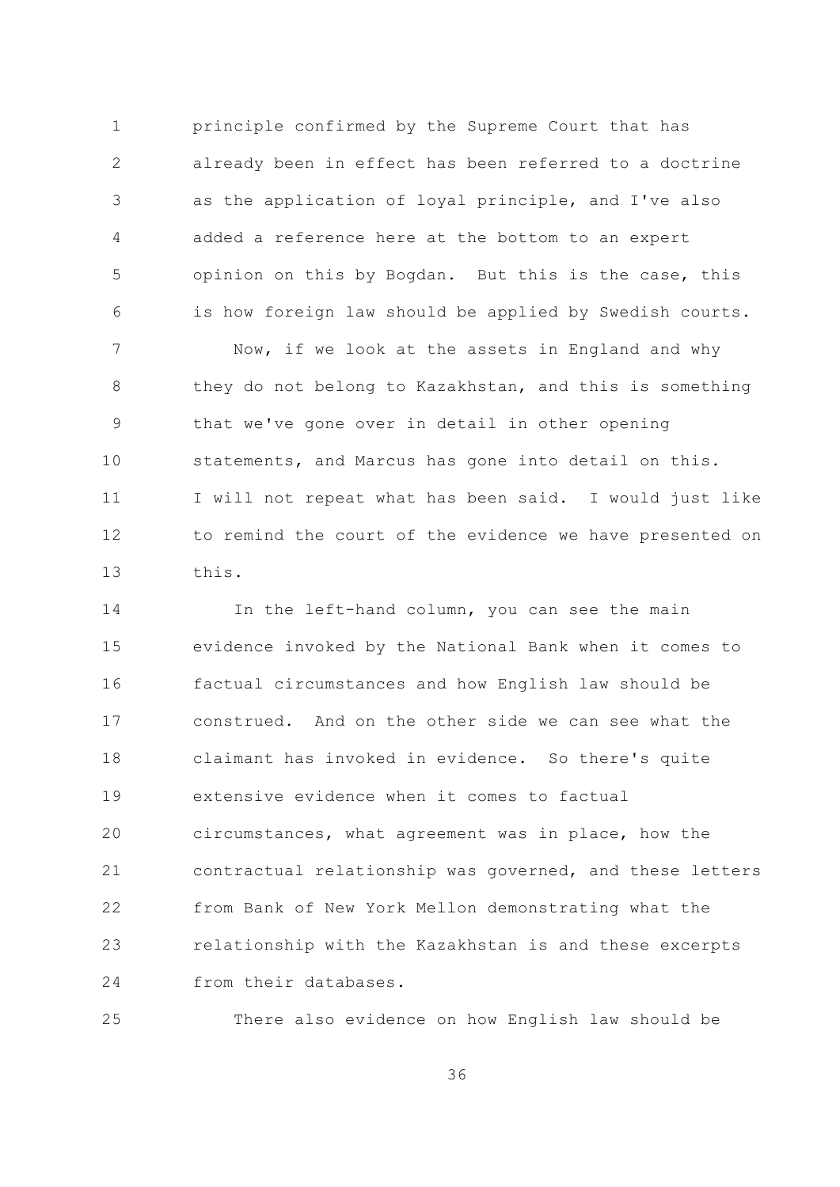principle confirmed by the Supreme Court that has already been in effect has been referred to a doctrine as the application of loyal principle, and I've also added a reference here at the bottom to an expert opinion on this by Bogdan. But this is the case, this is how foreign law should be applied by Swedish courts.

Now, if we look at the assets in England and why they do not belong to Kazakhstan, and this is something that we've gone over in detail in other opening statements, and Marcus has gone into detail on this. I will not repeat what has been said. I would just like to remind the court of the evidence we have presented on this.

In the left-hand column, you can see the main evidence invoked by the National Bank when it comes to factual circumstances and how English law should be construed. And on the other side we can see what the claimant has invoked in evidence. So there's quite extensive evidence when it comes to factual circumstances, what agreement was in place, how the contractual relationship was governed, and these letters from Bank of New York Mellon demonstrating what the relationship with the Kazakhstan is and these excerpts from their databases.

There also evidence on how English law should be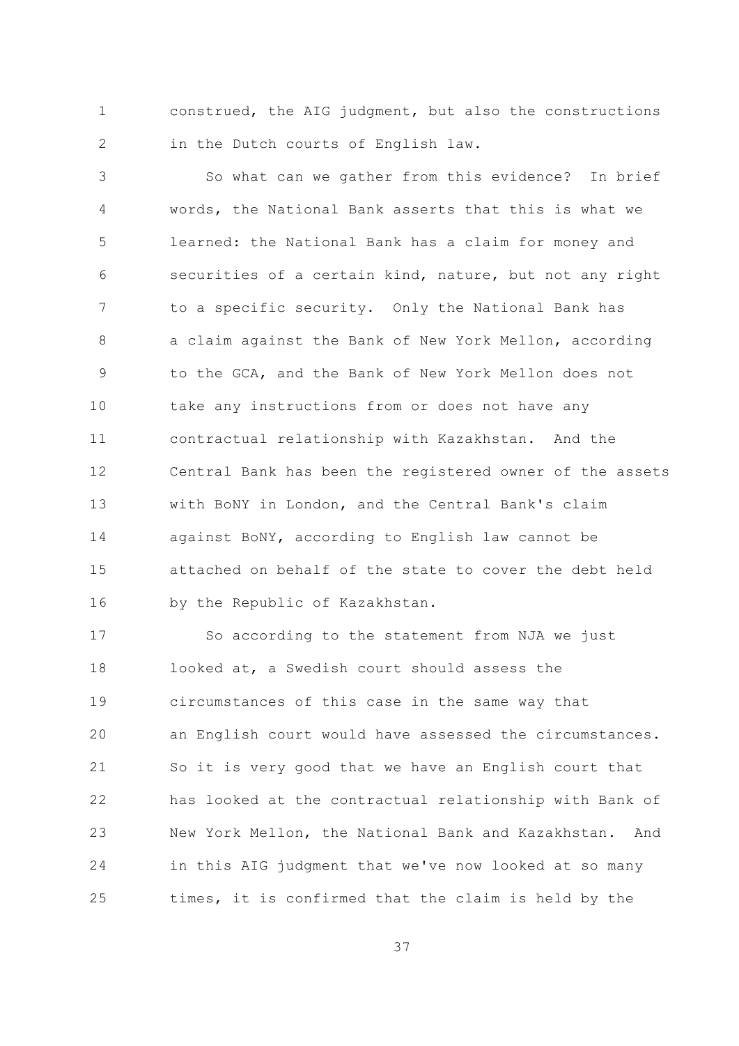construed, the AIG judgment, but also the constructions in the Dutch courts of English law.

So what can we gather from this evidence? In brief words, the National Bank asserts that this is what we learned: the National Bank has a claim for money and securities of a certain kind, nature, but not any right to a specific security. Only the National Bank has a claim against the Bank of New York Mellon, according to the GCA, and the Bank of New York Mellon does not take any instructions from or does not have any contractual relationship with Kazakhstan. And the Central Bank has been the registered owner of the assets with BoNY in London, and the Central Bank's claim against BoNY, according to English law cannot be attached on behalf of the state to cover the debt held by the Republic of Kazakhstan.

So according to the statement from NJA we just looked at, a Swedish court should assess the circumstances of this case in the same way that an English court would have assessed the circumstances. So it is very good that we have an English court that has looked at the contractual relationship with Bank of New York Mellon, the National Bank and Kazakhstan. And in this AIG judgment that we've now looked at so many times, it is confirmed that the claim is held by the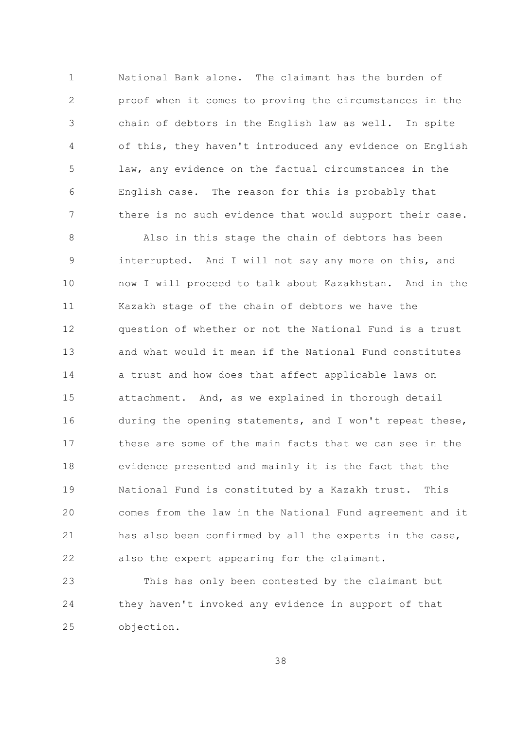National Bank alone. The claimant has the burden of proof when it comes to proving the circumstances in the chain of debtors in the English law as well. In spite of this, they haven't introduced any evidence on English law, any evidence on the factual circumstances in the English case. The reason for this is probably that there is no such evidence that would support their case.

Also in this stage the chain of debtors has been interrupted. And I will not say any more on this, and now I will proceed to talk about Kazakhstan. And in the Kazakh stage of the chain of debtors we have the question of whether or not the National Fund is a trust and what would it mean if the National Fund constitutes a trust and how does that affect applicable laws on attachment. And, as we explained in thorough detail during the opening statements, and I won't repeat these, these are some of the main facts that we can see in the evidence presented and mainly it is the fact that the National Fund is constituted by a Kazakh trust. This comes from the law in the National Fund agreement and it has also been confirmed by all the experts in the case, also the expert appearing for the claimant.

This has only been contested by the claimant but they haven't invoked any evidence in support of that objection.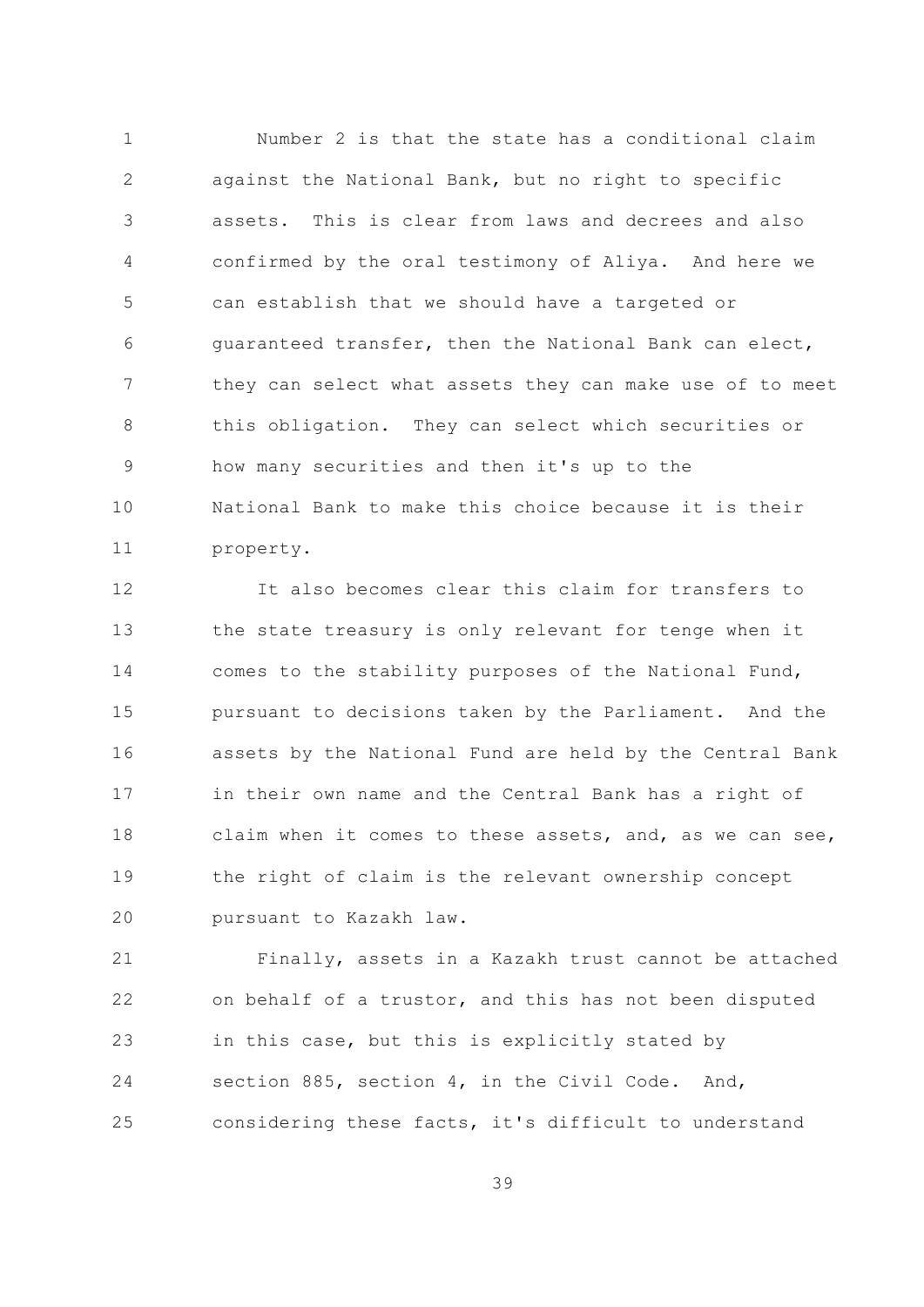Number 2 is that the state has a conditional claim against the National Bank, but no right to specific assets. This is clear from laws and decrees and also confirmed by the oral testimony of Aliya. And here we can establish that we should have a targeted or guaranteed transfer, then the National Bank can elect, they can select what assets they can make use of to meet this obligation. They can select which securities or how many securities and then it's up to the National Bank to make this choice because it is their property.

It also becomes clear this claim for transfers to the state treasury is only relevant for tenge when it comes to the stability purposes of the National Fund, pursuant to decisions taken by the Parliament. And the assets by the National Fund are held by the Central Bank in their own name and the Central Bank has a right of claim when it comes to these assets, and, as we can see, the right of claim is the relevant ownership concept pursuant to Kazakh law.

Finally, assets in a Kazakh trust cannot be attached on behalf of a trustor, and this has not been disputed in this case, but this is explicitly stated by section 885, section 4, in the Civil Code. And, considering these facts, it's difficult to understand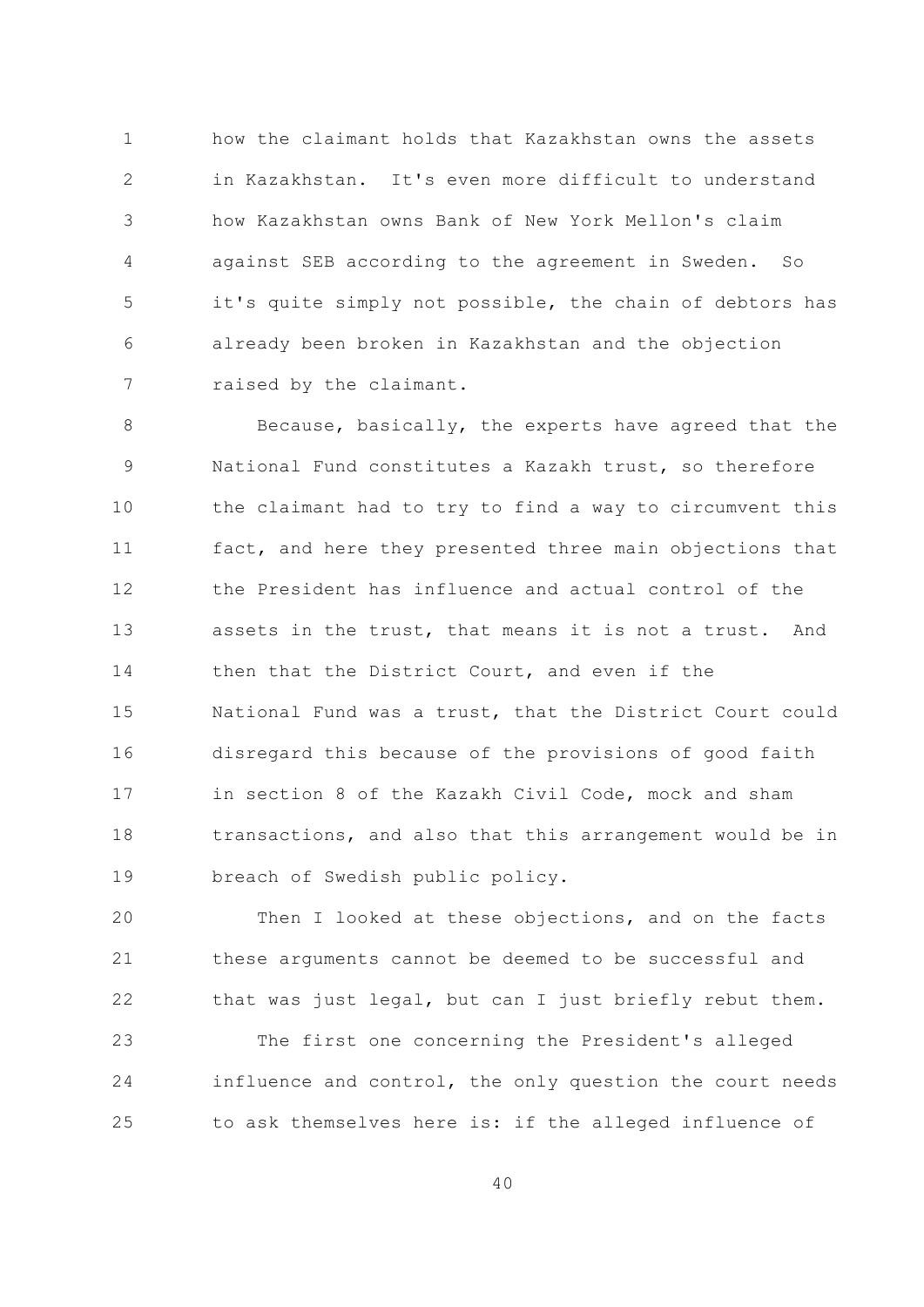how the claimant holds that Kazakhstan owns the assets in Kazakhstan. It's even more difficult to understand how Kazakhstan owns Bank of New York Mellon's claim against SEB according to the agreement in Sweden. So it's quite simply not possible, the chain of debtors has already been broken in Kazakhstan and the objection raised by the claimant.

Because, basically, the experts have agreed that the National Fund constitutes a Kazakh trust, so therefore the claimant had to try to find a way to circumvent this fact, and here they presented three main objections that the President has influence and actual control of the assets in the trust, that means it is not a trust. And then that the District Court, and even if the National Fund was a trust, that the District Court could disregard this because of the provisions of good faith in section 8 of the Kazakh Civil Code, mock and sham transactions, and also that this arrangement would be in breach of Swedish public policy.

Then I looked at these objections, and on the facts these arguments cannot be deemed to be successful and that was just legal, but can I just briefly rebut them.

The first one concerning the President's alleged influence and control, the only question the court needs to ask themselves here is: if the alleged influence of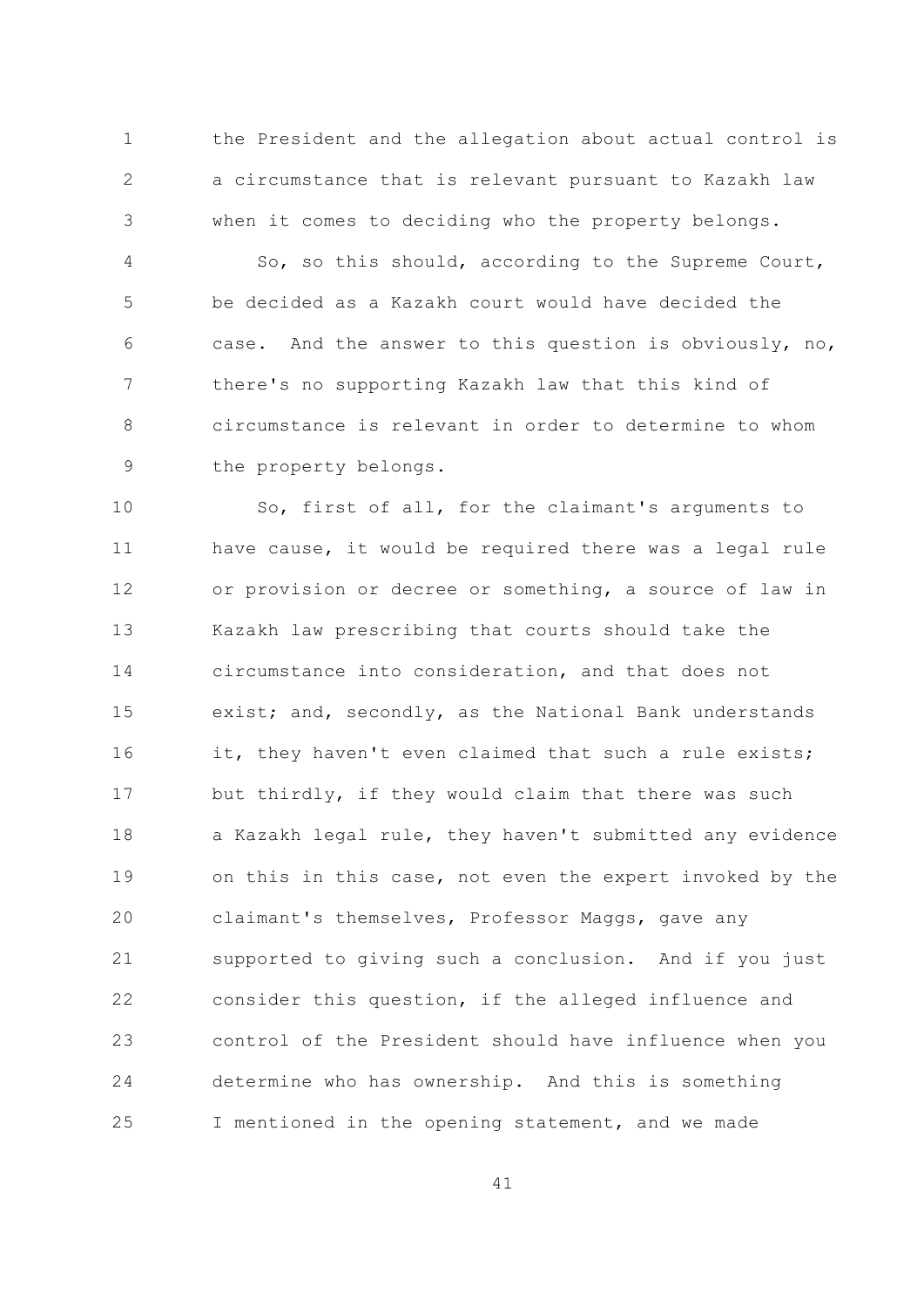the President and the allegation about actual control is a circumstance that is relevant pursuant to Kazakh law when it comes to deciding who the property belongs.

So, so this should, according to the Supreme Court, be decided as a Kazakh court would have decided the case. And the answer to this question is obviously, no, there's no supporting Kazakh law that this kind of circumstance is relevant in order to determine to whom the property belongs.

So, first of all, for the claimant's arguments to have cause, it would be required there was a legal rule or provision or decree or something, a source of law in Kazakh law prescribing that courts should take the circumstance into consideration, and that does not exist; and, secondly, as the National Bank understands it, they haven't even claimed that such a rule exists; but thirdly, if they would claim that there was such a Kazakh legal rule, they haven't submitted any evidence on this in this case, not even the expert invoked by the claimant's themselves, Professor Maggs, gave any supported to giving such a conclusion. And if you just consider this question, if the alleged influence and control of the President should have influence when you determine who has ownership. And this is something I mentioned in the opening statement, and we made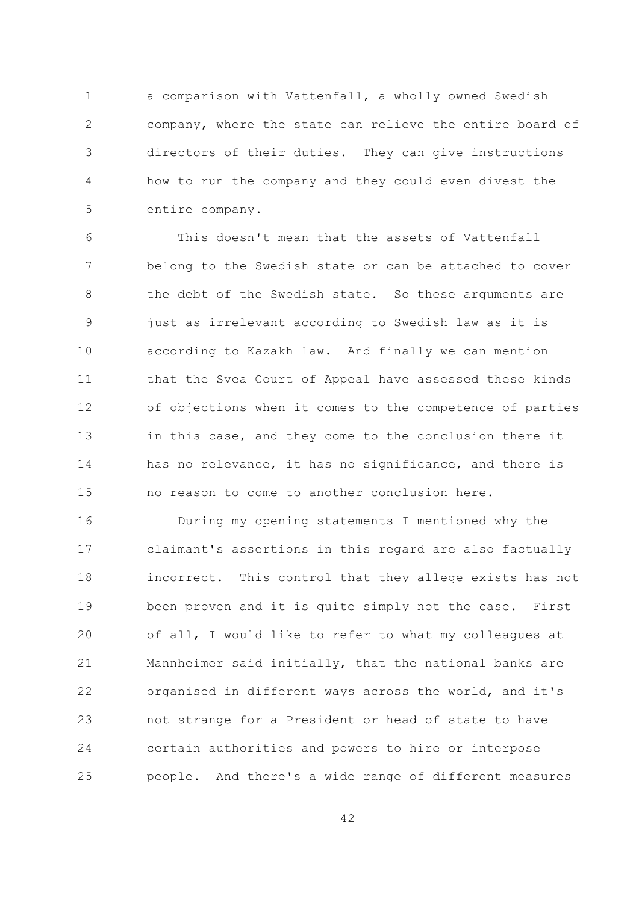a comparison with Vattenfall, a wholly owned Swedish company, where the state can relieve the entire board of directors of their duties. They can give instructions how to run the company and they could even divest the entire company.

This doesn't mean that the assets of Vattenfall belong to the Swedish state or can be attached to cover the debt of the Swedish state. So these arguments are just as irrelevant according to Swedish law as it is according to Kazakh law. And finally we can mention that the Svea Court of Appeal have assessed these kinds of objections when it comes to the competence of parties in this case, and they come to the conclusion there it has no relevance, it has no significance, and there is no reason to come to another conclusion here.

During my opening statements I mentioned why the claimant's assertions in this regard are also factually incorrect. This control that they allege exists has not been proven and it is quite simply not the case. First of all, I would like to refer to what my colleagues at Mannheimer said initially, that the national banks are organised in different ways across the world, and it's not strange for a President or head of state to have certain authorities and powers to hire or interpose people. And there's a wide range of different measures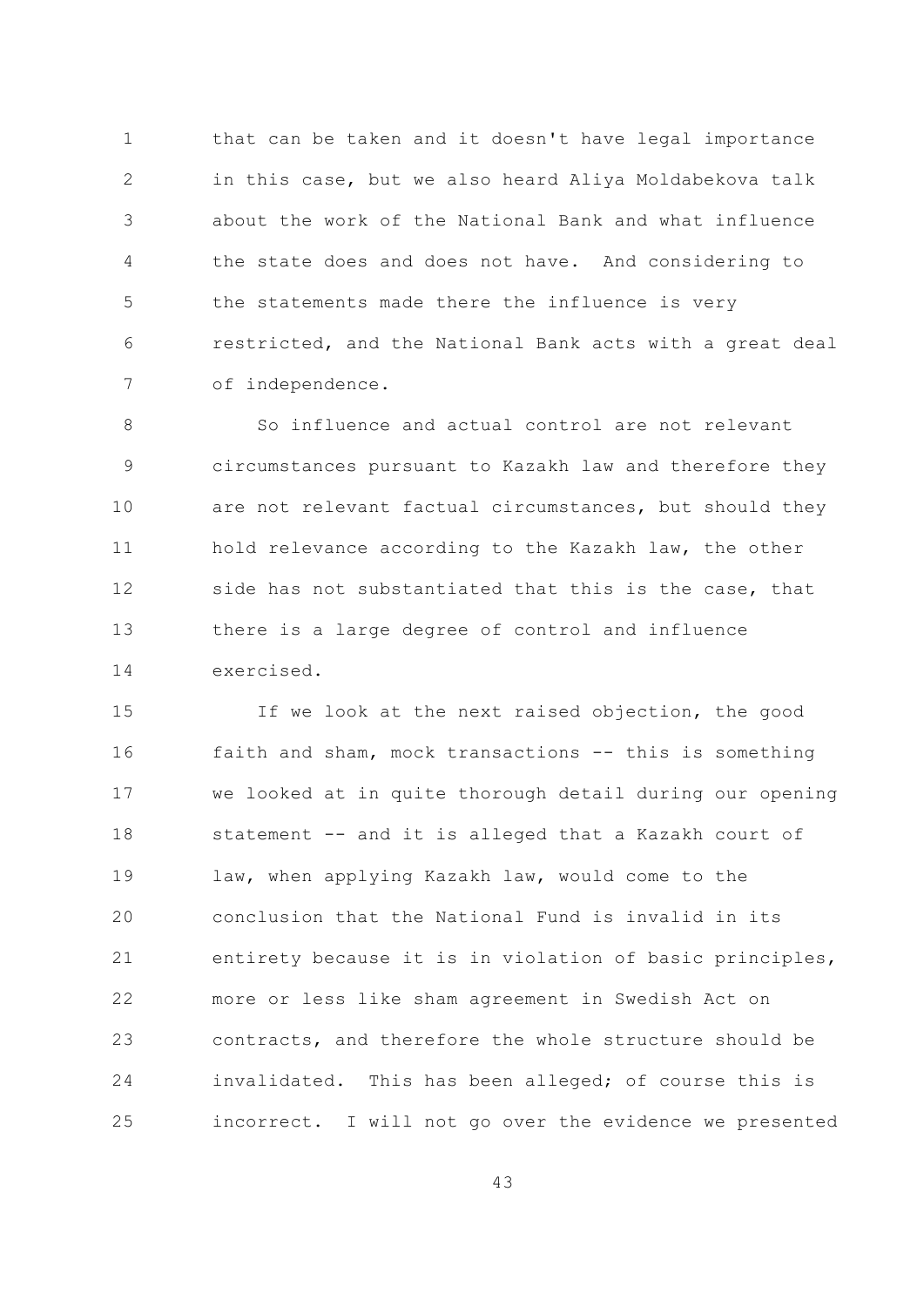that can be taken and it doesn't have legal importance in this case, but we also heard Aliya Moldabekova talk about the work of the National Bank and what influence the state does and does not have. And considering to the statements made there the influence is very restricted, and the National Bank acts with a great deal of independence.

So influence and actual control are not relevant circumstances pursuant to Kazakh law and therefore they are not relevant factual circumstances, but should they hold relevance according to the Kazakh law, the other side has not substantiated that this is the case, that there is a large degree of control and influence exercised.

If we look at the next raised objection, the good faith and sham, mock transactions -- this is something we looked at in quite thorough detail during our opening statement -- and it is alleged that a Kazakh court of law, when applying Kazakh law, would come to the conclusion that the National Fund is invalid in its entirety because it is in violation of basic principles, more or less like sham agreement in Swedish Act on contracts, and therefore the whole structure should be invalidated. This has been alleged; of course this is incorrect. I will not go over the evidence we presented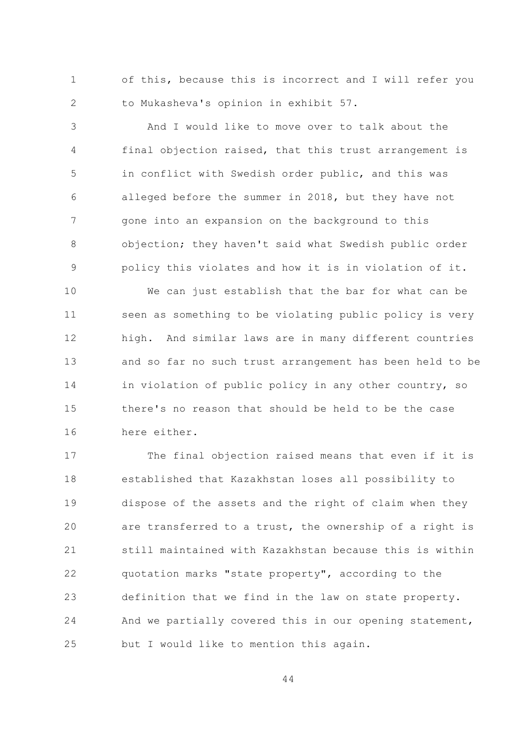of this, because this is incorrect and I will refer you to Mukasheva's opinion in exhibit 57.

And I would like to move over to talk about the final objection raised, that this trust arrangement is in conflict with Swedish order public, and this was alleged before the summer in 2018, but they have not gone into an expansion on the background to this objection; they haven't said what Swedish public order policy this violates and how it is in violation of it.

We can just establish that the bar for what can be seen as something to be violating public policy is very high. And similar laws are in many different countries and so far no such trust arrangement has been held to be in violation of public policy in any other country, so there's no reason that should be held to be the case here either.

The final objection raised means that even if it is established that Kazakhstan loses all possibility to dispose of the assets and the right of claim when they are transferred to a trust, the ownership of a right is still maintained with Kazakhstan because this is within quotation marks "state property", according to the definition that we find in the law on state property. And we partially covered this in our opening statement, but I would like to mention this again.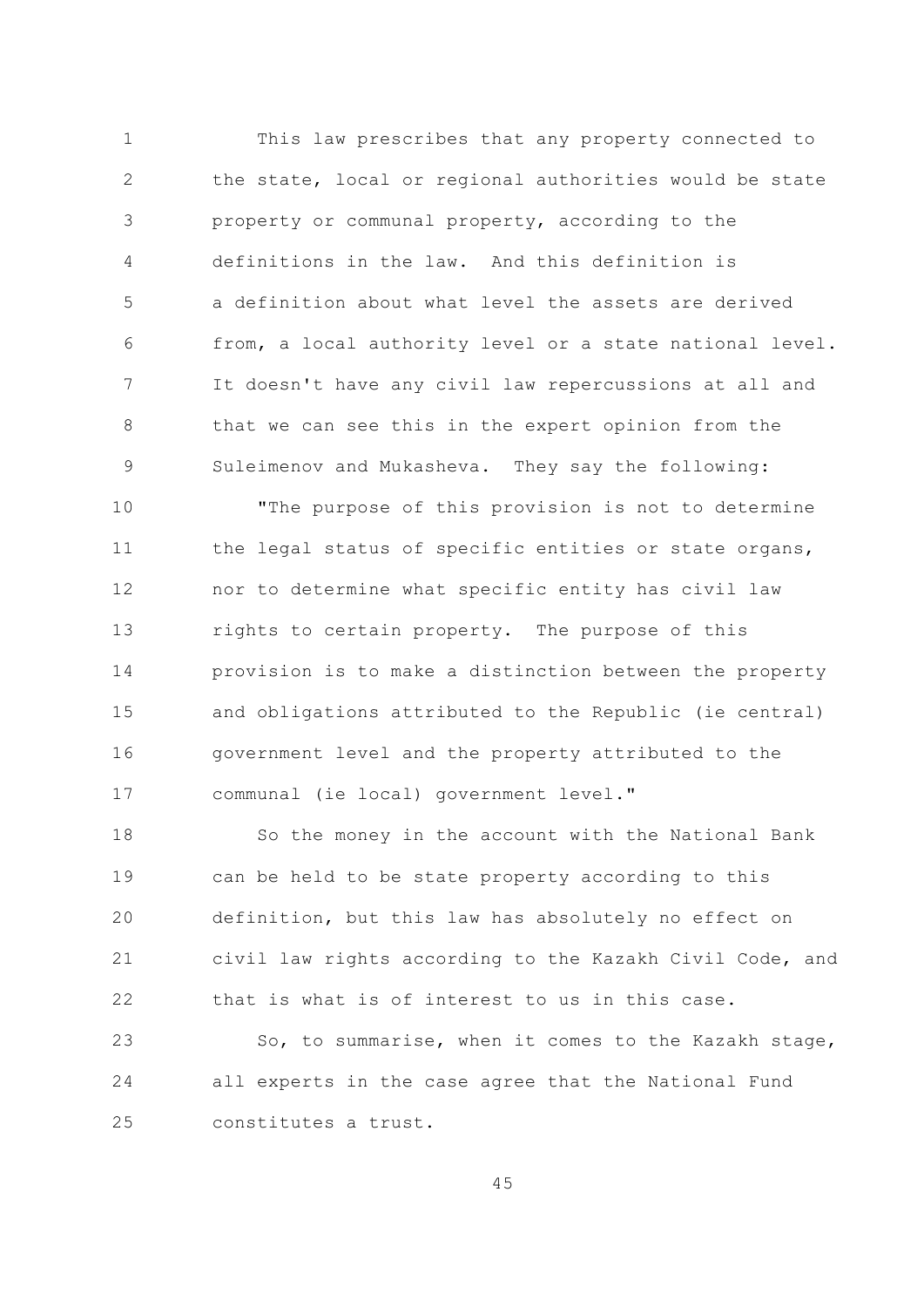This law prescribes that any property connected to the state, local or regional authorities would be state property or communal property, according to the definitions in the law. And this definition is a definition about what level the assets are derived from, a local authority level or a state national level. It doesn't have any civil law repercussions at all and that we can see this in the expert opinion from the Suleimenov and Mukasheva. They say the following:

"The purpose of this provision is not to determine the legal status of specific entities or state organs, nor to determine what specific entity has civil law rights to certain property. The purpose of this provision is to make a distinction between the property and obligations attributed to the Republic (ie central) government level and the property attributed to the communal (ie local) government level."

So the money in the account with the National Bank can be held to be state property according to this definition, but this law has absolutely no effect on civil law rights according to the Kazakh Civil Code, and that is what is of interest to us in this case.

So, to summarise, when it comes to the Kazakh stage, all experts in the case agree that the National Fund constitutes a trust.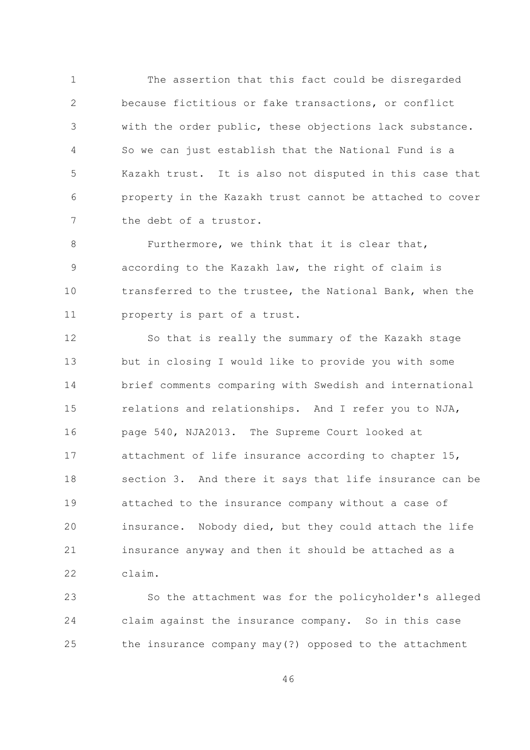The assertion that this fact could be disregarded because fictitious or fake transactions, or conflict with the order public, these objections lack substance. So we can just establish that the National Fund is a Kazakh trust. It is also not disputed in this case that property in the Kazakh trust cannot be attached to cover the debt of a trustor.

Furthermore, we think that it is clear that, according to the Kazakh law, the right of claim is transferred to the trustee, the National Bank, when the property is part of a trust.

So that is really the summary of the Kazakh stage but in closing I would like to provide you with some brief comments comparing with Swedish and international relations and relationships. And I refer you to NJA, page 540, NJA2013. The Supreme Court looked at attachment of life insurance according to chapter 15, section 3. And there it says that life insurance can be attached to the insurance company without a case of insurance. Nobody died, but they could attach the life insurance anyway and then it should be attached as a claim.

So the attachment was for the policyholder's alleged claim against the insurance company. So in this case the insurance company may(?) opposed to the attachment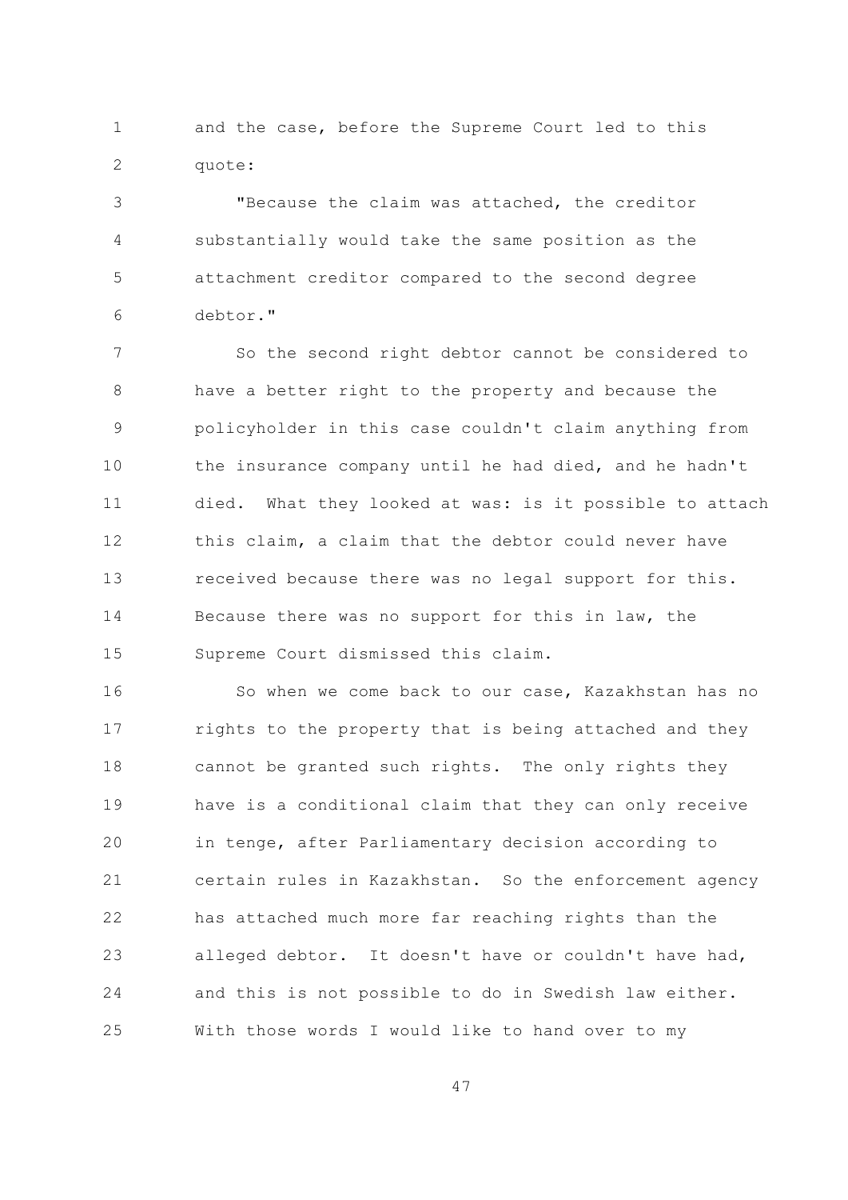and the case, before the Supreme Court led to this quote:

"Because the claim was attached, the creditor substantially would take the same position as the attachment creditor compared to the second degree debtor."

So the second right debtor cannot be considered to have a better right to the property and because the policyholder in this case couldn't claim anything from the insurance company until he had died, and he hadn't died. What they looked at was: is it possible to attach this claim, a claim that the debtor could never have received because there was no legal support for this. Because there was no support for this in law, the Supreme Court dismissed this claim.

So when we come back to our case, Kazakhstan has no rights to the property that is being attached and they cannot be granted such rights. The only rights they have is a conditional claim that they can only receive in tenge, after Parliamentary decision according to certain rules in Kazakhstan. So the enforcement agency has attached much more far reaching rights than the alleged debtor. It doesn't have or couldn't have had, and this is not possible to do in Swedish law either. With those words I would like to hand over to my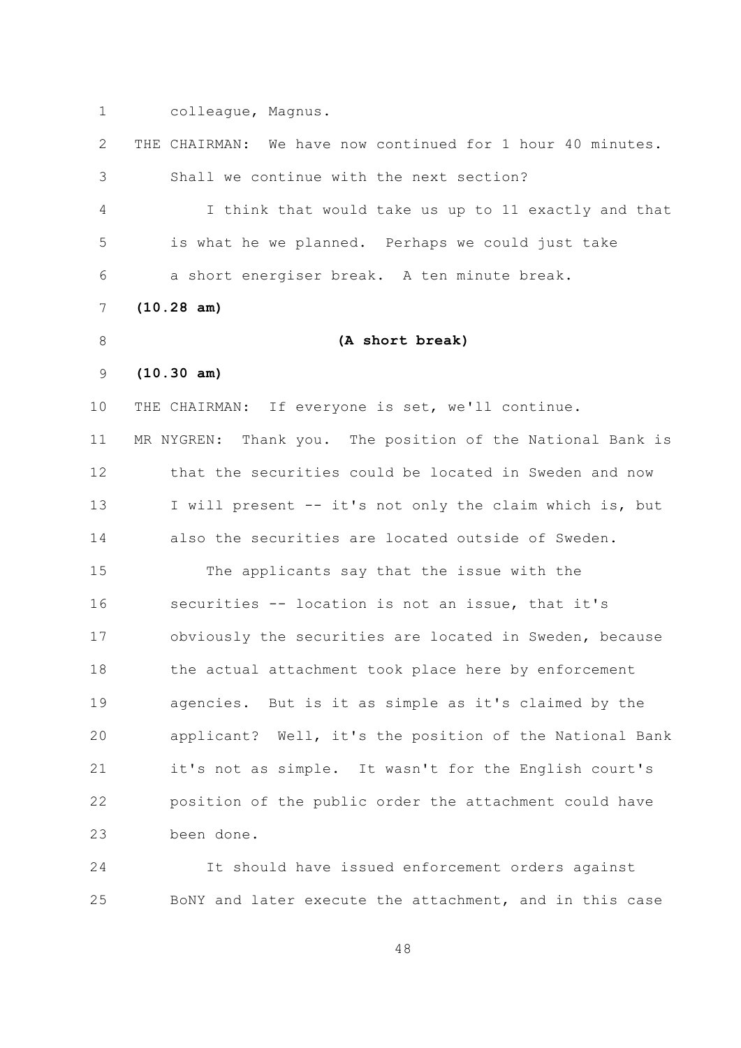colleague, Magnus.

THE CHAIRMAN: We have now continued for 1 hour 40 minutes. Shall we continue with the next section?

I think that would take us up to 11 exactly and that is what he we planned. Perhaps we could just take a short energiser break. A ten minute break.

**(10.28 am)**

**(A short break)**

**(10.30 am)**

THE CHAIRMAN: If everyone is set, we'll continue.

MR NYGREN: Thank you. The position of the National Bank is that the securities could be located in Sweden and now I will present -- it's not only the claim which is, but also the securities are located outside of Sweden.

The applicants say that the issue with the securities -- location is not an issue, that it's obviously the securities are located in Sweden, because the actual attachment took place here by enforcement agencies. But is it as simple as it's claimed by the applicant? Well, it's the position of the National Bank it's not as simple. It wasn't for the English court's position of the public order the attachment could have been done.

It should have issued enforcement orders against BoNY and later execute the attachment, and in this case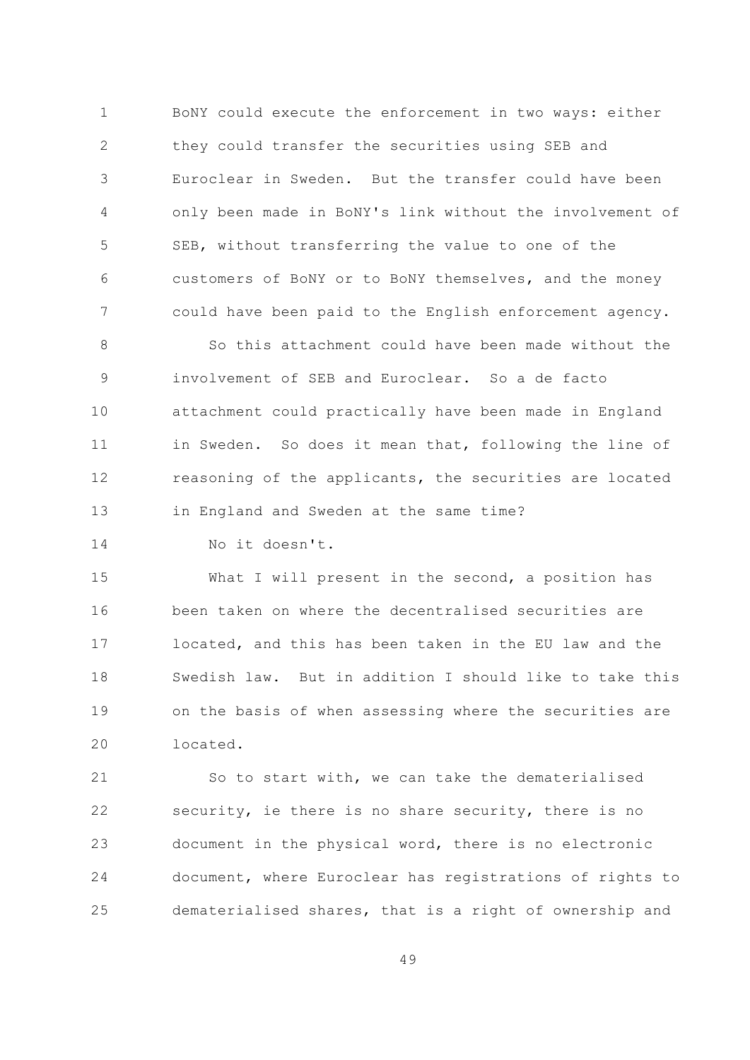BoNY could execute the enforcement in two ways: either they could transfer the securities using SEB and Euroclear in Sweden. But the transfer could have been only been made in BoNY's link without the involvement of SEB, without transferring the value to one of the customers of BoNY or to BoNY themselves, and the money could have been paid to the English enforcement agency.

So this attachment could have been made without the involvement of SEB and Euroclear. So a de facto attachment could practically have been made in England in Sweden. So does it mean that, following the line of reasoning of the applicants, the securities are located in England and Sweden at the same time?

No it doesn't.

What I will present in the second, a position has been taken on where the decentralised securities are located, and this has been taken in the EU law and the Swedish law. But in addition I should like to take this on the basis of when assessing where the securities are located.

So to start with, we can take the dematerialised security, ie there is no share security, there is no document in the physical word, there is no electronic document, where Euroclear has registrations of rights to dematerialised shares, that is a right of ownership and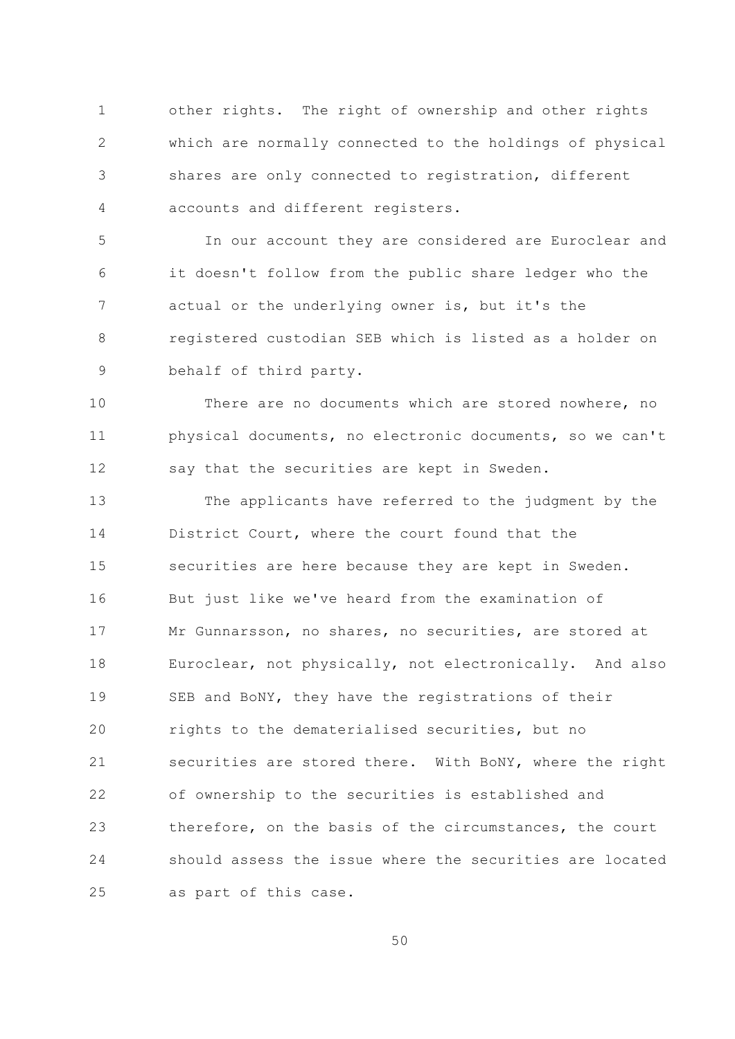other rights. The right of ownership and other rights which are normally connected to the holdings of physical shares are only connected to registration, different accounts and different registers.

In our account they are considered are Euroclear and it doesn't follow from the public share ledger who the actual or the underlying owner is, but it's the registered custodian SEB which is listed as a holder on behalf of third party.

There are no documents which are stored nowhere, no physical documents, no electronic documents, so we can't say that the securities are kept in Sweden.

The applicants have referred to the judgment by the District Court, where the court found that the securities are here because they are kept in Sweden. But just like we've heard from the examination of Mr Gunnarsson, no shares, no securities, are stored at Euroclear, not physically, not electronically. And also SEB and BoNY, they have the registrations of their rights to the dematerialised securities, but no securities are stored there. With BoNY, where the right of ownership to the securities is established and therefore, on the basis of the circumstances, the court should assess the issue where the securities are located as part of this case.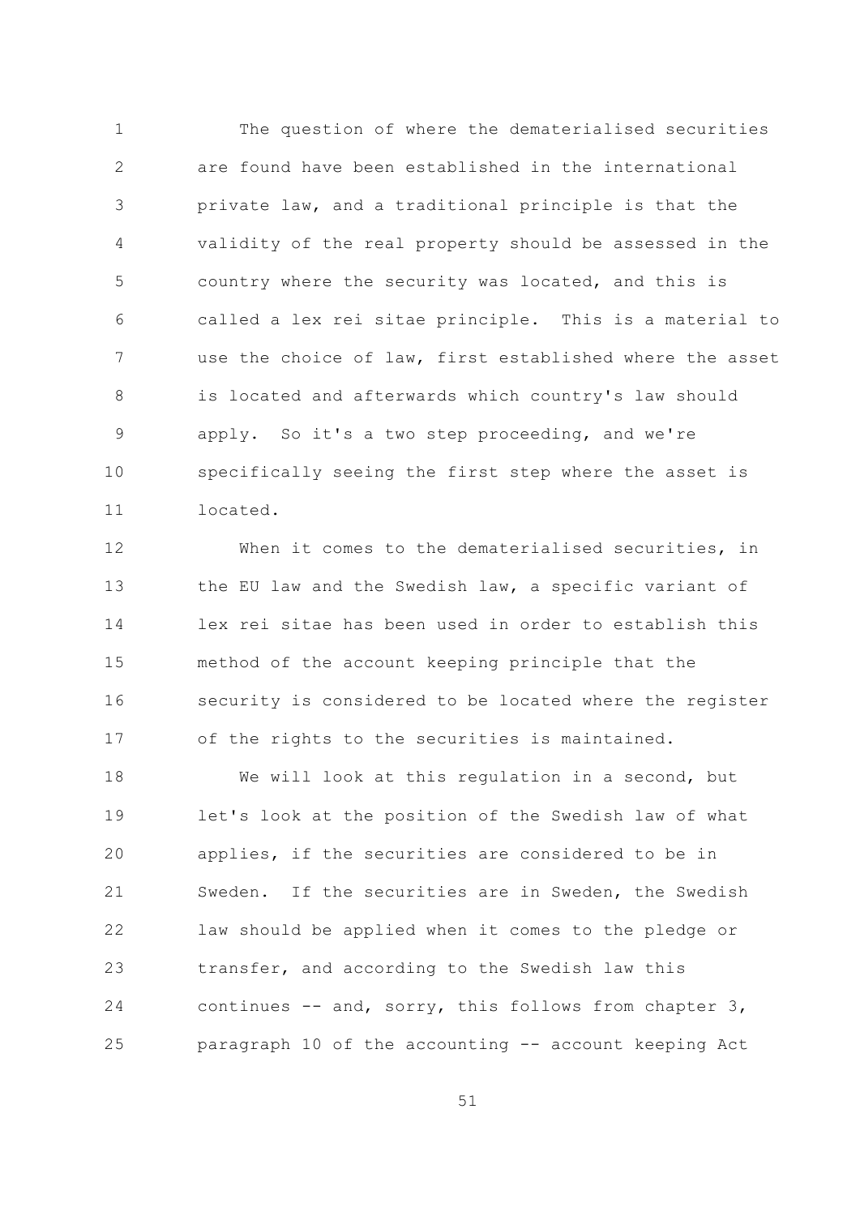The question of where the dematerialised securities are found have been established in the international private law, and a traditional principle is that the validity of the real property should be assessed in the country where the security was located, and this is called a lex rei sitae principle. This is a material to use the choice of law, first established where the asset is located and afterwards which country's law should apply. So it's a two step proceeding, and we're specifically seeing the first step where the asset is located.

When it comes to the dematerialised securities, in the EU law and the Swedish law, a specific variant of lex rei sitae has been used in order to establish this method of the account keeping principle that the security is considered to be located where the register of the rights to the securities is maintained.

We will look at this regulation in a second, but let's look at the position of the Swedish law of what applies, if the securities are considered to be in Sweden. If the securities are in Sweden, the Swedish law should be applied when it comes to the pledge or transfer, and according to the Swedish law this continues -- and, sorry, this follows from chapter 3, paragraph 10 of the accounting -- account keeping Act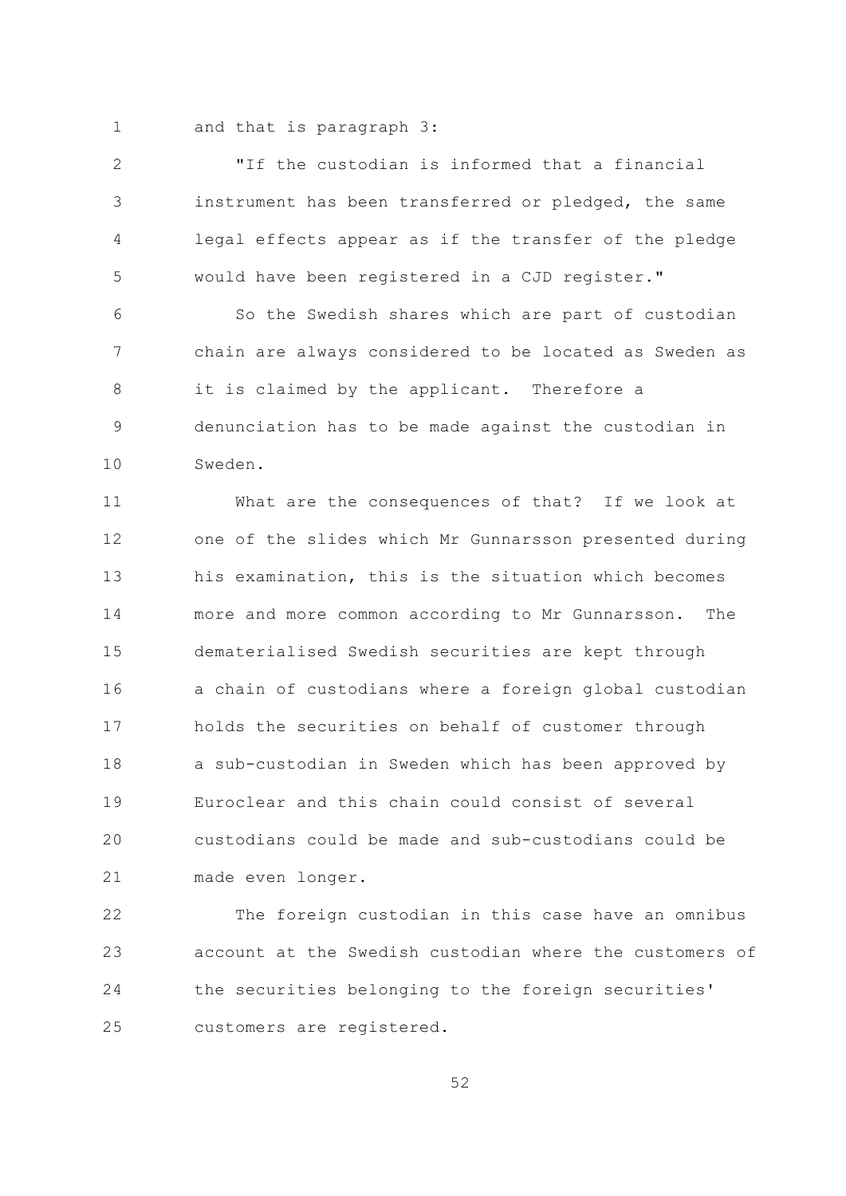and that is paragraph 3:

"If the custodian is informed that a financial instrument has been transferred or pledged, the same legal effects appear as if the transfer of the pledge would have been registered in a CJD register."

So the Swedish shares which are part of custodian chain are always considered to be located as Sweden as it is claimed by the applicant. Therefore a denunciation has to be made against the custodian in Sweden.

What are the consequences of that? If we look at one of the slides which Mr Gunnarsson presented during his examination, this is the situation which becomes more and more common according to Mr Gunnarsson. The dematerialised Swedish securities are kept through a chain of custodians where a foreign global custodian holds the securities on behalf of customer through a sub-custodian in Sweden which has been approved by Euroclear and this chain could consist of several custodians could be made and sub-custodians could be made even longer.

The foreign custodian in this case have an omnibus account at the Swedish custodian where the customers of the securities belonging to the foreign securities' customers are registered.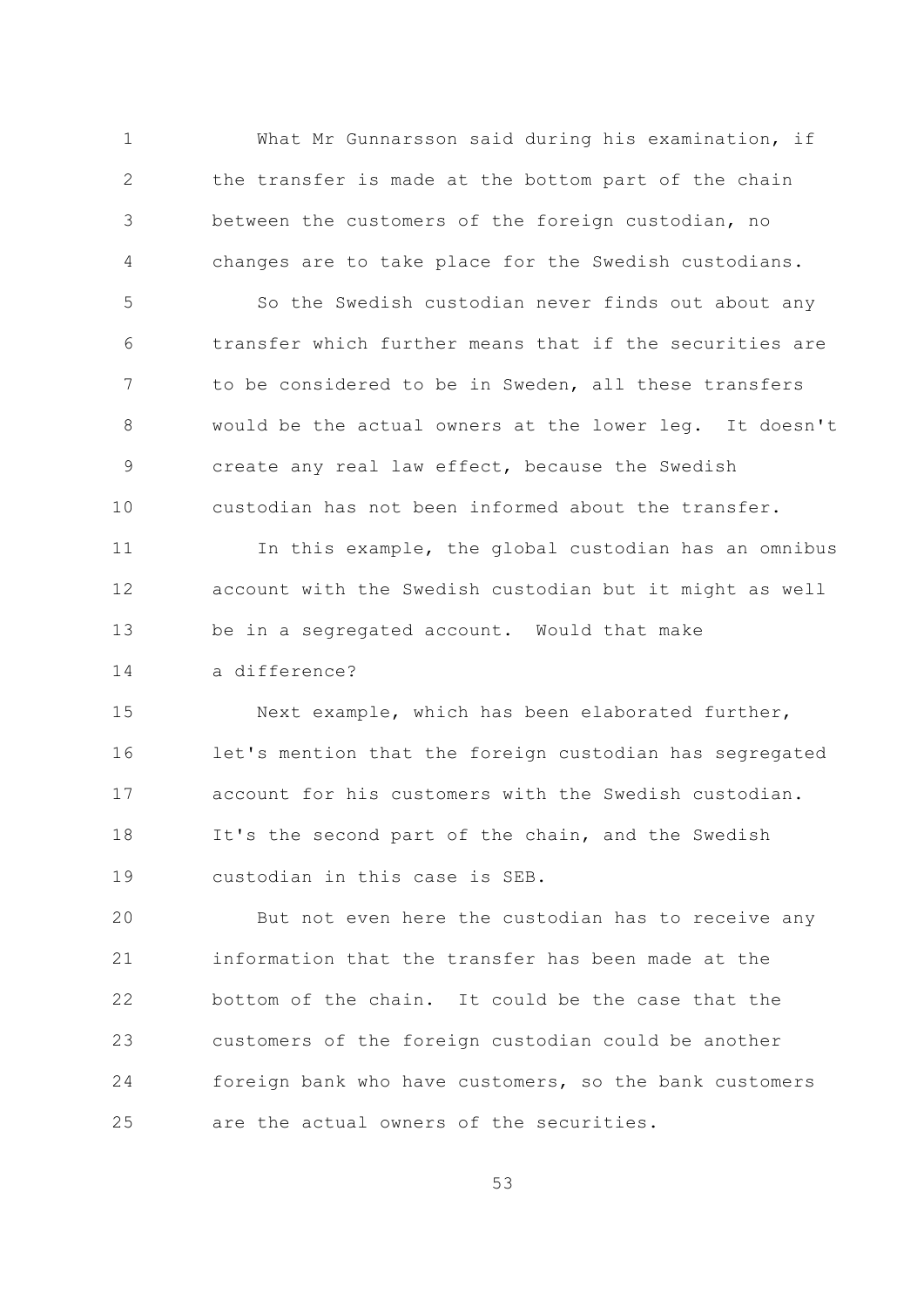What Mr Gunnarsson said during his examination, if the transfer is made at the bottom part of the chain between the customers of the foreign custodian, no changes are to take place for the Swedish custodians.

So the Swedish custodian never finds out about any transfer which further means that if the securities are to be considered to be in Sweden, all these transfers would be the actual owners at the lower leg. It doesn't create any real law effect, because the Swedish custodian has not been informed about the transfer.

In this example, the global custodian has an omnibus account with the Swedish custodian but it might as well be in a segregated account. Would that make a difference?

Next example, which has been elaborated further, let's mention that the foreign custodian has segregated account for his customers with the Swedish custodian. It's the second part of the chain, and the Swedish custodian in this case is SEB.

But not even here the custodian has to receive any information that the transfer has been made at the bottom of the chain. It could be the case that the customers of the foreign custodian could be another foreign bank who have customers, so the bank customers are the actual owners of the securities.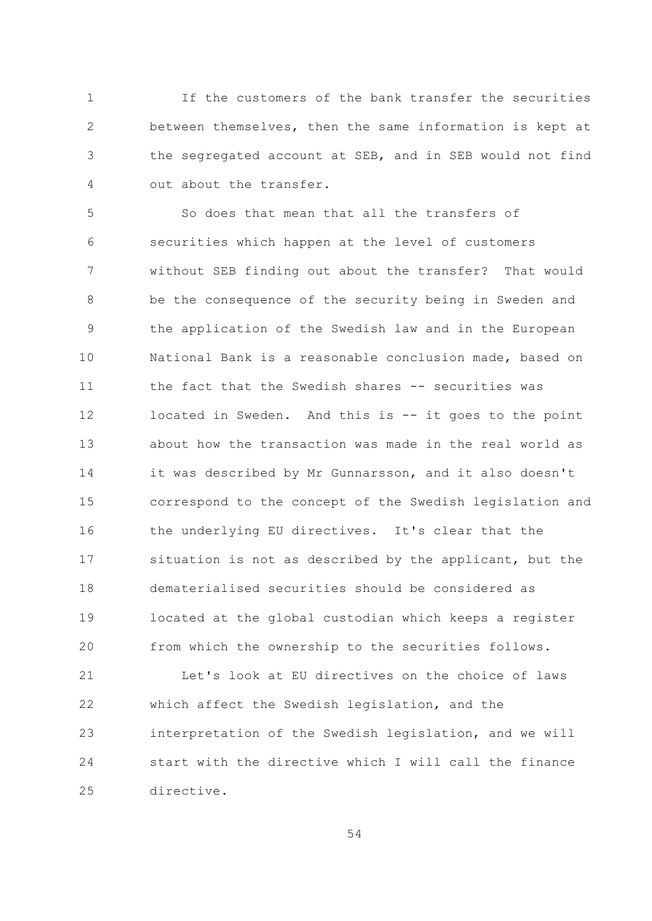If the customers of the bank transfer the securities between themselves, then the same information is kept at the segregated account at SEB, and in SEB would not find out about the transfer.

So does that mean that all the transfers of securities which happen at the level of customers without SEB finding out about the transfer? That would be the consequence of the security being in Sweden and the application of the Swedish law and in the European National Bank is a reasonable conclusion made, based on the fact that the Swedish shares -- securities was located in Sweden. And this is -- it goes to the point about how the transaction was made in the real world as it was described by Mr Gunnarsson, and it also doesn't correspond to the concept of the Swedish legislation and the underlying EU directives. It's clear that the situation is not as described by the applicant, but the dematerialised securities should be considered as located at the global custodian which keeps a register from which the ownership to the securities follows.

Let's look at EU directives on the choice of laws which affect the Swedish legislation, and the interpretation of the Swedish legislation, and we will start with the directive which I will call the finance directive.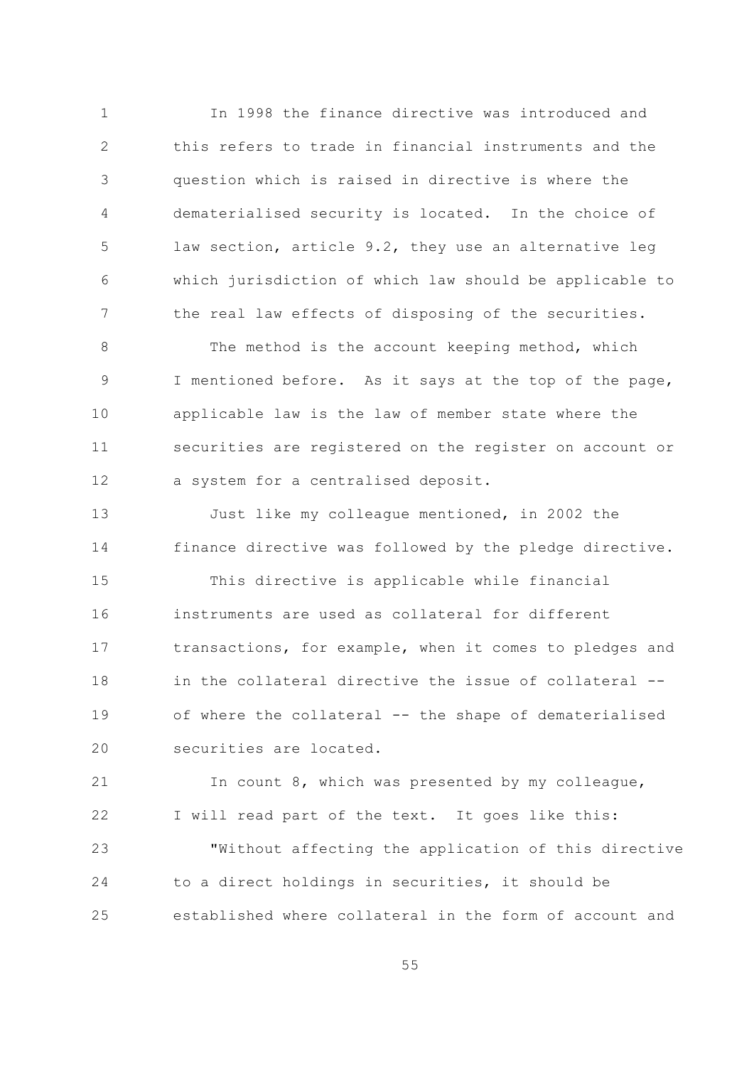In 1998 the finance directive was introduced and this refers to trade in financial instruments and the question which is raised in directive is where the dematerialised security is located. In the choice of law section, article 9.2, they use an alternative leg which jurisdiction of which law should be applicable to the real law effects of disposing of the securities.

The method is the account keeping method, which I mentioned before. As it says at the top of the page, applicable law is the law of member state where the securities are registered on the register on account or a system for a centralised deposit.

Just like my colleague mentioned, in 2002 the finance directive was followed by the pledge directive.

This directive is applicable while financial instruments are used as collateral for different transactions, for example, when it comes to pledges and in the collateral directive the issue of collateral -- of where the collateral -- the shape of dematerialised securities are located.

In count 8, which was presented by my colleague, I will read part of the text. It goes like this:

"Without affecting the application of this directive to a direct holdings in securities, it should be established where collateral in the form of account and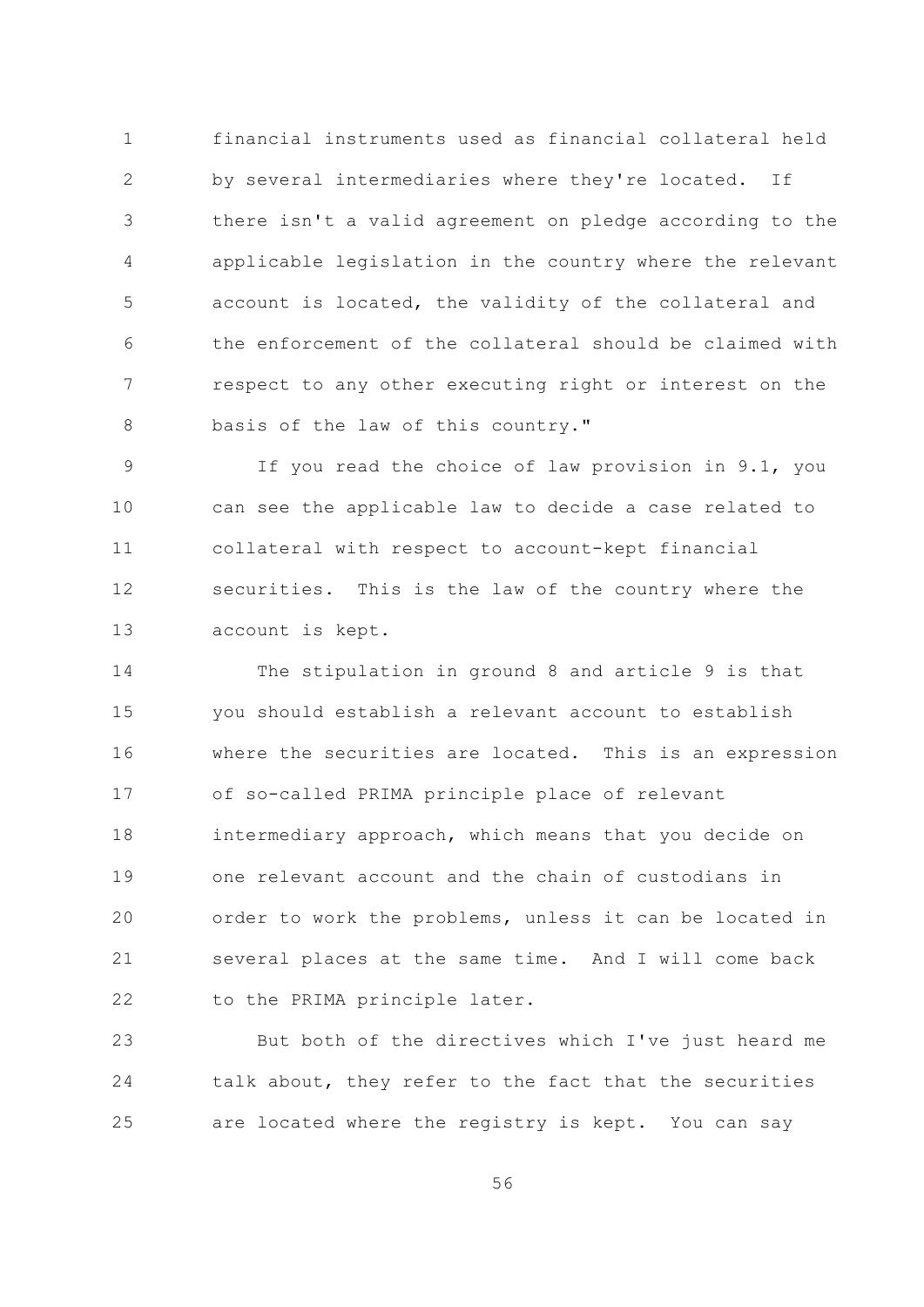financial instruments used as financial collateral held by several intermediaries where they're located. If there isn't a valid agreement on pledge according to the applicable legislation in the country where the relevant account is located, the validity of the collateral and the enforcement of the collateral should be claimed with respect to any other executing right or interest on the basis of the law of this country."

If you read the choice of law provision in 9.1, you can see the applicable law to decide a case related to collateral with respect to account-kept financial securities. This is the law of the country where the account is kept.

The stipulation in ground 8 and article 9 is that you should establish a relevant account to establish where the securities are located. This is an expression of so-called PRIMA principle place of relevant intermediary approach, which means that you decide on one relevant account and the chain of custodians in order to work the problems, unless it can be located in several places at the same time. And I will come back to the PRIMA principle later.

But both of the directives which I've just heard me talk about, they refer to the fact that the securities are located where the registry is kept. You can say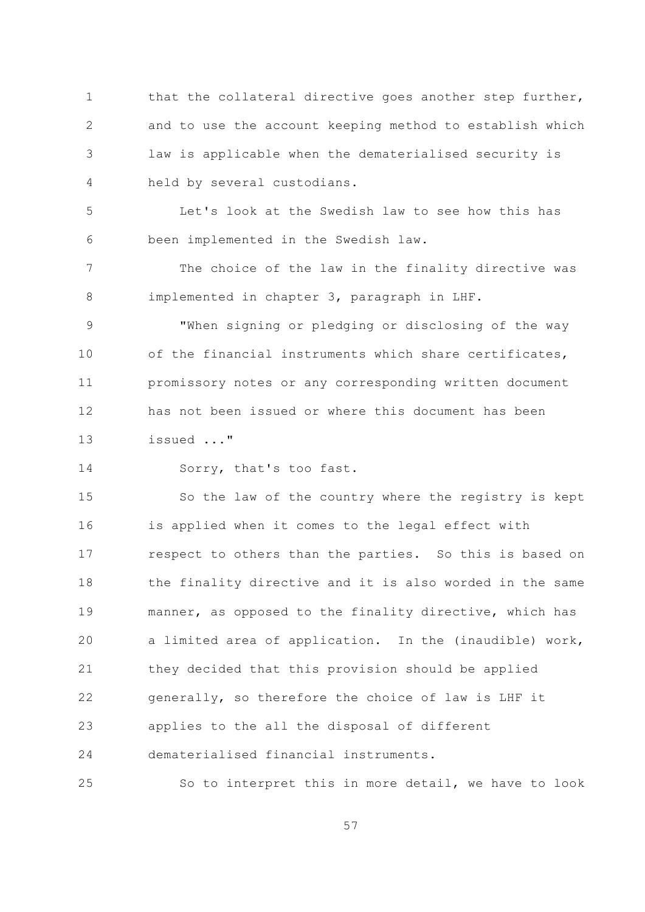that the collateral directive goes another step further, and to use the account keeping method to establish which law is applicable when the dematerialised security is held by several custodians.

Let's look at the Swedish law to see how this has been implemented in the Swedish law.

The choice of the law in the finality directive was implemented in chapter 3, paragraph in LHF.

"When signing or pledging or disclosing of the way of the financial instruments which share certificates, promissory notes or any corresponding written document has not been issued or where this document has been issued ..."

Sorry, that's too fast.

So the law of the country where the registry is kept is applied when it comes to the legal effect with respect to others than the parties. So this is based on the finality directive and it is also worded in the same manner, as opposed to the finality directive, which has a limited area of application. In the (inaudible) work, they decided that this provision should be applied generally, so therefore the choice of law is LHF it applies to the all the disposal of different dematerialised financial instruments.

So to interpret this in more detail, we have to look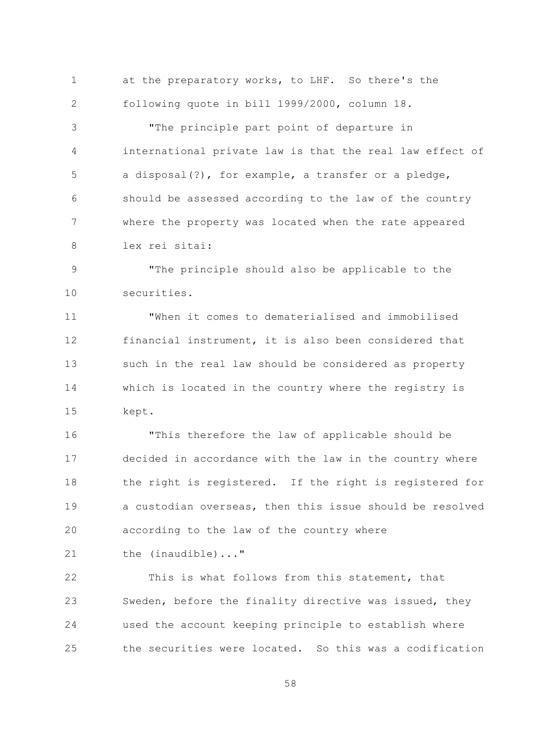at the preparatory works, to LHF. So there's the following quote in bill 1999/2000, column 18.

"The principle part point of departure in international private law is that the real law effect of a disposal(?), for example, a transfer or a pledge, should be assessed according to the law of the country where the property was located when the rate appeared lex rei sitai:

"The principle should also be applicable to the securities.

"When it comes to dematerialised and immobilised financial instrument, it is also been considered that such in the real law should be considered as property which is located in the country where the registry is kept.

"This therefore the law of applicable should be decided in accordance with the law in the country where the right is registered. If the right is registered for a custodian overseas, then this issue should be resolved according to the law of the country where the (inaudible)..."

This is what follows from this statement, that Sweden, before the finality directive was issued, they used the account keeping principle to establish where the securities were located. So this was a codification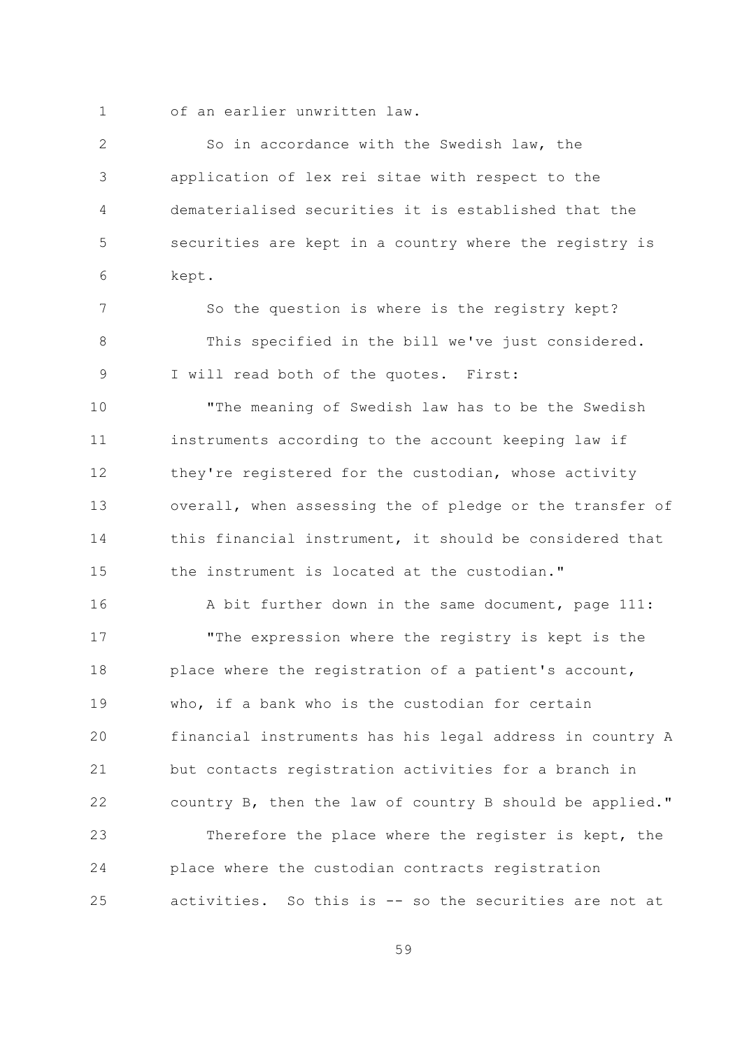of an earlier unwritten law.

So in accordance with the Swedish law, the application of lex rei sitae with respect to the dematerialised securities it is established that the securities are kept in a country where the registry is kept.

So the question is where is the registry kept? This specified in the bill we've just considered. I will read both of the quotes. First:

"The meaning of Swedish law has to be the Swedish instruments according to the account keeping law if they're registered for the custodian, whose activity overall, when assessing the of pledge or the transfer of this financial instrument, it should be considered that the instrument is located at the custodian."

A bit further down in the same document, page 111:

"The expression where the registry is kept is the place where the registration of a patient's account, who, if a bank who is the custodian for certain financial instruments has his legal address in country A but contacts registration activities for a branch in country B, then the law of country B should be applied."

Therefore the place where the register is kept, the place where the custodian contracts registration activities. So this is -- so the securities are not at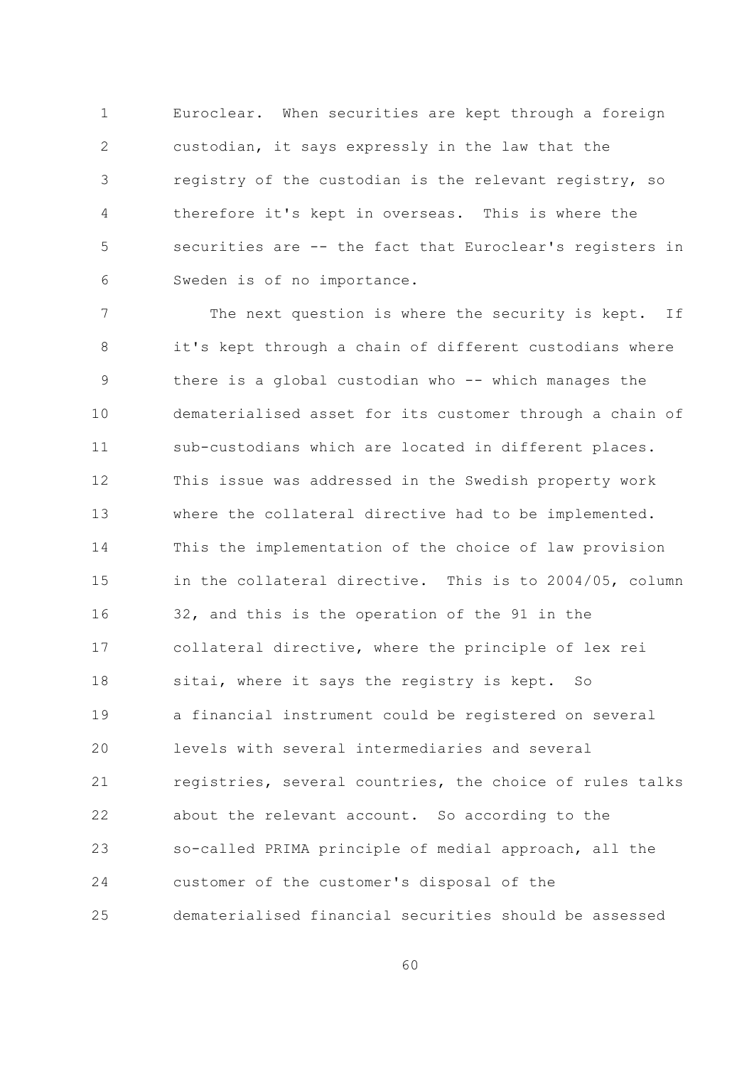Euroclear. When securities are kept through a foreign custodian, it says expressly in the law that the registry of the custodian is the relevant registry, so therefore it's kept in overseas. This is where the securities are -- the fact that Euroclear's registers in Sweden is of no importance.

The next question is where the security is kept. If it's kept through a chain of different custodians where there is a global custodian who -- which manages the dematerialised asset for its customer through a chain of sub-custodians which are located in different places. This issue was addressed in the Swedish property work where the collateral directive had to be implemented. This the implementation of the choice of law provision in the collateral directive. This is to 2004/05, column 32, and this is the operation of the 91 in the collateral directive, where the principle of lex rei sitai, where it says the registry is kept. So a financial instrument could be registered on several levels with several intermediaries and several registries, several countries, the choice of rules talks about the relevant account. So according to the so-called PRIMA principle of medial approach, all the customer of the customer's disposal of the dematerialised financial securities should be assessed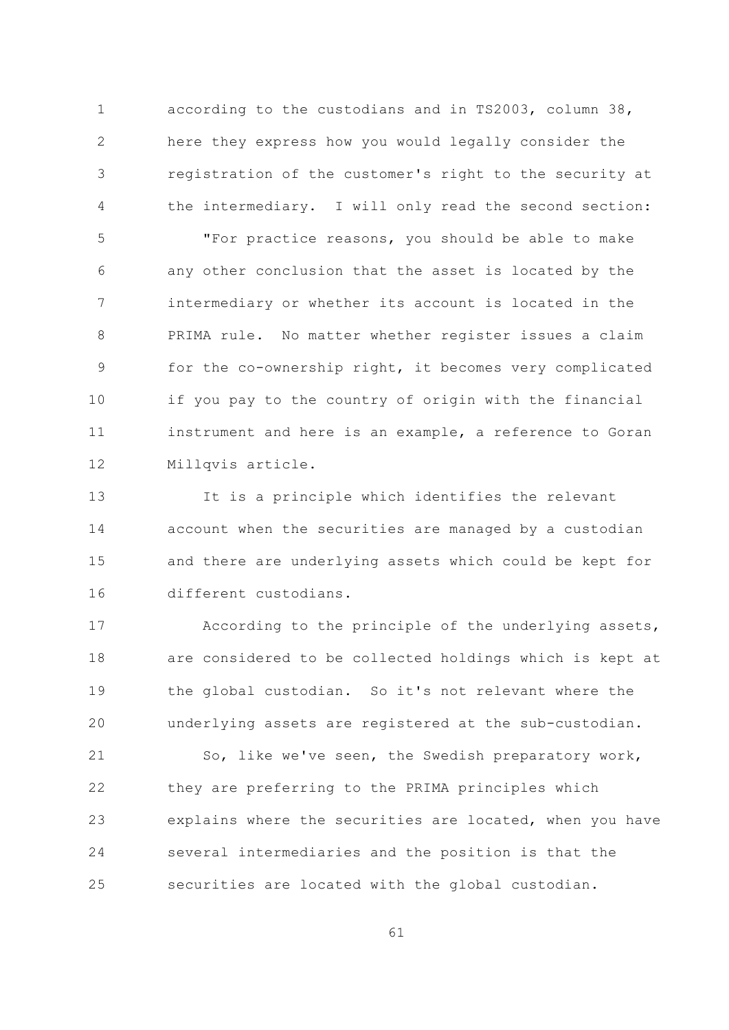according to the custodians and in TS2003, column 38, here they express how you would legally consider the registration of the customer's right to the security at the intermediary. I will only read the second section:

"For practice reasons, you should be able to make any other conclusion that the asset is located by the intermediary or whether its account is located in the PRIMA rule. No matter whether register issues a claim for the co-ownership right, it becomes very complicated if you pay to the country of origin with the financial instrument and here is an example, a reference to Goran Millqvis article.

It is a principle which identifies the relevant account when the securities are managed by a custodian and there are underlying assets which could be kept for different custodians.

According to the principle of the underlying assets, are considered to be collected holdings which is kept at the global custodian. So it's not relevant where the underlying assets are registered at the sub-custodian.

So, like we've seen, the Swedish preparatory work, they are preferring to the PRIMA principles which explains where the securities are located, when you have several intermediaries and the position is that the securities are located with the global custodian.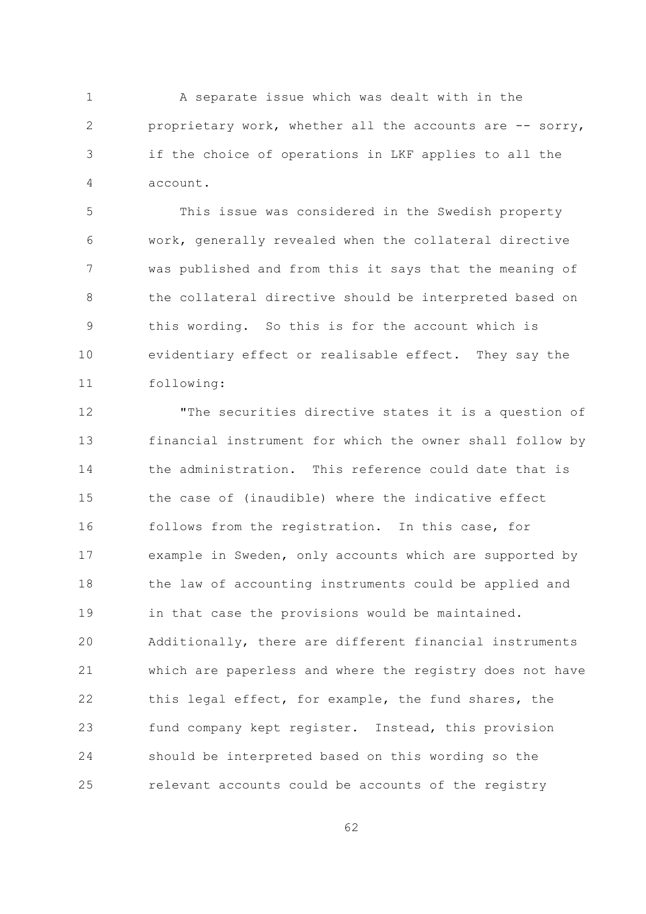A separate issue which was dealt with in the proprietary work, whether all the accounts are -- sorry, if the choice of operations in LKF applies to all the account.

This issue was considered in the Swedish property work, generally revealed when the collateral directive was published and from this it says that the meaning of the collateral directive should be interpreted based on this wording. So this is for the account which is evidentiary effect or realisable effect. They say the following:

"The securities directive states it is a question of financial instrument for which the owner shall follow by the administration. This reference could date that is the case of (inaudible) where the indicative effect follows from the registration. In this case, for example in Sweden, only accounts which are supported by the law of accounting instruments could be applied and in that case the provisions would be maintained. Additionally, there are different financial instruments which are paperless and where the registry does not have this legal effect, for example, the fund shares, the fund company kept register. Instead, this provision should be interpreted based on this wording so the relevant accounts could be accounts of the registry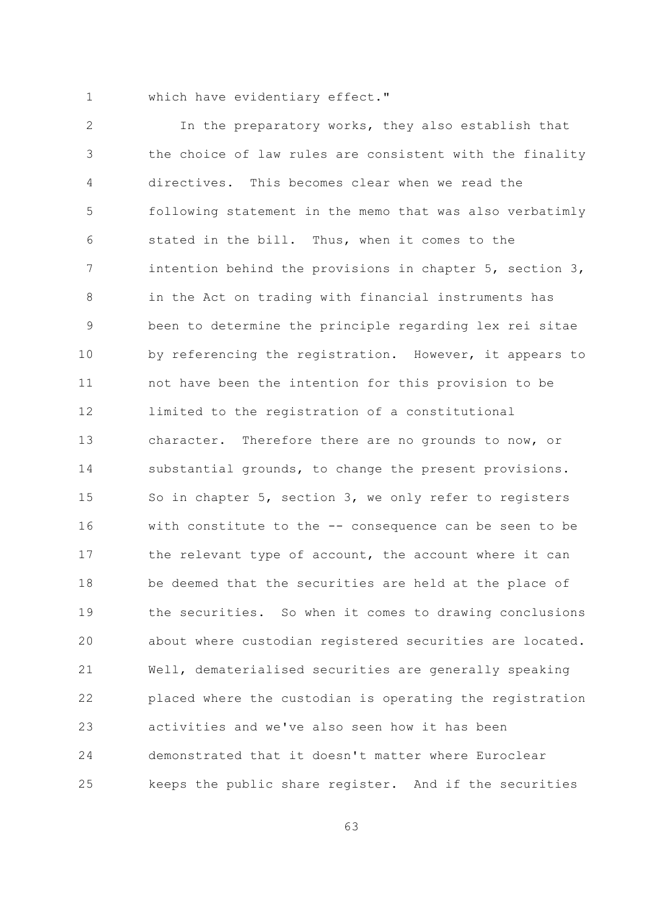which have evidentiary effect."

In the preparatory works, they also establish that the choice of law rules are consistent with the finality directives. This becomes clear when we read the following statement in the memo that was also verbatimly stated in the bill. Thus, when it comes to the intention behind the provisions in chapter 5, section 3, in the Act on trading with financial instruments has been to determine the principle regarding lex rei sitae by referencing the registration. However, it appears to not have been the intention for this provision to be limited to the registration of a constitutional character. Therefore there are no grounds to now, or substantial grounds, to change the present provisions. So in chapter 5, section 3, we only refer to registers with constitute to the -- consequence can be seen to be the relevant type of account, the account where it can be deemed that the securities are held at the place of the securities. So when it comes to drawing conclusions about where custodian registered securities are located. Well, dematerialised securities are generally speaking placed where the custodian is operating the registration activities and we've also seen how it has been demonstrated that it doesn't matter where Euroclear keeps the public share register. And if the securities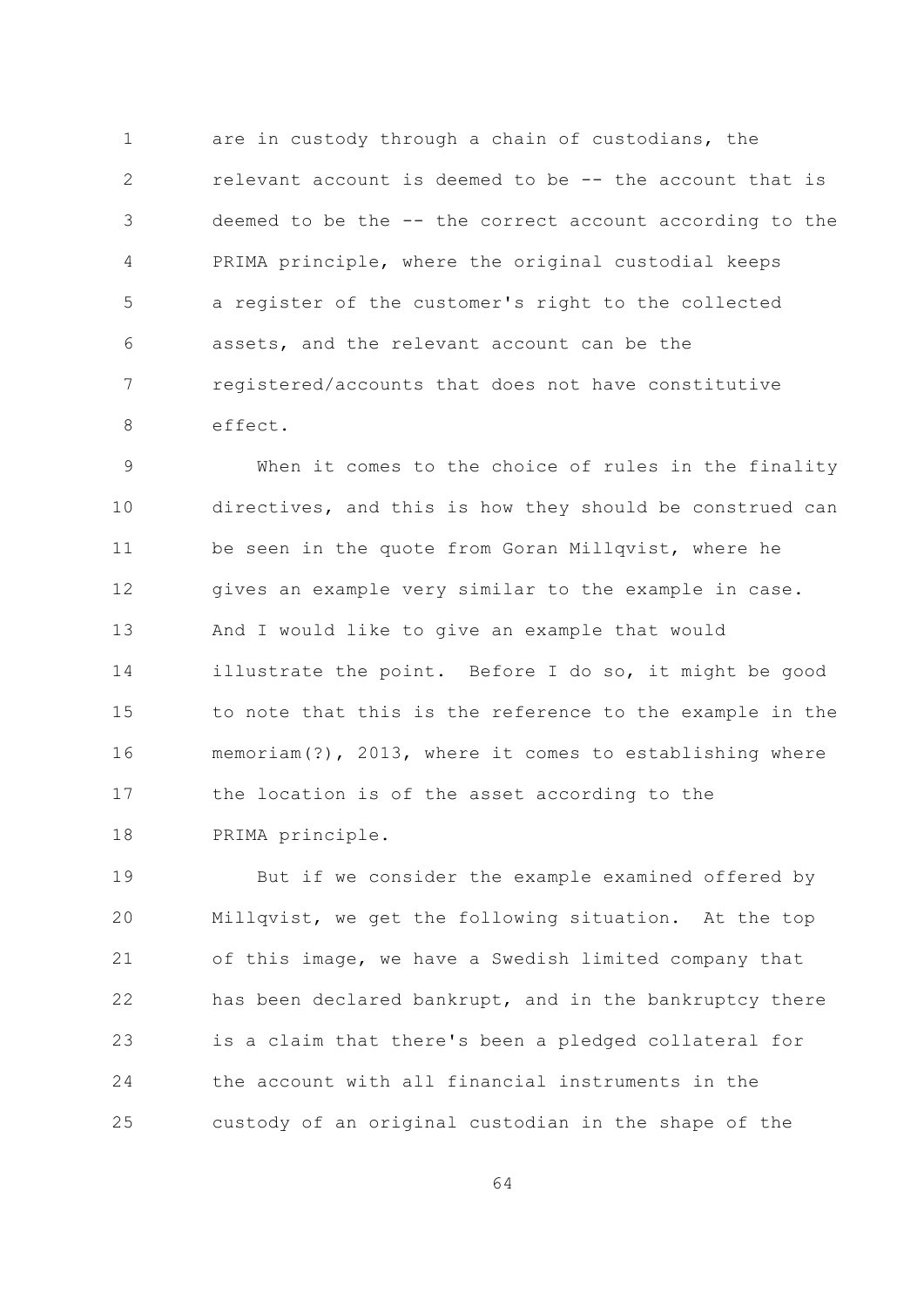are in custody through a chain of custodians, the relevant account is deemed to be -- the account that is deemed to be the -- the correct account according to the PRIMA principle, where the original custodial keeps a register of the customer's right to the collected assets, and the relevant account can be the registered/accounts that does not have constitutive effect.

When it comes to the choice of rules in the finality directives, and this is how they should be construed can be seen in the quote from Goran Millqvist, where he gives an example very similar to the example in case. And I would like to give an example that would illustrate the point. Before I do so, it might be good to note that this is the reference to the example in the memoriam(?), 2013, where it comes to establishing where the location is of the asset according to the PRIMA principle.

But if we consider the example examined offered by Millqvist, we get the following situation. At the top of this image, we have a Swedish limited company that has been declared bankrupt, and in the bankruptcy there is a claim that there's been a pledged collateral for the account with all financial instruments in the custody of an original custodian in the shape of the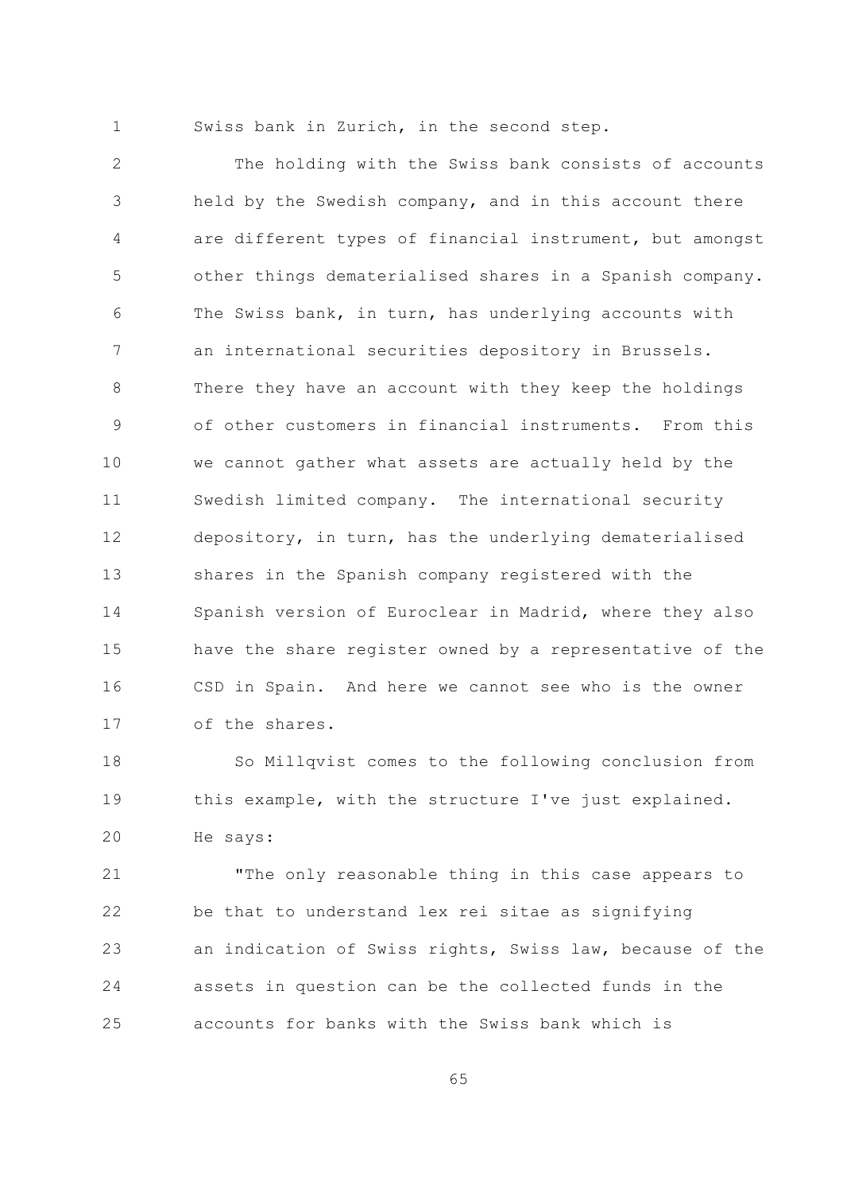Swiss bank in Zurich, in the second step.

The holding with the Swiss bank consists of accounts held by the Swedish company, and in this account there are different types of financial instrument, but amongst other things dematerialised shares in a Spanish company. The Swiss bank, in turn, has underlying accounts with an international securities depository in Brussels. There they have an account with they keep the holdings of other customers in financial instruments. From this we cannot gather what assets are actually held by the Swedish limited company. The international security depository, in turn, has the underlying dematerialised shares in the Spanish company registered with the Spanish version of Euroclear in Madrid, where they also have the share register owned by a representative of the CSD in Spain. And here we cannot see who is the owner of the shares.

So Millqvist comes to the following conclusion from this example, with the structure I've just explained. He says:

"The only reasonable thing in this case appears to be that to understand lex rei sitae as signifying an indication of Swiss rights, Swiss law, because of the assets in question can be the collected funds in the accounts for banks with the Swiss bank which is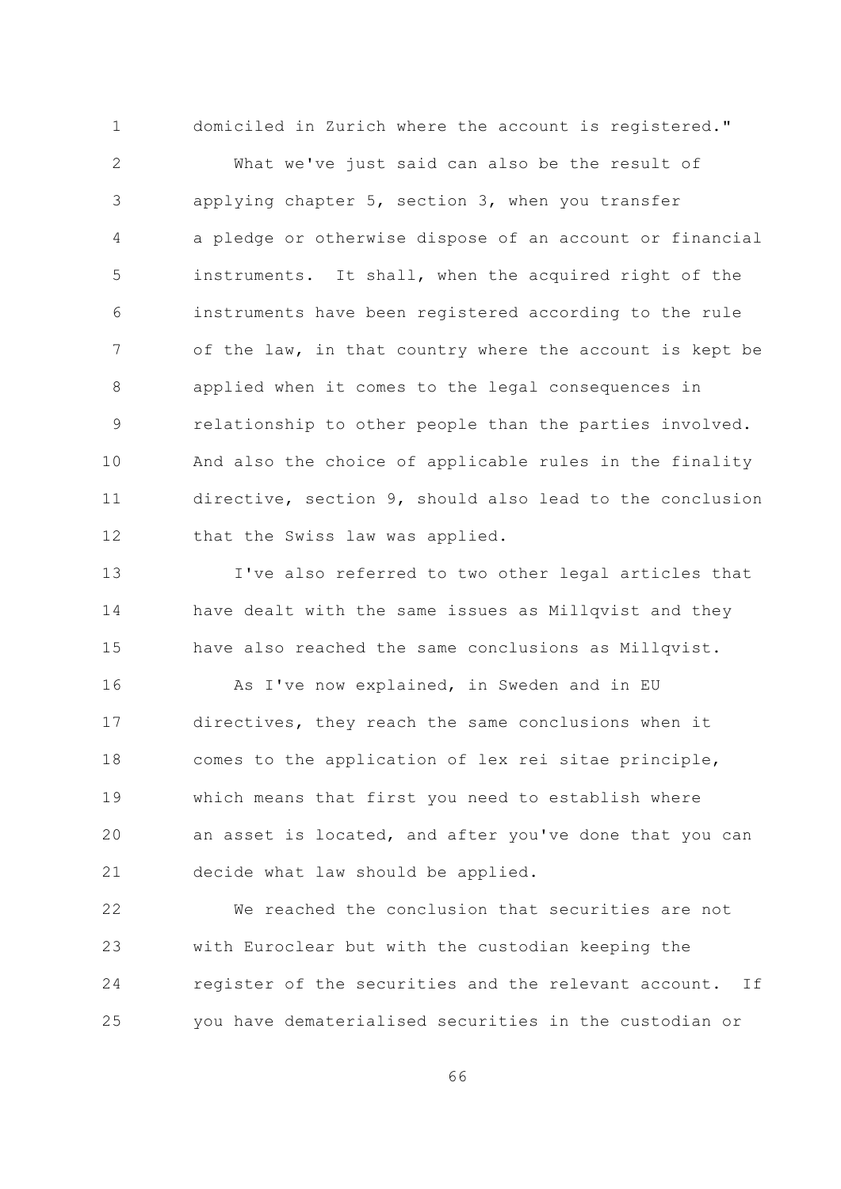domiciled in Zurich where the account is registered."

What we've just said can also be the result of applying chapter 5, section 3, when you transfer a pledge or otherwise dispose of an account or financial instruments. It shall, when the acquired right of the instruments have been registered according to the rule of the law, in that country where the account is kept be applied when it comes to the legal consequences in relationship to other people than the parties involved. And also the choice of applicable rules in the finality directive, section 9, should also lead to the conclusion that the Swiss law was applied.

I've also referred to two other legal articles that have dealt with the same issues as Millqvist and they have also reached the same conclusions as Millqvist.

As I've now explained, in Sweden and in EU directives, they reach the same conclusions when it comes to the application of lex rei sitae principle, which means that first you need to establish where an asset is located, and after you've done that you can decide what law should be applied.

We reached the conclusion that securities are not with Euroclear but with the custodian keeping the register of the securities and the relevant account. If you have dematerialised securities in the custodian or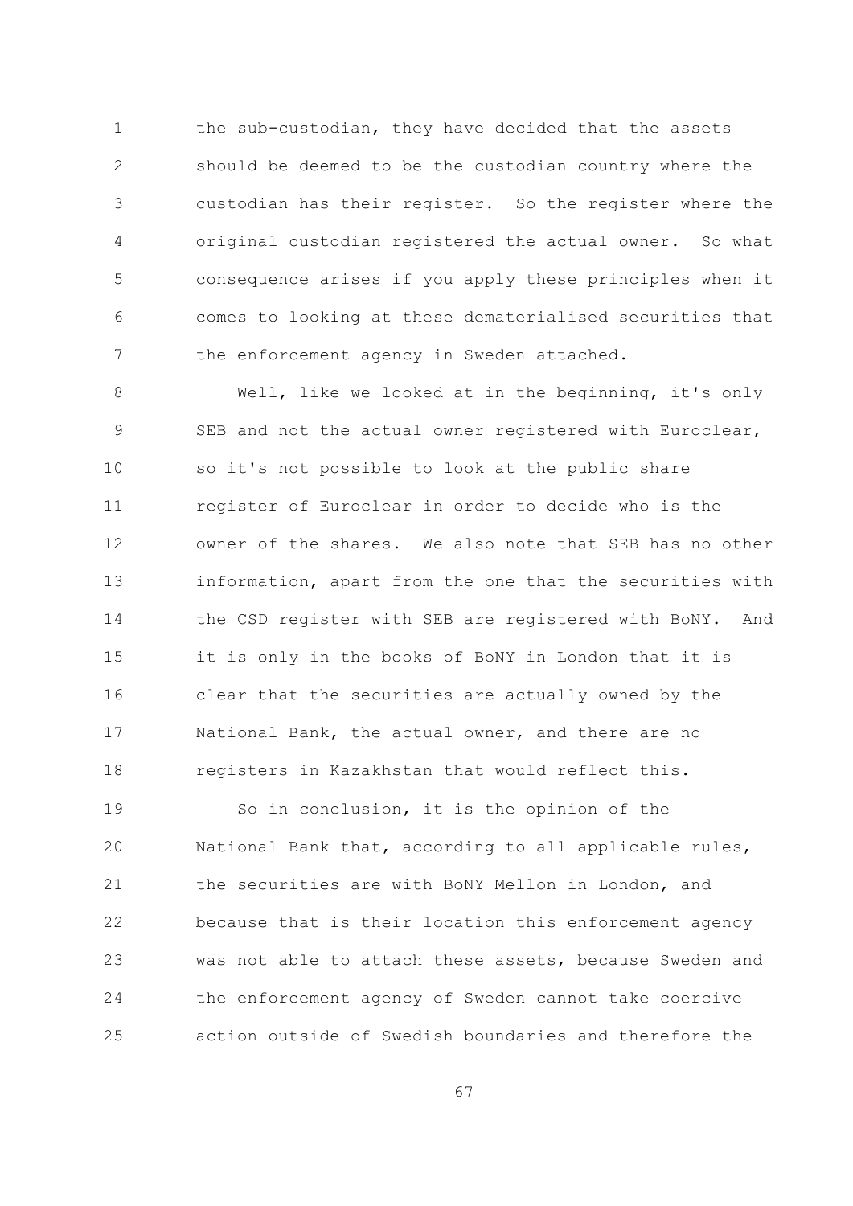the sub-custodian, they have decided that the assets should be deemed to be the custodian country where the custodian has their register. So the register where the original custodian registered the actual owner. So what consequence arises if you apply these principles when it comes to looking at these dematerialised securities that the enforcement agency in Sweden attached.

Well, like we looked at in the beginning, it's only SEB and not the actual owner registered with Euroclear, so it's not possible to look at the public share register of Euroclear in order to decide who is the owner of the shares. We also note that SEB has no other information, apart from the one that the securities with the CSD register with SEB are registered with BoNY. And it is only in the books of BoNY in London that it is clear that the securities are actually owned by the National Bank, the actual owner, and there are no registers in Kazakhstan that would reflect this.

So in conclusion, it is the opinion of the National Bank that, according to all applicable rules, the securities are with BoNY Mellon in London, and because that is their location this enforcement agency was not able to attach these assets, because Sweden and the enforcement agency of Sweden cannot take coercive action outside of Swedish boundaries and therefore the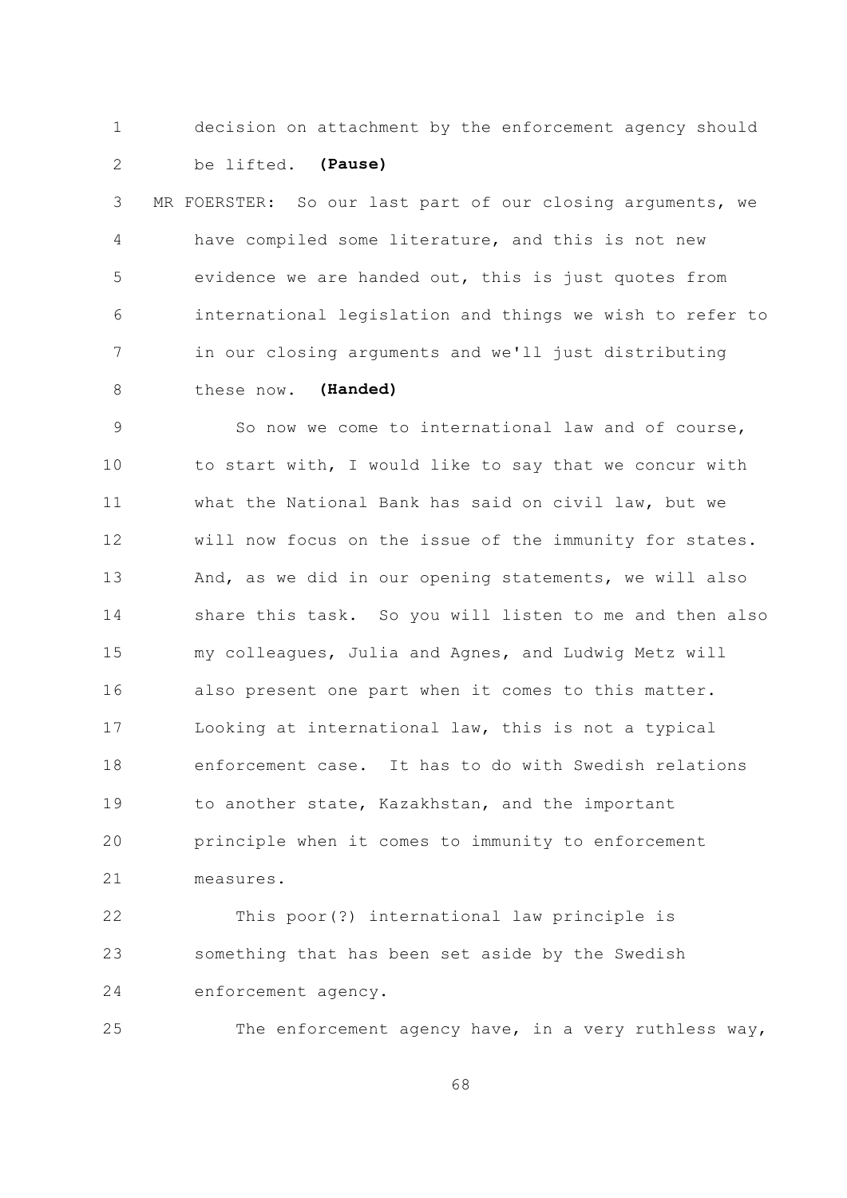decision on attachment by the enforcement agency should be lifted. **(Pause)**

MR FOERSTER: So our last part of our closing arguments, we have compiled some literature, and this is not new evidence we are handed out, this is just quotes from international legislation and things we wish to refer to in our closing arguments and we'll just distributing these now. **(Handed)**

So now we come to international law and of course, to start with, I would like to say that we concur with what the National Bank has said on civil law, but we will now focus on the issue of the immunity for states. And, as we did in our opening statements, we will also share this task. So you will listen to me and then also my colleagues, Julia and Agnes, and Ludwig Metz will also present one part when it comes to this matter. Looking at international law, this is not a typical enforcement case. It has to do with Swedish relations to another state, Kazakhstan, and the important principle when it comes to immunity to enforcement measures.

This poor(?) international law principle is something that has been set aside by the Swedish enforcement agency.

The enforcement agency have, in a very ruthless way,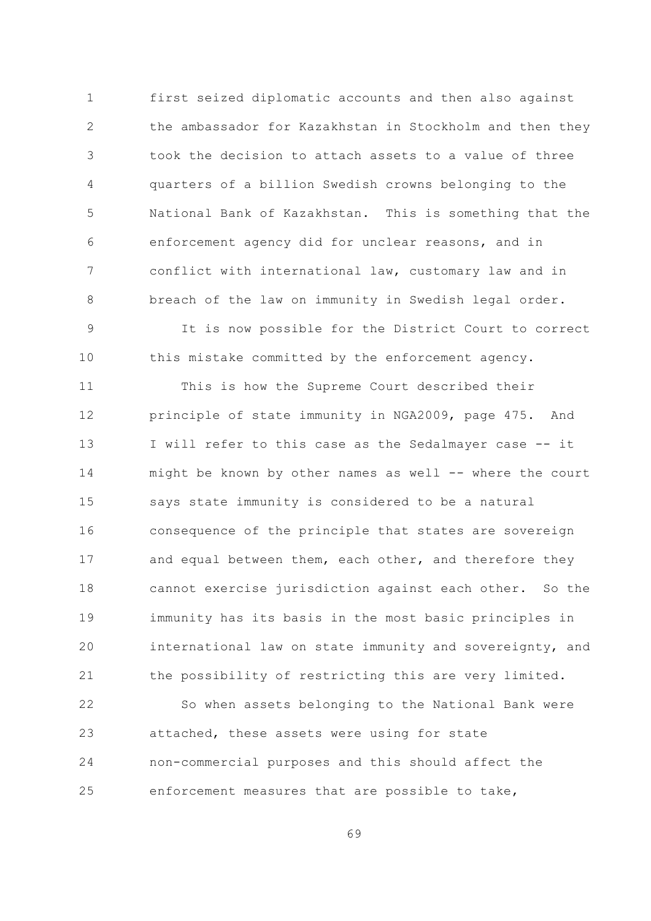first seized diplomatic accounts and then also against the ambassador for Kazakhstan in Stockholm and then they took the decision to attach assets to a value of three quarters of a billion Swedish crowns belonging to the National Bank of Kazakhstan. This is something that the enforcement agency did for unclear reasons, and in conflict with international law, customary law and in breach of the law on immunity in Swedish legal order.

It is now possible for the District Court to correct this mistake committed by the enforcement agency.

This is how the Supreme Court described their principle of state immunity in NGA2009, page 475. And I will refer to this case as the Sedalmayer case -- it might be known by other names as well -- where the court says state immunity is considered to be a natural consequence of the principle that states are sovereign and equal between them, each other, and therefore they cannot exercise jurisdiction against each other. So the immunity has its basis in the most basic principles in international law on state immunity and sovereignty, and the possibility of restricting this are very limited.

So when assets belonging to the National Bank were attached, these assets were using for state non-commercial purposes and this should affect the enforcement measures that are possible to take,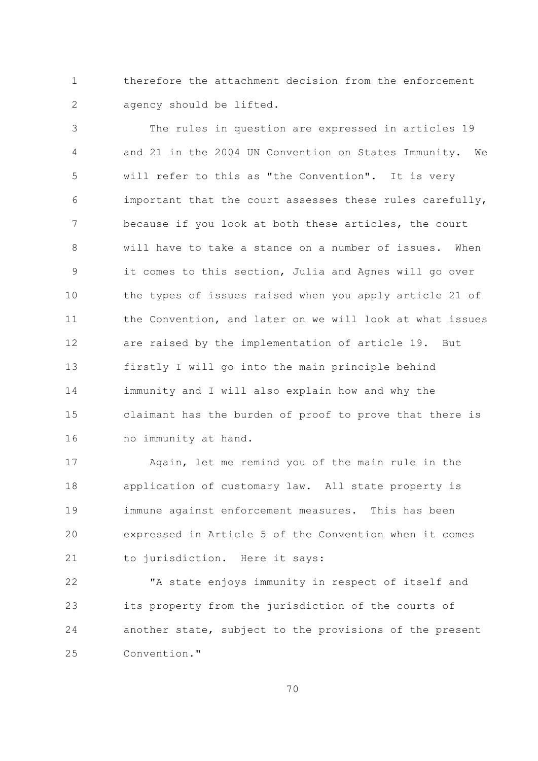therefore the attachment decision from the enforcement agency should be lifted.

The rules in question are expressed in articles 19 and 21 in the 2004 UN Convention on States Immunity. We will refer to this as "the Convention". It is very important that the court assesses these rules carefully, because if you look at both these articles, the court will have to take a stance on a number of issues. When it comes to this section, Julia and Agnes will go over the types of issues raised when you apply article 21 of the Convention, and later on we will look at what issues are raised by the implementation of article 19. But firstly I will go into the main principle behind immunity and I will also explain how and why the claimant has the burden of proof to prove that there is no immunity at hand.

Again, let me remind you of the main rule in the application of customary law. All state property is immune against enforcement measures. This has been expressed in Article 5 of the Convention when it comes to jurisdiction. Here it says:

"A state enjoys immunity in respect of itself and its property from the jurisdiction of the courts of another state, subject to the provisions of the present Convention."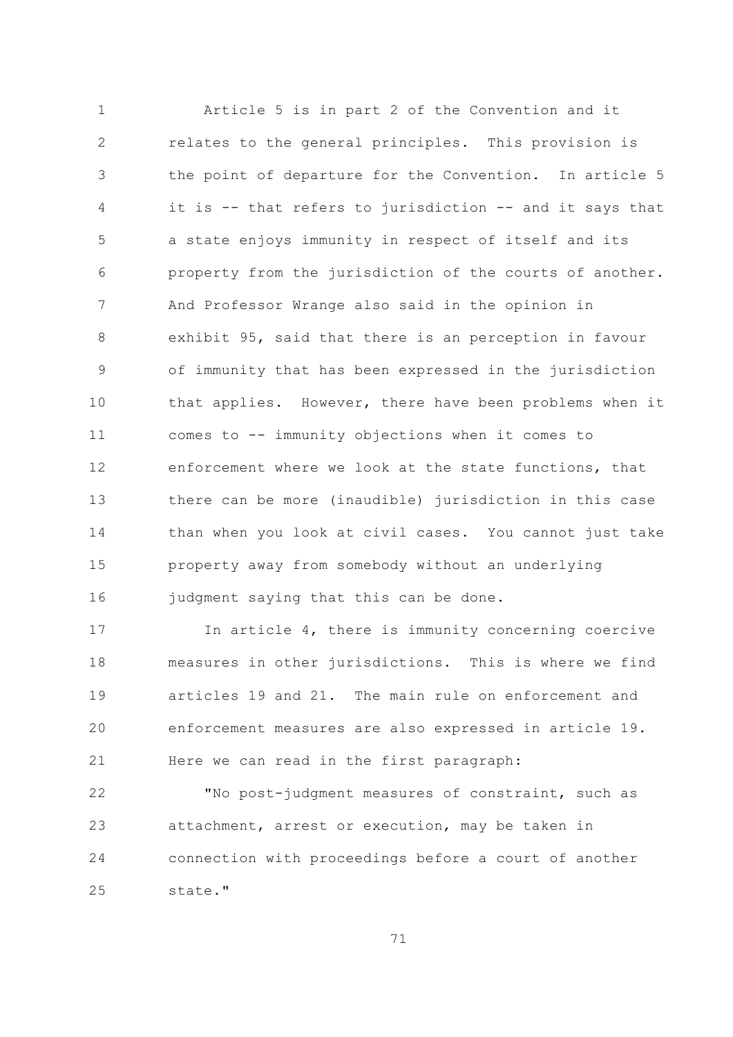Article 5 is in part 2 of the Convention and it relates to the general principles. This provision is the point of departure for the Convention. In article 5 it is -- that refers to jurisdiction -- and it says that a state enjoys immunity in respect of itself and its property from the jurisdiction of the courts of another. And Professor Wrange also said in the opinion in exhibit 95, said that there is an perception in favour of immunity that has been expressed in the jurisdiction that applies. However, there have been problems when it comes to -- immunity objections when it comes to enforcement where we look at the state functions, that there can be more (inaudible) jurisdiction in this case than when you look at civil cases. You cannot just take property away from somebody without an underlying judgment saying that this can be done.

In article 4, there is immunity concerning coercive measures in other jurisdictions. This is where we find articles 19 and 21. The main rule on enforcement and enforcement measures are also expressed in article 19. Here we can read in the first paragraph:

"No post-judgment measures of constraint, such as attachment, arrest or execution, may be taken in connection with proceedings before a court of another state."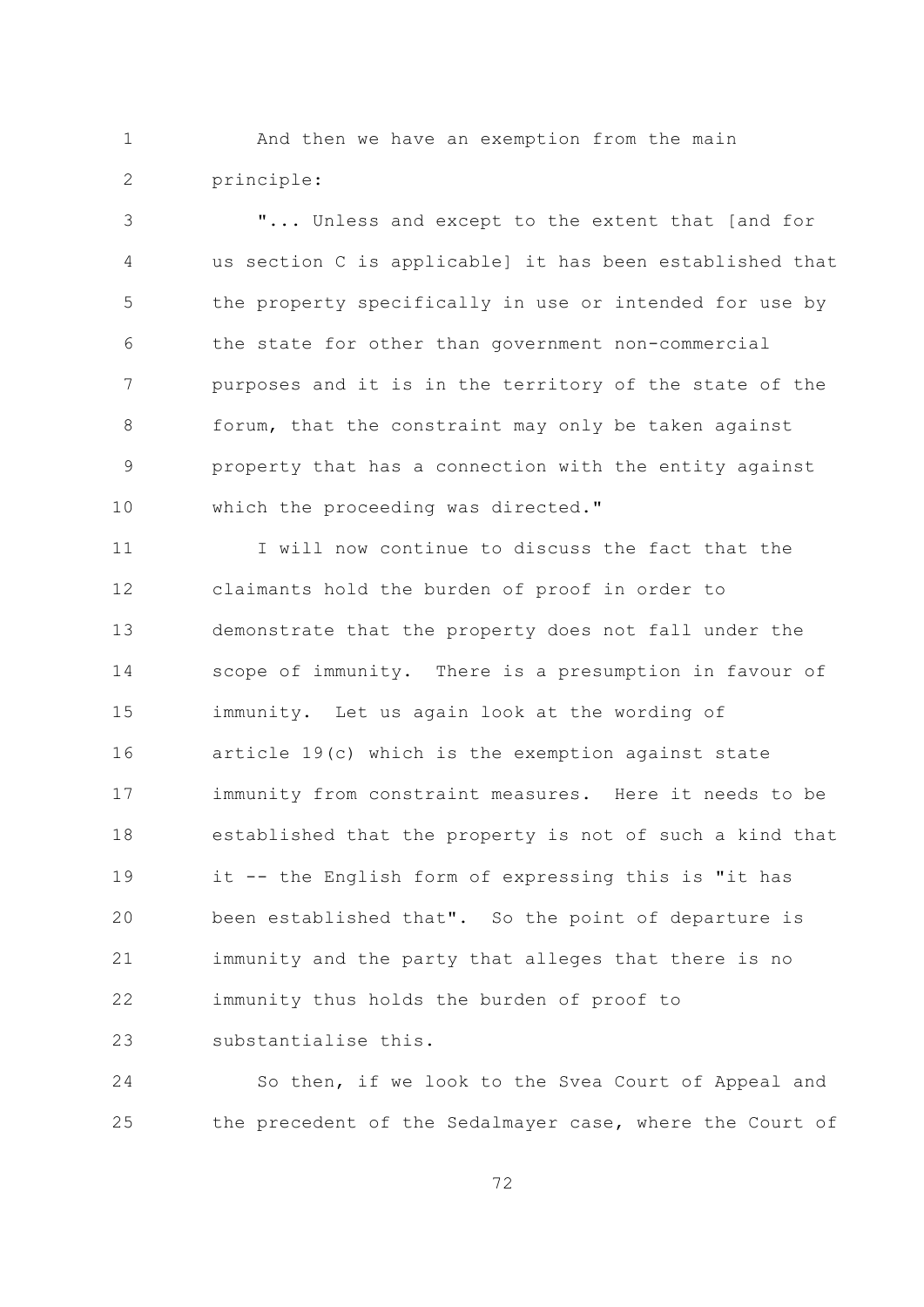And then we have an exemption from the main principle:

"... Unless and except to the extent that [and for us section C is applicable] it has been established that the property specifically in use or intended for use by the state for other than government non-commercial purposes and it is in the territory of the state of the forum, that the constraint may only be taken against property that has a connection with the entity against which the proceeding was directed."

I will now continue to discuss the fact that the claimants hold the burden of proof in order to demonstrate that the property does not fall under the scope of immunity. There is a presumption in favour of immunity. Let us again look at the wording of article 19(c) which is the exemption against state immunity from constraint measures. Here it needs to be established that the property is not of such a kind that it -- the English form of expressing this is "it has been established that". So the point of departure is immunity and the party that alleges that there is no immunity thus holds the burden of proof to substantialise this.

So then, if we look to the Svea Court of Appeal and the precedent of the Sedalmayer case, where the Court of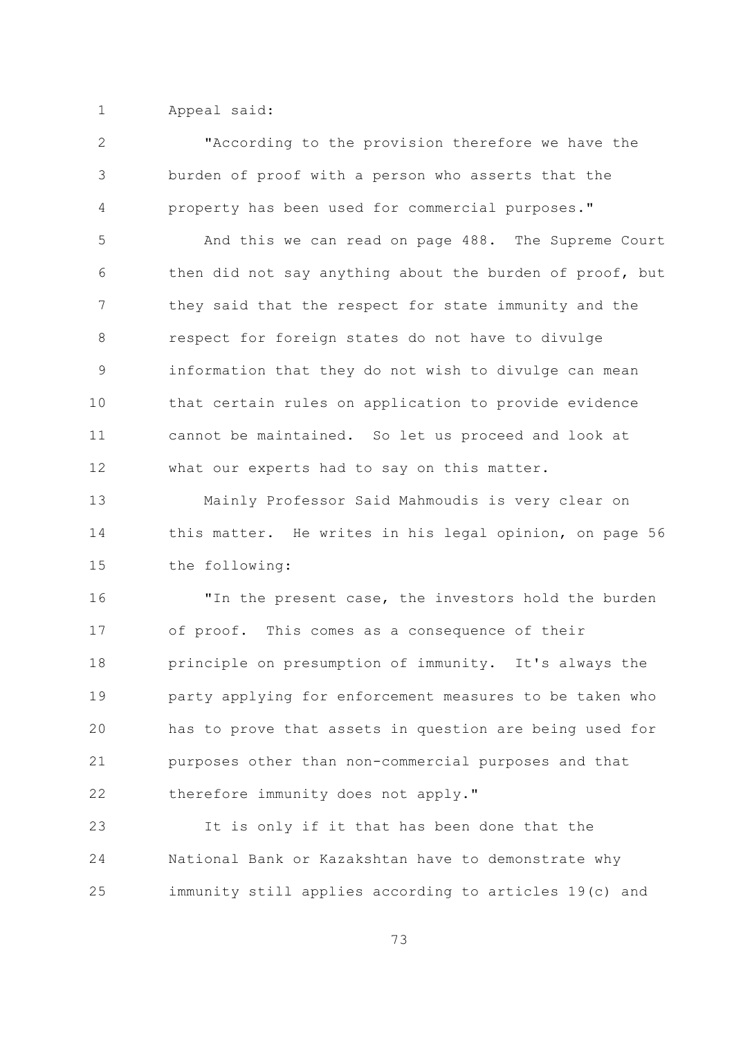Appeal said:

"According to the provision therefore we have the burden of proof with a person who asserts that the property has been used for commercial purposes."

And this we can read on page 488. The Supreme Court then did not say anything about the burden of proof, but they said that the respect for state immunity and the respect for foreign states do not have to divulge information that they do not wish to divulge can mean that certain rules on application to provide evidence cannot be maintained. So let us proceed and look at what our experts had to say on this matter.

Mainly Professor Said Mahmoudis is very clear on this matter. He writes in his legal opinion, on page 56 the following:

"In the present case, the investors hold the burden of proof. This comes as a consequence of their principle on presumption of immunity. It's always the party applying for enforcement measures to be taken who has to prove that assets in question are being used for purposes other than non-commercial purposes and that therefore immunity does not apply."

It is only if it that has been done that the National Bank or Kazakshtan have to demonstrate why immunity still applies according to articles 19(c) and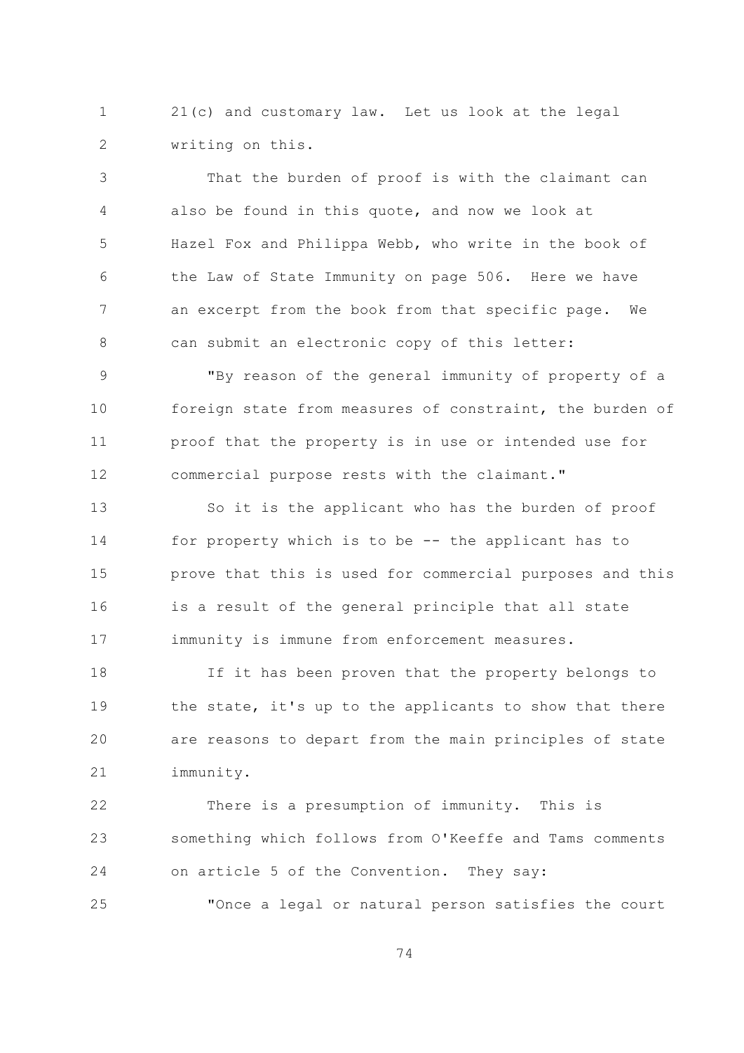21(c) and customary law. Let us look at the legal writing on this.

That the burden of proof is with the claimant can also be found in this quote, and now we look at Hazel Fox and Philippa Webb, who write in the book of the Law of State Immunity on page 506. Here we have an excerpt from the book from that specific page. We can submit an electronic copy of this letter:

"By reason of the general immunity of property of a foreign state from measures of constraint, the burden of proof that the property is in use or intended use for commercial purpose rests with the claimant."

So it is the applicant who has the burden of proof for property which is to be -- the applicant has to prove that this is used for commercial purposes and this is a result of the general principle that all state immunity is immune from enforcement measures.

If it has been proven that the property belongs to the state, it's up to the applicants to show that there are reasons to depart from the main principles of state immunity.

There is a presumption of immunity. This is something which follows from O'Keeffe and Tams comments on article 5 of the Convention. They say:

"Once a legal or natural person satisfies the court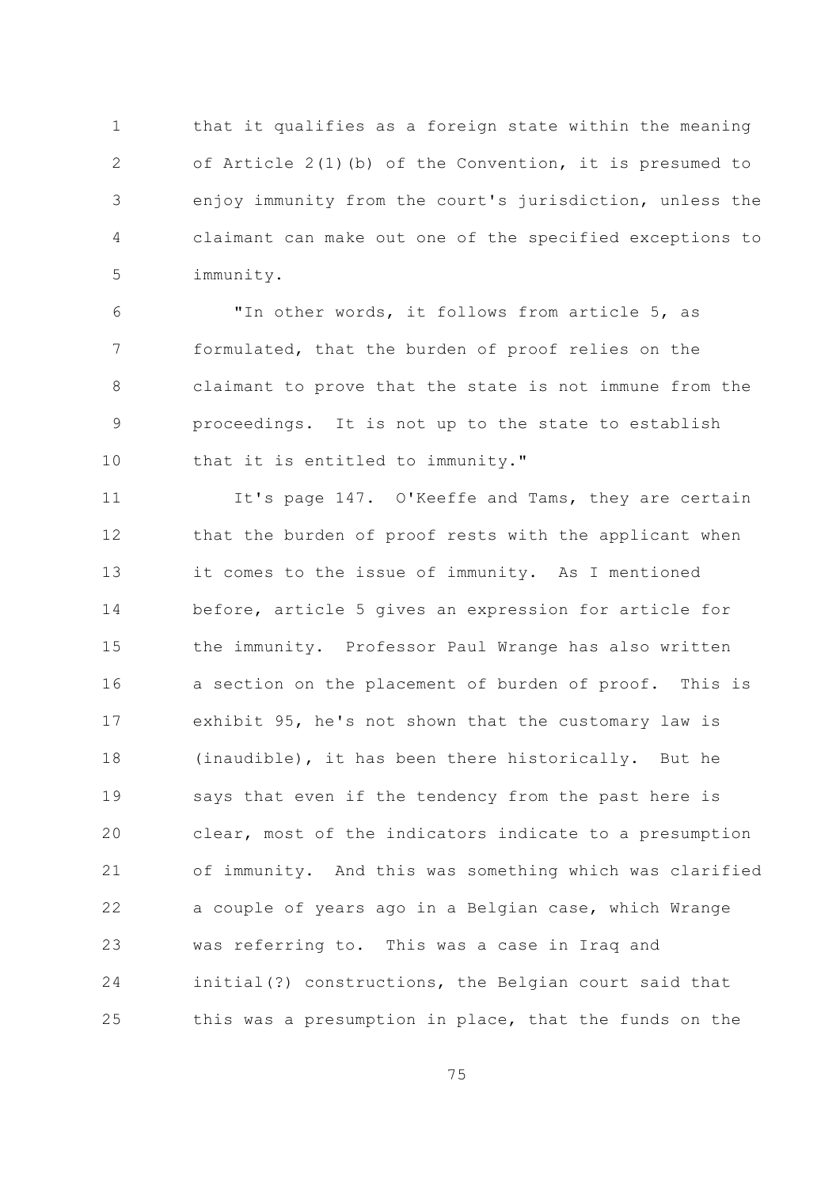that it qualifies as a foreign state within the meaning of Article 2(1)(b) of the Convention, it is presumed to enjoy immunity from the court's jurisdiction, unless the claimant can make out one of the specified exceptions to immunity.

"In other words, it follows from article 5, as formulated, that the burden of proof relies on the claimant to prove that the state is not immune from the proceedings. It is not up to the state to establish that it is entitled to immunity."

It's page 147. O'Keeffe and Tams, they are certain that the burden of proof rests with the applicant when it comes to the issue of immunity. As I mentioned before, article 5 gives an expression for article for the immunity. Professor Paul Wrange has also written a section on the placement of burden of proof. This is exhibit 95, he's not shown that the customary law is (inaudible), it has been there historically. But he says that even if the tendency from the past here is clear, most of the indicators indicate to a presumption of immunity. And this was something which was clarified a couple of years ago in a Belgian case, which Wrange was referring to. This was a case in Iraq and initial(?) constructions, the Belgian court said that this was a presumption in place, that the funds on the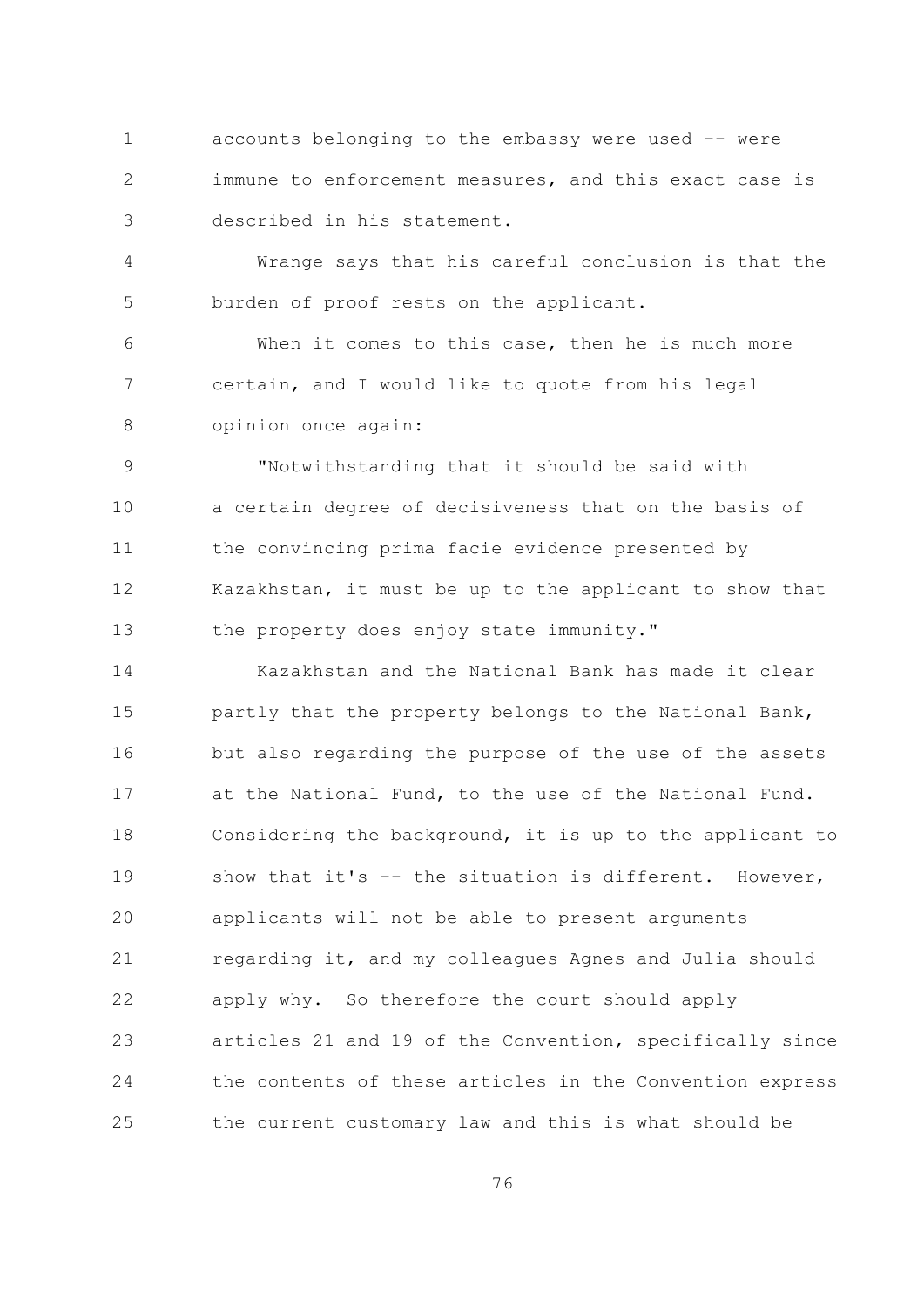accounts belonging to the embassy were used -- were immune to enforcement measures, and this exact case is described in his statement.

Wrange says that his careful conclusion is that the burden of proof rests on the applicant.

When it comes to this case, then he is much more certain, and I would like to quote from his legal opinion once again:

"Notwithstanding that it should be said with a certain degree of decisiveness that on the basis of the convincing prima facie evidence presented by Kazakhstan, it must be up to the applicant to show that the property does enjoy state immunity."

Kazakhstan and the National Bank has made it clear partly that the property belongs to the National Bank, but also regarding the purpose of the use of the assets at the National Fund, to the use of the National Fund. Considering the background, it is up to the applicant to show that it's -- the situation is different. However, applicants will not be able to present arguments regarding it, and my colleagues Agnes and Julia should apply why. So therefore the court should apply articles 21 and 19 of the Convention, specifically since the contents of these articles in the Convention express the current customary law and this is what should be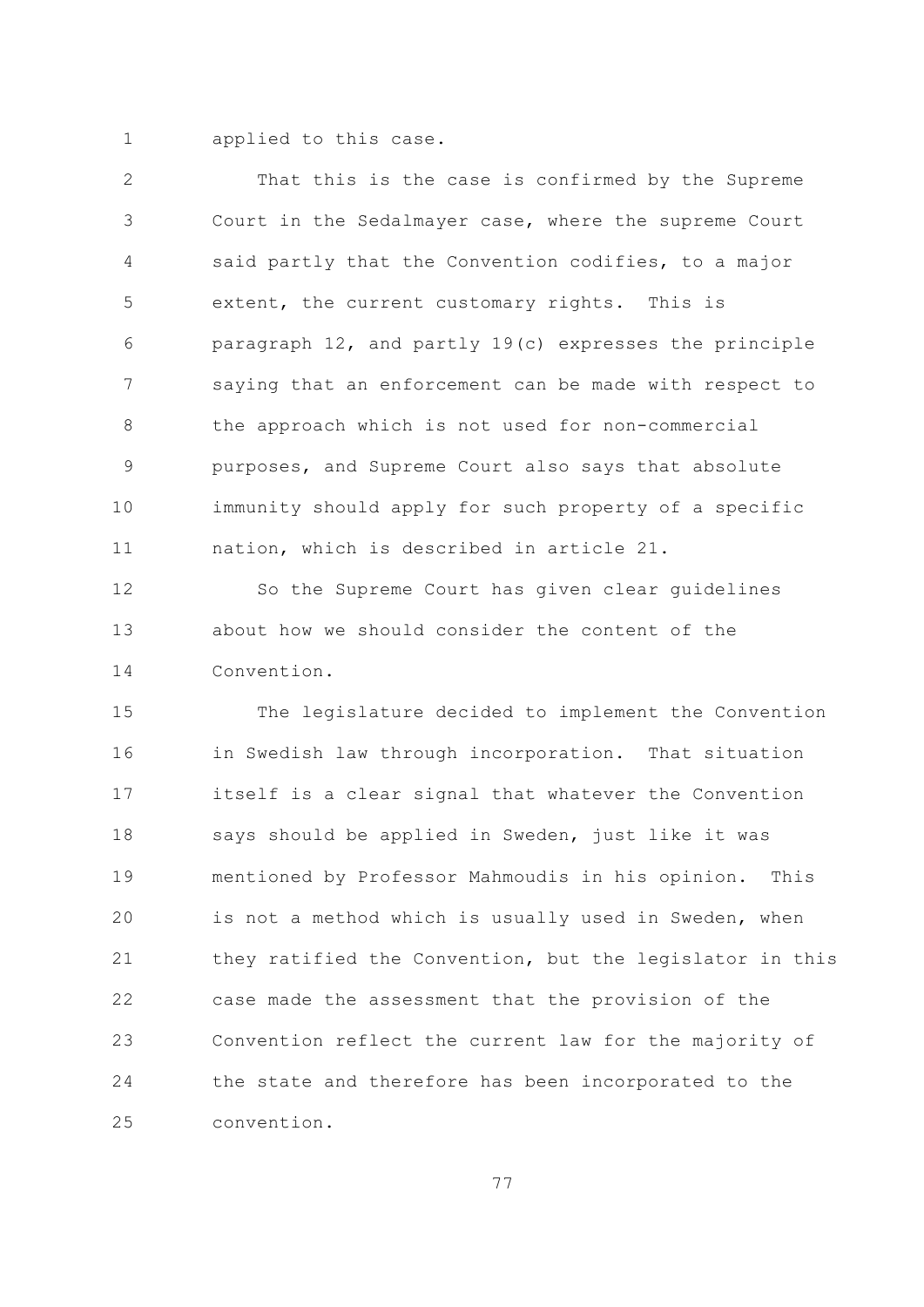applied to this case.

That this is the case is confirmed by the Supreme Court in the Sedalmayer case, where the supreme Court said partly that the Convention codifies, to a major extent, the current customary rights. This is paragraph 12, and partly 19(c) expresses the principle saying that an enforcement can be made with respect to the approach which is not used for non-commercial purposes, and Supreme Court also says that absolute immunity should apply for such property of a specific nation, which is described in article 21.

So the Supreme Court has given clear guidelines about how we should consider the content of the Convention.

The legislature decided to implement the Convention in Swedish law through incorporation. That situation itself is a clear signal that whatever the Convention says should be applied in Sweden, just like it was mentioned by Professor Mahmoudis in his opinion. This is not a method which is usually used in Sweden, when they ratified the Convention, but the legislator in this case made the assessment that the provision of the Convention reflect the current law for the majority of the state and therefore has been incorporated to the convention.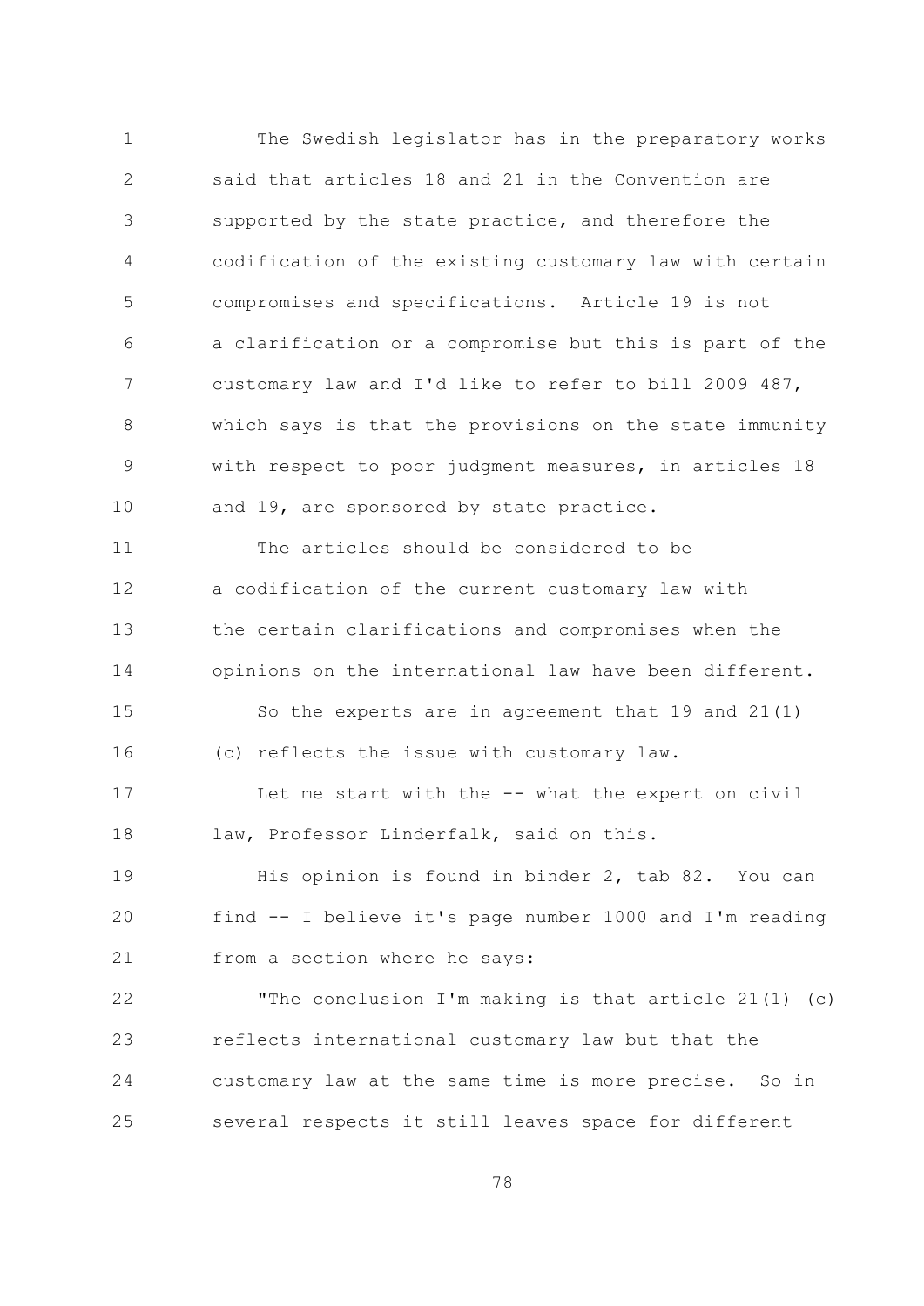The Swedish legislator has in the preparatory works said that articles 18 and 21 in the Convention are supported by the state practice, and therefore the codification of the existing customary law with certain compromises and specifications. Article 19 is not a clarification or a compromise but this is part of the customary law and I'd like to refer to bill 2009 487, which says is that the provisions on the state immunity with respect to poor judgment measures, in articles 18 and 19, are sponsored by state practice.

The articles should be considered to be a codification of the current customary law with the certain clarifications and compromises when the opinions on the international law have been different.

So the experts are in agreement that 19 and 21(1) (c) reflects the issue with customary law.

Let me start with the -- what the expert on civil law, Professor Linderfalk, said on this.

His opinion is found in binder 2, tab 82. You can find -- I believe it's page number 1000 and I'm reading from a section where he says:

"The conclusion I'm making is that article 21(1) (c) reflects international customary law but that the customary law at the same time is more precise. So in several respects it still leaves space for different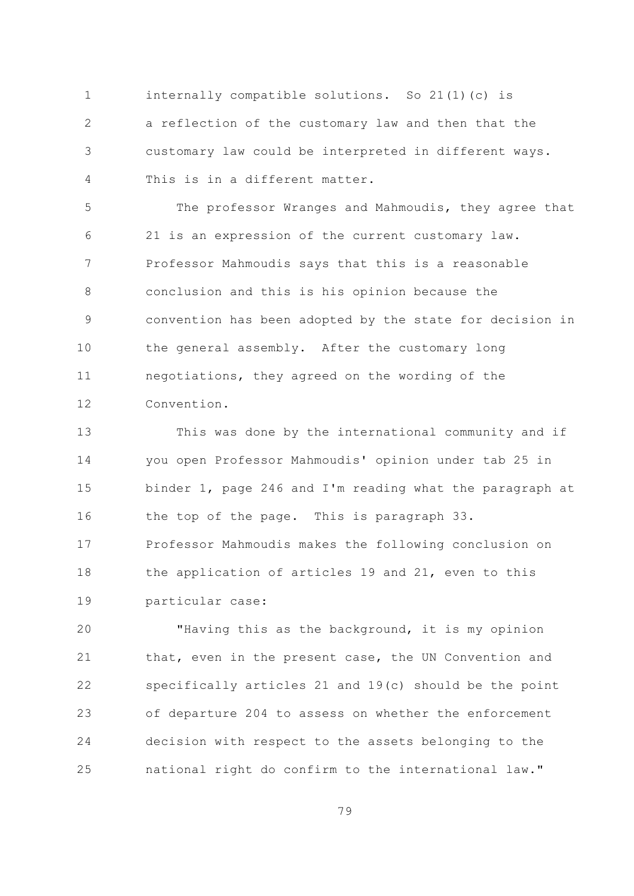internally compatible solutions. So 21(1)(c) is a reflection of the customary law and then that the customary law could be interpreted in different ways. This is in a different matter.

The professor Wranges and Mahmoudis, they agree that 21 is an expression of the current customary law. Professor Mahmoudis says that this is a reasonable conclusion and this is his opinion because the convention has been adopted by the state for decision in the general assembly. After the customary long negotiations, they agreed on the wording of the Convention.

This was done by the international community and if you open Professor Mahmoudis' opinion under tab 25 in binder 1, page 246 and I'm reading what the paragraph at the top of the page. This is paragraph 33. Professor Mahmoudis makes the following conclusion on the application of articles 19 and 21, even to this particular case:

"Having this as the background, it is my opinion that, even in the present case, the UN Convention and specifically articles 21 and 19(c) should be the point of departure 204 to assess on whether the enforcement decision with respect to the assets belonging to the national right do confirm to the international law."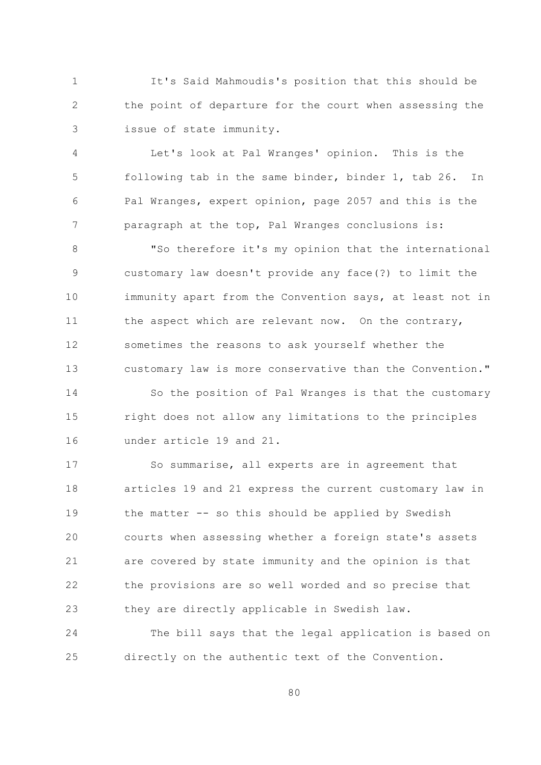It's Said Mahmoudis's position that this should be the point of departure for the court when assessing the issue of state immunity.

Let's look at Pal Wranges' opinion. This is the following tab in the same binder, binder 1, tab 26. In Pal Wranges, expert opinion, page 2057 and this is the paragraph at the top, Pal Wranges conclusions is:

"So therefore it's my opinion that the international customary law doesn't provide any face(?) to limit the immunity apart from the Convention says, at least not in the aspect which are relevant now. On the contrary, sometimes the reasons to ask yourself whether the customary law is more conservative than the Convention."

So the position of Pal Wranges is that the customary right does not allow any limitations to the principles under article 19 and 21.

So summarise, all experts are in agreement that articles 19 and 21 express the current customary law in the matter -- so this should be applied by Swedish courts when assessing whether a foreign state's assets are covered by state immunity and the opinion is that the provisions are so well worded and so precise that they are directly applicable in Swedish law.

The bill says that the legal application is based on directly on the authentic text of the Convention.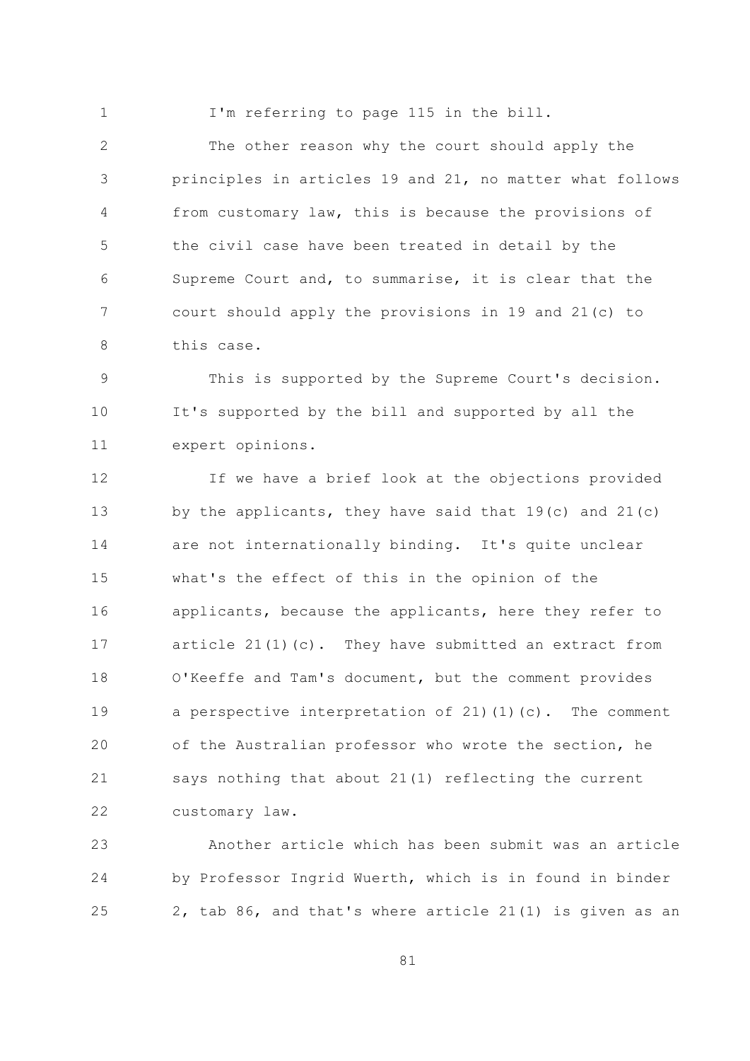I'm referring to page 115 in the bill.

The other reason why the court should apply the principles in articles 19 and 21, no matter what follows from customary law, this is because the provisions of the civil case have been treated in detail by the Supreme Court and, to summarise, it is clear that the court should apply the provisions in 19 and 21(c) to this case.

This is supported by the Supreme Court's decision. It's supported by the bill and supported by all the expert opinions.

If we have a brief look at the objections provided by the applicants, they have said that 19(c) and 21(c) are not internationally binding. It's quite unclear what's the effect of this in the opinion of the applicants, because the applicants, here they refer to article 21(1)(c). They have submitted an extract from O'Keeffe and Tam's document, but the comment provides a perspective interpretation of 21)(1)(c). The comment of the Australian professor who wrote the section, he says nothing that about 21(1) reflecting the current customary law.

Another article which has been submit was an article by Professor Ingrid Wuerth, which is in found in binder 2, tab 86, and that's where article 21(1) is given as an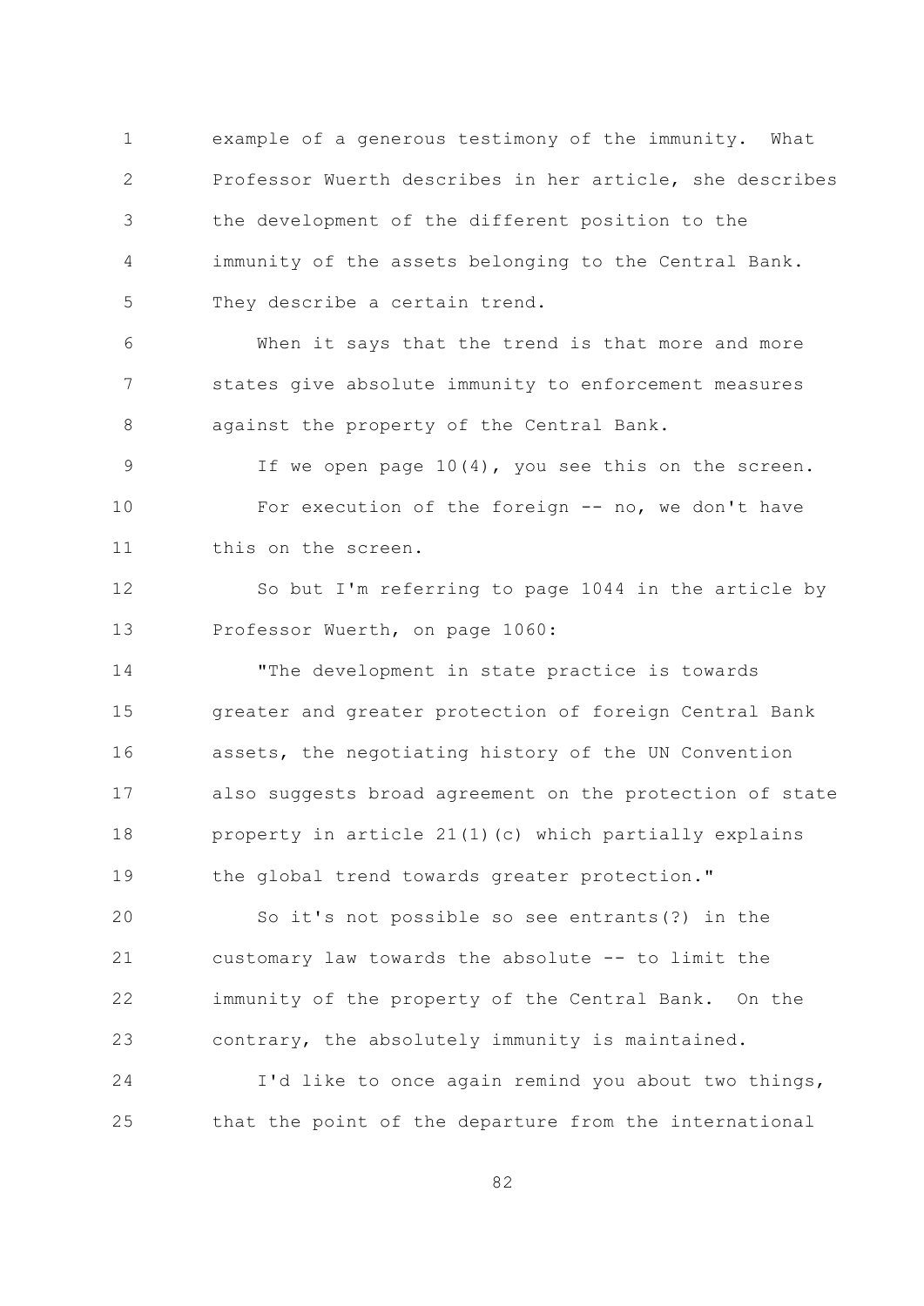example of a generous testimony of the immunity. What Professor Wuerth describes in her article, she describes the development of the different position to the immunity of the assets belonging to the Central Bank. They describe a certain trend.

When it says that the trend is that more and more states give absolute immunity to enforcement measures against the property of the Central Bank.

If we open page 10(4), you see this on the screen.

For execution of the foreign -- no, we don't have this on the screen.

So but I'm referring to page 1044 in the article by Professor Wuerth, on page 1060:

"The development in state practice is towards greater and greater protection of foreign Central Bank assets, the negotiating history of the UN Convention also suggests broad agreement on the protection of state property in article 21(1)(c) which partially explains the global trend towards greater protection."

So it's not possible so see entrants(?) in the customary law towards the absolute -- to limit the immunity of the property of the Central Bank. On the contrary, the absolutely immunity is maintained.

I'd like to once again remind you about two things, that the point of the departure from the international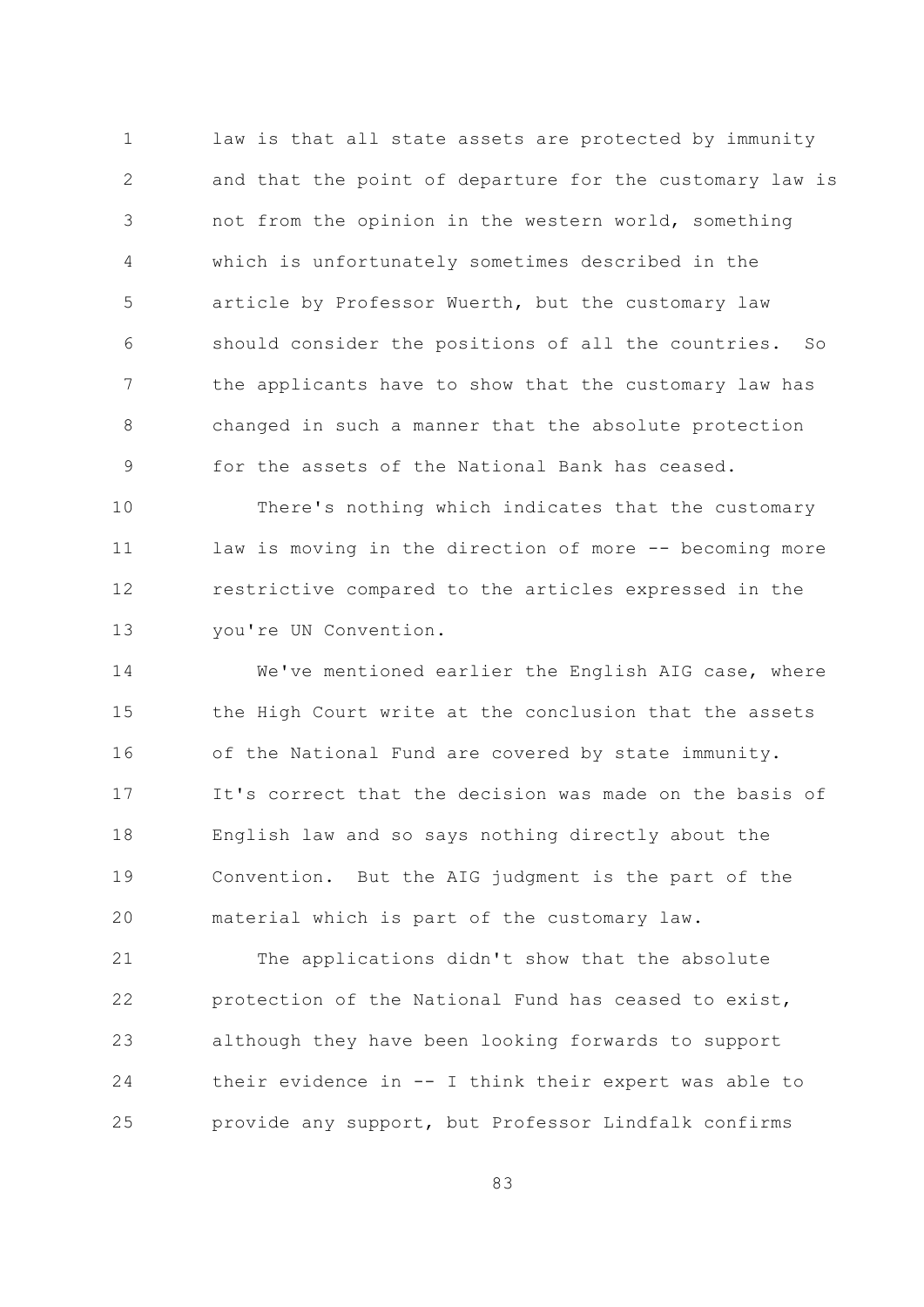law is that all state assets are protected by immunity and that the point of departure for the customary law is not from the opinion in the western world, something which is unfortunately sometimes described in the article by Professor Wuerth, but the customary law should consider the positions of all the countries. So the applicants have to show that the customary law has changed in such a manner that the absolute protection for the assets of the National Bank has ceased.

There's nothing which indicates that the customary law is moving in the direction of more -- becoming more restrictive compared to the articles expressed in the you're UN Convention.

We've mentioned earlier the English AIG case, where the High Court write at the conclusion that the assets of the National Fund are covered by state immunity. It's correct that the decision was made on the basis of English law and so says nothing directly about the Convention. But the AIG judgment is the part of the material which is part of the customary law.

The applications didn't show that the absolute protection of the National Fund has ceased to exist, although they have been looking forwards to support their evidence in -- I think their expert was able to provide any support, but Professor Lindfalk confirms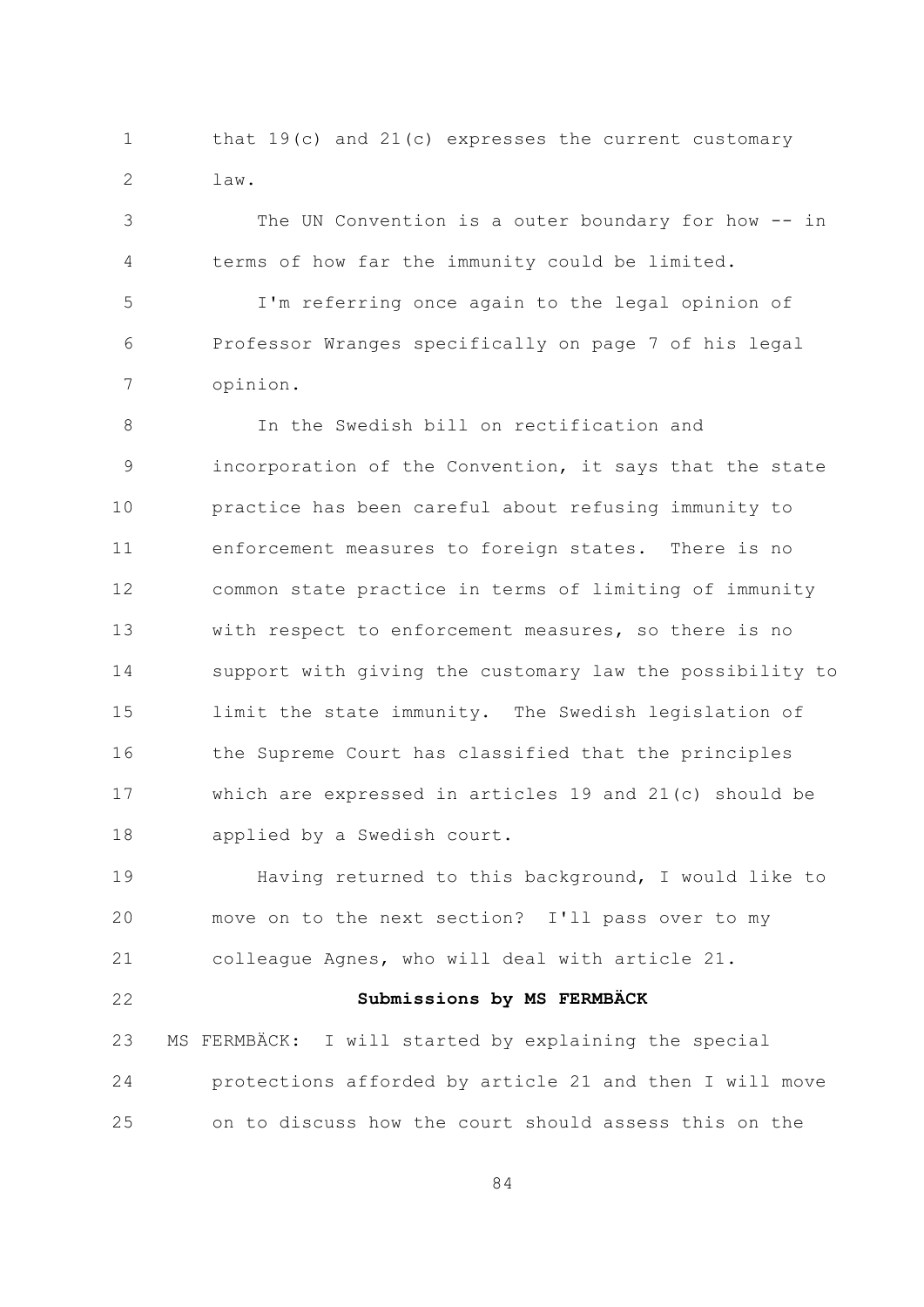that 19(c) and 21(c) expresses the current customary law.

The UN Convention is a outer boundary for how -- in terms of how far the immunity could be limited.

I'm referring once again to the legal opinion of Professor Wranges specifically on page 7 of his legal opinion.

In the Swedish bill on rectification and incorporation of the Convention, it says that the state practice has been careful about refusing immunity to enforcement measures to foreign states. There is no common state practice in terms of limiting of immunity with respect to enforcement measures, so there is no support with giving the customary law the possibility to limit the state immunity. The Swedish legislation of the Supreme Court has classified that the principles which are expressed in articles 19 and 21(c) should be applied by a Swedish court.

Having returned to this background, I would like to move on to the next section? I'll pass over to my colleague Agnes, who will deal with article 21.

**Submissions by MS FERMBÄCK**

MS FERMBÄCK: I will started by explaining the special protections afforded by article 21 and then I will move on to discuss how the court should assess this on the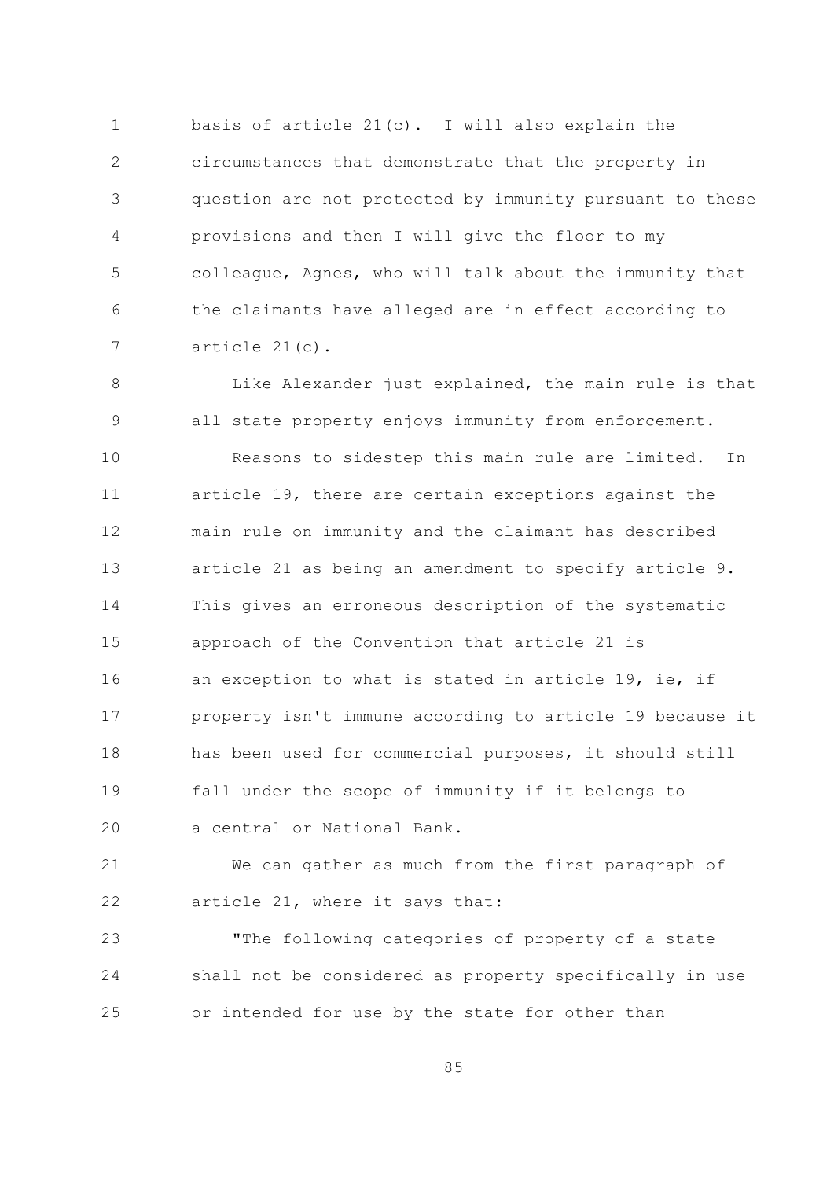basis of article 21(c). I will also explain the circumstances that demonstrate that the property in question are not protected by immunity pursuant to these provisions and then I will give the floor to my colleague, Agnes, who will talk about the immunity that the claimants have alleged are in effect according to article 21(c).

Like Alexander just explained, the main rule is that all state property enjoys immunity from enforcement.

Reasons to sidestep this main rule are limited. In article 19, there are certain exceptions against the main rule on immunity and the claimant has described article 21 as being an amendment to specify article 9. This gives an erroneous description of the systematic approach of the Convention that article 21 is an exception to what is stated in article 19, ie, if property isn't immune according to article 19 because it has been used for commercial purposes, it should still fall under the scope of immunity if it belongs to a central or National Bank.

We can gather as much from the first paragraph of article 21, where it says that:

"The following categories of property of a state shall not be considered as property specifically in use or intended for use by the state for other than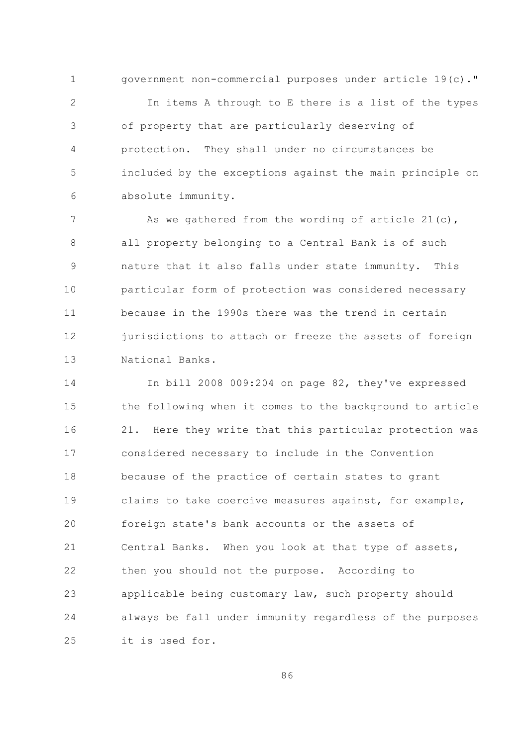government non-commercial purposes under article 19(c)."

In items A through to E there is a list of the types of property that are particularly deserving of protection. They shall under no circumstances be included by the exceptions against the main principle on absolute immunity.

As we gathered from the wording of article 21(c), all property belonging to a Central Bank is of such nature that it also falls under state immunity. This particular form of protection was considered necessary because in the 1990s there was the trend in certain jurisdictions to attach or freeze the assets of foreign National Banks.

In bill 2008 009:204 on page 82, they've expressed the following when it comes to the background to article 21. Here they write that this particular protection was considered necessary to include in the Convention because of the practice of certain states to grant claims to take coercive measures against, for example, foreign state's bank accounts or the assets of Central Banks. When you look at that type of assets, then you should not the purpose. According to applicable being customary law, such property should always be fall under immunity regardless of the purposes it is used for.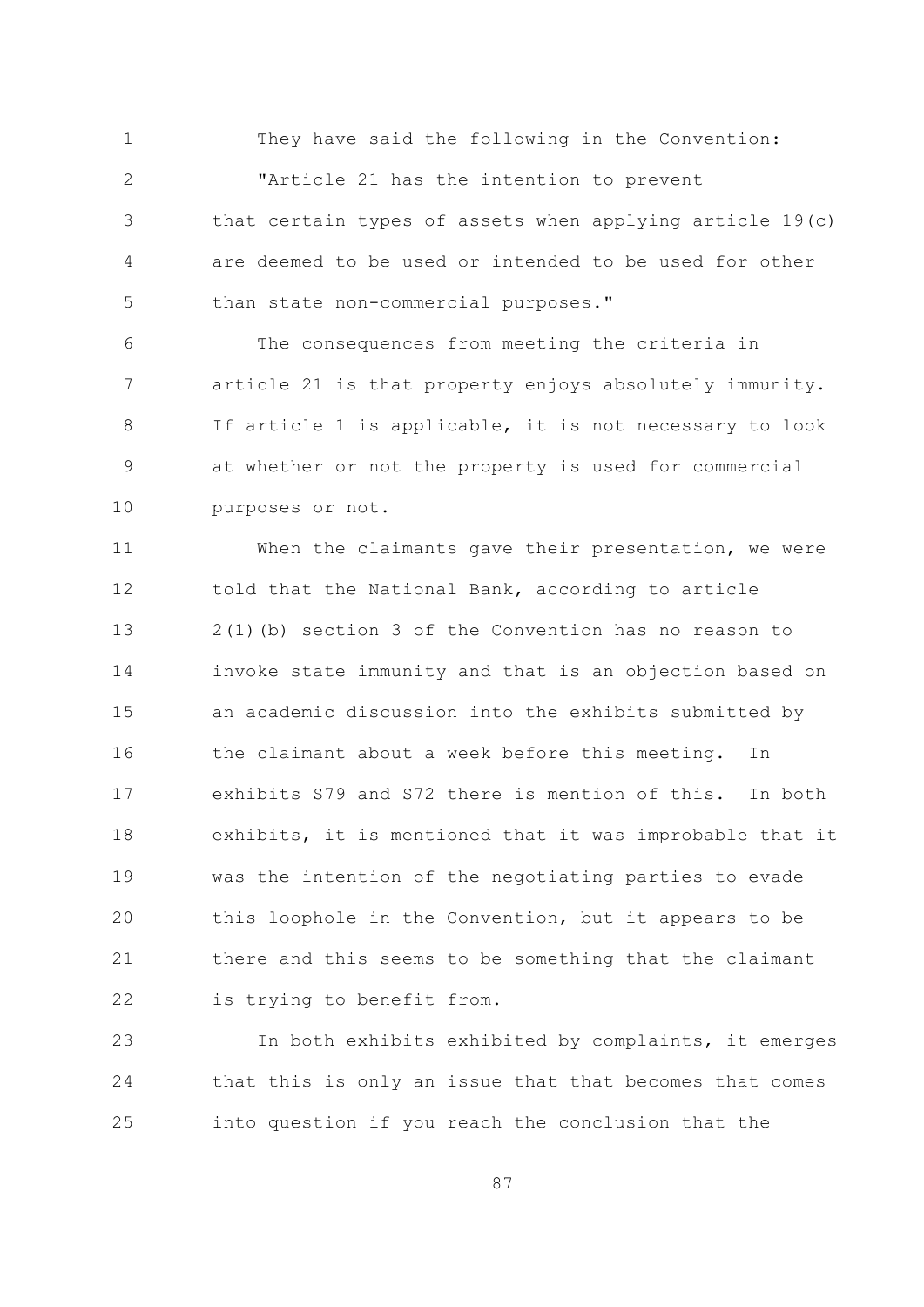They have said the following in the Convention:

"Article 21 has the intention to prevent that certain types of assets when applying article 19(c) are deemed to be used or intended to be used for other than state non-commercial purposes."

The consequences from meeting the criteria in article 21 is that property enjoys absolutely immunity. If article 1 is applicable, it is not necessary to look at whether or not the property is used for commercial purposes or not.

When the claimants gave their presentation, we were told that the National Bank, according to article 2(1)(b) section 3 of the Convention has no reason to invoke state immunity and that is an objection based on an academic discussion into the exhibits submitted by the claimant about a week before this meeting. In exhibits S79 and S72 there is mention of this. In both exhibits, it is mentioned that it was improbable that it was the intention of the negotiating parties to evade this loophole in the Convention, but it appears to be there and this seems to be something that the claimant is trying to benefit from.

In both exhibits exhibited by complaints, it emerges that this is only an issue that that becomes that comes into question if you reach the conclusion that the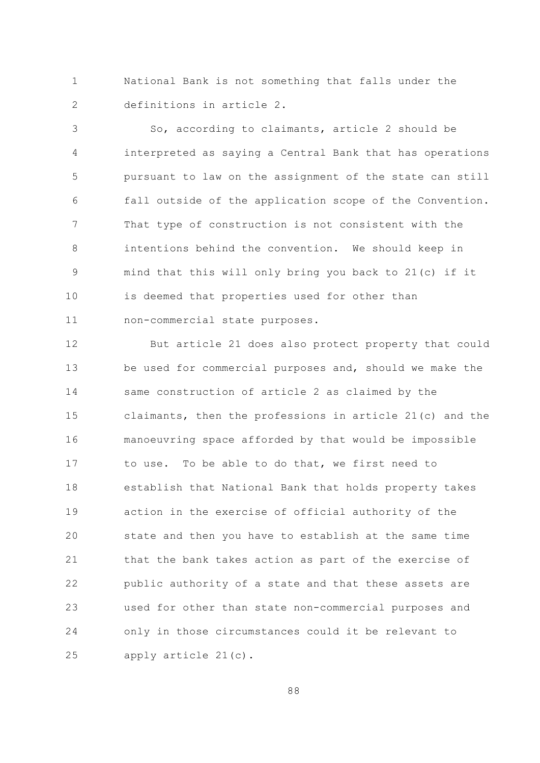National Bank is not something that falls under the definitions in article 2.

So, according to claimants, article 2 should be interpreted as saying a Central Bank that has operations pursuant to law on the assignment of the state can still fall outside of the application scope of the Convention. That type of construction is not consistent with the intentions behind the convention. We should keep in mind that this will only bring you back to 21(c) if it is deemed that properties used for other than non-commercial state purposes.

But article 21 does also protect property that could be used for commercial purposes and, should we make the same construction of article 2 as claimed by the claimants, then the professions in article 21(c) and the manoeuvring space afforded by that would be impossible to use. To be able to do that, we first need to establish that National Bank that holds property takes action in the exercise of official authority of the state and then you have to establish at the same time that the bank takes action as part of the exercise of public authority of a state and that these assets are used for other than state non-commercial purposes and only in those circumstances could it be relevant to apply article 21(c).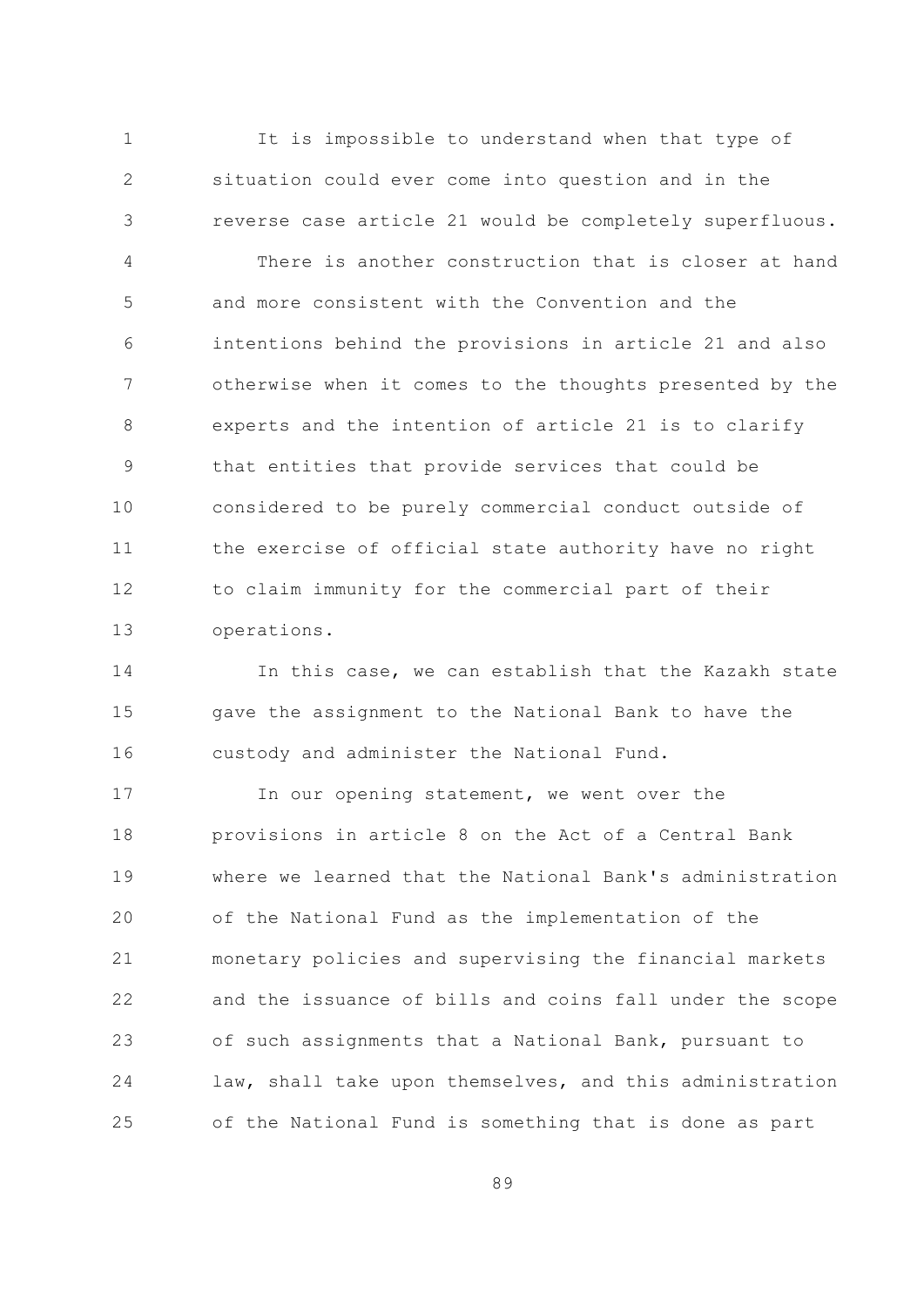It is impossible to understand when that type of situation could ever come into question and in the reverse case article 21 would be completely superfluous.

There is another construction that is closer at hand and more consistent with the Convention and the intentions behind the provisions in article 21 and also otherwise when it comes to the thoughts presented by the experts and the intention of article 21 is to clarify that entities that provide services that could be considered to be purely commercial conduct outside of the exercise of official state authority have no right to claim immunity for the commercial part of their operations.

In this case, we can establish that the Kazakh state gave the assignment to the National Bank to have the custody and administer the National Fund.

In our opening statement, we went over the provisions in article 8 on the Act of a Central Bank where we learned that the National Bank's administration of the National Fund as the implementation of the monetary policies and supervising the financial markets and the issuance of bills and coins fall under the scope of such assignments that a National Bank, pursuant to law, shall take upon themselves, and this administration of the National Fund is something that is done as part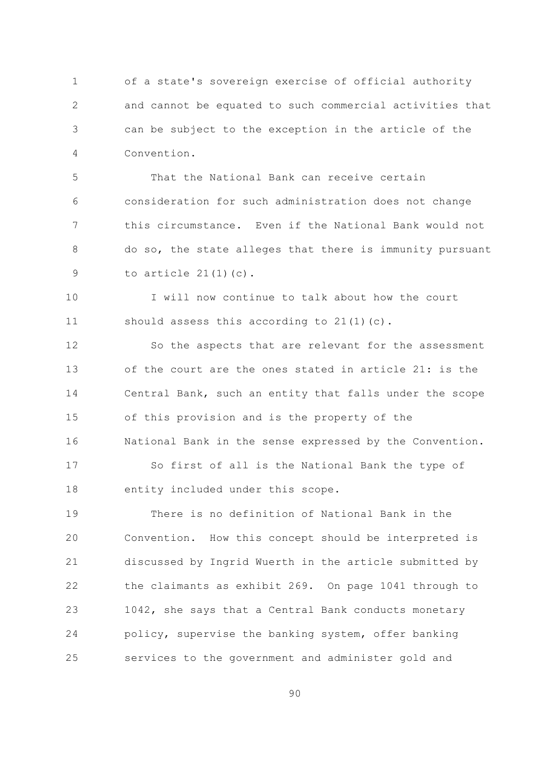of a state's sovereign exercise of official authority and cannot be equated to such commercial activities that can be subject to the exception in the article of the Convention.

That the National Bank can receive certain consideration for such administration does not change this circumstance. Even if the National Bank would not do so, the state alleges that there is immunity pursuant to article 21(1)(c).

I will now continue to talk about how the court should assess this according to 21(1)(c).

So the aspects that are relevant for the assessment of the court are the ones stated in article 21: is the Central Bank, such an entity that falls under the scope of this provision and is the property of the National Bank in the sense expressed by the Convention.

So first of all is the National Bank the type of entity included under this scope.

There is no definition of National Bank in the Convention. How this concept should be interpreted is discussed by Ingrid Wuerth in the article submitted by the claimants as exhibit 269. On page 1041 through to 1042, she says that a Central Bank conducts monetary policy, supervise the banking system, offer banking services to the government and administer gold and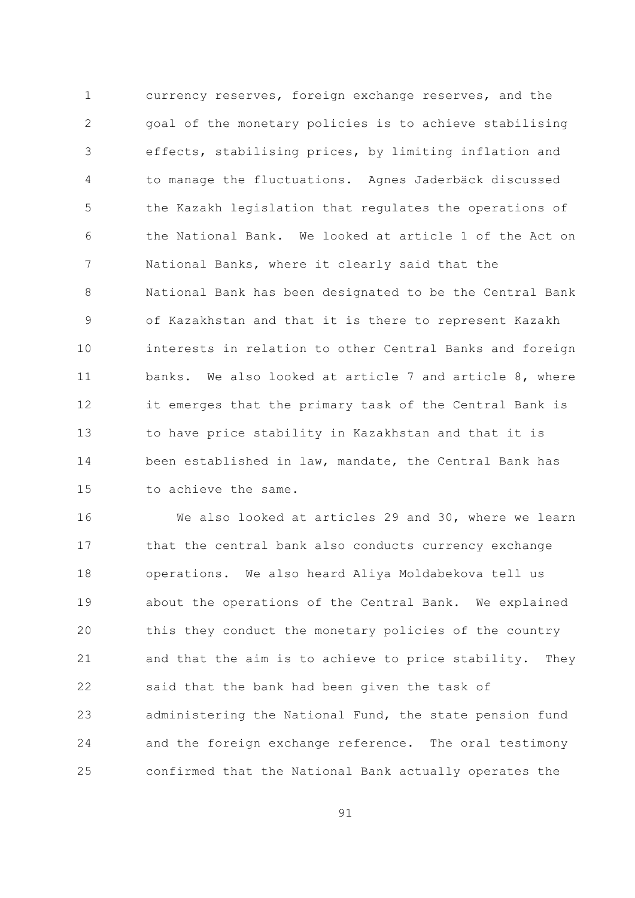currency reserves, foreign exchange reserves, and the goal of the monetary policies is to achieve stabilising effects, stabilising prices, by limiting inflation and to manage the fluctuations. Agnes Jaderbäck discussed the Kazakh legislation that regulates the operations of the National Bank. We looked at article 1 of the Act on National Banks, where it clearly said that the National Bank has been designated to be the Central Bank of Kazakhstan and that it is there to represent Kazakh interests in relation to other Central Banks and foreign banks. We also looked at article 7 and article 8, where it emerges that the primary task of the Central Bank is to have price stability in Kazakhstan and that it is been established in law, mandate, the Central Bank has to achieve the same.

We also looked at articles 29 and 30, where we learn that the central bank also conducts currency exchange operations. We also heard Aliya Moldabekova tell us about the operations of the Central Bank. We explained this they conduct the monetary policies of the country and that the aim is to achieve to price stability. They said that the bank had been given the task of administering the National Fund, the state pension fund and the foreign exchange reference. The oral testimony confirmed that the National Bank actually operates the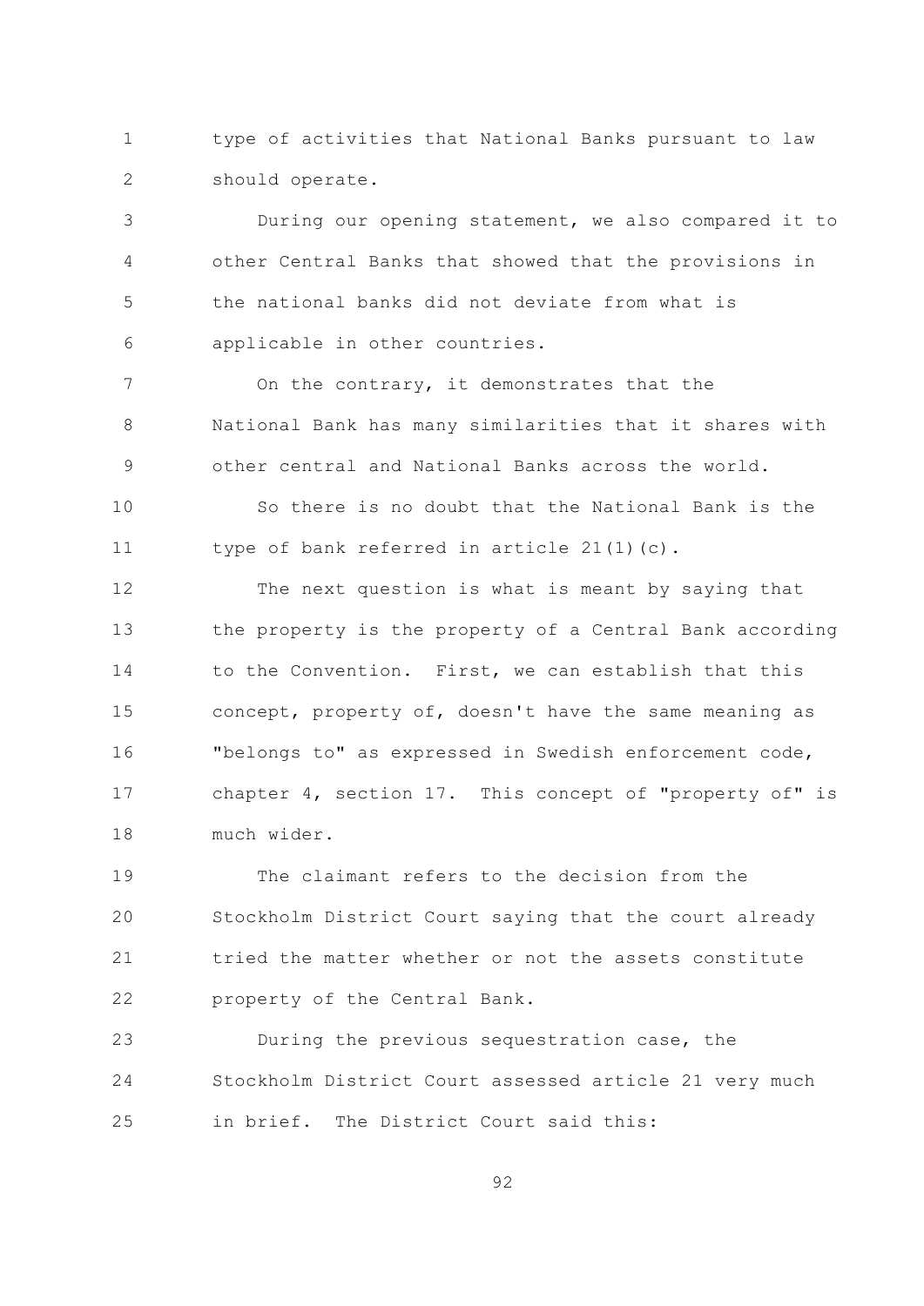type of activities that National Banks pursuant to law should operate.

During our opening statement, we also compared it to other Central Banks that showed that the provisions in the national banks did not deviate from what is applicable in other countries.

On the contrary, it demonstrates that the National Bank has many similarities that it shares with other central and National Banks across the world.

So there is no doubt that the National Bank is the type of bank referred in article 21(1)(c).

The next question is what is meant by saying that the property is the property of a Central Bank according to the Convention. First, we can establish that this concept, property of, doesn't have the same meaning as "belongs to" as expressed in Swedish enforcement code, chapter 4, section 17. This concept of "property of" is much wider.

The claimant refers to the decision from the Stockholm District Court saying that the court already tried the matter whether or not the assets constitute property of the Central Bank.

During the previous sequestration case, the Stockholm District Court assessed article 21 very much in brief. The District Court said this: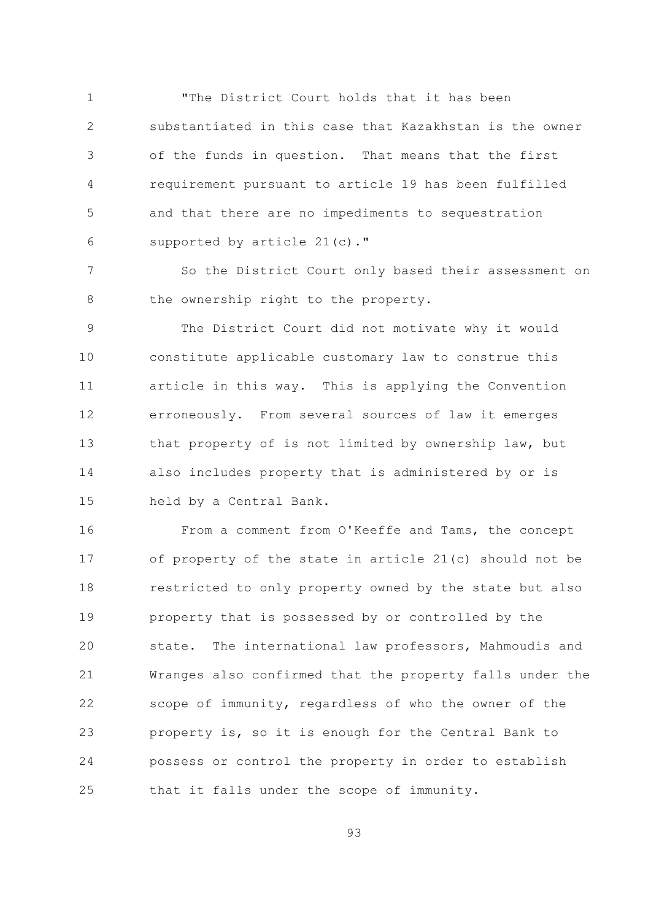"The District Court holds that it has been substantiated in this case that Kazakhstan is the owner of the funds in question. That means that the first requirement pursuant to article 19 has been fulfilled and that there are no impediments to sequestration supported by article 21(c)."

So the District Court only based their assessment on the ownership right to the property.

The District Court did not motivate why it would constitute applicable customary law to construe this article in this way. This is applying the Convention erroneously. From several sources of law it emerges that property of is not limited by ownership law, but also includes property that is administered by or is held by a Central Bank.

From a comment from O'Keeffe and Tams, the concept of property of the state in article 21(c) should not be restricted to only property owned by the state but also property that is possessed by or controlled by the state. The international law professors, Mahmoudis and Wranges also confirmed that the property falls under the scope of immunity, regardless of who the owner of the property is, so it is enough for the Central Bank to possess or control the property in order to establish that it falls under the scope of immunity.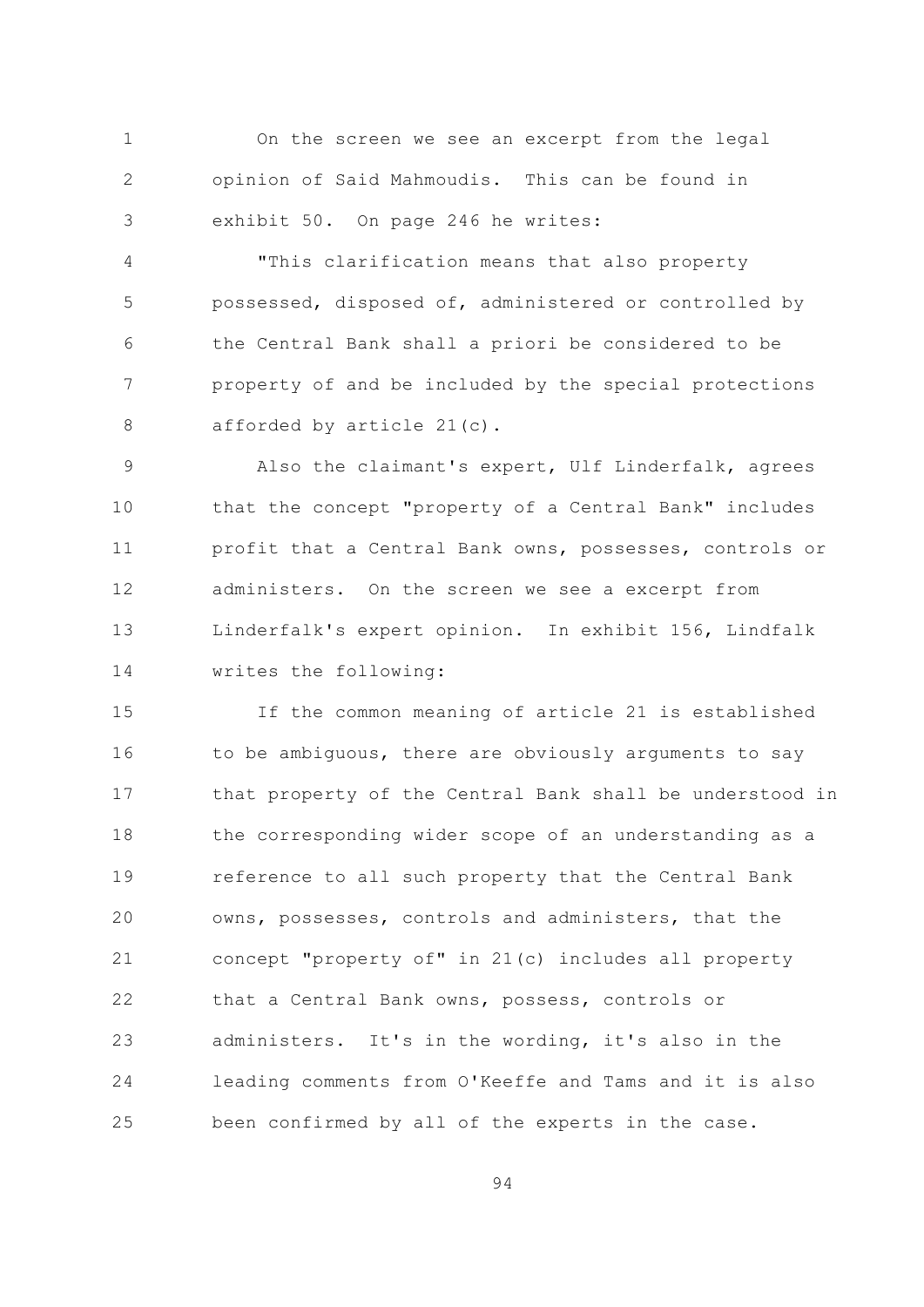On the screen we see an excerpt from the legal opinion of Said Mahmoudis. This can be found in exhibit 50. On page 246 he writes:

"This clarification means that also property possessed, disposed of, administered or controlled by the Central Bank shall a priori be considered to be property of and be included by the special protections afforded by article 21(c).

Also the claimant's expert, Ulf Linderfalk, agrees that the concept "property of a Central Bank" includes profit that a Central Bank owns, possesses, controls or administers. On the screen we see a excerpt from Linderfalk's expert opinion. In exhibit 156, Lindfalk writes the following:

If the common meaning of article 21 is established to be ambiguous, there are obviously arguments to say that property of the Central Bank shall be understood in the corresponding wider scope of an understanding as a reference to all such property that the Central Bank owns, possesses, controls and administers, that the concept "property of" in 21(c) includes all property that a Central Bank owns, possess, controls or administers. It's in the wording, it's also in the leading comments from O'Keeffe and Tams and it is also been confirmed by all of the experts in the case.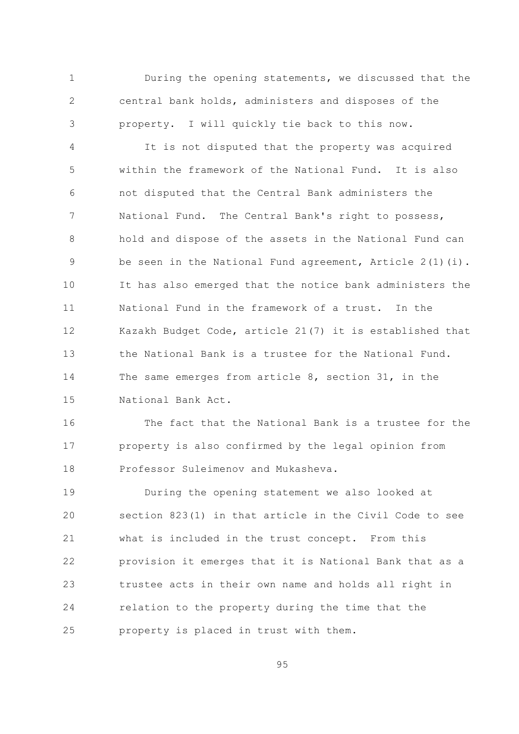During the opening statements, we discussed that the central bank holds, administers and disposes of the property. I will quickly tie back to this now.

It is not disputed that the property was acquired within the framework of the National Fund. It is also not disputed that the Central Bank administers the National Fund. The Central Bank's right to possess, hold and dispose of the assets in the National Fund can be seen in the National Fund agreement, Article 2(1)(i). It has also emerged that the notice bank administers the National Fund in the framework of a trust. In the Kazakh Budget Code, article 21(7) it is established that the National Bank is a trustee for the National Fund. The same emerges from article 8, section 31, in the National Bank Act.

The fact that the National Bank is a trustee for the property is also confirmed by the legal opinion from Professor Suleimenov and Mukasheva.

During the opening statement we also looked at section 823(1) in that article in the Civil Code to see what is included in the trust concept. From this provision it emerges that it is National Bank that as a trustee acts in their own name and holds all right in relation to the property during the time that the property is placed in trust with them.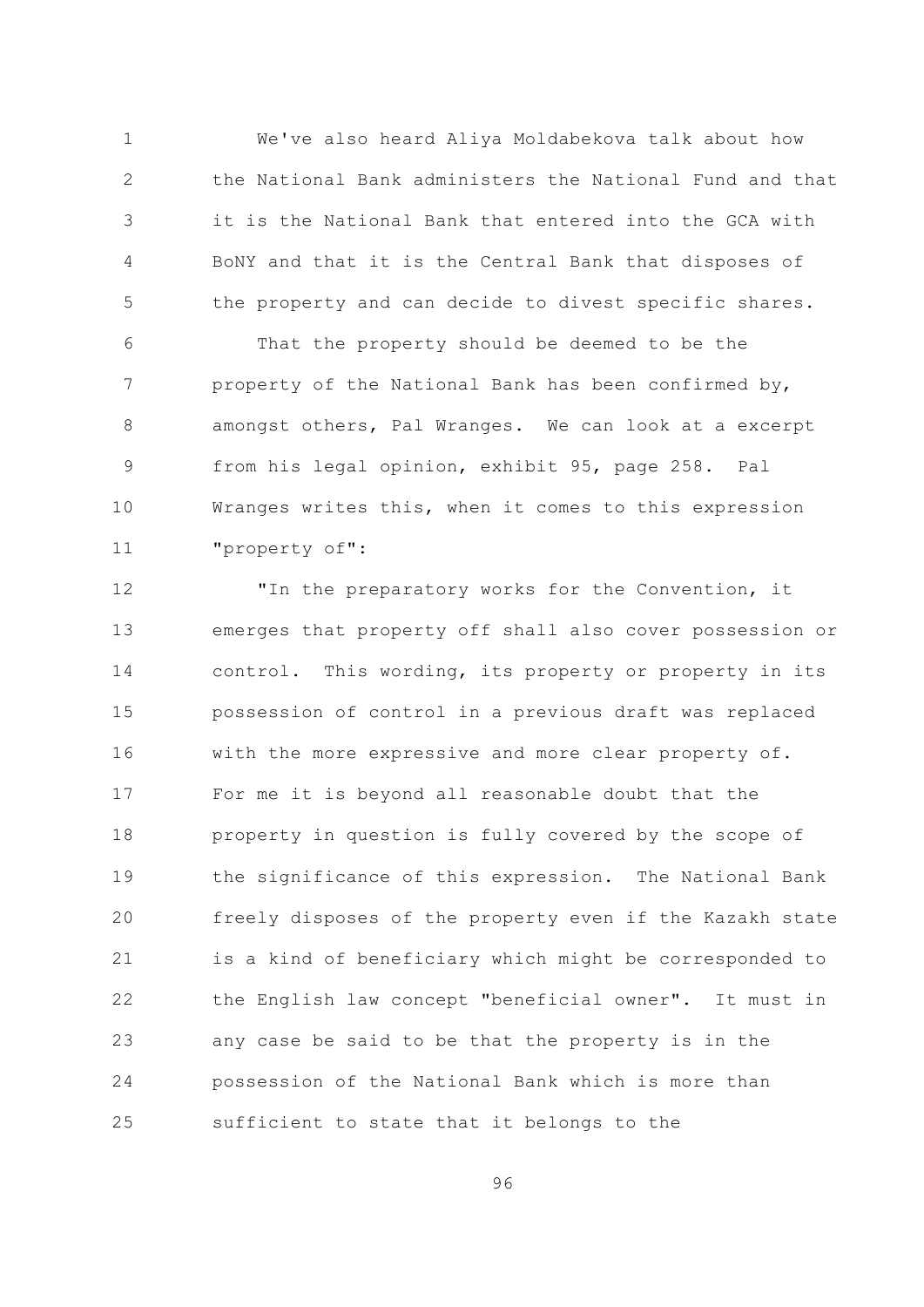We've also heard Aliya Moldabekova talk about how the National Bank administers the National Fund and that it is the National Bank that entered into the GCA with BoNY and that it is the Central Bank that disposes of the property and can decide to divest specific shares.

That the property should be deemed to be the property of the National Bank has been confirmed by, amongst others, Pal Wranges. We can look at a excerpt from his legal opinion, exhibit 95, page 258. Pal Wranges writes this, when it comes to this expression "property of":

"In the preparatory works for the Convention, it emerges that property off shall also cover possession or control. This wording, its property or property in its possession of control in a previous draft was replaced with the more expressive and more clear property of. For me it is beyond all reasonable doubt that the property in question is fully covered by the scope of the significance of this expression. The National Bank freely disposes of the property even if the Kazakh state is a kind of beneficiary which might be corresponded to the English law concept "beneficial owner". It must in any case be said to be that the property is in the possession of the National Bank which is more than sufficient to state that it belongs to the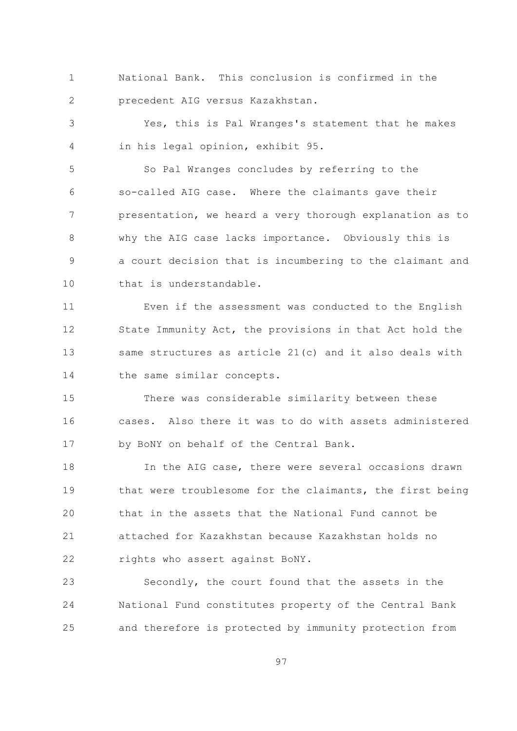National Bank. This conclusion is confirmed in the precedent AIG versus Kazakhstan.

Yes, this is Pal Wranges's statement that he makes in his legal opinion, exhibit 95.

So Pal Wranges concludes by referring to the so-called AIG case. Where the claimants gave their presentation, we heard a very thorough explanation as to why the AIG case lacks importance. Obviously this is a court decision that is incumbering to the claimant and that is understandable.

Even if the assessment was conducted to the English State Immunity Act, the provisions in that Act hold the same structures as article 21(c) and it also deals with the same similar concepts.

There was considerable similarity between these cases. Also there it was to do with assets administered by BoNY on behalf of the Central Bank.

In the AIG case, there were several occasions drawn that were troublesome for the claimants, the first being that in the assets that the National Fund cannot be attached for Kazakhstan because Kazakhstan holds no rights who assert against BoNY.

Secondly, the court found that the assets in the National Fund constitutes property of the Central Bank and therefore is protected by immunity protection from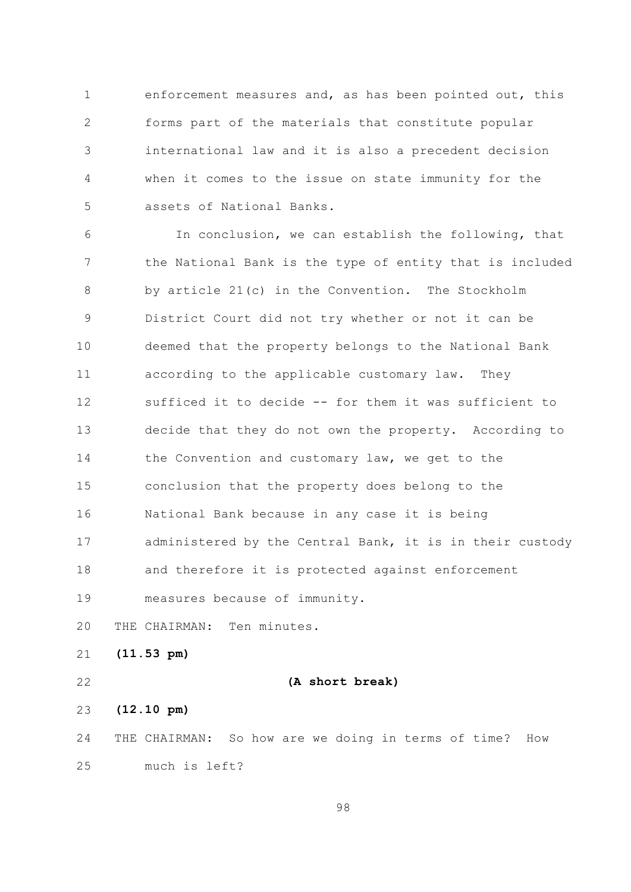enforcement measures and, as has been pointed out, this forms part of the materials that constitute popular international law and it is also a precedent decision when it comes to the issue on state immunity for the assets of National Banks.

In conclusion, we can establish the following, that the National Bank is the type of entity that is included by article 21(c) in the Convention. The Stockholm District Court did not try whether or not it can be deemed that the property belongs to the National Bank according to the applicable customary law. They sufficed it to decide -- for them it was sufficient to decide that they do not own the property. According to the Convention and customary law, we get to the conclusion that the property does belong to the National Bank because in any case it is being administered by the Central Bank, it is in their custody and therefore it is protected against enforcement measures because of immunity.

THE CHAIRMAN: Ten minutes.

**(11.53 pm)**

**(A short break)**

**(12.10 pm)**

THE CHAIRMAN: So how are we doing in terms of time? How much is left?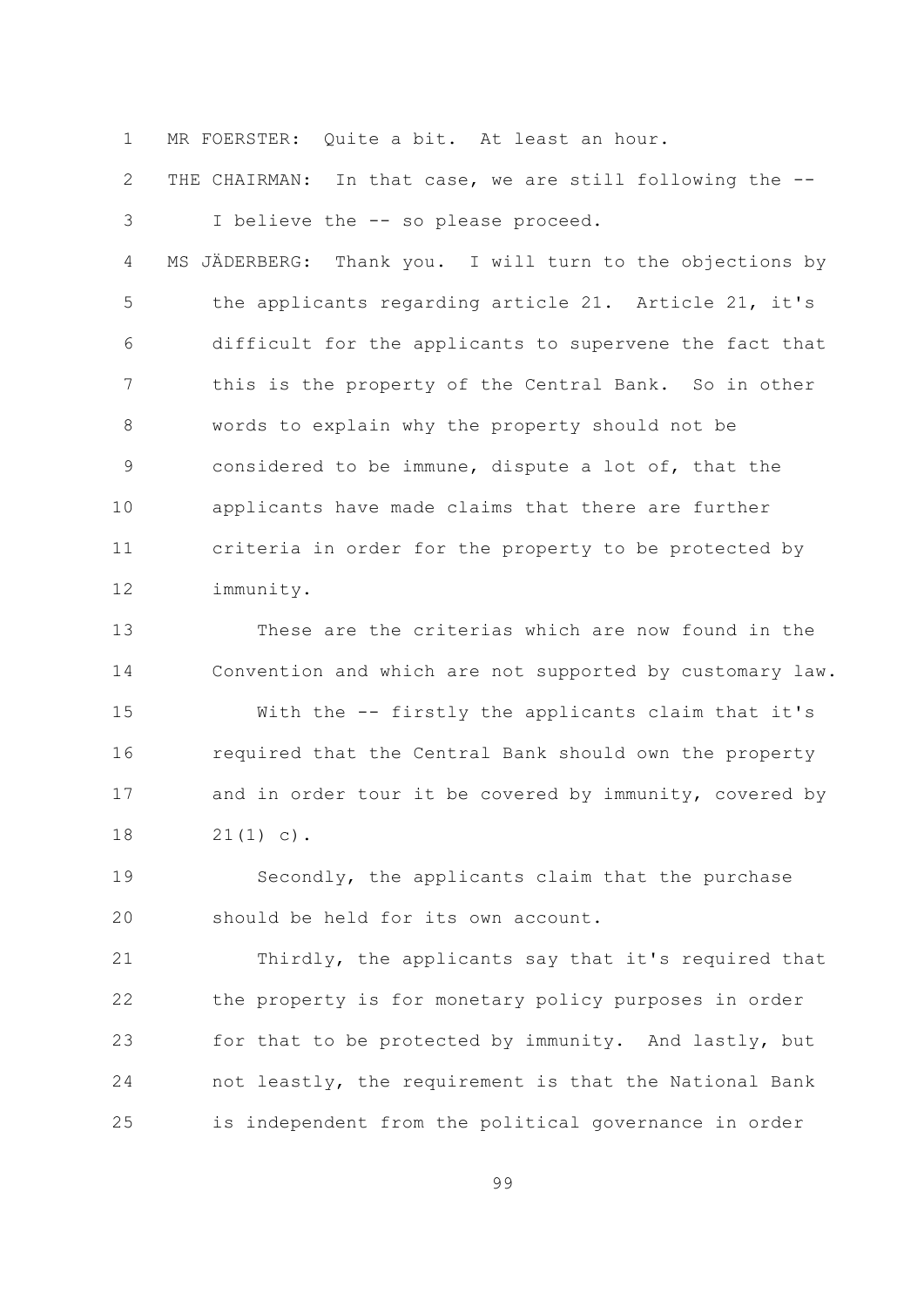MR FOERSTER: Quite a bit. At least an hour.

THE CHAIRMAN: In that case, we are still following the -- I believe the -- so please proceed.

MS JÄDERBERG: Thank you. I will turn to the objections by the applicants regarding article 21. Article 21, it's difficult for the applicants to supervene the fact that this is the property of the Central Bank. So in other words to explain why the property should not be considered to be immune, dispute a lot of, that the applicants have made claims that there are further criteria in order for the property to be protected by immunity.

These are the criterias which are now found in the Convention and which are not supported by customary law.

With the -- firstly the applicants claim that it's required that the Central Bank should own the property and in order tour it be covered by immunity, covered by 21(1) c).

Secondly, the applicants claim that the purchase should be held for its own account.

Thirdly, the applicants say that it's required that the property is for monetary policy purposes in order for that to be protected by immunity. And lastly, but not leastly, the requirement is that the National Bank is independent from the political governance in order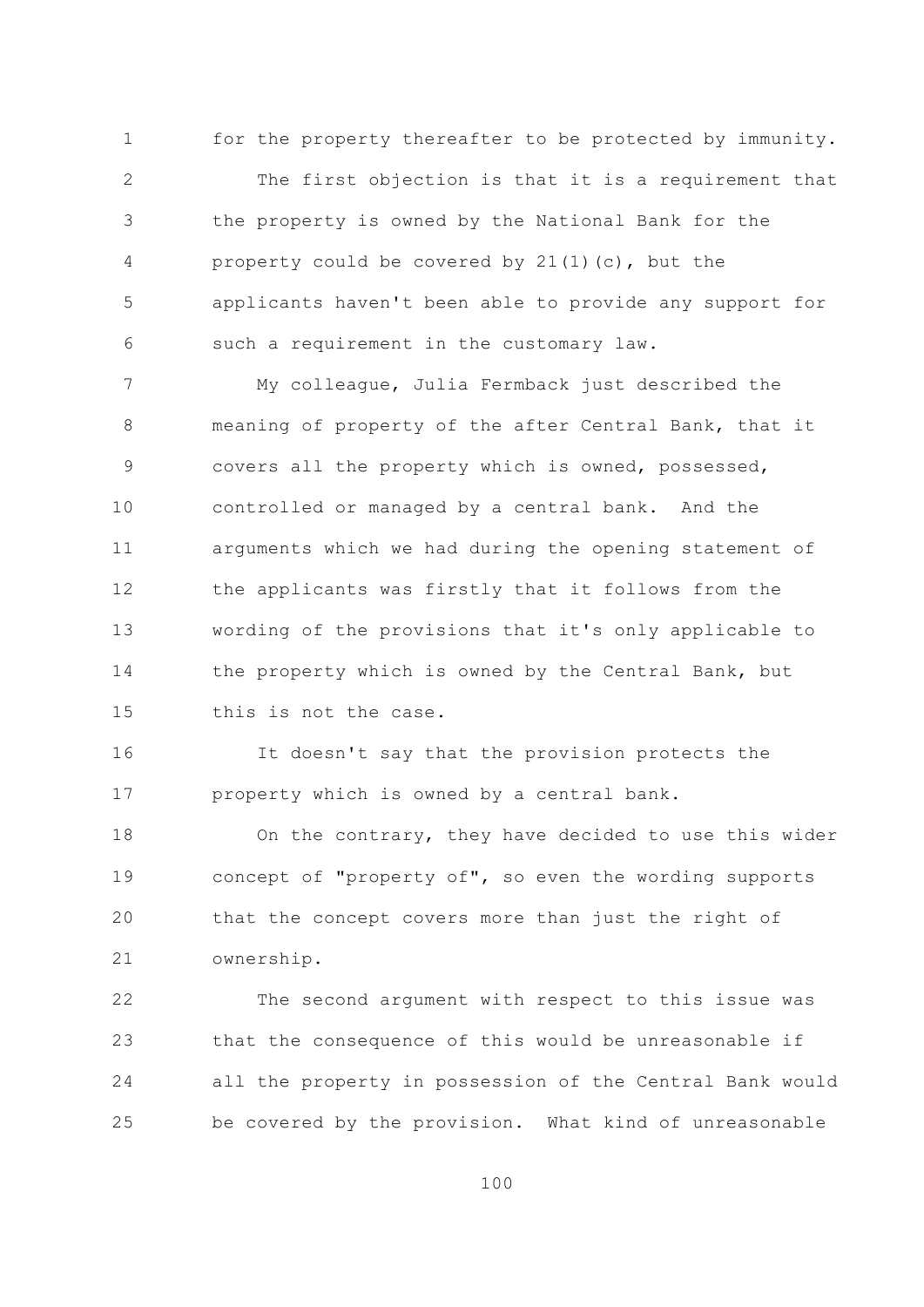for the property thereafter to be protected by immunity.

The first objection is that it is a requirement that the property is owned by the National Bank for the property could be covered by 21(1)(c), but the applicants haven't been able to provide any support for such a requirement in the customary law.

My colleague, Julia Fermback just described the meaning of property of the after Central Bank, that it covers all the property which is owned, possessed, controlled or managed by a central bank. And the arguments which we had during the opening statement of the applicants was firstly that it follows from the wording of the provisions that it's only applicable to the property which is owned by the Central Bank, but this is not the case.

It doesn't say that the provision protects the property which is owned by a central bank.

On the contrary, they have decided to use this wider concept of "property of", so even the wording supports that the concept covers more than just the right of ownership.

The second argument with respect to this issue was that the consequence of this would be unreasonable if all the property in possession of the Central Bank would be covered by the provision. What kind of unreasonable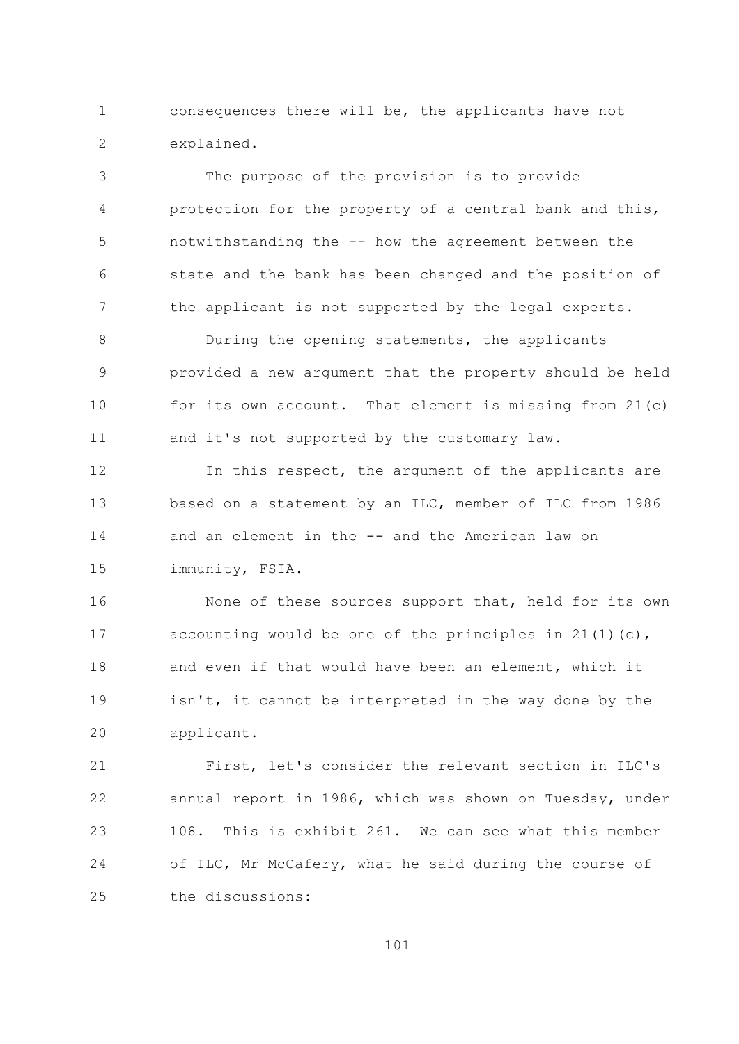consequences there will be, the applicants have not explained.

The purpose of the provision is to provide protection for the property of a central bank and this, notwithstanding the -- how the agreement between the state and the bank has been changed and the position of the applicant is not supported by the legal experts.

During the opening statements, the applicants provided a new argument that the property should be held for its own account. That element is missing from 21(c) and it's not supported by the customary law.

In this respect, the argument of the applicants are based on a statement by an ILC, member of ILC from 1986 and an element in the -- and the American law on immunity, FSIA.

None of these sources support that, held for its own accounting would be one of the principles in 21(1)(c), and even if that would have been an element, which it isn't, it cannot be interpreted in the way done by the applicant.

First, let's consider the relevant section in ILC's annual report in 1986, which was shown on Tuesday, under 108. This is exhibit 261. We can see what this member of ILC, Mr McCafery, what he said during the course of the discussions: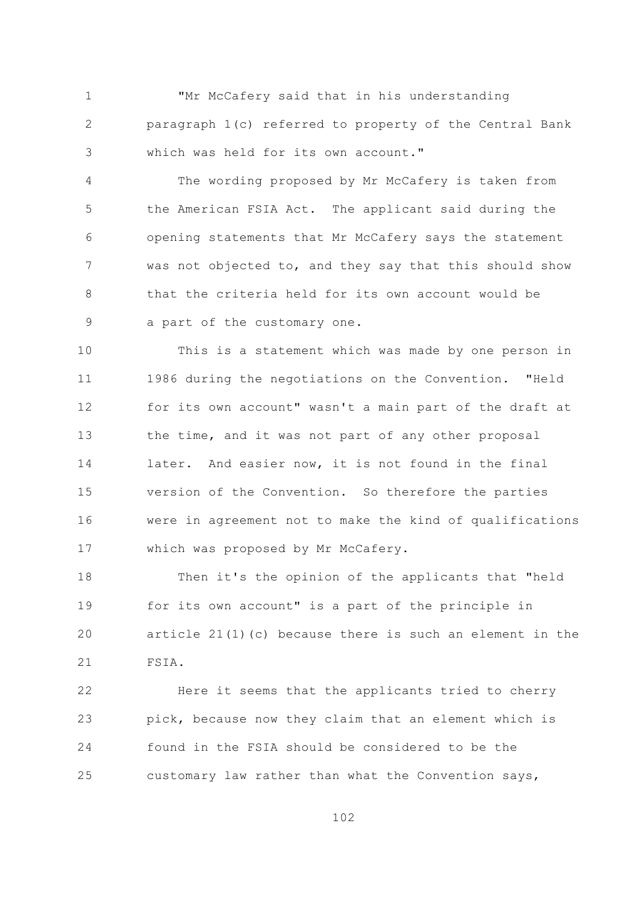"Mr McCafery said that in his understanding paragraph 1(c) referred to property of the Central Bank which was held for its own account."

The wording proposed by Mr McCafery is taken from the American FSIA Act. The applicant said during the opening statements that Mr McCafery says the statement was not objected to, and they say that this should show that the criteria held for its own account would be a part of the customary one.

This is a statement which was made by one person in 1986 during the negotiations on the Convention. "Held for its own account" wasn't a main part of the draft at the time, and it was not part of any other proposal later. And easier now, it is not found in the final version of the Convention. So therefore the parties were in agreement not to make the kind of qualifications which was proposed by Mr McCafery.

Then it's the opinion of the applicants that "held for its own account" is a part of the principle in article 21(1)(c) because there is such an element in the FSIA.

Here it seems that the applicants tried to cherry pick, because now they claim that an element which is found in the FSIA should be considered to be the customary law rather than what the Convention says,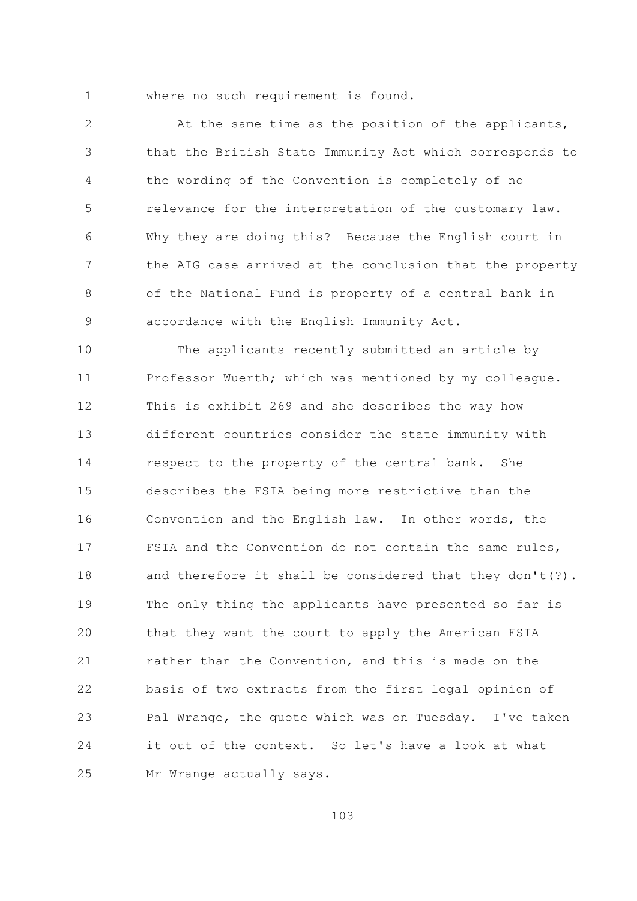where no such requirement is found.

At the same time as the position of the applicants, that the British State Immunity Act which corresponds to the wording of the Convention is completely of no relevance for the interpretation of the customary law. Why they are doing this? Because the English court in the AIG case arrived at the conclusion that the property of the National Fund is property of a central bank in accordance with the English Immunity Act.

The applicants recently submitted an article by Professor Wuerth; which was mentioned by my colleague. This is exhibit 269 and she describes the way how different countries consider the state immunity with respect to the property of the central bank. She describes the FSIA being more restrictive than the Convention and the English law. In other words, the FSIA and the Convention do not contain the same rules, and therefore it shall be considered that they don't(?). The only thing the applicants have presented so far is that they want the court to apply the American FSIA rather than the Convention, and this is made on the basis of two extracts from the first legal opinion of Pal Wrange, the quote which was on Tuesday. I've taken it out of the context. So let's have a look at what Mr Wrange actually says.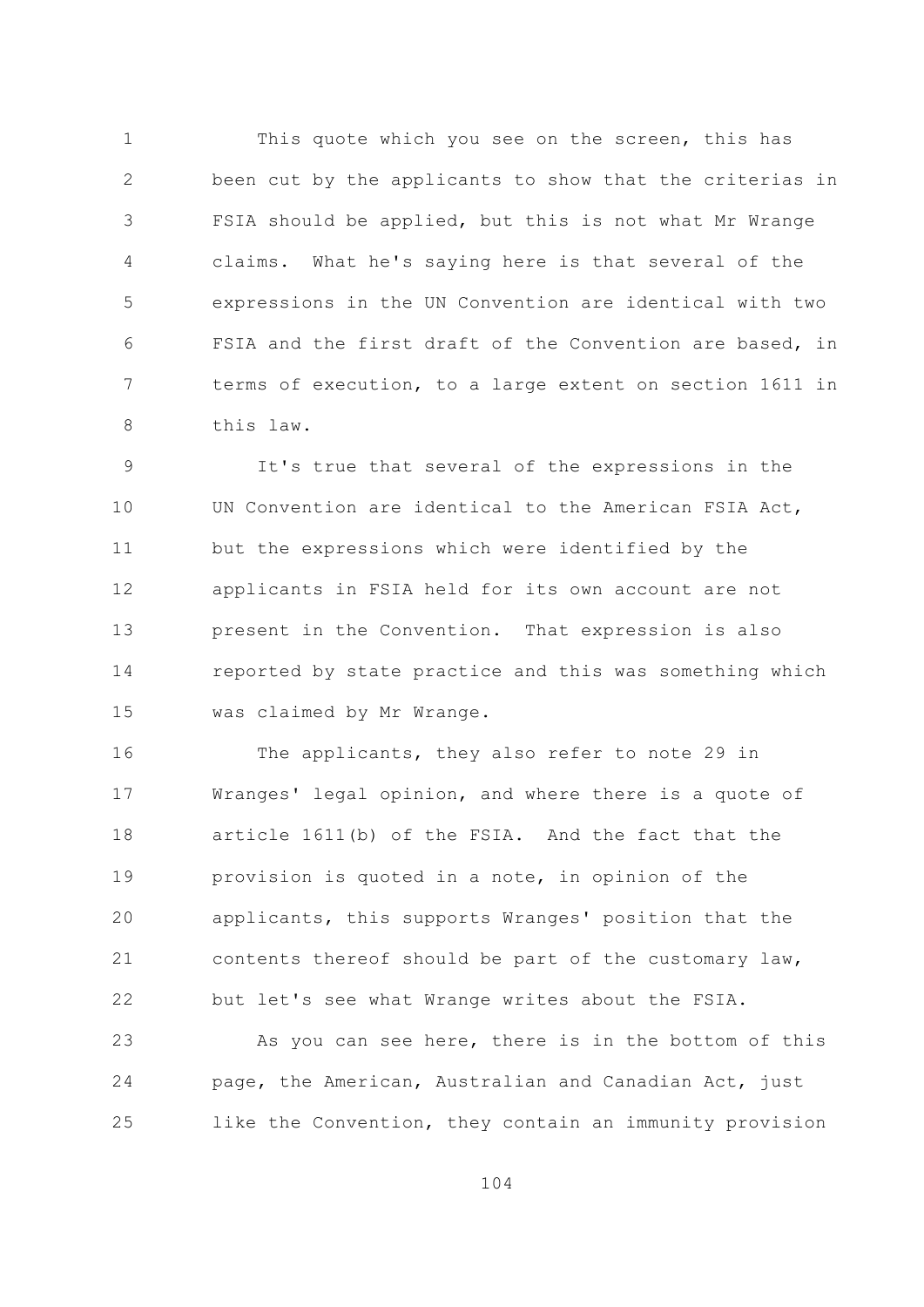This quote which you see on the screen, this has been cut by the applicants to show that the criterias in FSIA should be applied, but this is not what Mr Wrange claims. What he's saying here is that several of the expressions in the UN Convention are identical with two FSIA and the first draft of the Convention are based, in terms of execution, to a large extent on section 1611 in this law.

It's true that several of the expressions in the UN Convention are identical to the American FSIA Act, but the expressions which were identified by the applicants in FSIA held for its own account are not present in the Convention. That expression is also reported by state practice and this was something which was claimed by Mr Wrange.

The applicants, they also refer to note 29 in Wranges' legal opinion, and where there is a quote of article 1611(b) of the FSIA. And the fact that the provision is quoted in a note, in opinion of the applicants, this supports Wranges' position that the contents thereof should be part of the customary law, but let's see what Wrange writes about the FSIA.

As you can see here, there is in the bottom of this page, the American, Australian and Canadian Act, just like the Convention, they contain an immunity provision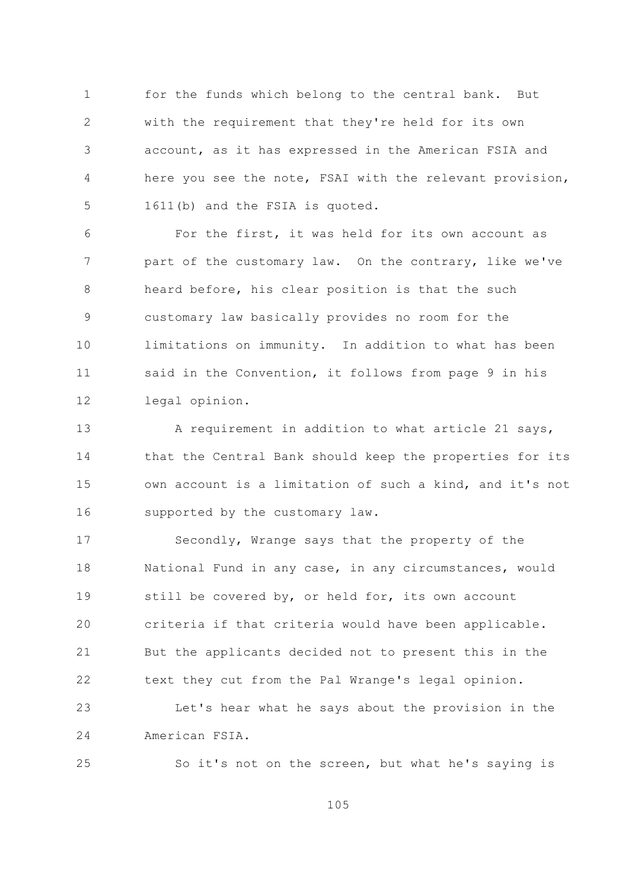for the funds which belong to the central bank. But with the requirement that they're held for its own account, as it has expressed in the American FSIA and here you see the note, FSAI with the relevant provision, 1611(b) and the FSIA is quoted.

For the first, it was held for its own account as part of the customary law. On the contrary, like we've heard before, his clear position is that the such customary law basically provides no room for the limitations on immunity. In addition to what has been said in the Convention, it follows from page 9 in his legal opinion.

A requirement in addition to what article 21 says, that the Central Bank should keep the properties for its own account is a limitation of such a kind, and it's not supported by the customary law.

Secondly, Wrange says that the property of the National Fund in any case, in any circumstances, would still be covered by, or held for, its own account criteria if that criteria would have been applicable. But the applicants decided not to present this in the text they cut from the Pal Wrange's legal opinion.

Let's hear what he says about the provision in the American FSIA.

So it's not on the screen, but what he's saying is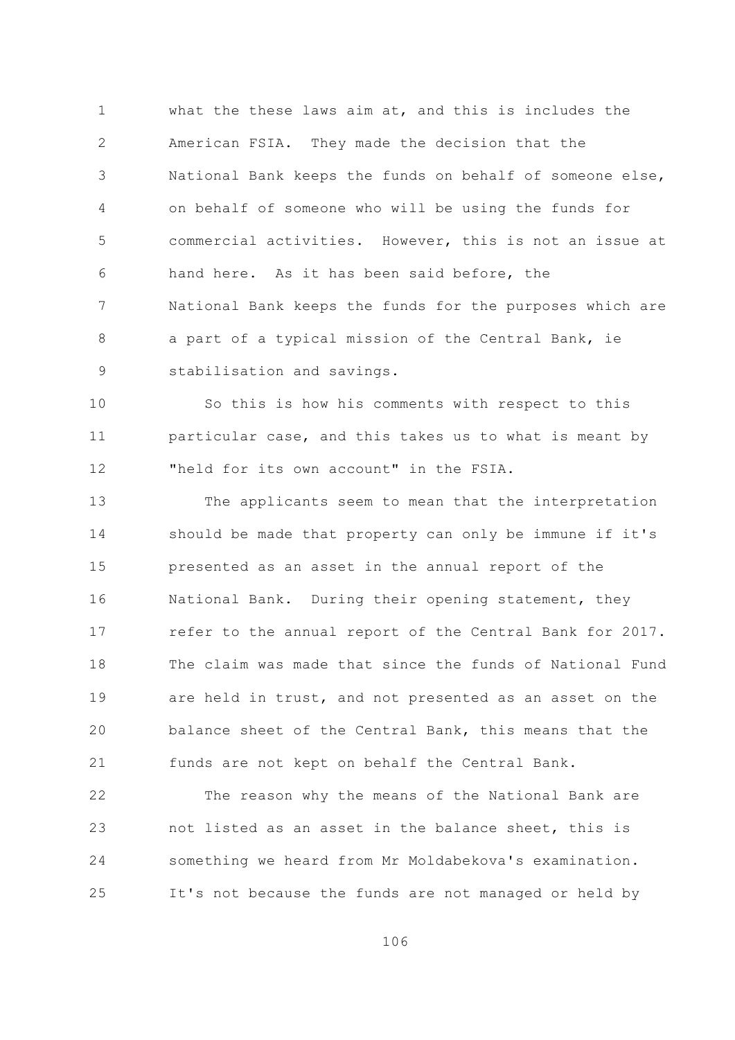what the these laws aim at, and this is includes the American FSIA. They made the decision that the National Bank keeps the funds on behalf of someone else, on behalf of someone who will be using the funds for commercial activities. However, this is not an issue at hand here. As it has been said before, the National Bank keeps the funds for the purposes which are a part of a typical mission of the Central Bank, ie stabilisation and savings.

So this is how his comments with respect to this particular case, and this takes us to what is meant by "held for its own account" in the FSIA.

The applicants seem to mean that the interpretation should be made that property can only be immune if it's presented as an asset in the annual report of the National Bank. During their opening statement, they refer to the annual report of the Central Bank for 2017. The claim was made that since the funds of National Fund are held in trust, and not presented as an asset on the balance sheet of the Central Bank, this means that the funds are not kept on behalf the Central Bank.

The reason why the means of the National Bank are not listed as an asset in the balance sheet, this is something we heard from Mr Moldabekova's examination. It's not because the funds are not managed or held by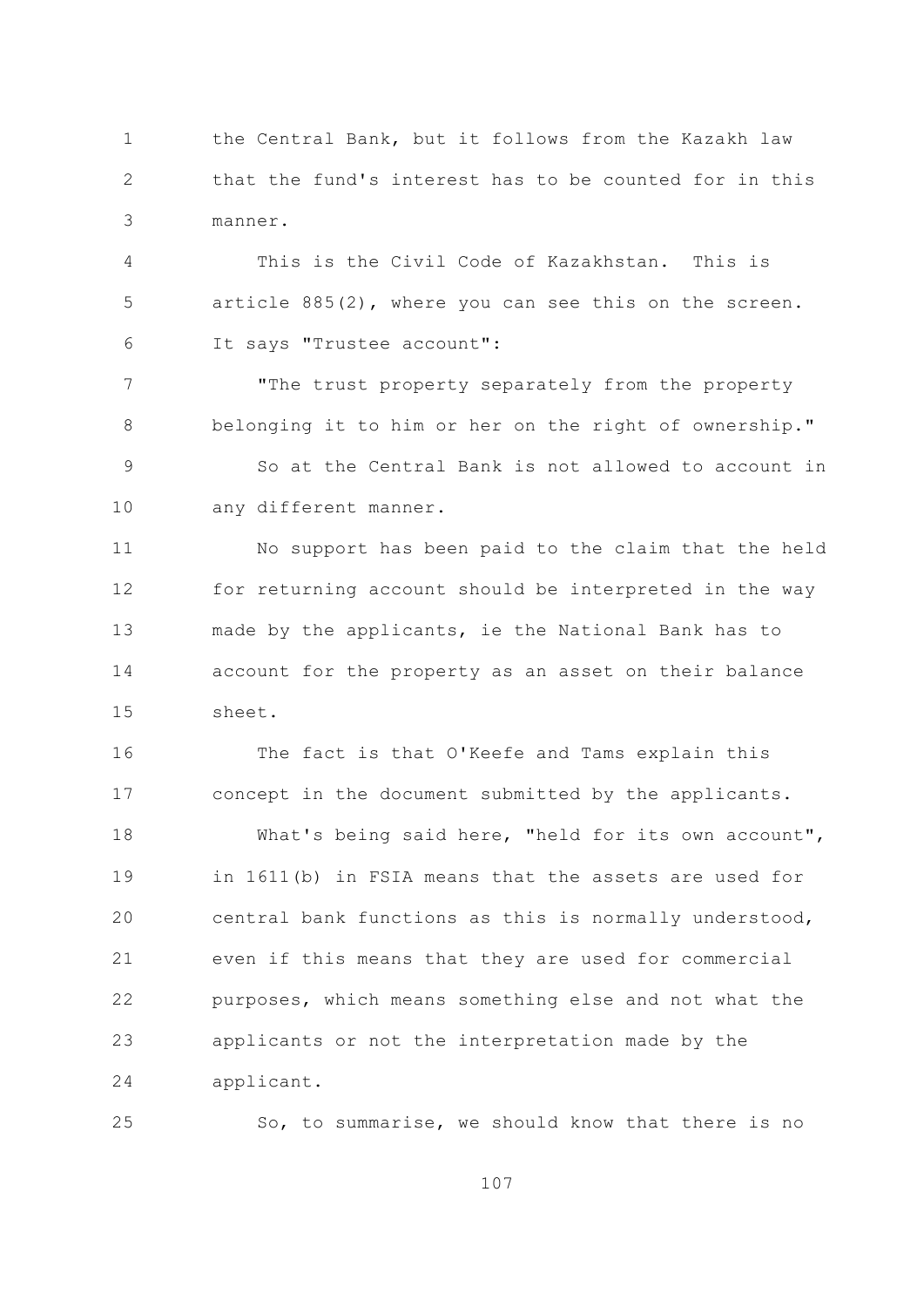the Central Bank, but it follows from the Kazakh law that the fund's interest has to be counted for in this manner.

This is the Civil Code of Kazakhstan. This is article 885(2), where you can see this on the screen. It says "Trustee account":

"The trust property separately from the property belonging it to him or her on the right of ownership."

So at the Central Bank is not allowed to account in any different manner.

No support has been paid to the claim that the held for returning account should be interpreted in the way made by the applicants, ie the National Bank has to account for the property as an asset on their balance sheet.

The fact is that O'Keefe and Tams explain this concept in the document submitted by the applicants.

What's being said here, "held for its own account", in 1611(b) in FSIA means that the assets are used for central bank functions as this is normally understood, even if this means that they are used for commercial purposes, which means something else and not what the applicants or not the interpretation made by the applicant.

So, to summarise, we should know that there is no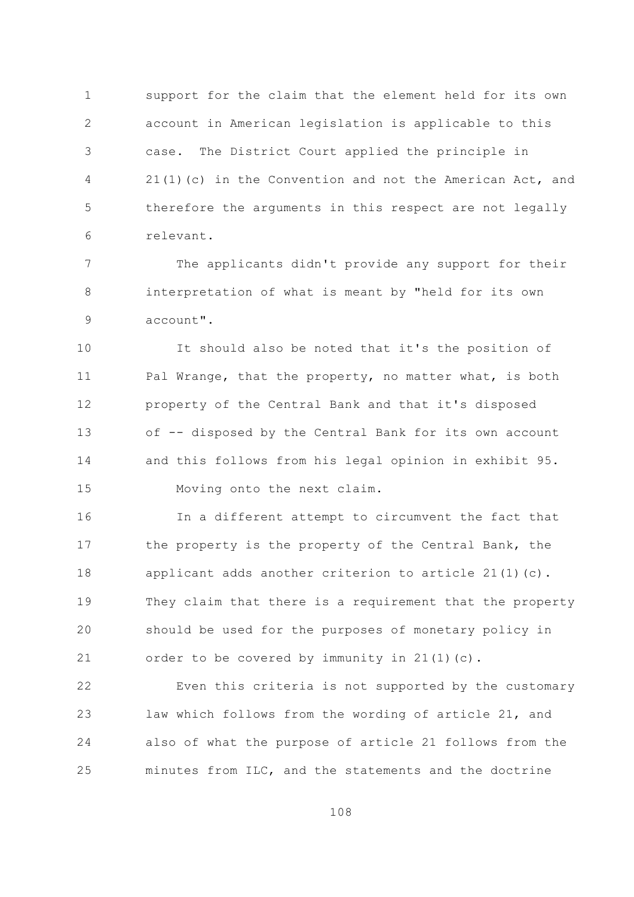support for the claim that the element held for its own account in American legislation is applicable to this case. The District Court applied the principle in 21(1)(c) in the Convention and not the American Act, and therefore the arguments in this respect are not legally relevant.

The applicants didn't provide any support for their interpretation of what is meant by "held for its own account".

It should also be noted that it's the position of Pal Wrange, that the property, no matter what, is both property of the Central Bank and that it's disposed of -- disposed by the Central Bank for its own account and this follows from his legal opinion in exhibit 95.

Moving onto the next claim.

In a different attempt to circumvent the fact that the property is the property of the Central Bank, the applicant adds another criterion to article 21(1)(c). They claim that there is a requirement that the property should be used for the purposes of monetary policy in order to be covered by immunity in 21(1)(c).

Even this criteria is not supported by the customary law which follows from the wording of article 21, and also of what the purpose of article 21 follows from the minutes from ILC, and the statements and the doctrine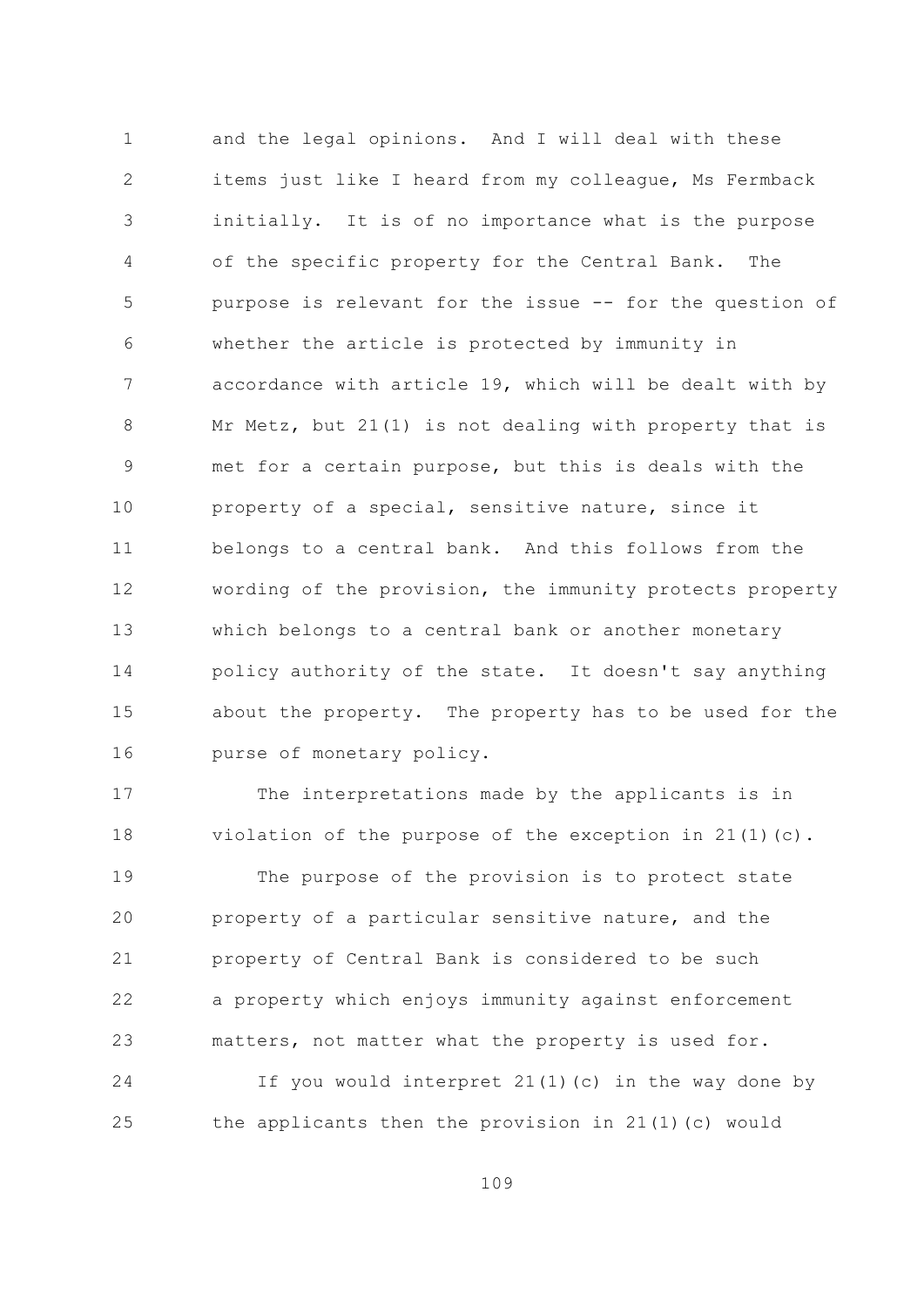and the legal opinions. And I will deal with these items just like I heard from my colleague, Ms Fermback initially. It is of no importance what is the purpose of the specific property for the Central Bank. The purpose is relevant for the issue -- for the question of whether the article is protected by immunity in accordance with article 19, which will be dealt with by Mr Metz, but 21(1) is not dealing with property that is met for a certain purpose, but this is deals with the property of a special, sensitive nature, since it belongs to a central bank. And this follows from the wording of the provision, the immunity protects property which belongs to a central bank or another monetary policy authority of the state. It doesn't say anything about the property. The property has to be used for the purse of monetary policy.

The interpretations made by the applicants is in violation of the purpose of the exception in 21(1)(c).

The purpose of the provision is to protect state property of a particular sensitive nature, and the property of Central Bank is considered to be such a property which enjoys immunity against enforcement matters, not matter what the property is used for.

If you would interpret 21(1)(c) in the way done by the applicants then the provision in 21(1)(c) would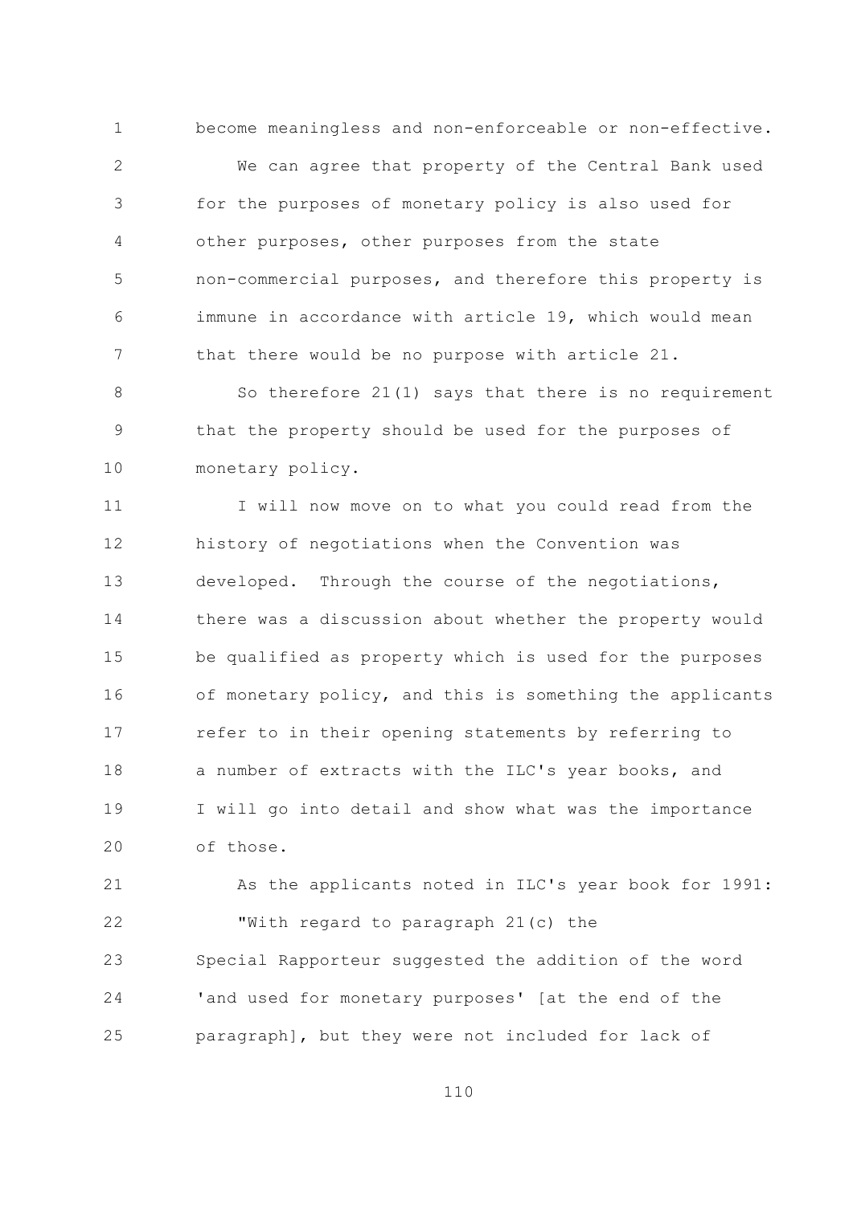become meaningless and non-enforceable or non-effective.

We can agree that property of the Central Bank used for the purposes of monetary policy is also used for other purposes, other purposes from the state non-commercial purposes, and therefore this property is immune in accordance with article 19, which would mean that there would be no purpose with article 21.

So therefore 21(1) says that there is no requirement that the property should be used for the purposes of monetary policy.

I will now move on to what you could read from the history of negotiations when the Convention was developed. Through the course of the negotiations, there was a discussion about whether the property would be qualified as property which is used for the purposes of monetary policy, and this is something the applicants refer to in their opening statements by referring to a number of extracts with the ILC's year books, and I will go into detail and show what was the importance of those.

As the applicants noted in ILC's year book for 1991:

"With regard to paragraph 21(c) the Special Rapporteur suggested the addition of the word 'and used for monetary purposes' [at the end of the paragraph], but they were not included for lack of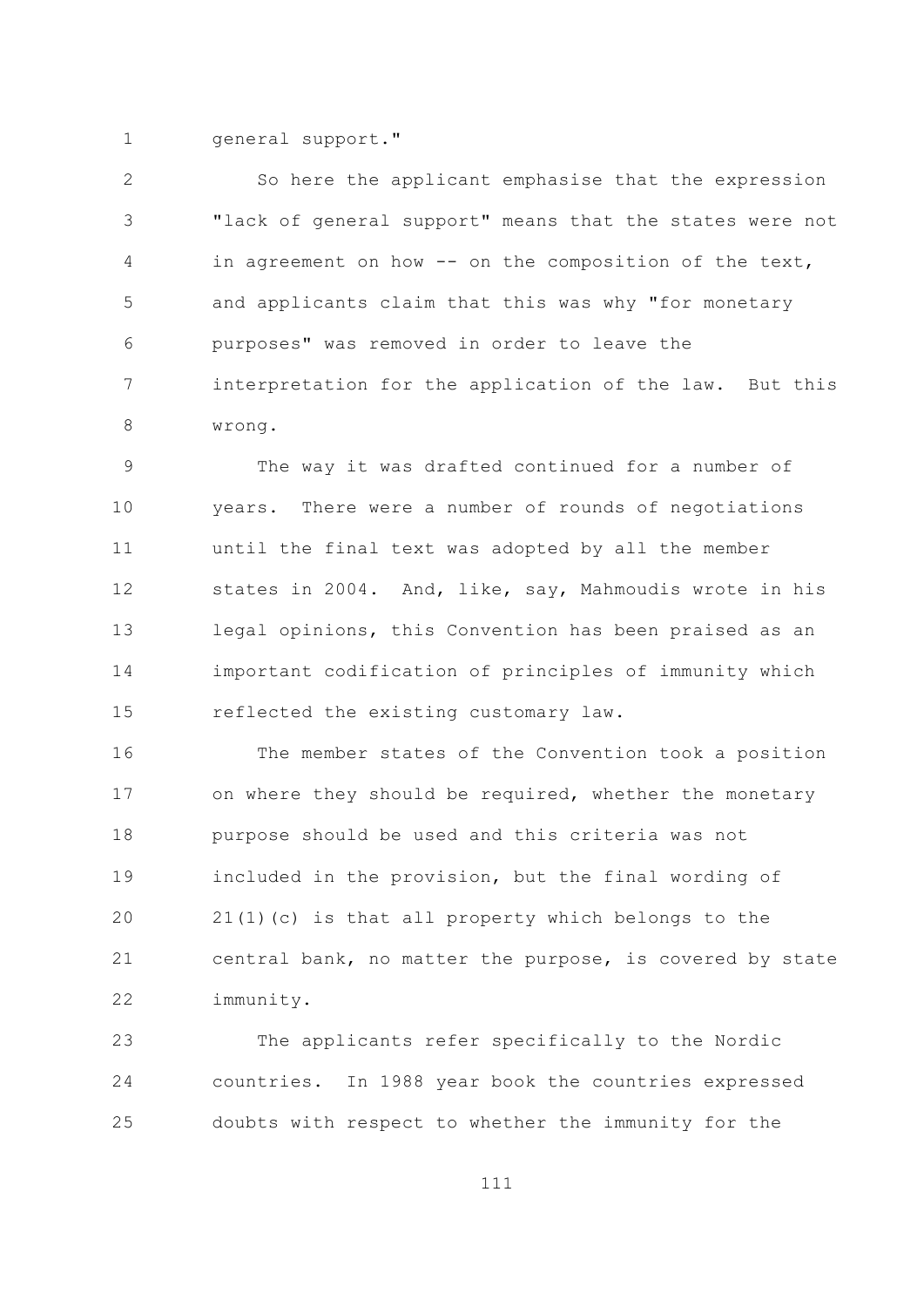general support."

So here the applicant emphasise that the expression "lack of general support" means that the states were not in agreement on how -- on the composition of the text, and applicants claim that this was why "for monetary purposes" was removed in order to leave the interpretation for the application of the law. But this wrong.

The way it was drafted continued for a number of years. There were a number of rounds of negotiations until the final text was adopted by all the member states in 2004. And, like, say, Mahmoudis wrote in his legal opinions, this Convention has been praised as an important codification of principles of immunity which reflected the existing customary law.

The member states of the Convention took a position on where they should be required, whether the monetary purpose should be used and this criteria was not included in the provision, but the final wording of 21(1)(c) is that all property which belongs to the central bank, no matter the purpose, is covered by state immunity.

The applicants refer specifically to the Nordic countries. In 1988 year book the countries expressed doubts with respect to whether the immunity for the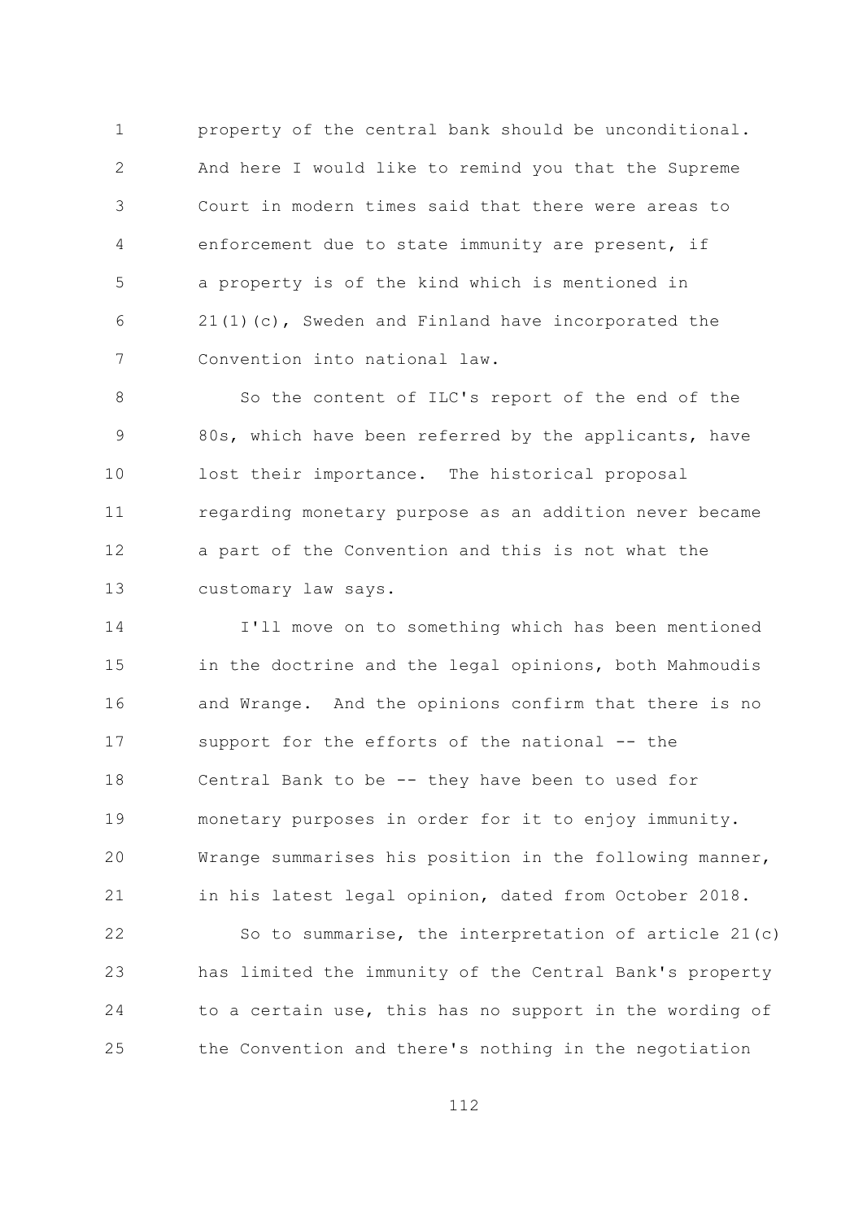property of the central bank should be unconditional. And here I would like to remind you that the Supreme Court in modern times said that there were areas to enforcement due to state immunity are present, if a property is of the kind which is mentioned in 21(1)(c), Sweden and Finland have incorporated the Convention into national law.

So the content of ILC's report of the end of the 80s, which have been referred by the applicants, have lost their importance. The historical proposal regarding monetary purpose as an addition never became a part of the Convention and this is not what the customary law says.

I'll move on to something which has been mentioned in the doctrine and the legal opinions, both Mahmoudis and Wrange. And the opinions confirm that there is no support for the efforts of the national -- the Central Bank to be -- they have been to used for monetary purposes in order for it to enjoy immunity. Wrange summarises his position in the following manner, in his latest legal opinion, dated from October 2018.

So to summarise, the interpretation of article 21(c) has limited the immunity of the Central Bank's property to a certain use, this has no support in the wording of the Convention and there's nothing in the negotiation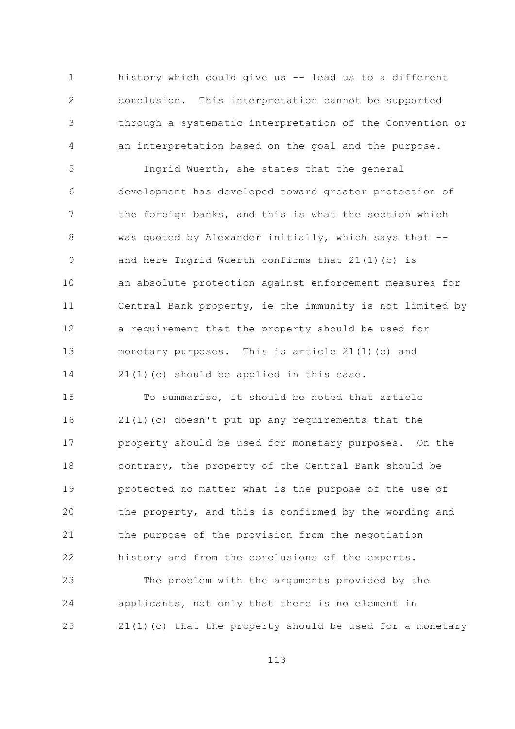history which could give us -- lead us to a different conclusion. This interpretation cannot be supported through a systematic interpretation of the Convention or an interpretation based on the goal and the purpose.

Ingrid Wuerth, she states that the general development has developed toward greater protection of the foreign banks, and this is what the section which was quoted by Alexander initially, which says that -- and here Ingrid Wuerth confirms that 21(1)(c) is an absolute protection against enforcement measures for Central Bank property, ie the immunity is not limited by a requirement that the property should be used for monetary purposes. This is article 21(1)(c) and 21(1)(c) should be applied in this case.

To summarise, it should be noted that article 21(1)(c) doesn't put up any requirements that the property should be used for monetary purposes. On the contrary, the property of the Central Bank should be protected no matter what is the purpose of the use of the property, and this is confirmed by the wording and the purpose of the provision from the negotiation history and from the conclusions of the experts.

The problem with the arguments provided by the applicants, not only that there is no element in 21(1)(c) that the property should be used for a monetary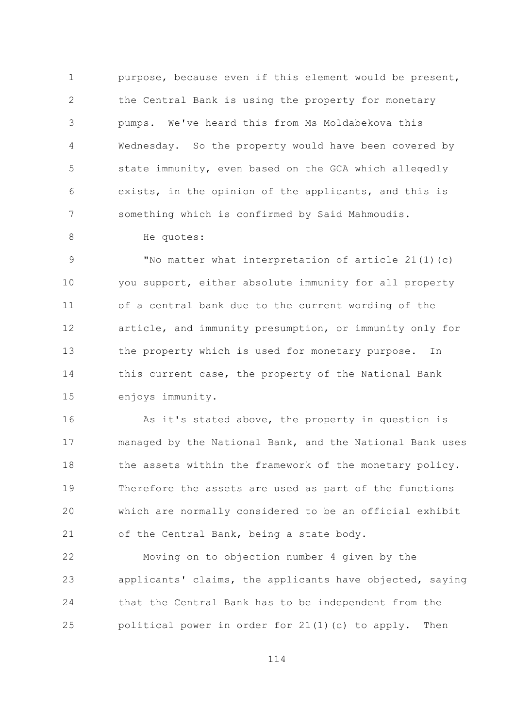purpose, because even if this element would be present, the Central Bank is using the property for monetary pumps. We've heard this from Ms Moldabekova this Wednesday. So the property would have been covered by state immunity, even based on the GCA which allegedly exists, in the opinion of the applicants, and this is something which is confirmed by Said Mahmoudis.

He quotes:

"No matter what interpretation of article 21(1)(c) you support, either absolute immunity for all property of a central bank due to the current wording of the article, and immunity presumption, or immunity only for the property which is used for monetary purpose. In this current case, the property of the National Bank enjoys immunity.

As it's stated above, the property in question is managed by the National Bank, and the National Bank uses the assets within the framework of the monetary policy. Therefore the assets are used as part of the functions which are normally considered to be an official exhibit of the Central Bank, being a state body.

Moving on to objection number 4 given by the applicants' claims, the applicants have objected, saying that the Central Bank has to be independent from the political power in order for 21(1)(c) to apply. Then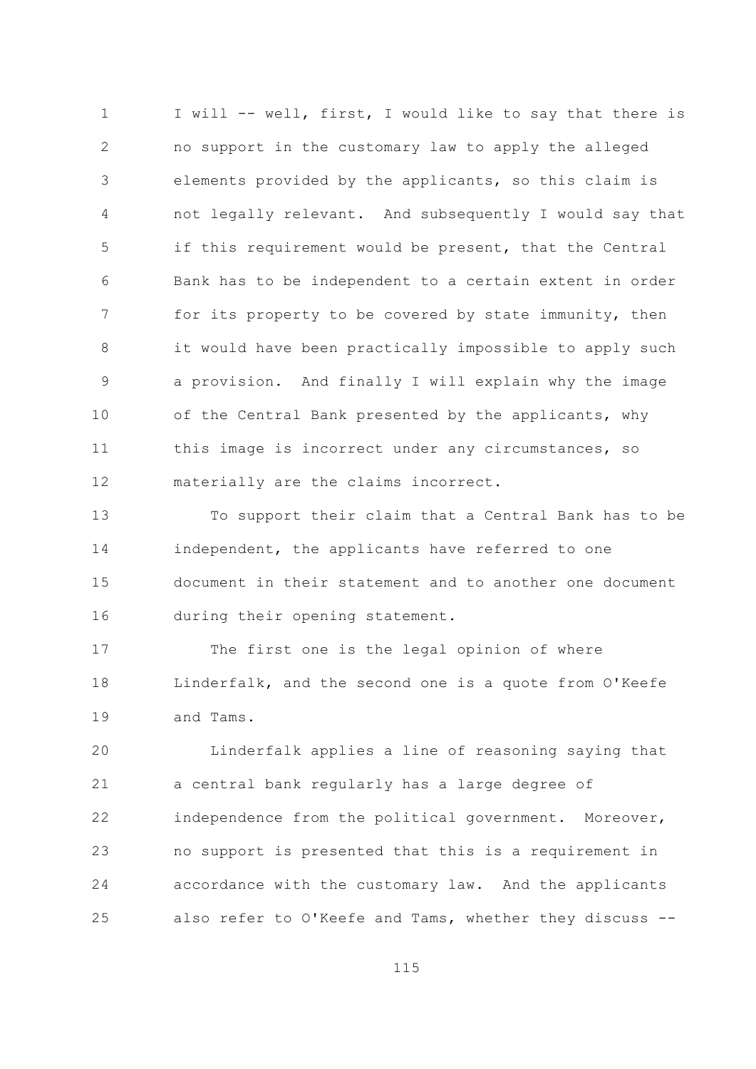I will -- well, first, I would like to say that there is no support in the customary law to apply the alleged elements provided by the applicants, so this claim is not legally relevant. And subsequently I would say that if this requirement would be present, that the Central Bank has to be independent to a certain extent in order for its property to be covered by state immunity, then it would have been practically impossible to apply such a provision. And finally I will explain why the image of the Central Bank presented by the applicants, why this image is incorrect under any circumstances, so materially are the claims incorrect.

To support their claim that a Central Bank has to be independent, the applicants have referred to one document in their statement and to another one document during their opening statement.

The first one is the legal opinion of where Linderfalk, and the second one is a quote from O'Keefe and Tams.

Linderfalk applies a line of reasoning saying that a central bank regularly has a large degree of independence from the political government. Moreover, no support is presented that this is a requirement in accordance with the customary law. And the applicants also refer to O'Keefe and Tams, whether they discuss --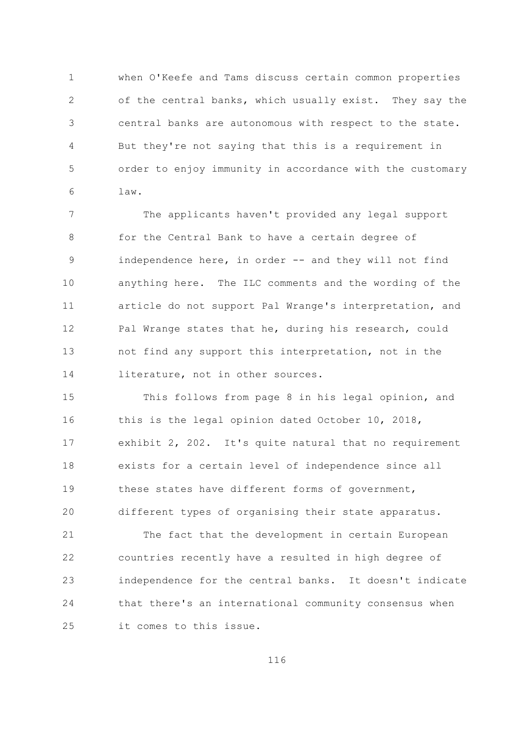when O'Keefe and Tams discuss certain common properties of the central banks, which usually exist. They say the central banks are autonomous with respect to the state. But they're not saying that this is a requirement in order to enjoy immunity in accordance with the customary law.

The applicants haven't provided any legal support for the Central Bank to have a certain degree of independence here, in order -- and they will not find anything here. The ILC comments and the wording of the article do not support Pal Wrange's interpretation, and Pal Wrange states that he, during his research, could not find any support this interpretation, not in the literature, not in other sources.

This follows from page 8 in his legal opinion, and this is the legal opinion dated October 10, 2018, exhibit 2, 202. It's quite natural that no requirement exists for a certain level of independence since all these states have different forms of government, different types of organising their state apparatus.

The fact that the development in certain European countries recently have a resulted in high degree of independence for the central banks. It doesn't indicate that there's an international community consensus when it comes to this issue.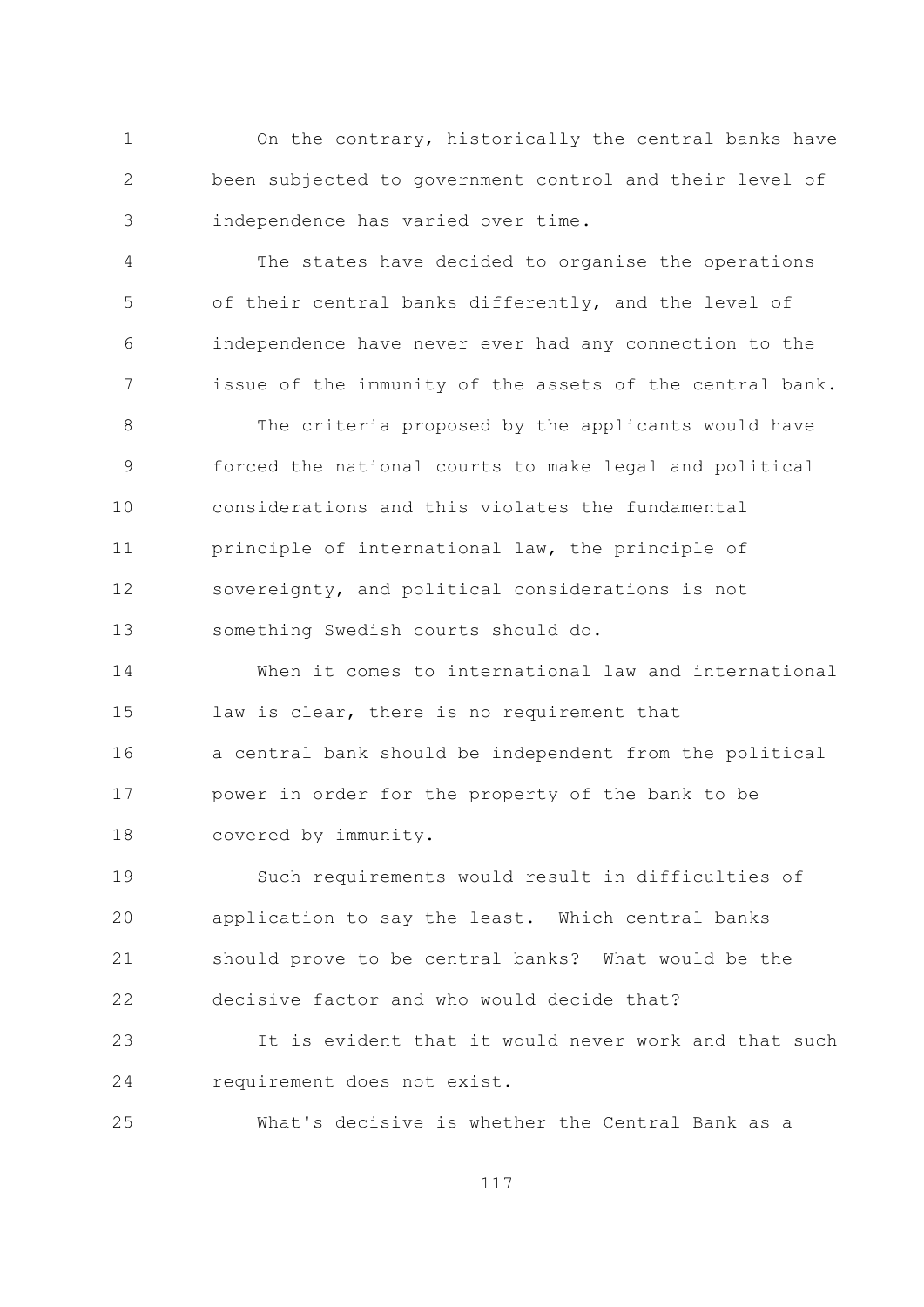On the contrary, historically the central banks have been subjected to government control and their level of independence has varied over time.

The states have decided to organise the operations of their central banks differently, and the level of independence have never ever had any connection to the issue of the immunity of the assets of the central bank.

The criteria proposed by the applicants would have forced the national courts to make legal and political considerations and this violates the fundamental principle of international law, the principle of sovereignty, and political considerations is not something Swedish courts should do.

When it comes to international law and international law is clear, there is no requirement that a central bank should be independent from the political power in order for the property of the bank to be covered by immunity.

Such requirements would result in difficulties of application to say the least. Which central banks should prove to be central banks? What would be the decisive factor and who would decide that?

It is evident that it would never work and that such requirement does not exist.

What's decisive is whether the Central Bank as a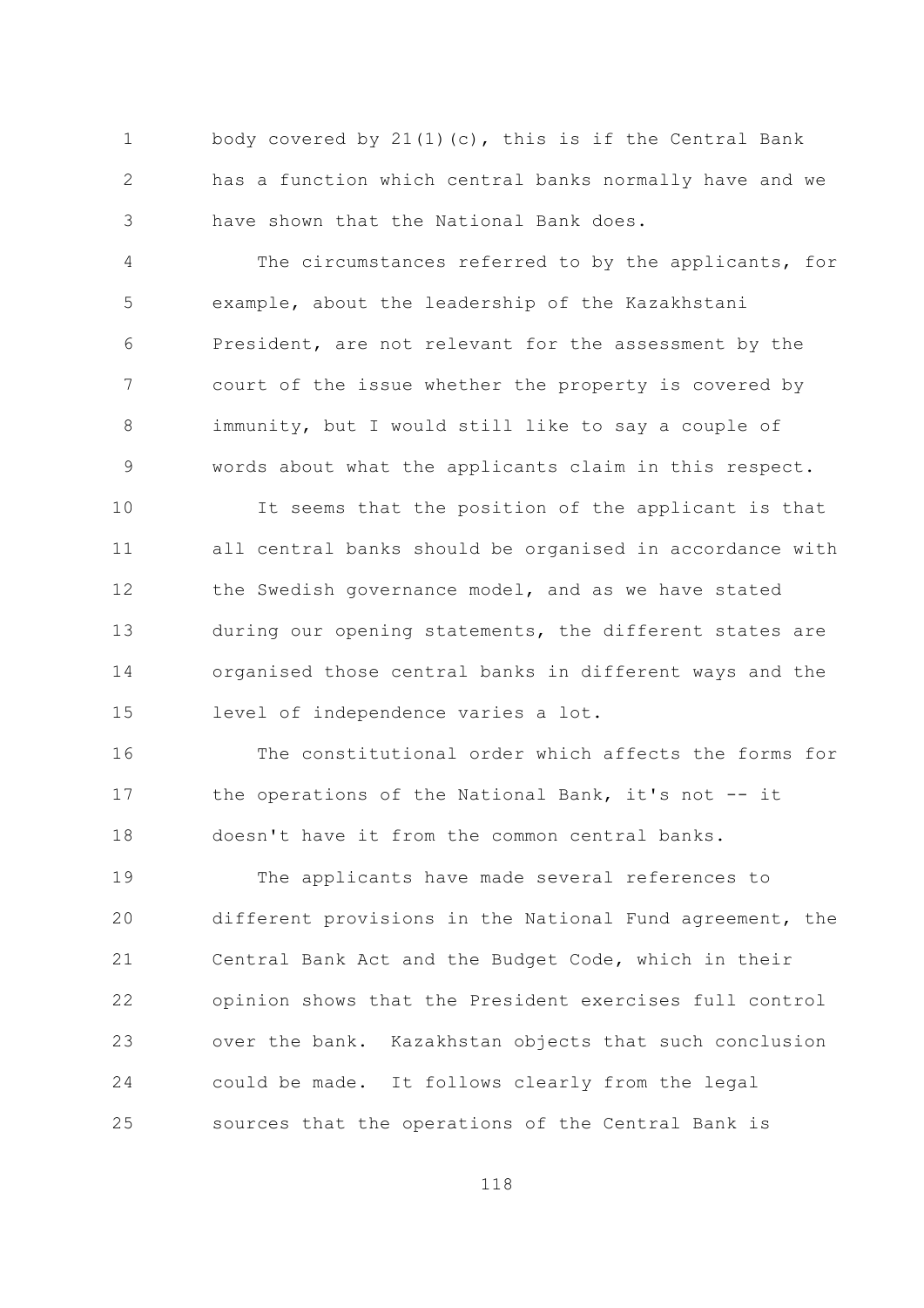body covered by 21(1)(c), this is if the Central Bank has a function which central banks normally have and we have shown that the National Bank does.

The circumstances referred to by the applicants, for example, about the leadership of the Kazakhstani President, are not relevant for the assessment by the court of the issue whether the property is covered by immunity, but I would still like to say a couple of words about what the applicants claim in this respect.

It seems that the position of the applicant is that all central banks should be organised in accordance with the Swedish governance model, and as we have stated during our opening statements, the different states are organised those central banks in different ways and the level of independence varies a lot.

The constitutional order which affects the forms for the operations of the National Bank, it's not -- it doesn't have it from the common central banks.

The applicants have made several references to different provisions in the National Fund agreement, the Central Bank Act and the Budget Code, which in their opinion shows that the President exercises full control over the bank. Kazakhstan objects that such conclusion could be made. It follows clearly from the legal sources that the operations of the Central Bank is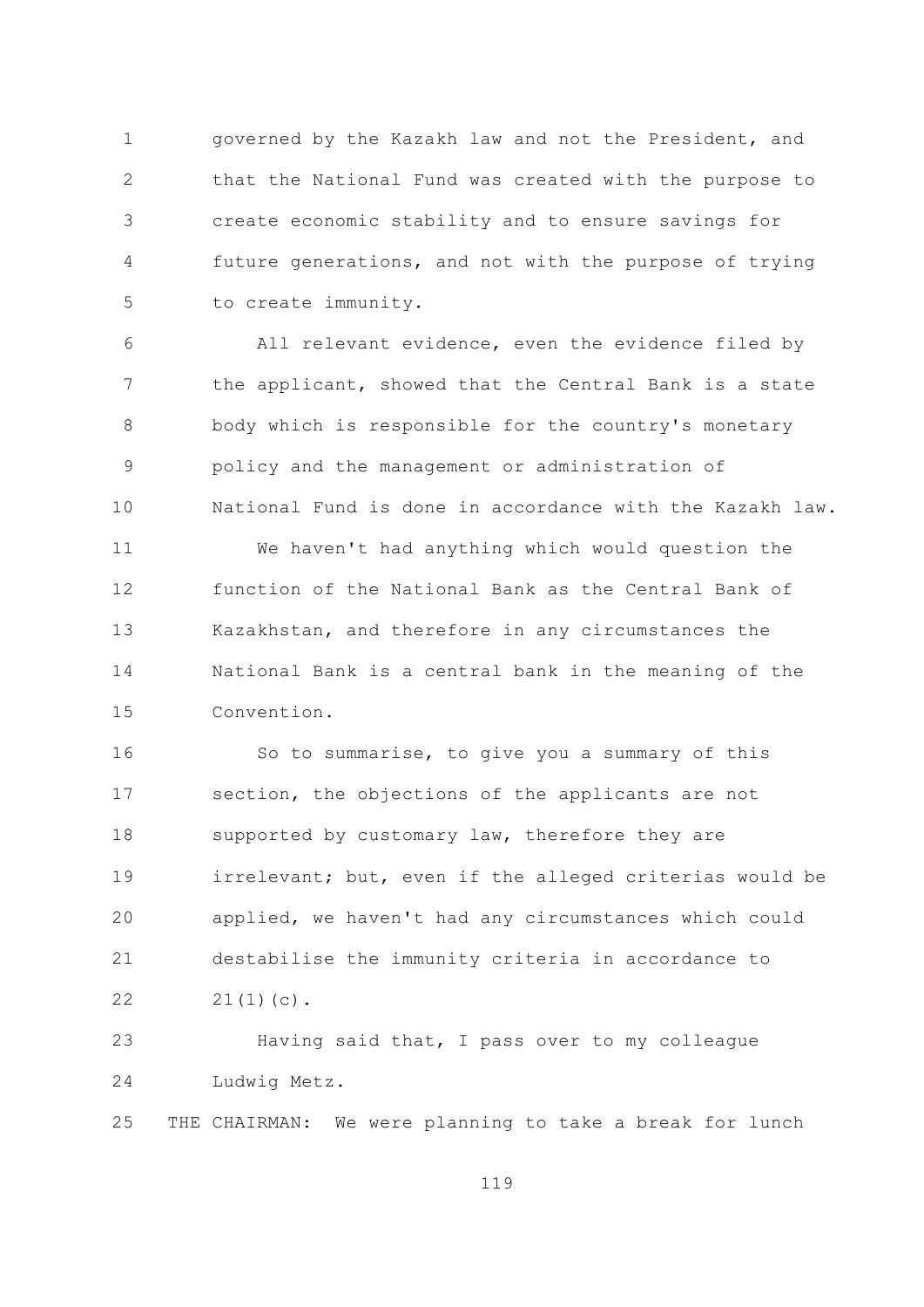governed by the Kazakh law and not the President, and that the National Fund was created with the purpose to create economic stability and to ensure savings for future generations, and not with the purpose of trying to create immunity.

All relevant evidence, even the evidence filed by the applicant, showed that the Central Bank is a state body which is responsible for the country's monetary policy and the management or administration of National Fund is done in accordance with the Kazakh law.

We haven't had anything which would question the function of the National Bank as the Central Bank of Kazakhstan, and therefore in any circumstances the National Bank is a central bank in the meaning of the Convention.

So to summarise, to give you a summary of this section, the objections of the applicants are not supported by customary law, therefore they are irrelevant; but, even if the alleged criterias would be applied, we haven't had any circumstances which could destabilise the immunity criteria in accordance to 21(1)(c).

Having said that, I pass over to my colleague Ludwig Metz.

THE CHAIRMAN: We were planning to take a break for lunch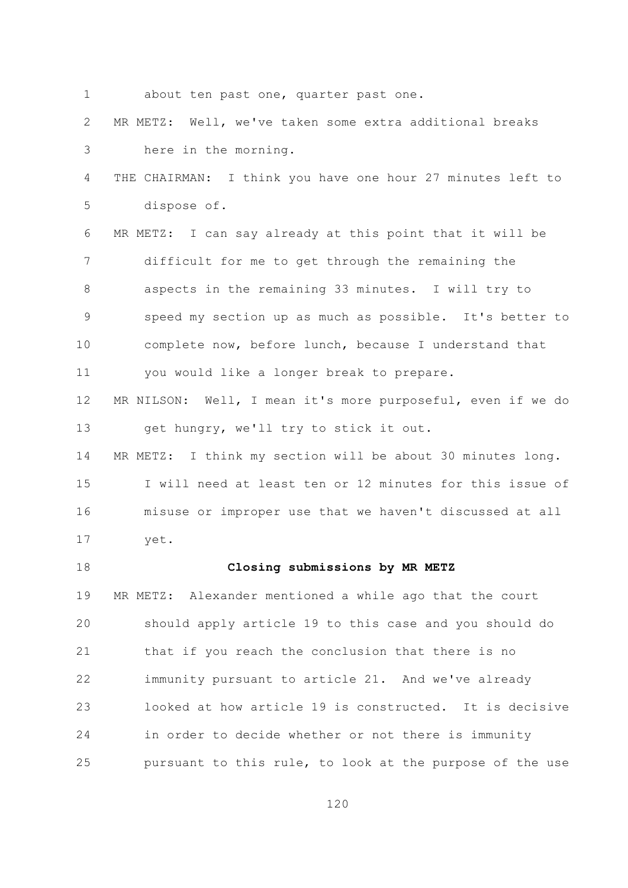about ten past one, quarter past one.

MR METZ: Well, we've taken some extra additional breaks here in the morning.

THE CHAIRMAN: I think you have one hour 27 minutes left to dispose of.

MR METZ: I can say already at this point that it will be difficult for me to get through the remaining the aspects in the remaining 33 minutes. I will try to speed my section up as much as possible. It's better to complete now, before lunch, because I understand that you would like a longer break to prepare.

MR NILSON: Well, I mean it's more purposeful, even if we do get hungry, we'll try to stick it out.

MR METZ: I think my section will be about 30 minutes long. I will need at least ten or 12 minutes for this issue of misuse or improper use that we haven't discussed at all yet.

**Closing submissions by MR METZ**

MR METZ: Alexander mentioned a while ago that the court should apply article 19 to this case and you should do that if you reach the conclusion that there is no immunity pursuant to article 21. And we've already looked at how article 19 is constructed. It is decisive in order to decide whether or not there is immunity pursuant to this rule, to look at the purpose of the use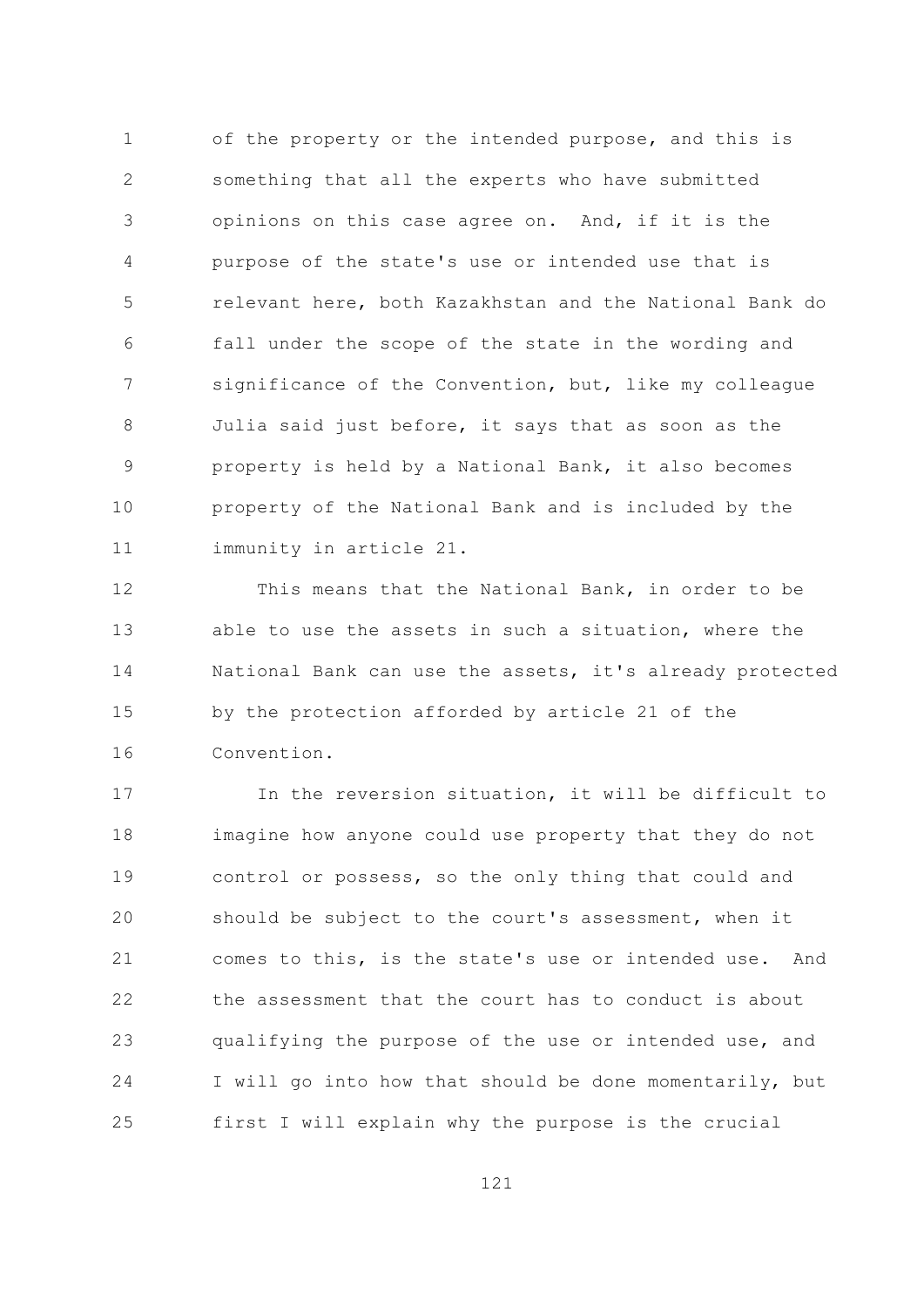of the property or the intended purpose, and this is something that all the experts who have submitted opinions on this case agree on. And, if it is the purpose of the state's use or intended use that is relevant here, both Kazakhstan and the National Bank do fall under the scope of the state in the wording and significance of the Convention, but, like my colleague Julia said just before, it says that as soon as the property is held by a National Bank, it also becomes property of the National Bank and is included by the immunity in article 21.

This means that the National Bank, in order to be able to use the assets in such a situation, where the National Bank can use the assets, it's already protected by the protection afforded by article 21 of the Convention.

In the reversion situation, it will be difficult to imagine how anyone could use property that they do not control or possess, so the only thing that could and should be subject to the court's assessment, when it comes to this, is the state's use or intended use. And the assessment that the court has to conduct is about qualifying the purpose of the use or intended use, and I will go into how that should be done momentarily, but first I will explain why the purpose is the crucial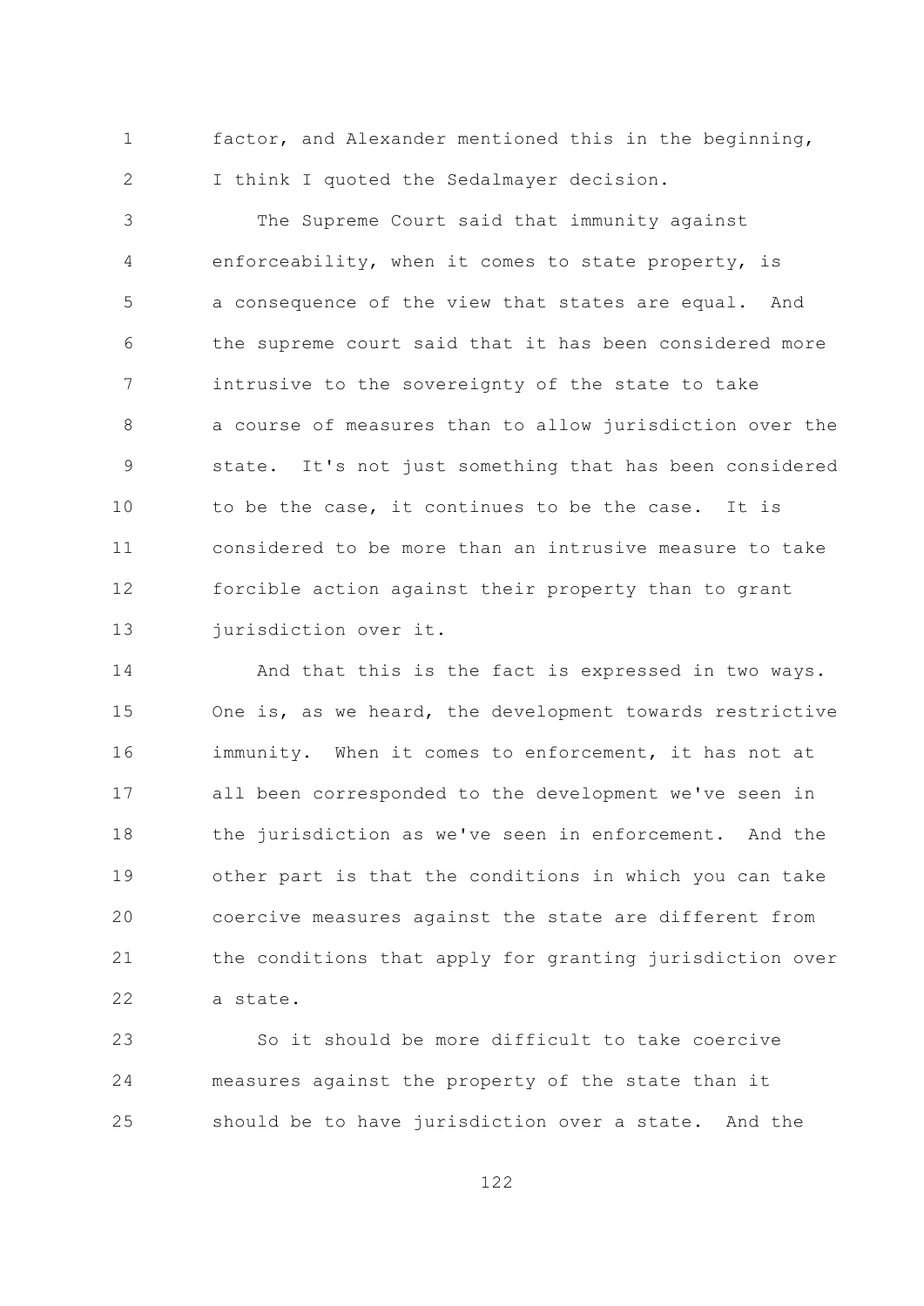factor, and Alexander mentioned this in the beginning, I think I quoted the Sedalmayer decision.

The Supreme Court said that immunity against enforceability, when it comes to state property, is a consequence of the view that states are equal. And the supreme court said that it has been considered more intrusive to the sovereignty of the state to take a course of measures than to allow jurisdiction over the state. It's not just something that has been considered to be the case, it continues to be the case. It is considered to be more than an intrusive measure to take forcible action against their property than to grant jurisdiction over it.

And that this is the fact is expressed in two ways. One is, as we heard, the development towards restrictive immunity. When it comes to enforcement, it has not at all been corresponded to the development we've seen in the jurisdiction as we've seen in enforcement. And the other part is that the conditions in which you can take coercive measures against the state are different from the conditions that apply for granting jurisdiction over a state.

So it should be more difficult to take coercive measures against the property of the state than it should be to have jurisdiction over a state. And the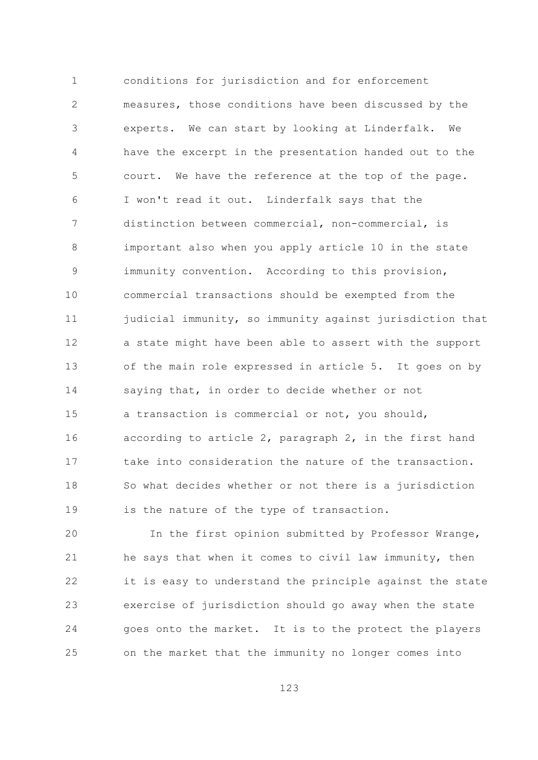conditions for jurisdiction and for enforcement measures, those conditions have been discussed by the experts. We can start by looking at Linderfalk. We have the excerpt in the presentation handed out to the court. We have the reference at the top of the page. I won't read it out. Linderfalk says that the distinction between commercial, non-commercial, is important also when you apply article 10 in the state immunity convention. According to this provision, commercial transactions should be exempted from the judicial immunity, so immunity against jurisdiction that a state might have been able to assert with the support of the main role expressed in article 5. It goes on by saying that, in order to decide whether or not a transaction is commercial or not, you should, according to article 2, paragraph 2, in the first hand take into consideration the nature of the transaction. So what decides whether or not there is a jurisdiction is the nature of the type of transaction.

In the first opinion submitted by Professor Wrange, he says that when it comes to civil law immunity, then it is easy to understand the principle against the state exercise of jurisdiction should go away when the state goes onto the market. It is to the protect the players on the market that the immunity no longer comes into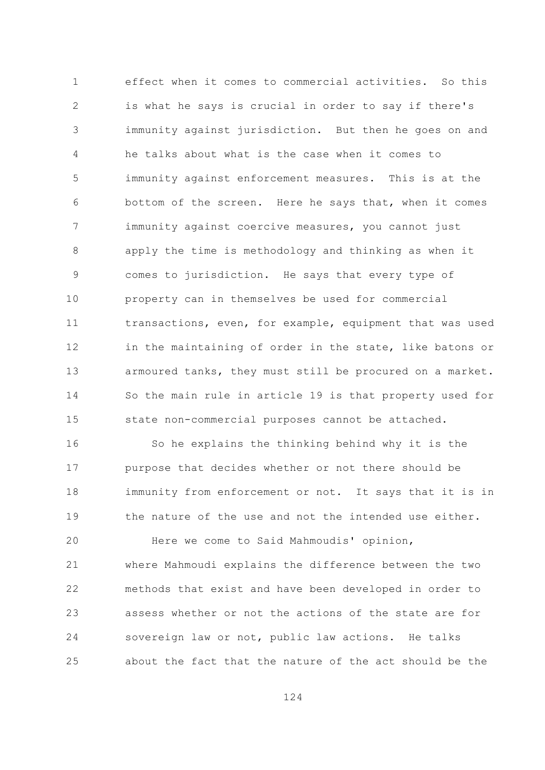effect when it comes to commercial activities. So this is what he says is crucial in order to say if there's immunity against jurisdiction. But then he goes on and he talks about what is the case when it comes to immunity against enforcement measures. This is at the bottom of the screen. Here he says that, when it comes immunity against coercive measures, you cannot just apply the time is methodology and thinking as when it comes to jurisdiction. He says that every type of property can in themselves be used for commercial transactions, even, for example, equipment that was used in the maintaining of order in the state, like batons or armoured tanks, they must still be procured on a market. So the main rule in article 19 is that property used for state non-commercial purposes cannot be attached.

So he explains the thinking behind why it is the purpose that decides whether or not there should be immunity from enforcement or not. It says that it is in the nature of the use and not the intended use either.

Here we come to Said Mahmoudis' opinion, where Mahmoudi explains the difference between the two methods that exist and have been developed in order to assess whether or not the actions of the state are for sovereign law or not, public law actions. He talks about the fact that the nature of the act should be the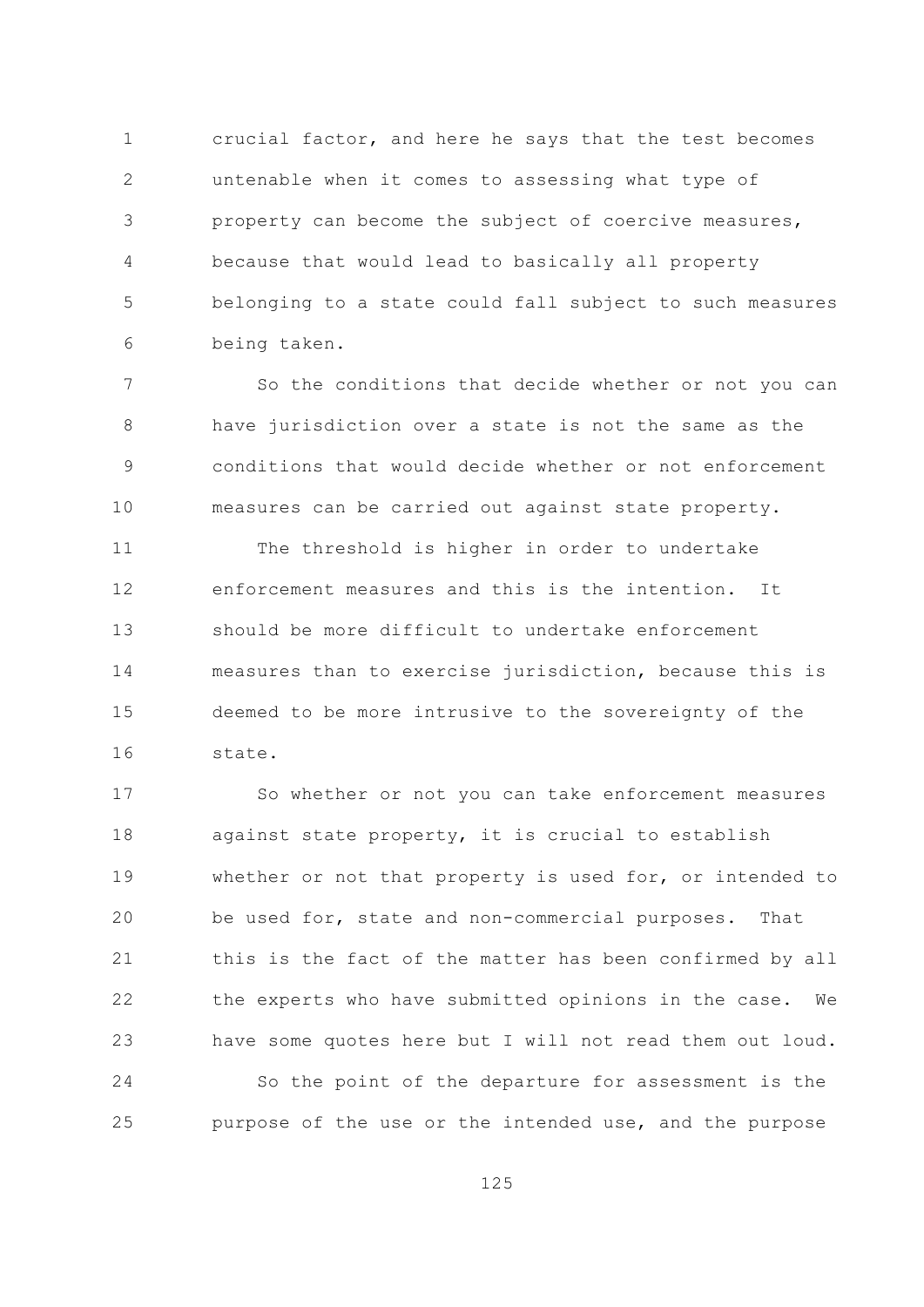crucial factor, and here he says that the test becomes untenable when it comes to assessing what type of property can become the subject of coercive measures, because that would lead to basically all property belonging to a state could fall subject to such measures being taken.

So the conditions that decide whether or not you can have jurisdiction over a state is not the same as the conditions that would decide whether or not enforcement measures can be carried out against state property.

The threshold is higher in order to undertake enforcement measures and this is the intention. It should be more difficult to undertake enforcement measures than to exercise jurisdiction, because this is deemed to be more intrusive to the sovereignty of the state.

So whether or not you can take enforcement measures against state property, it is crucial to establish whether or not that property is used for, or intended to be used for, state and non-commercial purposes. That this is the fact of the matter has been confirmed by all the experts who have submitted opinions in the case. We have some quotes here but I will not read them out loud.

So the point of the departure for assessment is the purpose of the use or the intended use, and the purpose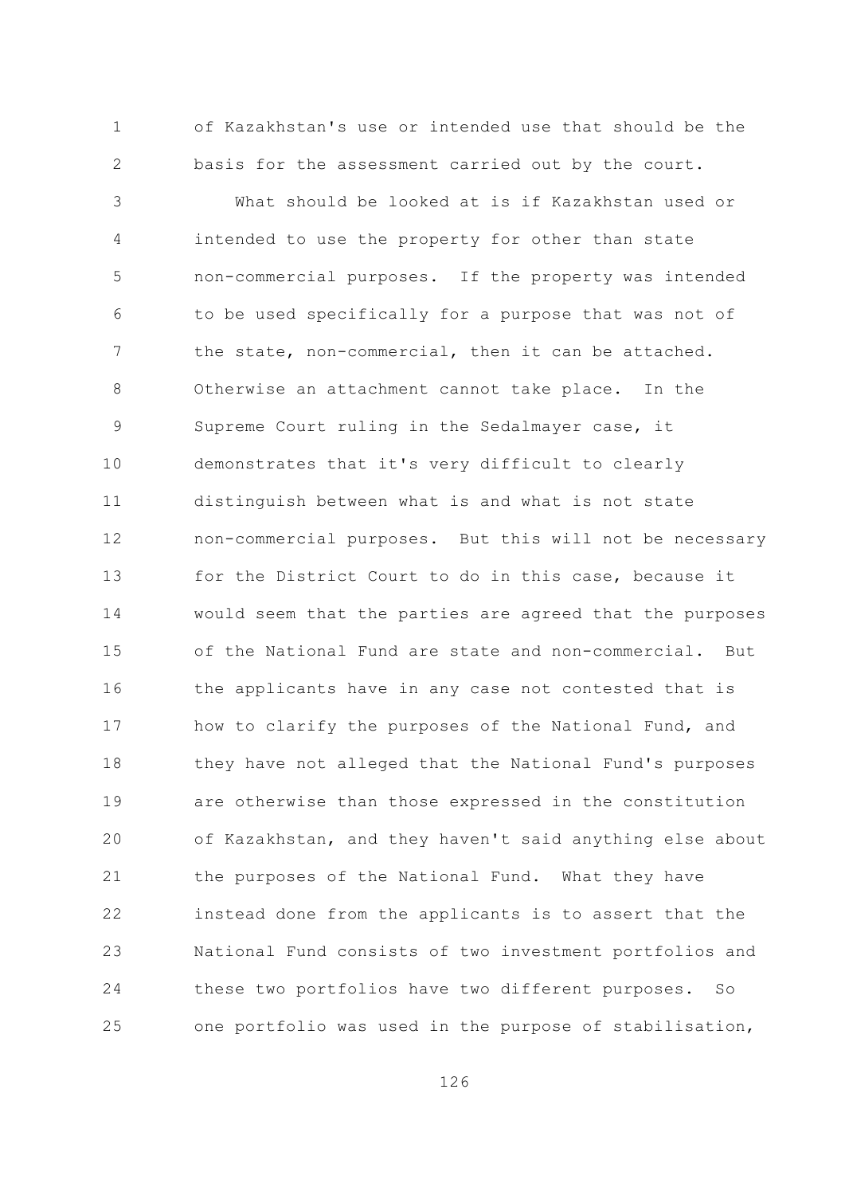of Kazakhstan's use or intended use that should be the basis for the assessment carried out by the court.

What should be looked at is if Kazakhstan used or intended to use the property for other than state non-commercial purposes. If the property was intended to be used specifically for a purpose that was not of the state, non-commercial, then it can be attached. Otherwise an attachment cannot take place. In the Supreme Court ruling in the Sedalmayer case, it demonstrates that it's very difficult to clearly distinguish between what is and what is not state non-commercial purposes. But this will not be necessary for the District Court to do in this case, because it would seem that the parties are agreed that the purposes of the National Fund are state and non-commercial. But the applicants have in any case not contested that is how to clarify the purposes of the National Fund, and they have not alleged that the National Fund's purposes are otherwise than those expressed in the constitution of Kazakhstan, and they haven't said anything else about the purposes of the National Fund. What they have instead done from the applicants is to assert that the National Fund consists of two investment portfolios and these two portfolios have two different purposes. So one portfolio was used in the purpose of stabilisation,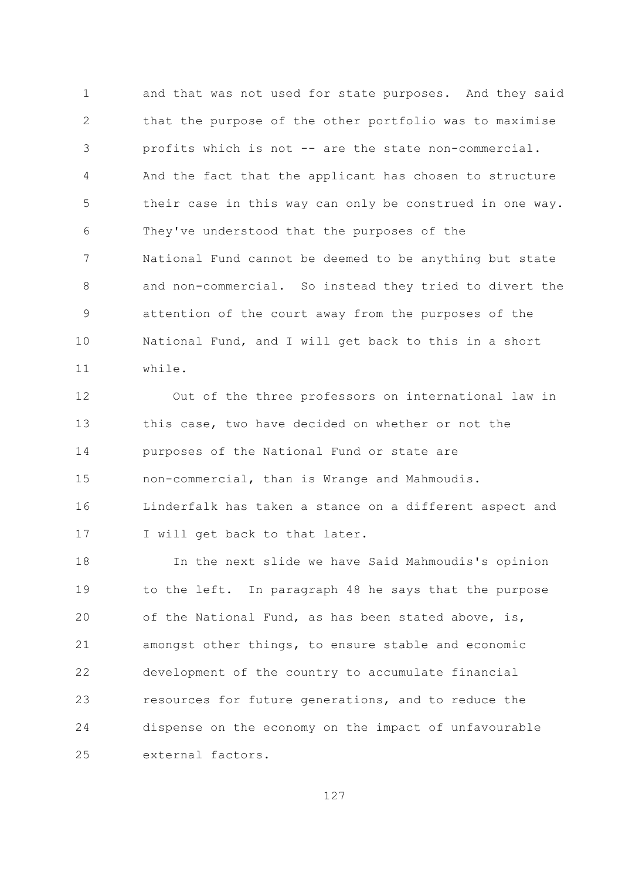and that was not used for state purposes. And they said that the purpose of the other portfolio was to maximise profits which is not -- are the state non-commercial. And the fact that the applicant has chosen to structure their case in this way can only be construed in one way. They've understood that the purposes of the National Fund cannot be deemed to be anything but state and non-commercial. So instead they tried to divert the attention of the court away from the purposes of the National Fund, and I will get back to this in a short while.

Out of the three professors on international law in this case, two have decided on whether or not the purposes of the National Fund or state are non-commercial, than is Wrange and Mahmoudis. Linderfalk has taken a stance on a different aspect and I will get back to that later.

In the next slide we have Said Mahmoudis's opinion to the left. In paragraph 48 he says that the purpose of the National Fund, as has been stated above, is, amongst other things, to ensure stable and economic development of the country to accumulate financial resources for future generations, and to reduce the dispense on the economy on the impact of unfavourable external factors.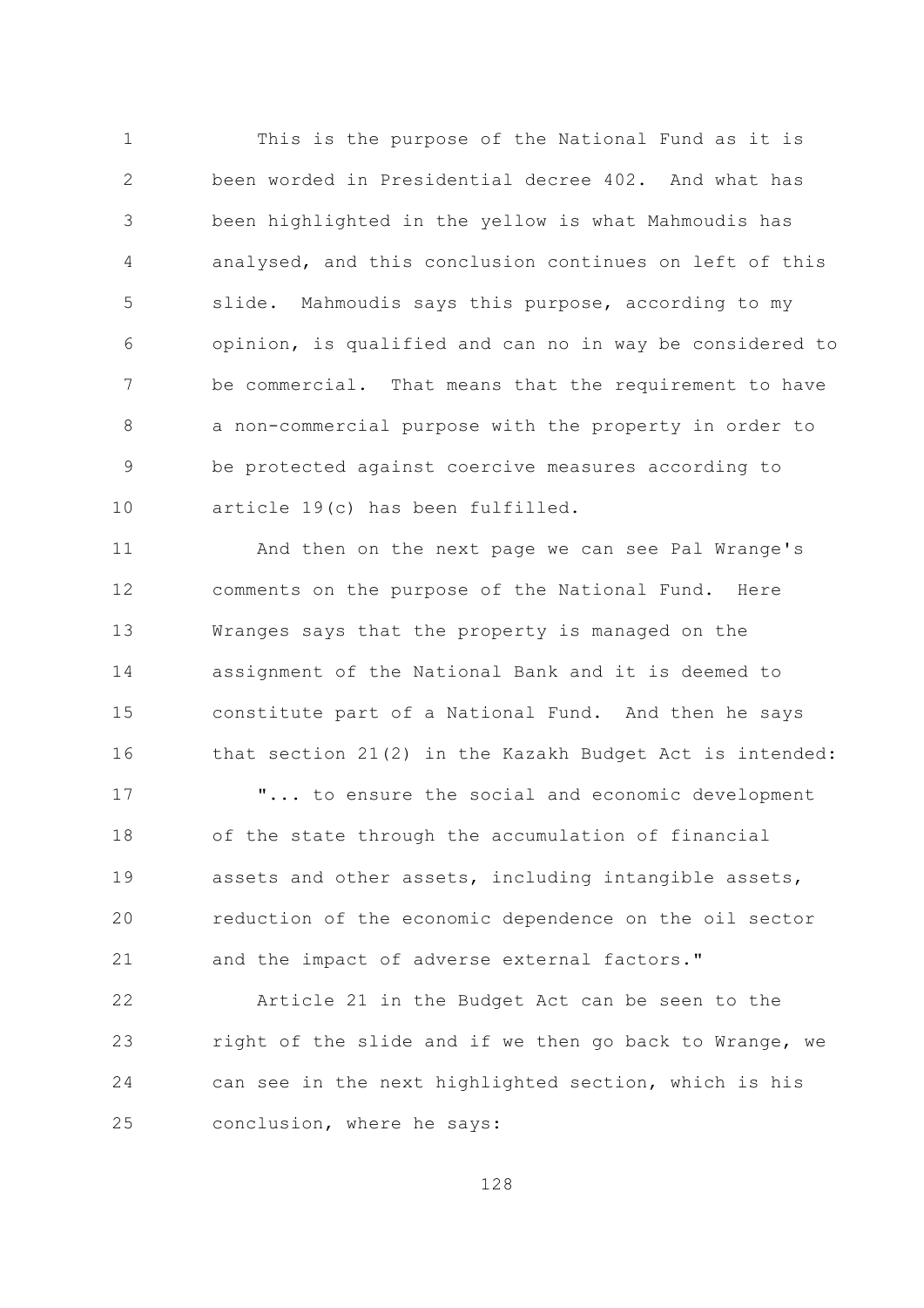This is the purpose of the National Fund as it is been worded in Presidential decree 402. And what has been highlighted in the yellow is what Mahmoudis has analysed, and this conclusion continues on left of this slide. Mahmoudis says this purpose, according to my opinion, is qualified and can no in way be considered to be commercial. That means that the requirement to have a non-commercial purpose with the property in order to be protected against coercive measures according to article 19(c) has been fulfilled.

And then on the next page we can see Pal Wrange's comments on the purpose of the National Fund. Here Wranges says that the property is managed on the assignment of the National Bank and it is deemed to constitute part of a National Fund. And then he says that section 21(2) in the Kazakh Budget Act is intended:

"... to ensure the social and economic development of the state through the accumulation of financial assets and other assets, including intangible assets, reduction of the economic dependence on the oil sector and the impact of adverse external factors."

Article 21 in the Budget Act can be seen to the right of the slide and if we then go back to Wrange, we can see in the next highlighted section, which is his conclusion, where he says: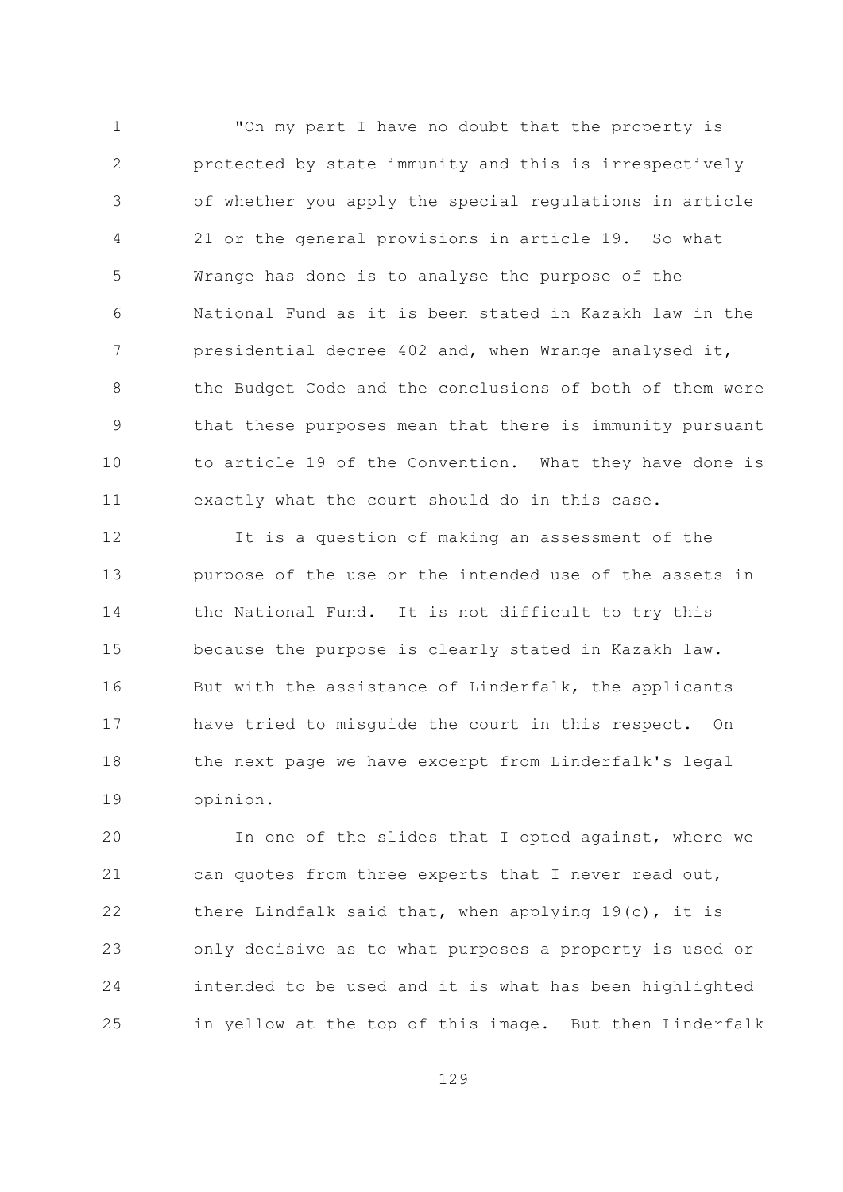"On my part I have no doubt that the property is protected by state immunity and this is irrespectively of whether you apply the special regulations in article 21 or the general provisions in article 19. So what Wrange has done is to analyse the purpose of the National Fund as it is been stated in Kazakh law in the presidential decree 402 and, when Wrange analysed it, the Budget Code and the conclusions of both of them were that these purposes mean that there is immunity pursuant to article 19 of the Convention. What they have done is exactly what the court should do in this case.

It is a question of making an assessment of the purpose of the use or the intended use of the assets in the National Fund. It is not difficult to try this because the purpose is clearly stated in Kazakh law. But with the assistance of Linderfalk, the applicants have tried to misguide the court in this respect. On the next page we have excerpt from Linderfalk's legal opinion.

In one of the slides that I opted against, where we can quotes from three experts that I never read out, there Lindfalk said that, when applying 19(c), it is only decisive as to what purposes a property is used or intended to be used and it is what has been highlighted in yellow at the top of this image. But then Linderfalk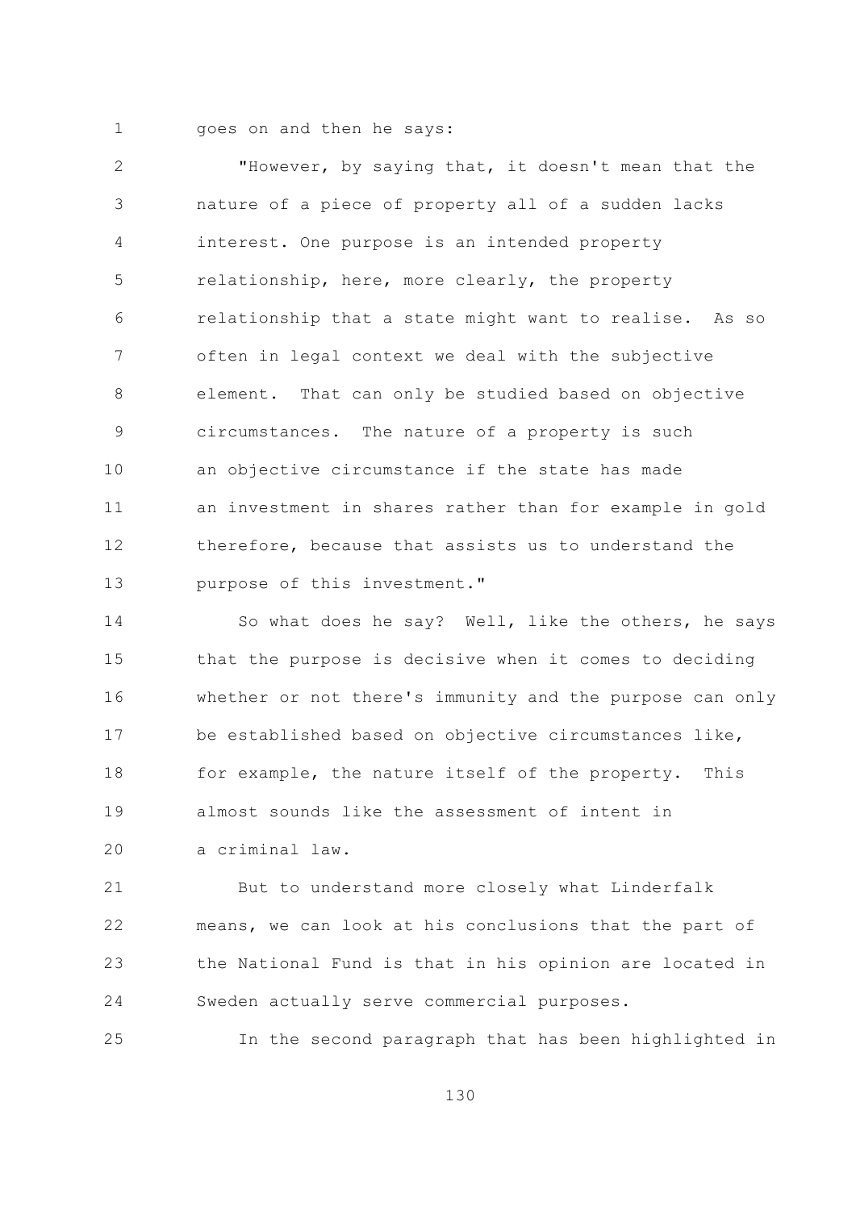goes on and then he says:

"However, by saying that, it doesn't mean that the nature of a piece of property all of a sudden lacks interest. One purpose is an intended property relationship, here, more clearly, the property relationship that a state might want to realise. As so often in legal context we deal with the subjective element. That can only be studied based on objective circumstances. The nature of a property is such an objective circumstance if the state has made an investment in shares rather than for example in gold therefore, because that assists us to understand the purpose of this investment."

So what does he say? Well, like the others, he says that the purpose is decisive when it comes to deciding whether or not there's immunity and the purpose can only be established based on objective circumstances like, for example, the nature itself of the property. This almost sounds like the assessment of intent in a criminal law.

But to understand more closely what Linderfalk means, we can look at his conclusions that the part of the National Fund is that in his opinion are located in Sweden actually serve commercial purposes.

In the second paragraph that has been highlighted in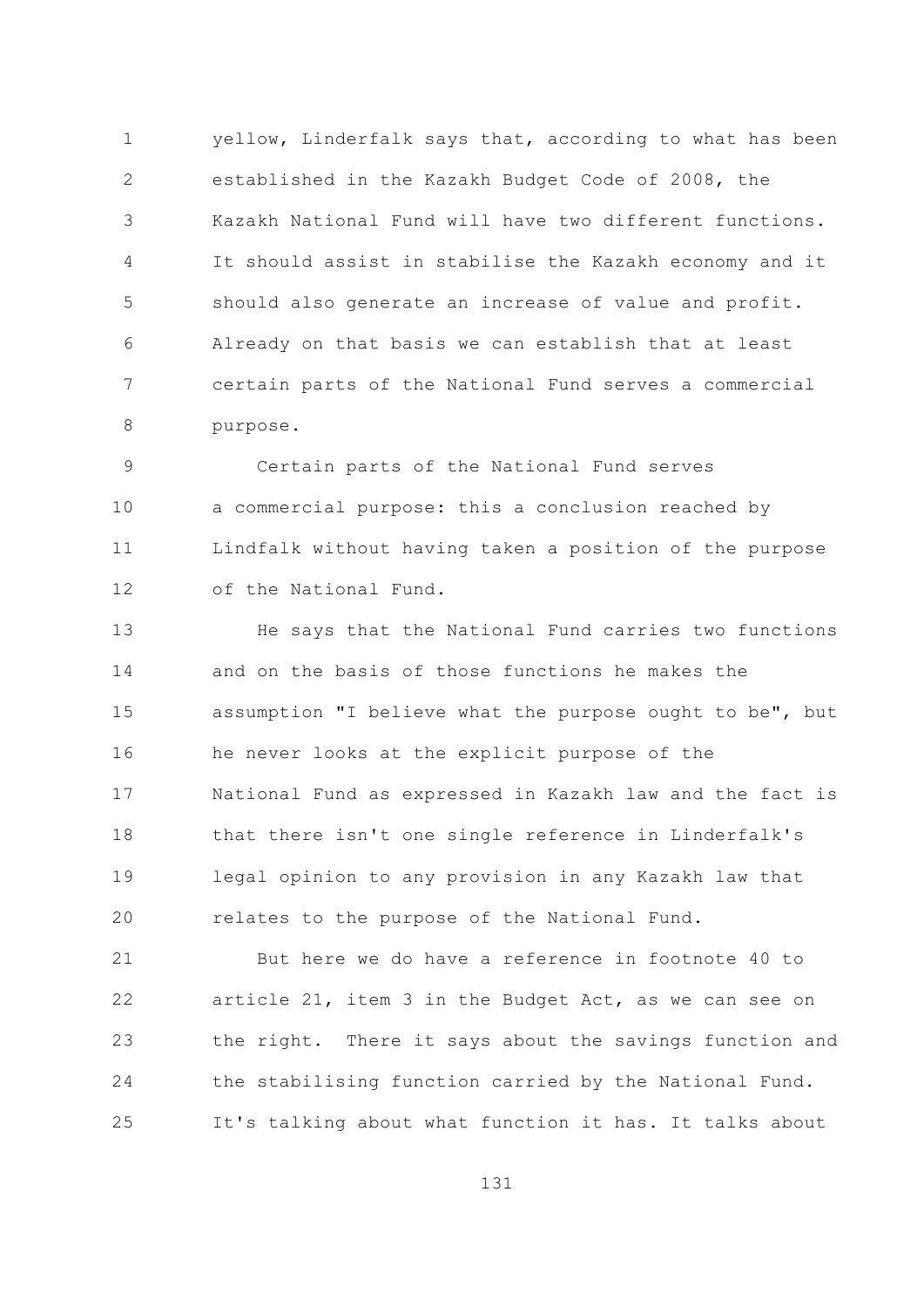yellow, Linderfalk says that, according to what has been established in the Kazakh Budget Code of 2008, the Kazakh National Fund will have two different functions. It should assist in stabilise the Kazakh economy and it should also generate an increase of value and profit. Already on that basis we can establish that at least certain parts of the National Fund serves a commercial purpose.

Certain parts of the National Fund serves a commercial purpose: this a conclusion reached by Lindfalk without having taken a position of the purpose of the National Fund.

He says that the National Fund carries two functions and on the basis of those functions he makes the assumption "I believe what the purpose ought to be", but he never looks at the explicit purpose of the National Fund as expressed in Kazakh law and the fact is that there isn't one single reference in Linderfalk's legal opinion to any provision in any Kazakh law that relates to the purpose of the National Fund.

But here we do have a reference in footnote 40 to article 21, item 3 in the Budget Act, as we can see on the right. There it says about the savings function and the stabilising function carried by the National Fund. It's talking about what function it has. It talks about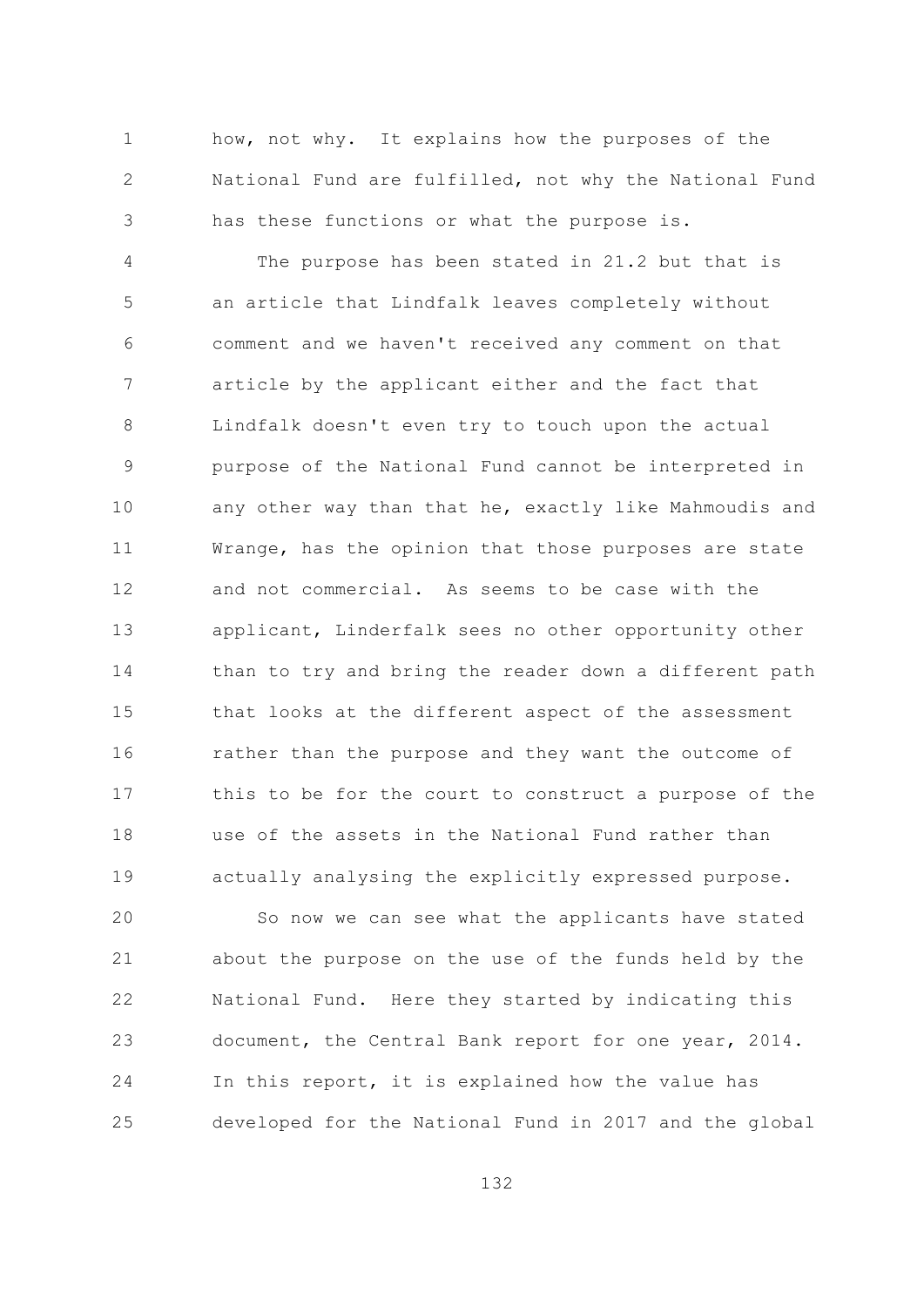how, not why. It explains how the purposes of the National Fund are fulfilled, not why the National Fund has these functions or what the purpose is.

The purpose has been stated in 21.2 but that is an article that Lindfalk leaves completely without comment and we haven't received any comment on that article by the applicant either and the fact that Lindfalk doesn't even try to touch upon the actual purpose of the National Fund cannot be interpreted in any other way than that he, exactly like Mahmoudis and Wrange, has the opinion that those purposes are state and not commercial. As seems to be case with the applicant, Linderfalk sees no other opportunity other than to try and bring the reader down a different path that looks at the different aspect of the assessment rather than the purpose and they want the outcome of this to be for the court to construct a purpose of the use of the assets in the National Fund rather than actually analysing the explicitly expressed purpose.

So now we can see what the applicants have stated about the purpose on the use of the funds held by the National Fund. Here they started by indicating this document, the Central Bank report for one year, 2014. In this report, it is explained how the value has developed for the National Fund in 2017 and the global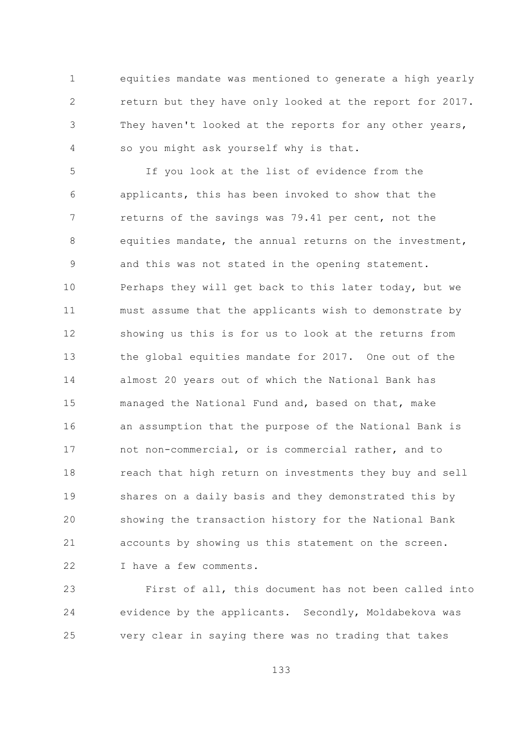equities mandate was mentioned to generate a high yearly return but they have only looked at the report for 2017. They haven't looked at the reports for any other years, so you might ask yourself why is that.

If you look at the list of evidence from the applicants, this has been invoked to show that the returns of the savings was 79.41 per cent, not the equities mandate, the annual returns on the investment, and this was not stated in the opening statement. Perhaps they will get back to this later today, but we must assume that the applicants wish to demonstrate by showing us this is for us to look at the returns from the global equities mandate for 2017. One out of the almost 20 years out of which the National Bank has managed the National Fund and, based on that, make an assumption that the purpose of the National Bank is not non-commercial, or is commercial rather, and to reach that high return on investments they buy and sell shares on a daily basis and they demonstrated this by showing the transaction history for the National Bank accounts by showing us this statement on the screen. I have a few comments.

First of all, this document has not been called into evidence by the applicants. Secondly, Moldabekova was very clear in saying there was no trading that takes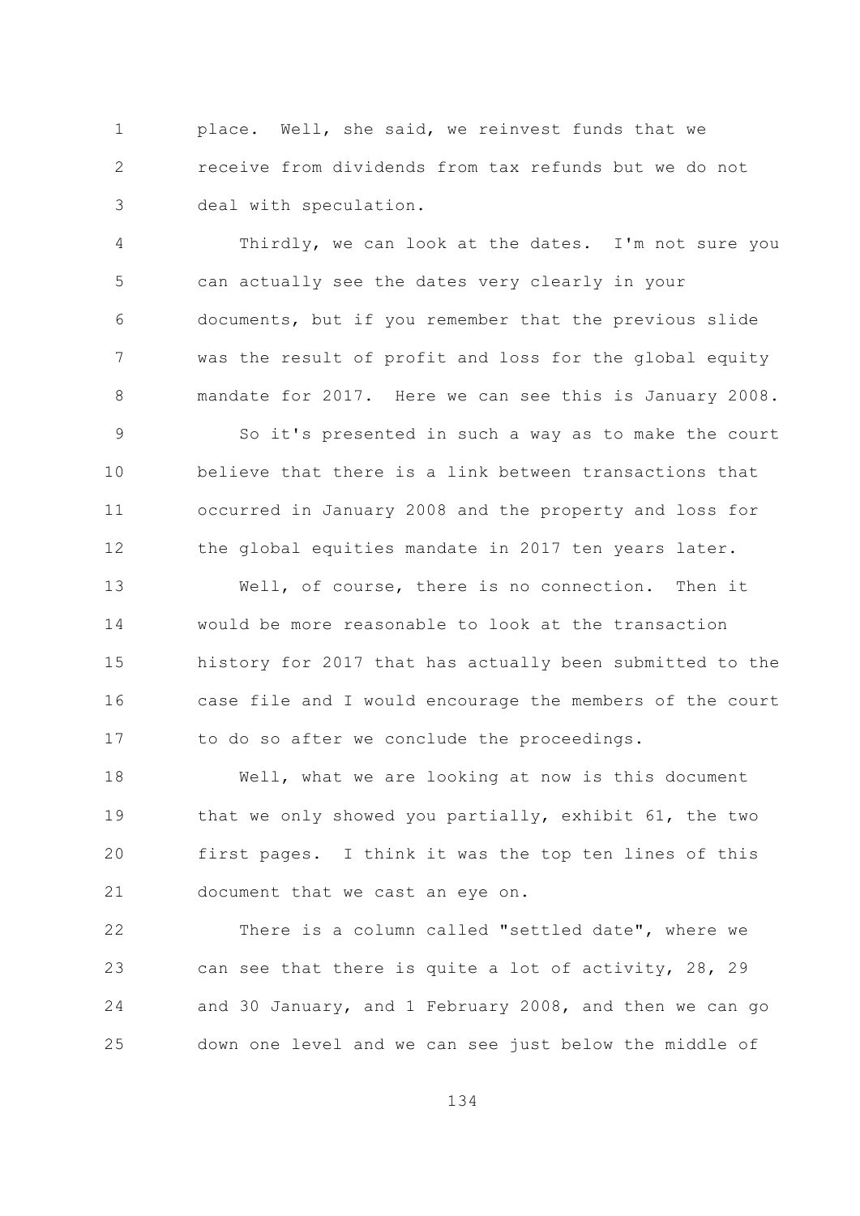place. Well, she said, we reinvest funds that we receive from dividends from tax refunds but we do not deal with speculation.

Thirdly, we can look at the dates. I'm not sure you can actually see the dates very clearly in your documents, but if you remember that the previous slide was the result of profit and loss for the global equity mandate for 2017. Here we can see this is January 2008.

So it's presented in such a way as to make the court believe that there is a link between transactions that occurred in January 2008 and the property and loss for the global equities mandate in 2017 ten years later.

Well, of course, there is no connection. Then it would be more reasonable to look at the transaction history for 2017 that has actually been submitted to the case file and I would encourage the members of the court to do so after we conclude the proceedings.

Well, what we are looking at now is this document that we only showed you partially, exhibit 61, the two first pages. I think it was the top ten lines of this document that we cast an eye on.

There is a column called "settled date", where we can see that there is quite a lot of activity, 28, 29 and 30 January, and 1 February 2008, and then we can go down one level and we can see just below the middle of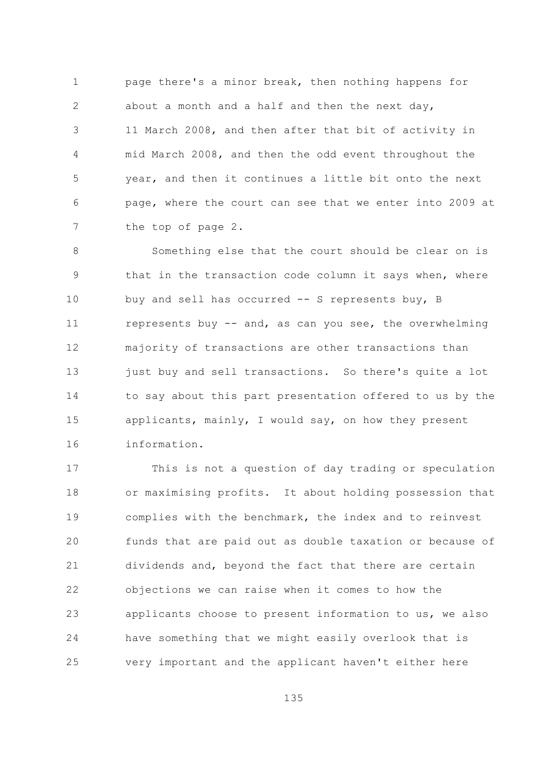page there's a minor break, then nothing happens for about a month and a half and then the next day, 11 March 2008, and then after that bit of activity in mid March 2008, and then the odd event throughout the year, and then it continues a little bit onto the next page, where the court can see that we enter into 2009 at the top of page 2.

Something else that the court should be clear on is that in the transaction code column it says when, where buy and sell has occurred -- S represents buy, B represents buy -- and, as can you see, the overwhelming majority of transactions are other transactions than just buy and sell transactions. So there's quite a lot to say about this part presentation offered to us by the applicants, mainly, I would say, on how they present information.

This is not a question of day trading or speculation or maximising profits. It about holding possession that complies with the benchmark, the index and to reinvest funds that are paid out as double taxation or because of dividends and, beyond the fact that there are certain objections we can raise when it comes to how the applicants choose to present information to us, we also have something that we might easily overlook that is very important and the applicant haven't either here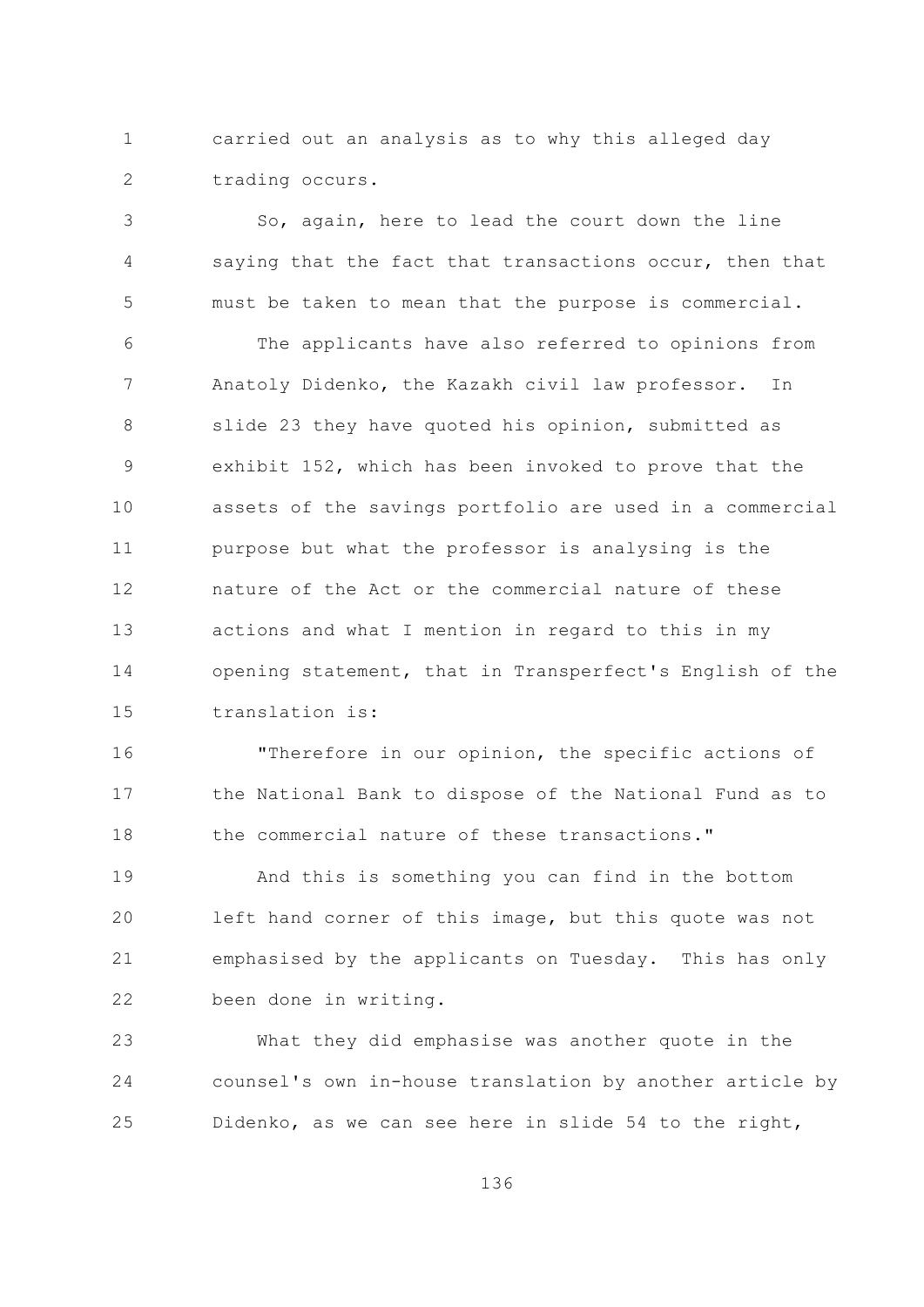carried out an analysis as to why this alleged day trading occurs.

So, again, here to lead the court down the line saying that the fact that transactions occur, then that must be taken to mean that the purpose is commercial.

The applicants have also referred to opinions from Anatoly Didenko, the Kazakh civil law professor. In slide 23 they have quoted his opinion, submitted as exhibit 152, which has been invoked to prove that the assets of the savings portfolio are used in a commercial purpose but what the professor is analysing is the nature of the Act or the commercial nature of these actions and what I mention in regard to this in my opening statement, that in Transperfect's English of the translation is:

"Therefore in our opinion, the specific actions of the National Bank to dispose of the National Fund as to the commercial nature of these transactions."

And this is something you can find in the bottom left hand corner of this image, but this quote was not emphasised by the applicants on Tuesday. This has only been done in writing.

What they did emphasise was another quote in the counsel's own in-house translation by another article by Didenko, as we can see here in slide 54 to the right,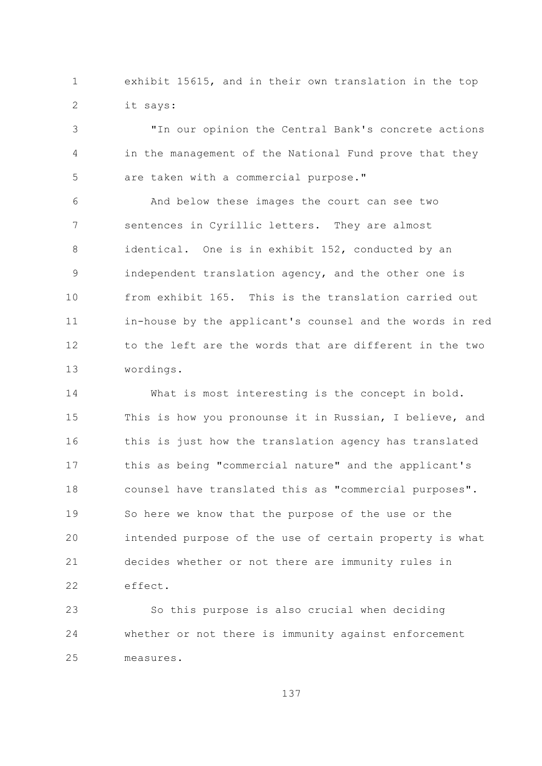exhibit 15615, and in their own translation in the top it says:

"In our opinion the Central Bank's concrete actions in the management of the National Fund prove that they are taken with a commercial purpose."

And below these images the court can see two sentences in Cyrillic letters. They are almost identical. One is in exhibit 152, conducted by an independent translation agency, and the other one is from exhibit 165. This is the translation carried out in-house by the applicant's counsel and the words in red to the left are the words that are different in the two wordings.

What is most interesting is the concept in bold. This is how you pronounse it in Russian, I believe, and this is just how the translation agency has translated this as being "commercial nature" and the applicant's counsel have translated this as "commercial purposes". So here we know that the purpose of the use or the intended purpose of the use of certain property is what decides whether or not there are immunity rules in effect.

So this purpose is also crucial when deciding whether or not there is immunity against enforcement measures.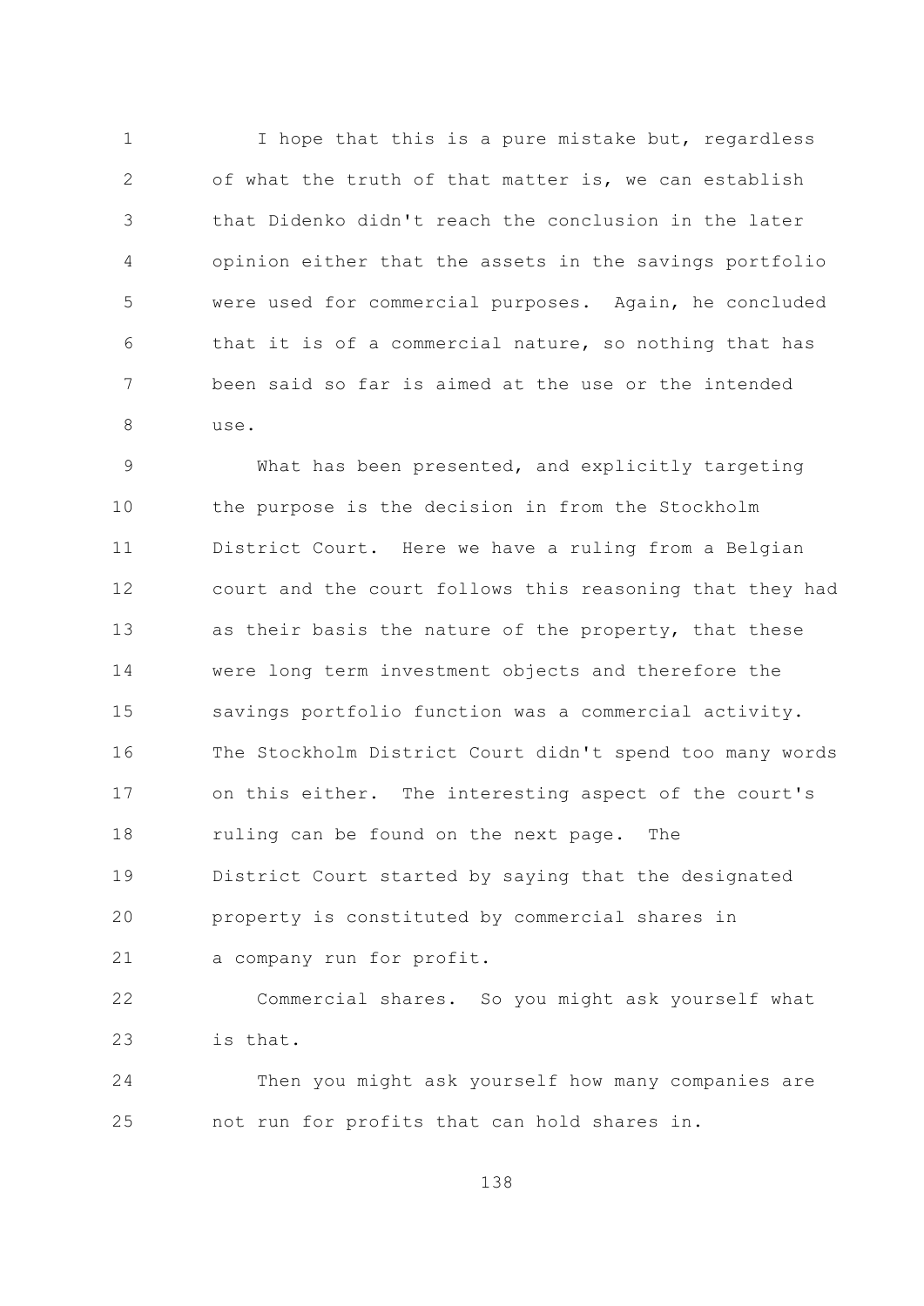I hope that this is a pure mistake but, regardless of what the truth of that matter is, we can establish that Didenko didn't reach the conclusion in the later opinion either that the assets in the savings portfolio were used for commercial purposes. Again, he concluded that it is of a commercial nature, so nothing that has been said so far is aimed at the use or the intended use.

What has been presented, and explicitly targeting the purpose is the decision in from the Stockholm District Court. Here we have a ruling from a Belgian court and the court follows this reasoning that they had as their basis the nature of the property, that these were long term investment objects and therefore the savings portfolio function was a commercial activity. The Stockholm District Court didn't spend too many words on this either. The interesting aspect of the court's ruling can be found on the next page. The District Court started by saying that the designated property is constituted by commercial shares in a company run for profit.

Commercial shares. So you might ask yourself what is that.

Then you might ask yourself how many companies are not run for profits that can hold shares in.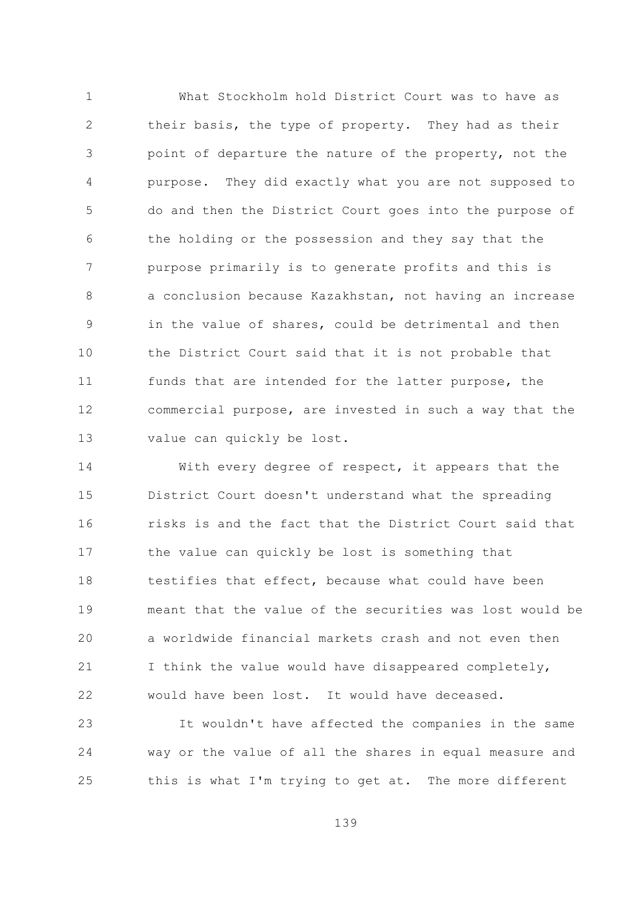What Stockholm hold District Court was to have as their basis, the type of property. They had as their point of departure the nature of the property, not the purpose. They did exactly what you are not supposed to do and then the District Court goes into the purpose of the holding or the possession and they say that the purpose primarily is to generate profits and this is a conclusion because Kazakhstan, not having an increase in the value of shares, could be detrimental and then the District Court said that it is not probable that funds that are intended for the latter purpose, the commercial purpose, are invested in such a way that the value can quickly be lost.

With every degree of respect, it appears that the District Court doesn't understand what the spreading risks is and the fact that the District Court said that the value can quickly be lost is something that testifies that effect, because what could have been meant that the value of the securities was lost would be a worldwide financial markets crash and not even then I think the value would have disappeared completely, would have been lost. It would have deceased.

It wouldn't have affected the companies in the same way or the value of all the shares in equal measure and this is what I'm trying to get at. The more different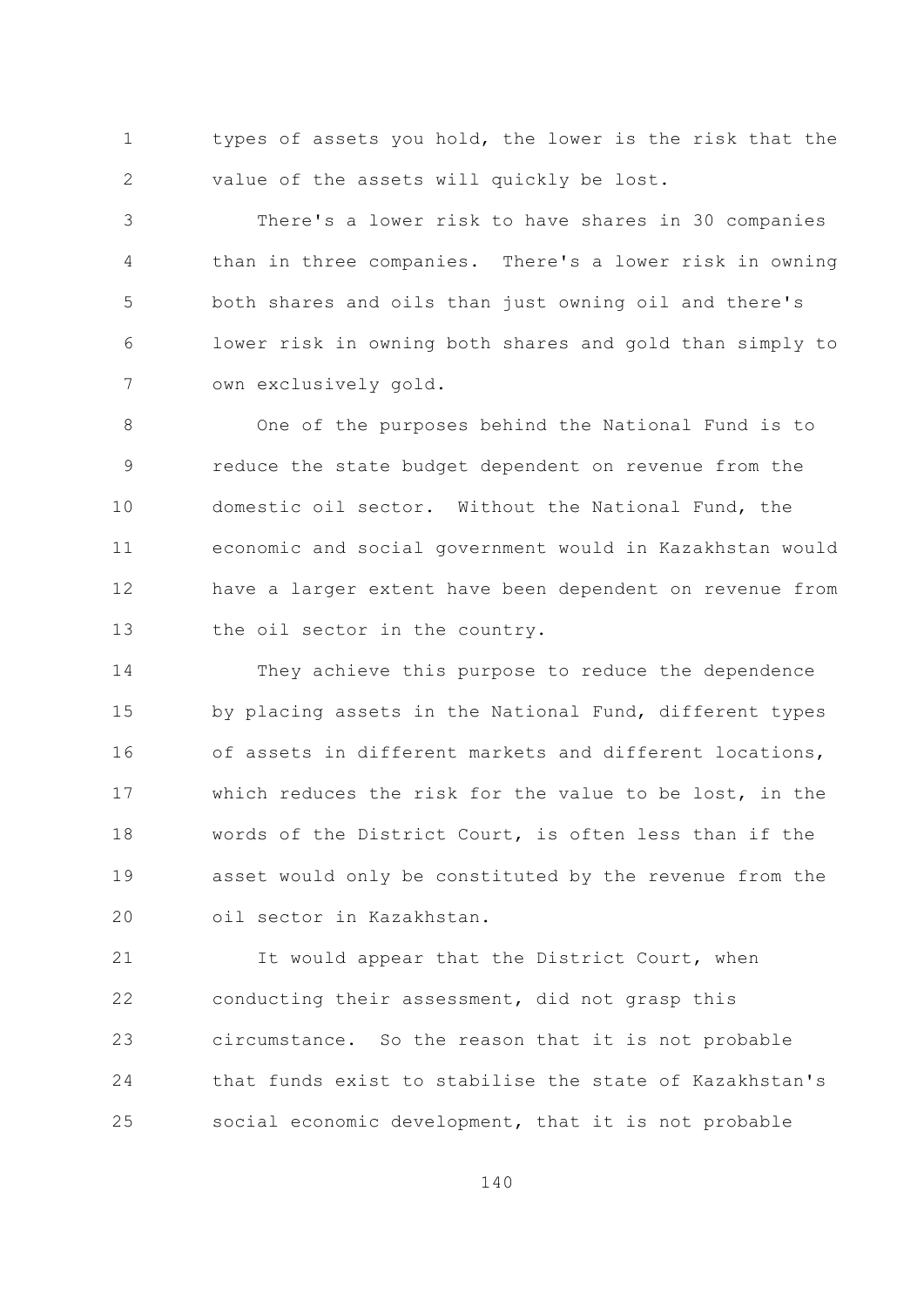types of assets you hold, the lower is the risk that the value of the assets will quickly be lost.

There's a lower risk to have shares in 30 companies than in three companies. There's a lower risk in owning both shares and oils than just owning oil and there's lower risk in owning both shares and gold than simply to own exclusively gold.

One of the purposes behind the National Fund is to reduce the state budget dependent on revenue from the domestic oil sector. Without the National Fund, the economic and social government would in Kazakhstan would have a larger extent have been dependent on revenue from the oil sector in the country.

They achieve this purpose to reduce the dependence by placing assets in the National Fund, different types of assets in different markets and different locations, which reduces the risk for the value to be lost, in the words of the District Court, is often less than if the asset would only be constituted by the revenue from the oil sector in Kazakhstan.

It would appear that the District Court, when conducting their assessment, did not grasp this circumstance. So the reason that it is not probable that funds exist to stabilise the state of Kazakhstan's social economic development, that it is not probable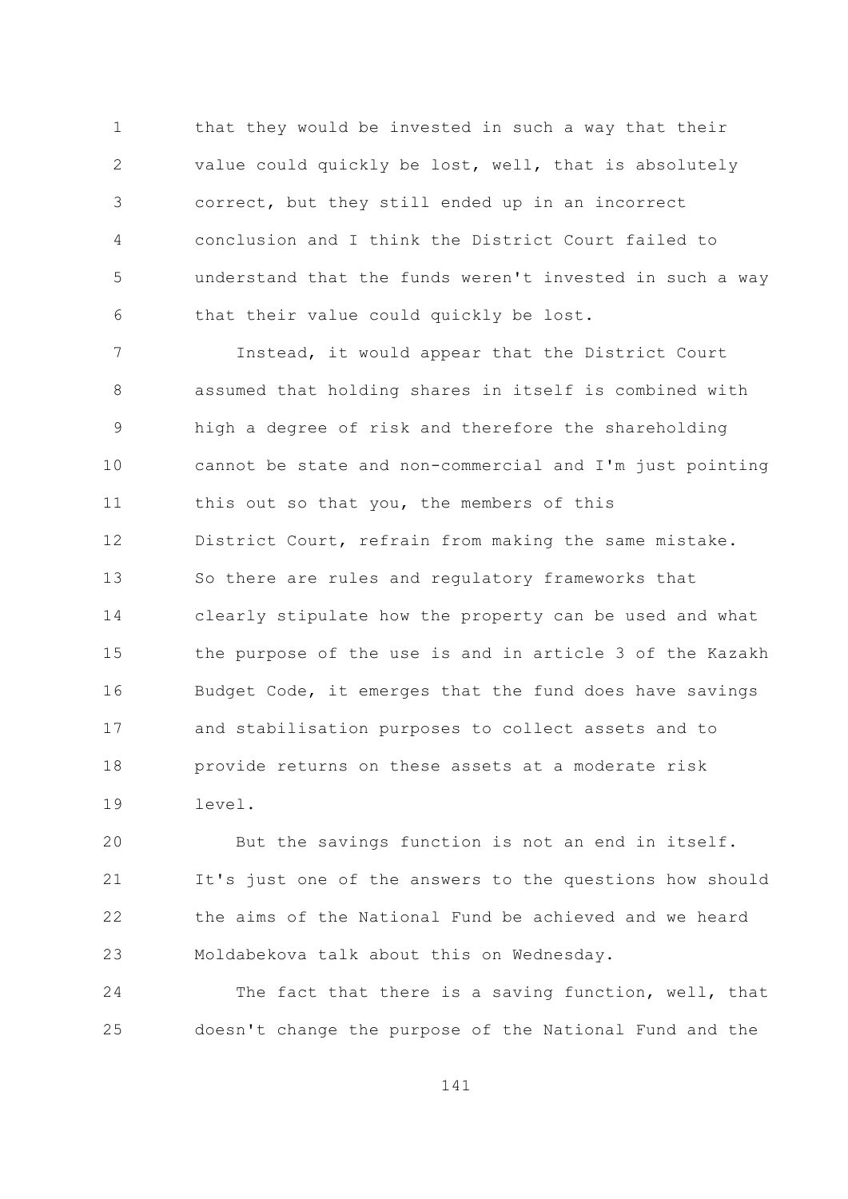that they would be invested in such a way that their value could quickly be lost, well, that is absolutely correct, but they still ended up in an incorrect conclusion and I think the District Court failed to understand that the funds weren't invested in such a way that their value could quickly be lost.

Instead, it would appear that the District Court assumed that holding shares in itself is combined with high a degree of risk and therefore the shareholding cannot be state and non-commercial and I'm just pointing this out so that you, the members of this District Court, refrain from making the same mistake. So there are rules and regulatory frameworks that clearly stipulate how the property can be used and what the purpose of the use is and in article 3 of the Kazakh Budget Code, it emerges that the fund does have savings and stabilisation purposes to collect assets and to provide returns on these assets at a moderate risk level.

But the savings function is not an end in itself. It's just one of the answers to the questions how should the aims of the National Fund be achieved and we heard Moldabekova talk about this on Wednesday.

The fact that there is a saving function, well, that doesn't change the purpose of the National Fund and the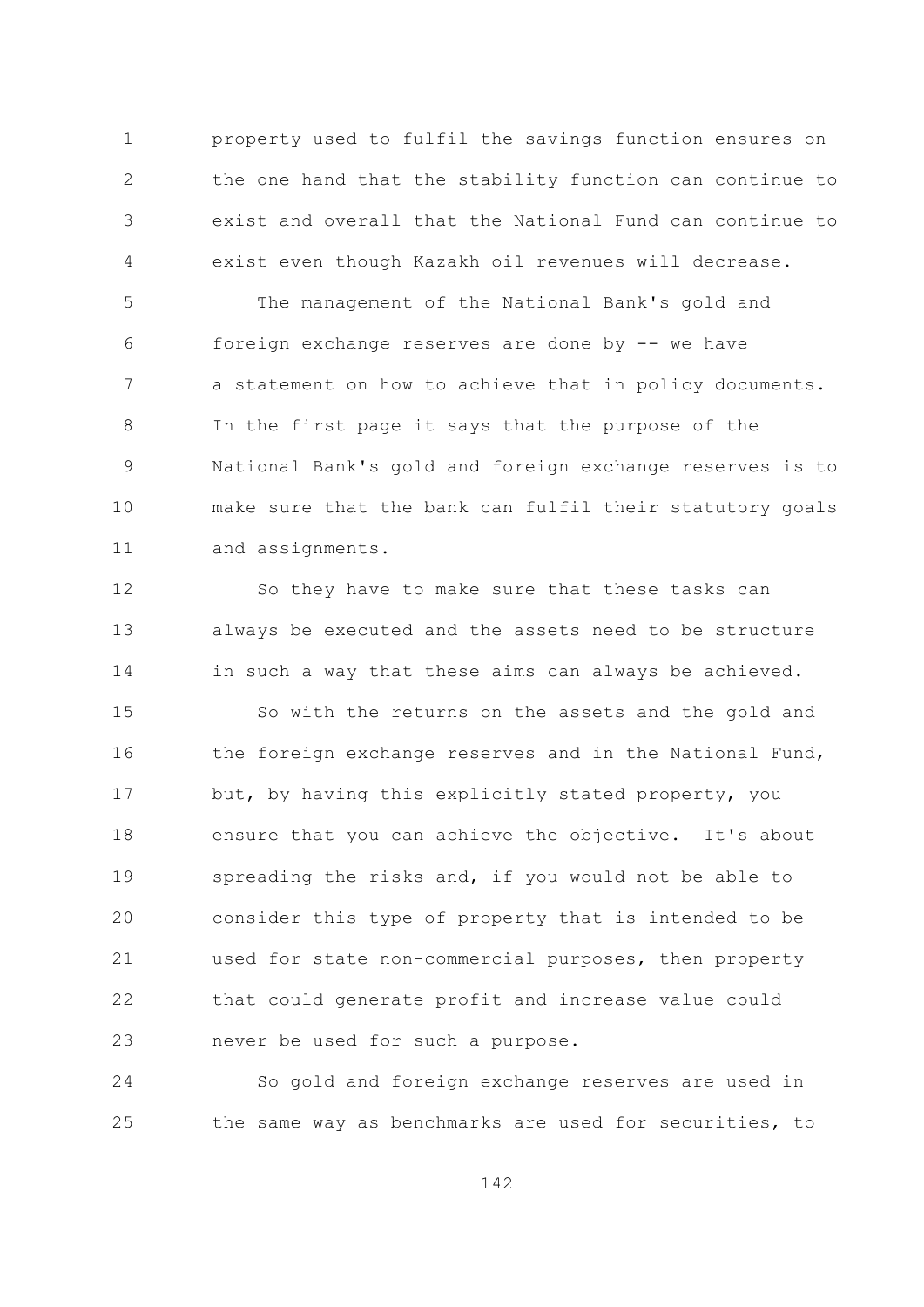property used to fulfil the savings function ensures on the one hand that the stability function can continue to exist and overall that the National Fund can continue to exist even though Kazakh oil revenues will decrease.

The management of the National Bank's gold and foreign exchange reserves are done by -- we have a statement on how to achieve that in policy documents. In the first page it says that the purpose of the National Bank's gold and foreign exchange reserves is to make sure that the bank can fulfil their statutory goals and assignments.

So they have to make sure that these tasks can always be executed and the assets need to be structure in such a way that these aims can always be achieved.

So with the returns on the assets and the gold and the foreign exchange reserves and in the National Fund, but, by having this explicitly stated property, you ensure that you can achieve the objective. It's about spreading the risks and, if you would not be able to consider this type of property that is intended to be used for state non-commercial purposes, then property that could generate profit and increase value could never be used for such a purpose.

So gold and foreign exchange reserves are used in the same way as benchmarks are used for securities, to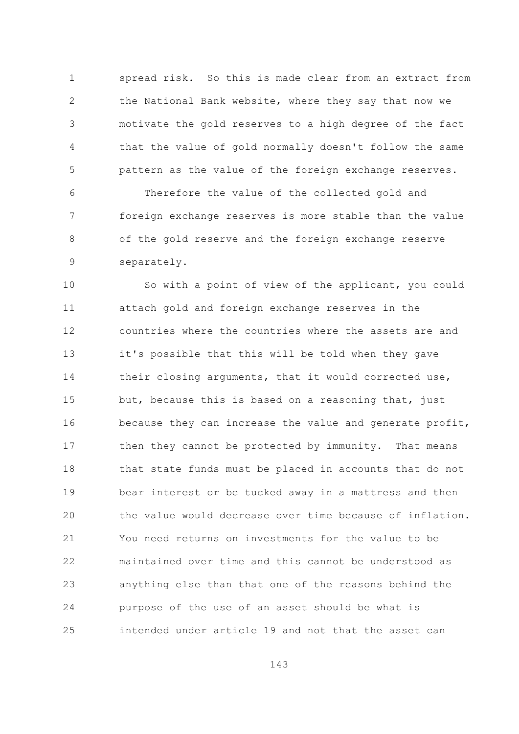spread risk. So this is made clear from an extract from the National Bank website, where they say that now we motivate the gold reserves to a high degree of the fact that the value of gold normally doesn't follow the same pattern as the value of the foreign exchange reserves.

Therefore the value of the collected gold and foreign exchange reserves is more stable than the value of the gold reserve and the foreign exchange reserve separately.

So with a point of view of the applicant, you could attach gold and foreign exchange reserves in the countries where the countries where the assets are and it's possible that this will be told when they gave their closing arguments, that it would corrected use, but, because this is based on a reasoning that, just because they can increase the value and generate profit, then they cannot be protected by immunity. That means that state funds must be placed in accounts that do not bear interest or be tucked away in a mattress and then the value would decrease over time because of inflation. You need returns on investments for the value to be maintained over time and this cannot be understood as anything else than that one of the reasons behind the purpose of the use of an asset should be what is intended under article 19 and not that the asset can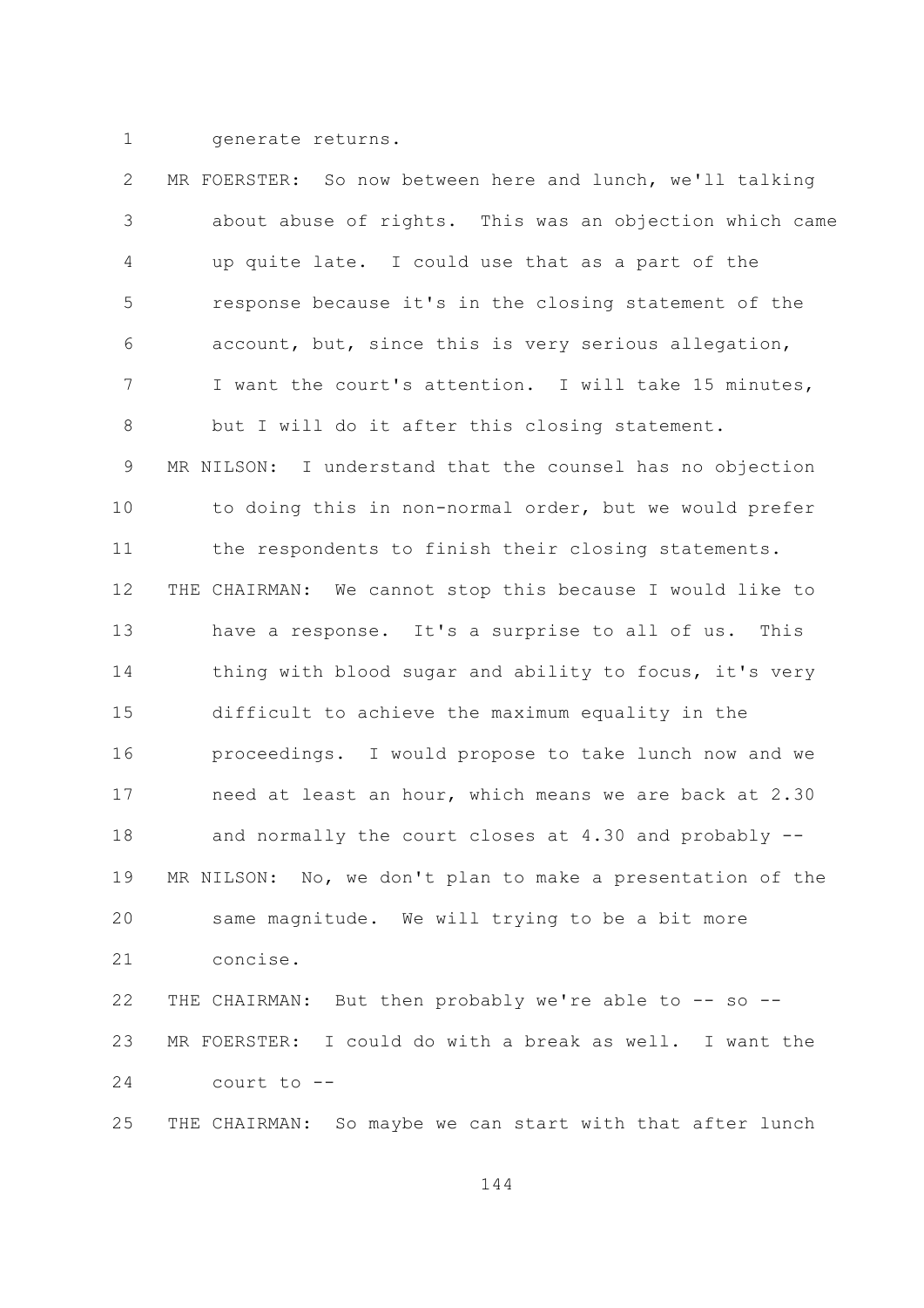generate returns.

MR FOERSTER: So now between here and lunch, we'll talking about abuse of rights. This was an objection which came up quite late. I could use that as a part of the response because it's in the closing statement of the account, but, since this is very serious allegation, I want the court's attention. I will take 15 minutes, but I will do it after this closing statement.

MR NILSON: I understand that the counsel has no objection to doing this in non-normal order, but we would prefer the respondents to finish their closing statements.

THE CHAIRMAN: We cannot stop this because I would like to have a response. It's a surprise to all of us. This thing with blood sugar and ability to focus, it's very difficult to achieve the maximum equality in the proceedings. I would propose to take lunch now and we need at least an hour, which means we are back at 2.30 and normally the court closes at 4.30 and probably --

MR NILSON: No, we don't plan to make a presentation of the same magnitude. We will trying to be a bit more concise.

THE CHAIRMAN: But then probably we're able to -- so --

MR FOERSTER: I could do with a break as well. I want the court to --

THE CHAIRMAN: So maybe we can start with that after lunch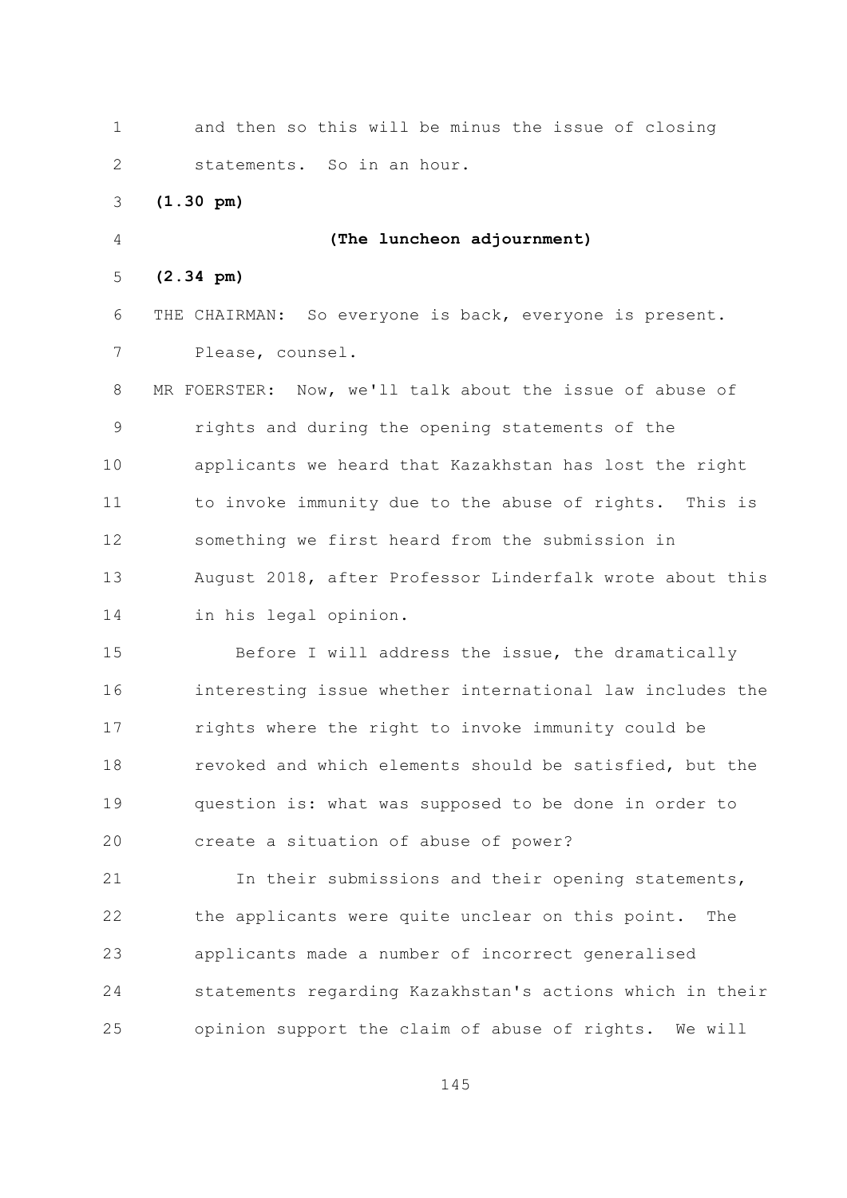and then so this will be minus the issue of closing statements. So in an hour.

**(1.30 pm)**

**(The luncheon adjournment)**

**(2.34 pm)**

THE CHAIRMAN: So everyone is back, everyone is present. Please, counsel.

MR FOERSTER: Now, we'll talk about the issue of abuse of rights and during the opening statements of the applicants we heard that Kazakhstan has lost the right to invoke immunity due to the abuse of rights. This is something we first heard from the submission in August 2018, after Professor Linderfalk wrote about this in his legal opinion.

Before I will address the issue, the dramatically interesting issue whether international law includes the rights where the right to invoke immunity could be revoked and which elements should be satisfied, but the question is: what was supposed to be done in order to create a situation of abuse of power?

In their submissions and their opening statements, the applicants were quite unclear on this point. The applicants made a number of incorrect generalised statements regarding Kazakhstan's actions which in their opinion support the claim of abuse of rights. We will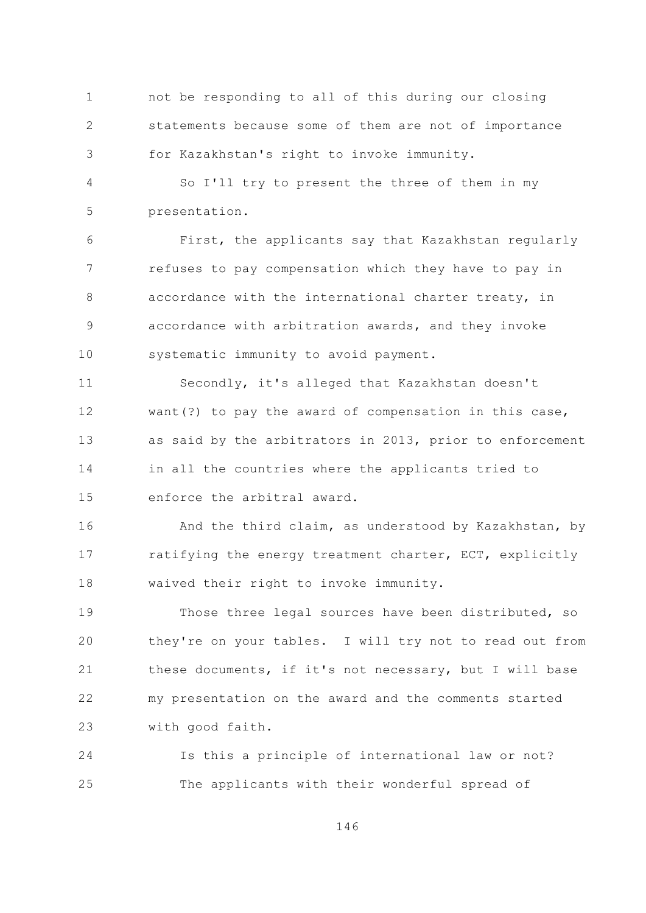not be responding to all of this during our closing statements because some of them are not of importance for Kazakhstan's right to invoke immunity.

So I'll try to present the three of them in my presentation.

First, the applicants say that Kazakhstan regularly refuses to pay compensation which they have to pay in accordance with the international charter treaty, in accordance with arbitration awards, and they invoke systematic immunity to avoid payment.

Secondly, it's alleged that Kazakhstan doesn't want(?) to pay the award of compensation in this case, as said by the arbitrators in 2013, prior to enforcement in all the countries where the applicants tried to enforce the arbitral award.

And the third claim, as understood by Kazakhstan, by ratifying the energy treatment charter, ECT, explicitly waived their right to invoke immunity.

Those three legal sources have been distributed, so they're on your tables. I will try not to read out from these documents, if it's not necessary, but I will base my presentation on the award and the comments started with good faith.

Is this a principle of international law or not?

The applicants with their wonderful spread of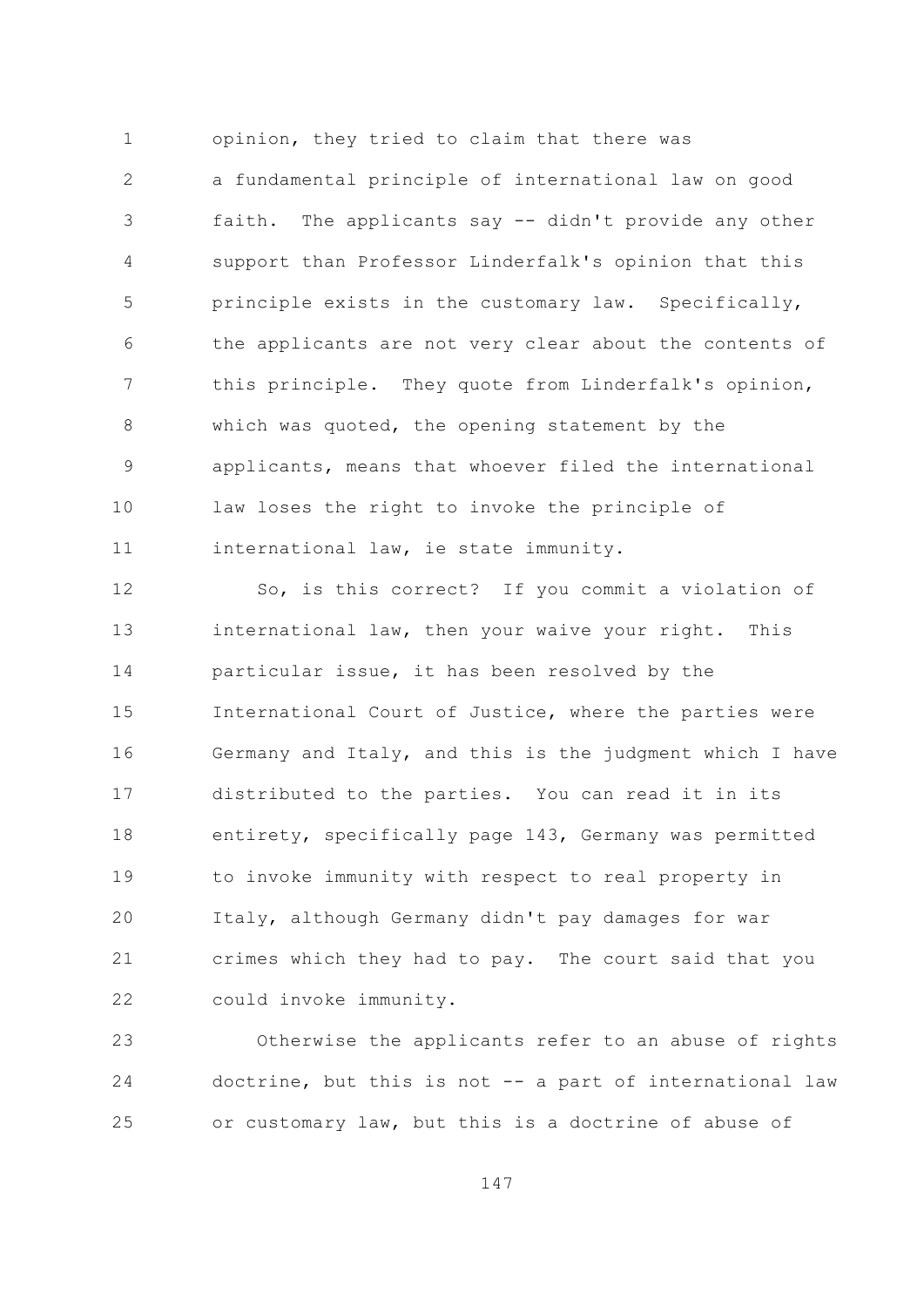opinion, they tried to claim that there was a fundamental principle of international law on good faith. The applicants say -- didn't provide any other support than Professor Linderfalk's opinion that this principle exists in the customary law. Specifically, the applicants are not very clear about the contents of this principle. They quote from Linderfalk's opinion, which was quoted, the opening statement by the applicants, means that whoever filed the international law loses the right to invoke the principle of international law, ie state immunity.

So, is this correct? If you commit a violation of international law, then your waive your right. This particular issue, it has been resolved by the International Court of Justice, where the parties were Germany and Italy, and this is the judgment which I have distributed to the parties. You can read it in its entirety, specifically page 143, Germany was permitted to invoke immunity with respect to real property in Italy, although Germany didn't pay damages for war crimes which they had to pay. The court said that you could invoke immunity.

Otherwise the applicants refer to an abuse of rights doctrine, but this is not -- a part of international law or customary law, but this is a doctrine of abuse of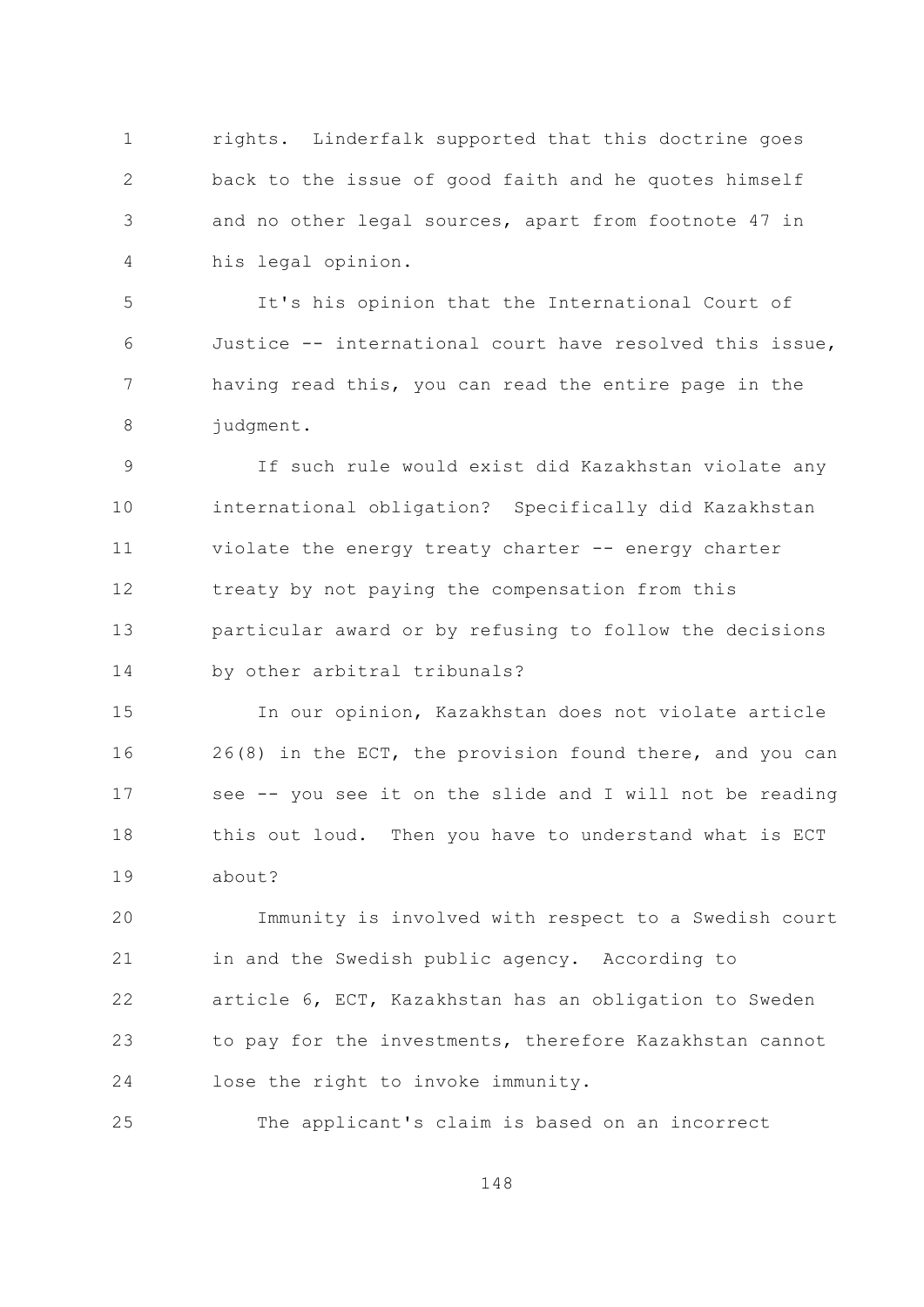rights. Linderfalk supported that this doctrine goes back to the issue of good faith and he quotes himself and no other legal sources, apart from footnote 47 in his legal opinion.

It's his opinion that the International Court of Justice -- international court have resolved this issue, having read this, you can read the entire page in the judgment.

If such rule would exist did Kazakhstan violate any international obligation? Specifically did Kazakhstan violate the energy treaty charter -- energy charter treaty by not paying the compensation from this particular award or by refusing to follow the decisions by other arbitral tribunals?

In our opinion, Kazakhstan does not violate article 26(8) in the ECT, the provision found there, and you can see -- you see it on the slide and I will not be reading this out loud. Then you have to understand what is ECT about?

Immunity is involved with respect to a Swedish court in and the Swedish public agency. According to article 6, ECT, Kazakhstan has an obligation to Sweden to pay for the investments, therefore Kazakhstan cannot lose the right to invoke immunity.

The applicant's claim is based on an incorrect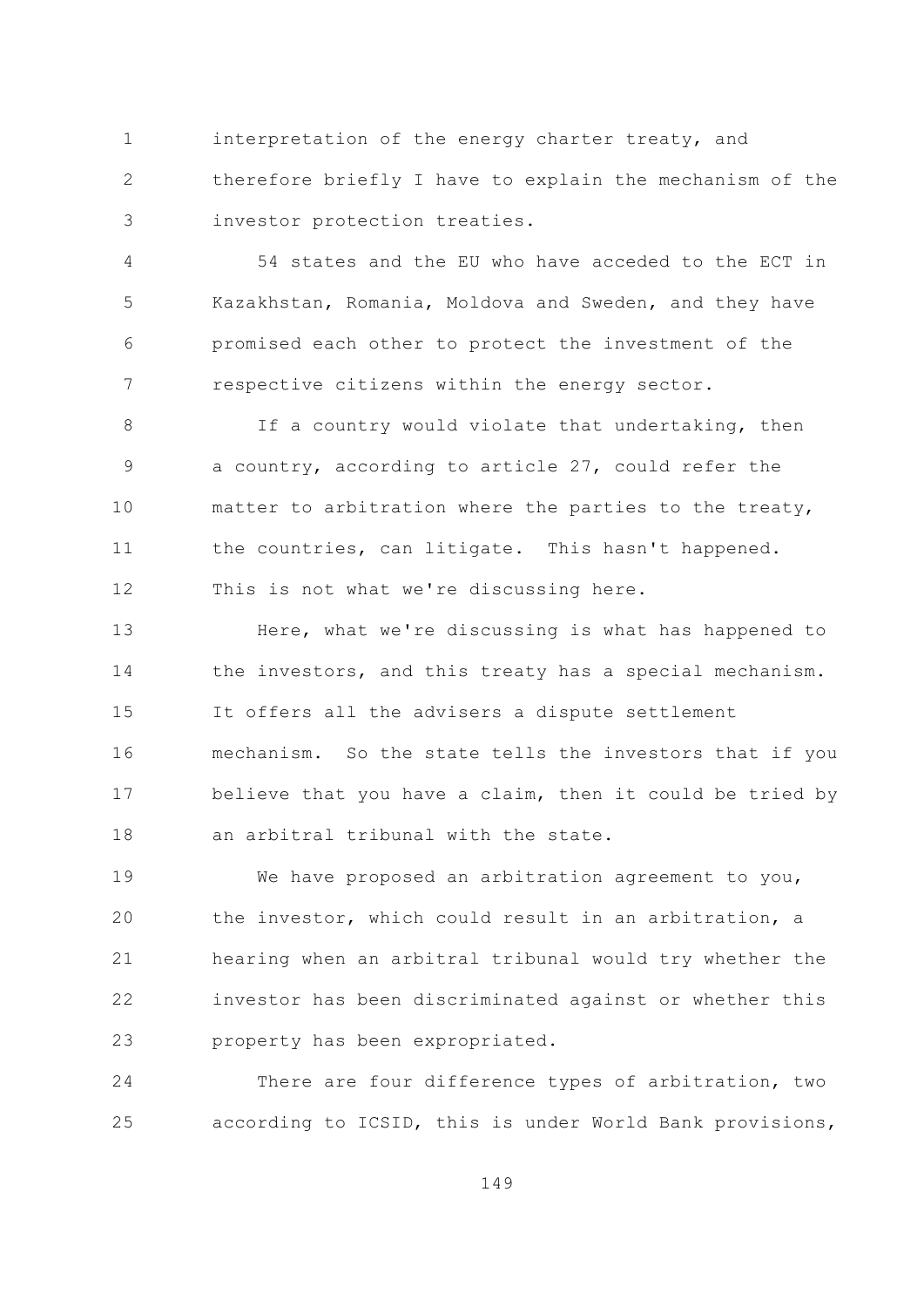interpretation of the energy charter treaty, and therefore briefly I have to explain the mechanism of the investor protection treaties.

54 states and the EU who have acceded to the ECT in Kazakhstan, Romania, Moldova and Sweden, and they have promised each other to protect the investment of the respective citizens within the energy sector.

If a country would violate that undertaking, then a country, according to article 27, could refer the matter to arbitration where the parties to the treaty, the countries, can litigate. This hasn't happened. This is not what we're discussing here.

Here, what we're discussing is what has happened to the investors, and this treaty has a special mechanism. It offers all the advisers a dispute settlement mechanism. So the state tells the investors that if you believe that you have a claim, then it could be tried by an arbitral tribunal with the state.

We have proposed an arbitration agreement to you, the investor, which could result in an arbitration, a hearing when an arbitral tribunal would try whether the investor has been discriminated against or whether this property has been expropriated.

There are four difference types of arbitration, two according to ICSID, this is under World Bank provisions,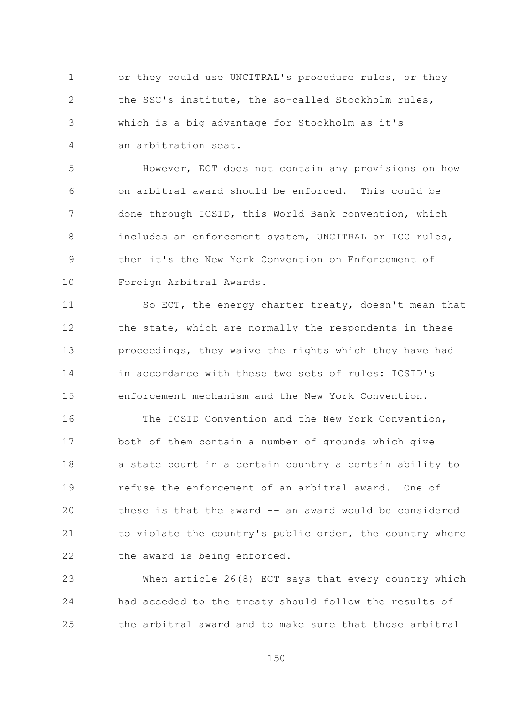or they could use UNCITRAL's procedure rules, or they the SSC's institute, the so-called Stockholm rules, which is a big advantage for Stockholm as it's an arbitration seat.

However, ECT does not contain any provisions on how on arbitral award should be enforced. This could be done through ICSID, this World Bank convention, which includes an enforcement system, UNCITRAL or ICC rules, then it's the New York Convention on Enforcement of Foreign Arbitral Awards.

So ECT, the energy charter treaty, doesn't mean that the state, which are normally the respondents in these proceedings, they waive the rights which they have had in accordance with these two sets of rules: ICSID's enforcement mechanism and the New York Convention.

The ICSID Convention and the New York Convention, both of them contain a number of grounds which give a state court in a certain country a certain ability to refuse the enforcement of an arbitral award. One of these is that the award -- an award would be considered to violate the country's public order, the country where the award is being enforced.

When article 26(8) ECT says that every country which had acceded to the treaty should follow the results of the arbitral award and to make sure that those arbitral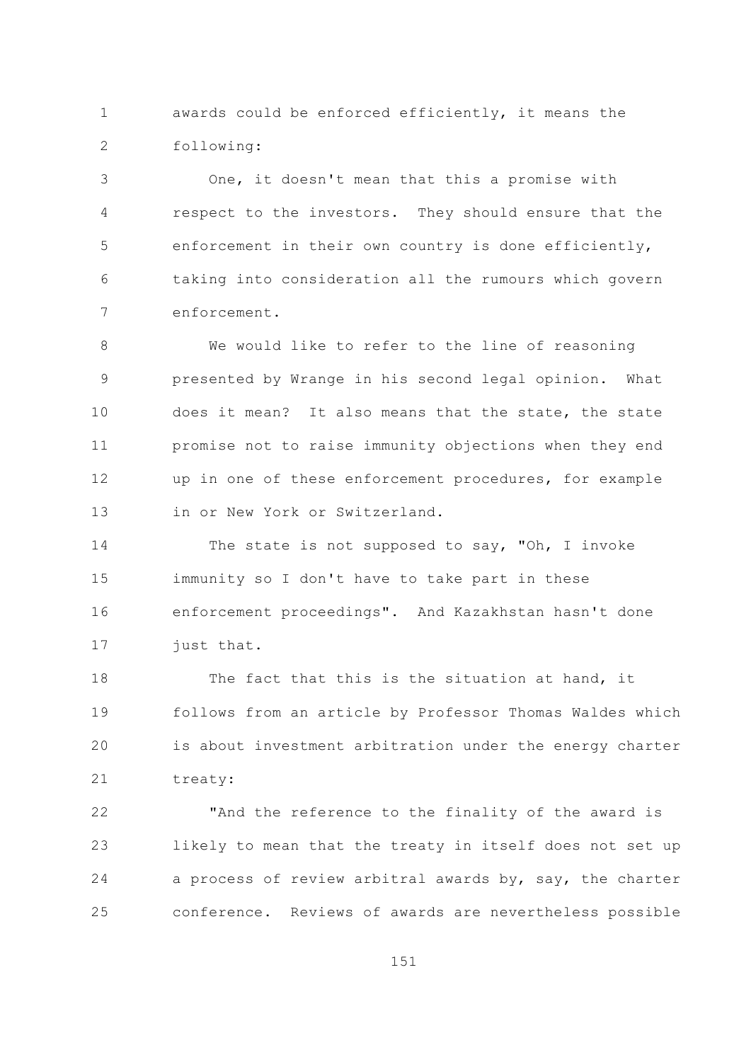awards could be enforced efficiently, it means the following:

One, it doesn't mean that this a promise with respect to the investors. They should ensure that the enforcement in their own country is done efficiently, taking into consideration all the rumours which govern enforcement.

We would like to refer to the line of reasoning presented by Wrange in his second legal opinion. What does it mean? It also means that the state, the state promise not to raise immunity objections when they end up in one of these enforcement procedures, for example in or New York or Switzerland.

The state is not supposed to say, "Oh, I invoke immunity so I don't have to take part in these enforcement proceedings". And Kazakhstan hasn't done just that.

The fact that this is the situation at hand, it follows from an article by Professor Thomas Waldes which is about investment arbitration under the energy charter treaty:

"And the reference to the finality of the award is likely to mean that the treaty in itself does not set up a process of review arbitral awards by, say, the charter conference. Reviews of awards are nevertheless possible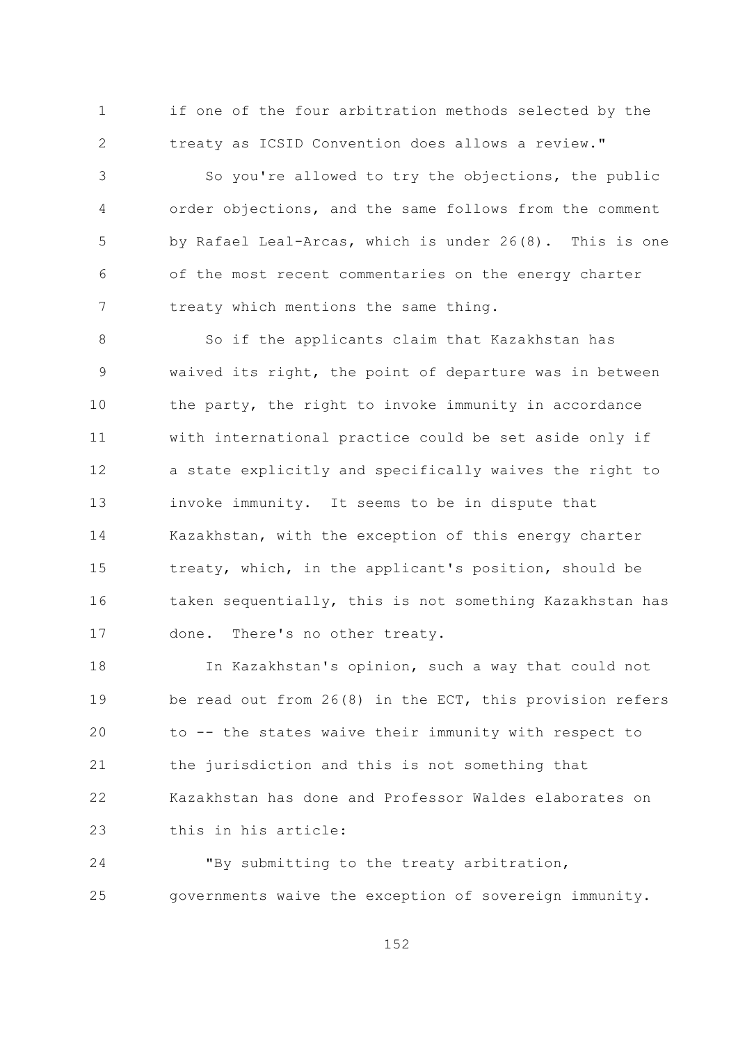if one of the four arbitration methods selected by the treaty as ICSID Convention does allows a review."

So you're allowed to try the objections, the public order objections, and the same follows from the comment by Rafael Leal-Arcas, which is under 26(8). This is one of the most recent commentaries on the energy charter treaty which mentions the same thing.

So if the applicants claim that Kazakhstan has waived its right, the point of departure was in between the party, the right to invoke immunity in accordance with international practice could be set aside only if a state explicitly and specifically waives the right to invoke immunity. It seems to be in dispute that Kazakhstan, with the exception of this energy charter treaty, which, in the applicant's position, should be taken sequentially, this is not something Kazakhstan has done. There's no other treaty.

In Kazakhstan's opinion, such a way that could not be read out from 26(8) in the ECT, this provision refers to -- the states waive their immunity with respect to the jurisdiction and this is not something that Kazakhstan has done and Professor Waldes elaborates on this in his article:

"By submitting to the treaty arbitration, governments waive the exception of sovereign immunity.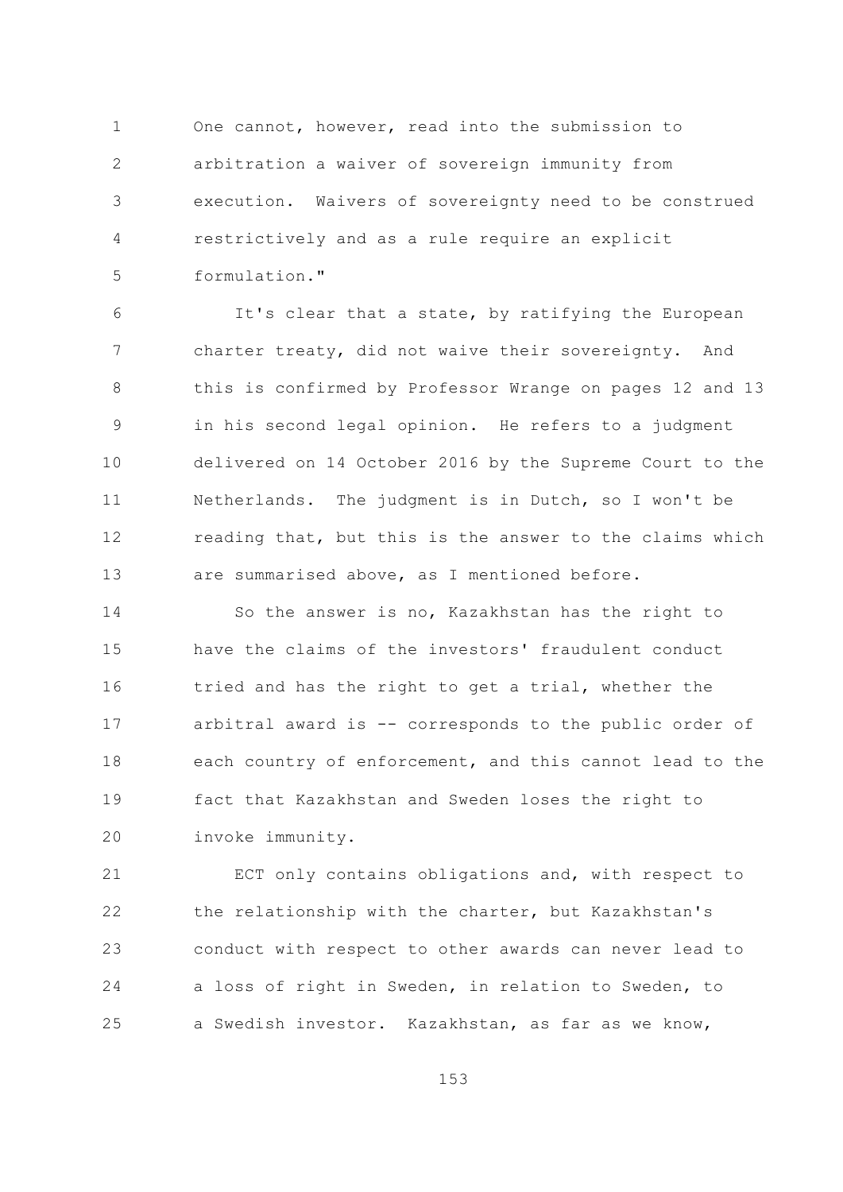One cannot, however, read into the submission to arbitration a waiver of sovereign immunity from execution. Waivers of sovereignty need to be construed restrictively and as a rule require an explicit formulation."

It's clear that a state, by ratifying the European charter treaty, did not waive their sovereignty. And this is confirmed by Professor Wrange on pages 12 and 13 in his second legal opinion. He refers to a judgment delivered on 14 October 2016 by the Supreme Court to the Netherlands. The judgment is in Dutch, so I won't be reading that, but this is the answer to the claims which are summarised above, as I mentioned before.

So the answer is no, Kazakhstan has the right to have the claims of the investors' fraudulent conduct tried and has the right to get a trial, whether the arbitral award is -- corresponds to the public order of each country of enforcement, and this cannot lead to the fact that Kazakhstan and Sweden loses the right to invoke immunity.

ECT only contains obligations and, with respect to the relationship with the charter, but Kazakhstan's conduct with respect to other awards can never lead to a loss of right in Sweden, in relation to Sweden, to a Swedish investor. Kazakhstan, as far as we know,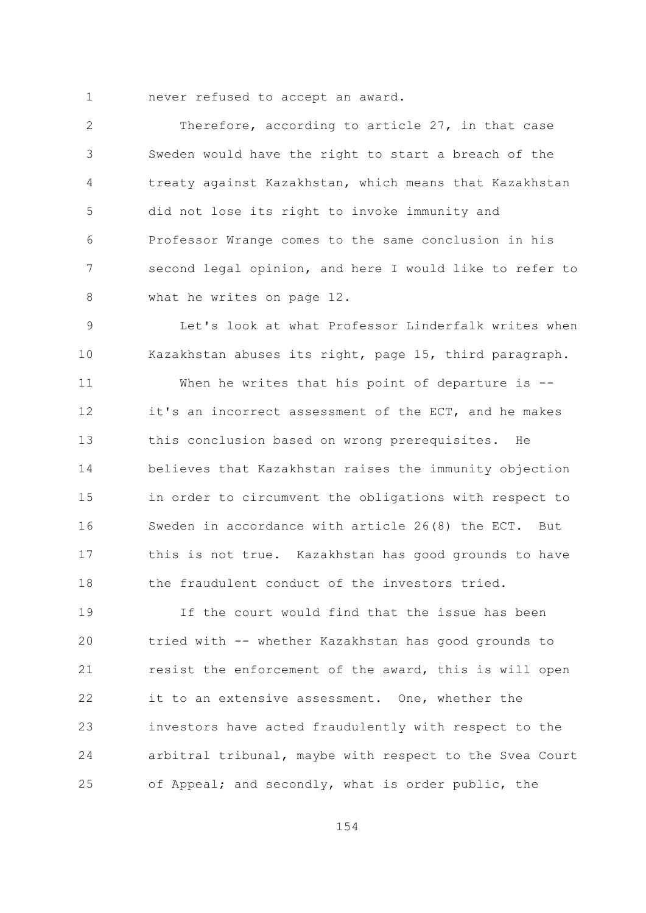never refused to accept an award.

Therefore, according to article 27, in that case Sweden would have the right to start a breach of the treaty against Kazakhstan, which means that Kazakhstan did not lose its right to invoke immunity and Professor Wrange comes to the same conclusion in his second legal opinion, and here I would like to refer to what he writes on page 12.

Let's look at what Professor Linderfalk writes when Kazakhstan abuses its right, page 15, third paragraph.

When he writes that his point of departure is -- it's an incorrect assessment of the ECT, and he makes this conclusion based on wrong prerequisites. He believes that Kazakhstan raises the immunity objection in order to circumvent the obligations with respect to Sweden in accordance with article 26(8) the ECT. But this is not true. Kazakhstan has good grounds to have the fraudulent conduct of the investors tried.

If the court would find that the issue has been tried with -- whether Kazakhstan has good grounds to resist the enforcement of the award, this is will open it to an extensive assessment. One, whether the investors have acted fraudulently with respect to the arbitral tribunal, maybe with respect to the Svea Court of Appeal; and secondly, what is order public, the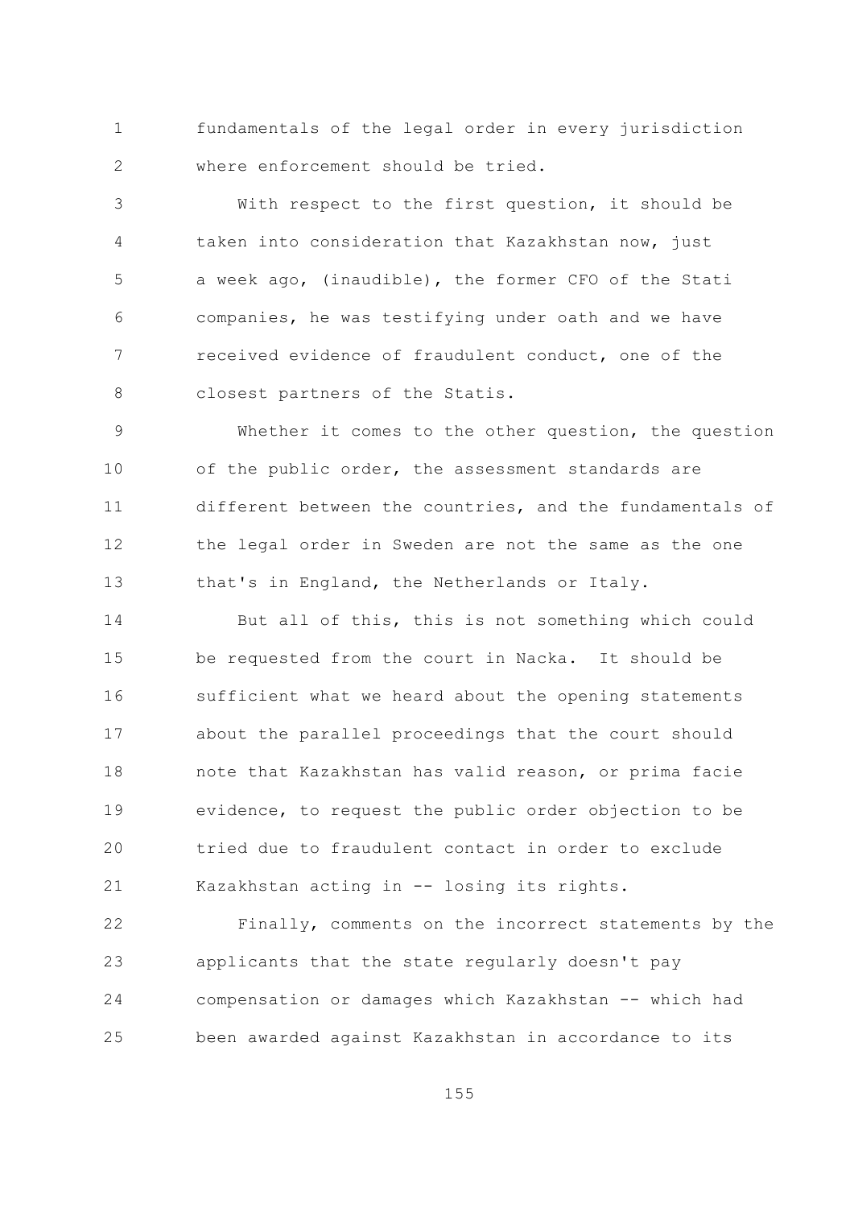fundamentals of the legal order in every jurisdiction where enforcement should be tried.

With respect to the first question, it should be taken into consideration that Kazakhstan now, just a week ago, (inaudible), the former CFO of the Stati companies, he was testifying under oath and we have received evidence of fraudulent conduct, one of the closest partners of the Statis.

Whether it comes to the other question, the question of the public order, the assessment standards are different between the countries, and the fundamentals of the legal order in Sweden are not the same as the one that's in England, the Netherlands or Italy.

But all of this, this is not something which could be requested from the court in Nacka. It should be sufficient what we heard about the opening statements about the parallel proceedings that the court should note that Kazakhstan has valid reason, or prima facie evidence, to request the public order objection to be tried due to fraudulent contact in order to exclude Kazakhstan acting in -- losing its rights.

Finally, comments on the incorrect statements by the applicants that the state regularly doesn't pay compensation or damages which Kazakhstan -- which had been awarded against Kazakhstan in accordance to its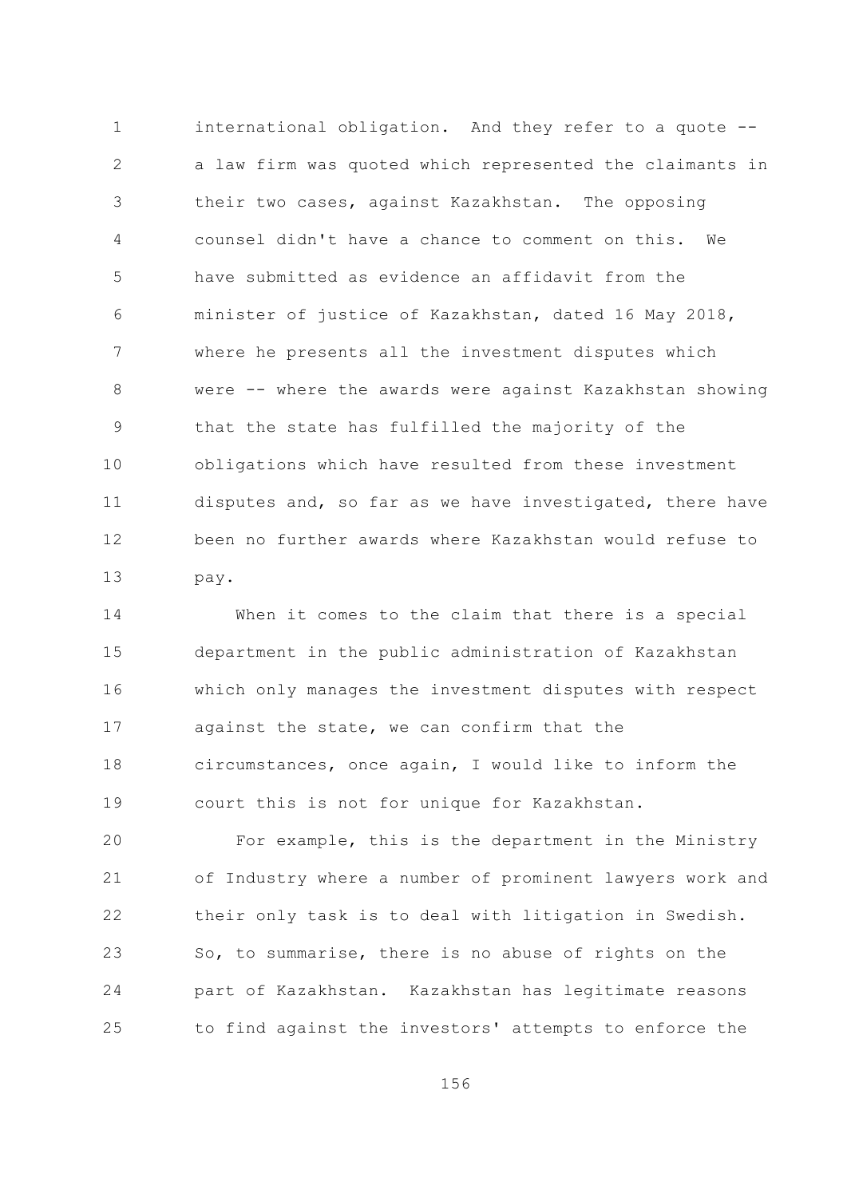international obligation. And they refer to a quote -- a law firm was quoted which represented the claimants in their two cases, against Kazakhstan. The opposing counsel didn't have a chance to comment on this. We have submitted as evidence an affidavit from the minister of justice of Kazakhstan, dated 16 May 2018, where he presents all the investment disputes which were -- where the awards were against Kazakhstan showing that the state has fulfilled the majority of the obligations which have resulted from these investment disputes and, so far as we have investigated, there have been no further awards where Kazakhstan would refuse to pay.

When it comes to the claim that there is a special department in the public administration of Kazakhstan which only manages the investment disputes with respect against the state, we can confirm that the circumstances, once again, I would like to inform the court this is not for unique for Kazakhstan.

For example, this is the department in the Ministry of Industry where a number of prominent lawyers work and their only task is to deal with litigation in Swedish. So, to summarise, there is no abuse of rights on the part of Kazakhstan. Kazakhstan has legitimate reasons to find against the investors' attempts to enforce the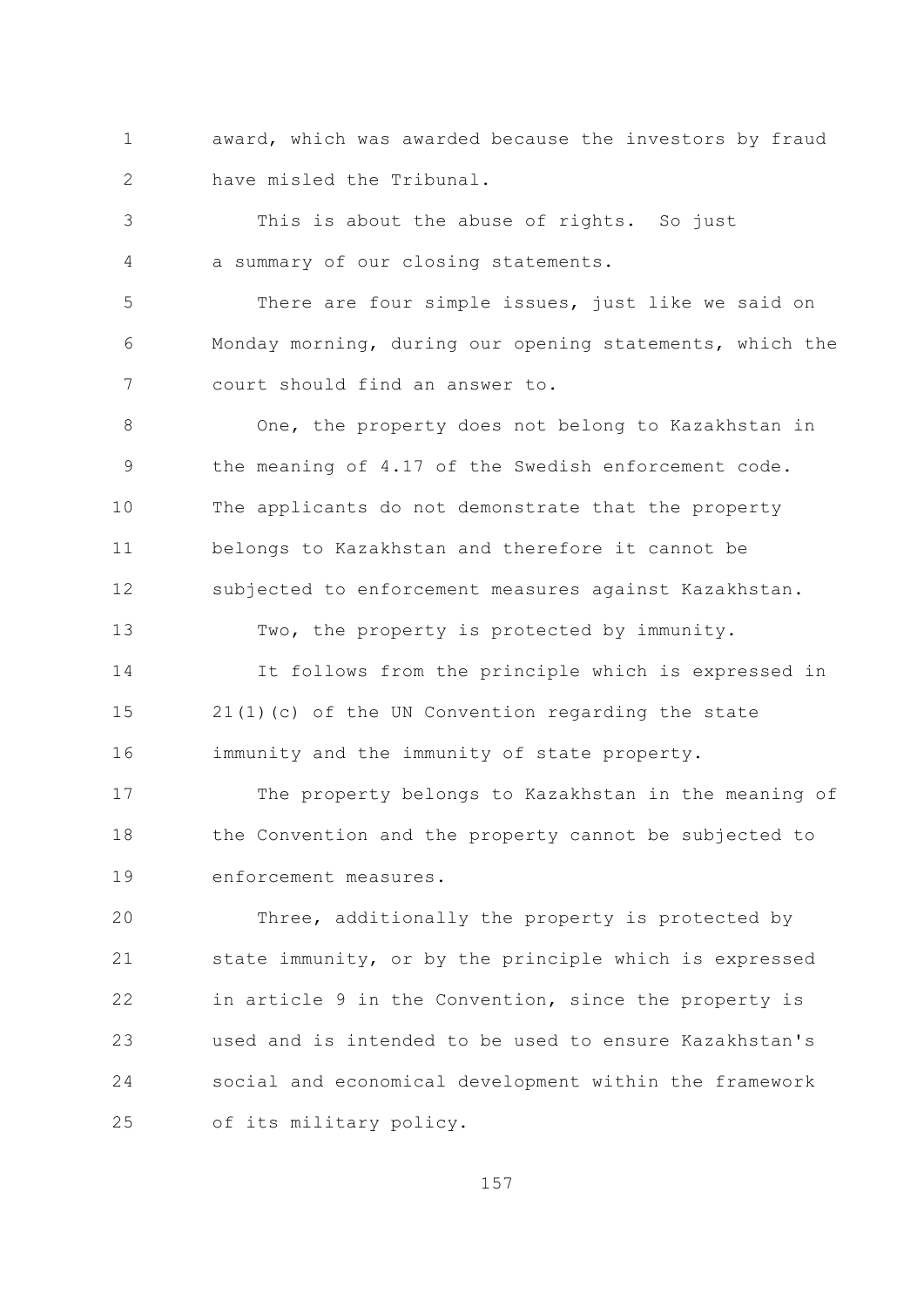award, which was awarded because the investors by fraud have misled the Tribunal.

This is about the abuse of rights. So just a summary of our closing statements.

There are four simple issues, just like we said on Monday morning, during our opening statements, which the court should find an answer to.

One, the property does not belong to Kazakhstan in the meaning of 4.17 of the Swedish enforcement code. The applicants do not demonstrate that the property belongs to Kazakhstan and therefore it cannot be subjected to enforcement measures against Kazakhstan.

Two, the property is protected by immunity.

It follows from the principle which is expressed in 21(1)(c) of the UN Convention regarding the state immunity and the immunity of state property.

The property belongs to Kazakhstan in the meaning of the Convention and the property cannot be subjected to enforcement measures.

Three, additionally the property is protected by state immunity, or by the principle which is expressed in article 9 in the Convention, since the property is used and is intended to be used to ensure Kazakhstan's social and economical development within the framework of its military policy.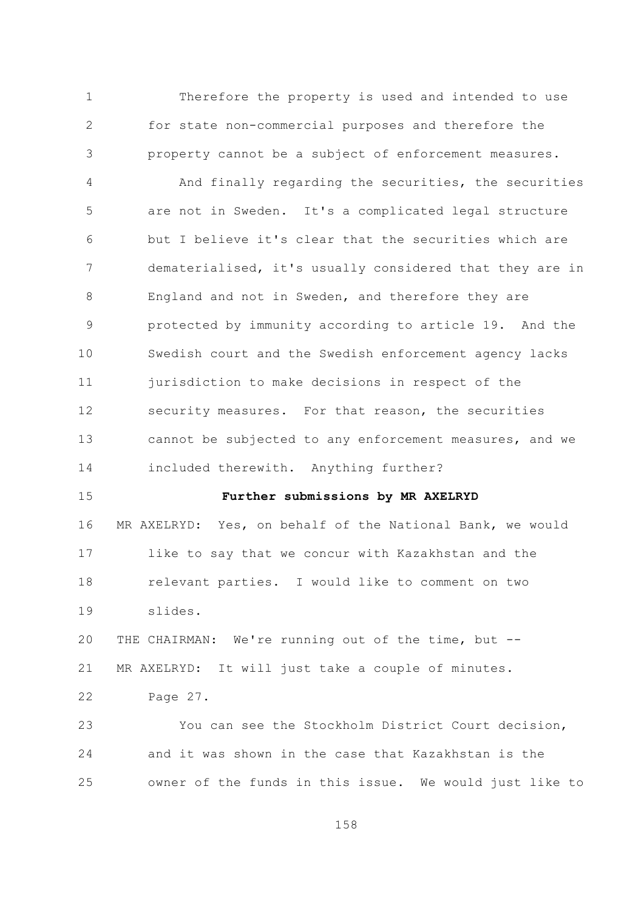Therefore the property is used and intended to use for state non-commercial purposes and therefore the property cannot be a subject of enforcement measures.

And finally regarding the securities, the securities are not in Sweden. It's a complicated legal structure but I believe it's clear that the securities which are dematerialised, it's usually considered that they are in England and not in Sweden, and therefore they are protected by immunity according to article 19. And the Swedish court and the Swedish enforcement agency lacks jurisdiction to make decisions in respect of the security measures. For that reason, the securities cannot be subjected to any enforcement measures, and we included therewith. Anything further?

**Further submissions by MR AXELRYD**

MR AXELRYD: Yes, on behalf of the National Bank, we would like to say that we concur with Kazakhstan and the relevant parties. I would like to comment on two slides.

THE CHAIRMAN: We're running out of the time, but --

MR AXELRYD: It will just take a couple of minutes.

Page 27.

You can see the Stockholm District Court decision, and it was shown in the case that Kazakhstan is the owner of the funds in this issue. We would just like to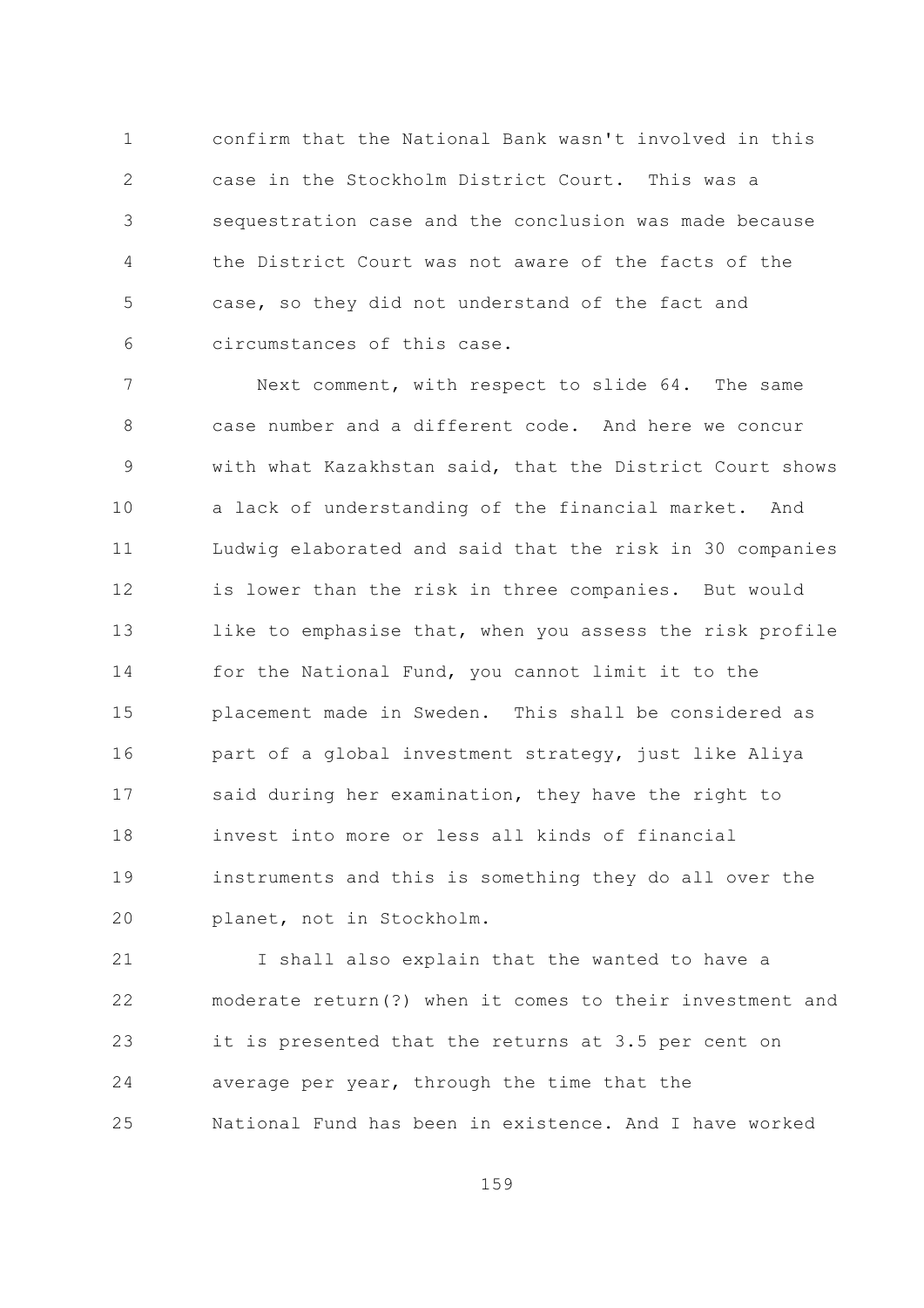confirm that the National Bank wasn't involved in this case in the Stockholm District Court. This was a sequestration case and the conclusion was made because the District Court was not aware of the facts of the case, so they did not understand of the fact and circumstances of this case.

Next comment, with respect to slide 64. The same case number and a different code. And here we concur with what Kazakhstan said, that the District Court shows a lack of understanding of the financial market. And Ludwig elaborated and said that the risk in 30 companies is lower than the risk in three companies. But would like to emphasise that, when you assess the risk profile for the National Fund, you cannot limit it to the placement made in Sweden. This shall be considered as part of a global investment strategy, just like Aliya said during her examination, they have the right to invest into more or less all kinds of financial instruments and this is something they do all over the planet, not in Stockholm.

I shall also explain that the wanted to have a moderate return(?) when it comes to their investment and it is presented that the returns at 3.5 per cent on average per year, through the time that the National Fund has been in existence. And I have worked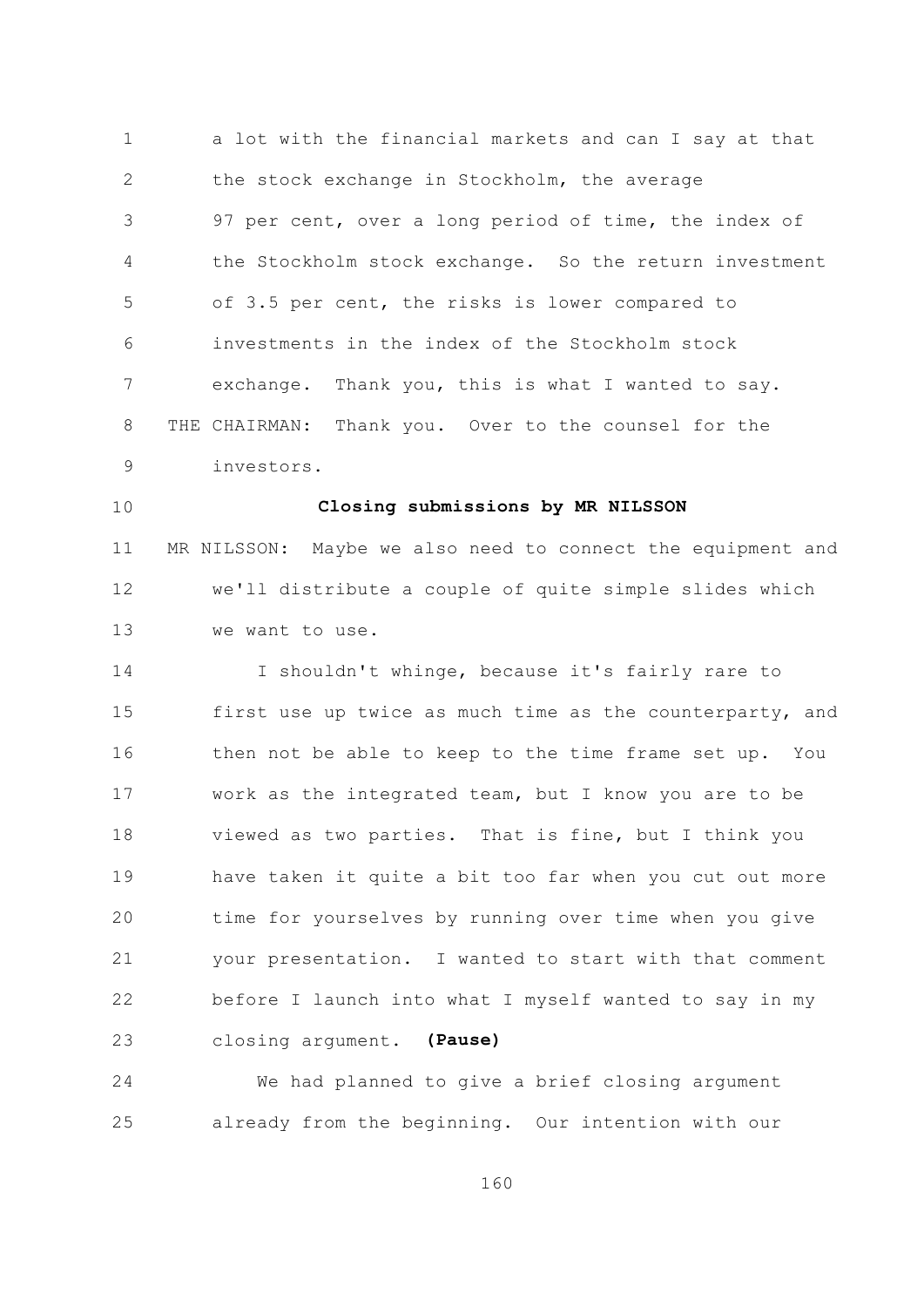a lot with the financial markets and can I say at that the stock exchange in Stockholm, the average 97 per cent, over a long period of time, the index of the Stockholm stock exchange. So the return investment of 3.5 per cent, the risks is lower compared to investments in the index of the Stockholm stock exchange. Thank you, this is what I wanted to say.

THE CHAIRMAN: Thank you. Over to the counsel for the investors.

**Closing submissions by MR NILSSON**

MR NILSSON: Maybe we also need to connect the equipment and we'll distribute a couple of quite simple slides which we want to use.

I shouldn't whinge, because it's fairly rare to first use up twice as much time as the counterparty, and then not be able to keep to the time frame set up. You work as the integrated team, but I know you are to be viewed as two parties. That is fine, but I think you have taken it quite a bit too far when you cut out more time for yourselves by running over time when you give your presentation. I wanted to start with that comment before I launch into what I myself wanted to say in my closing argument. **(Pause)**

We had planned to give a brief closing argument already from the beginning. Our intention with our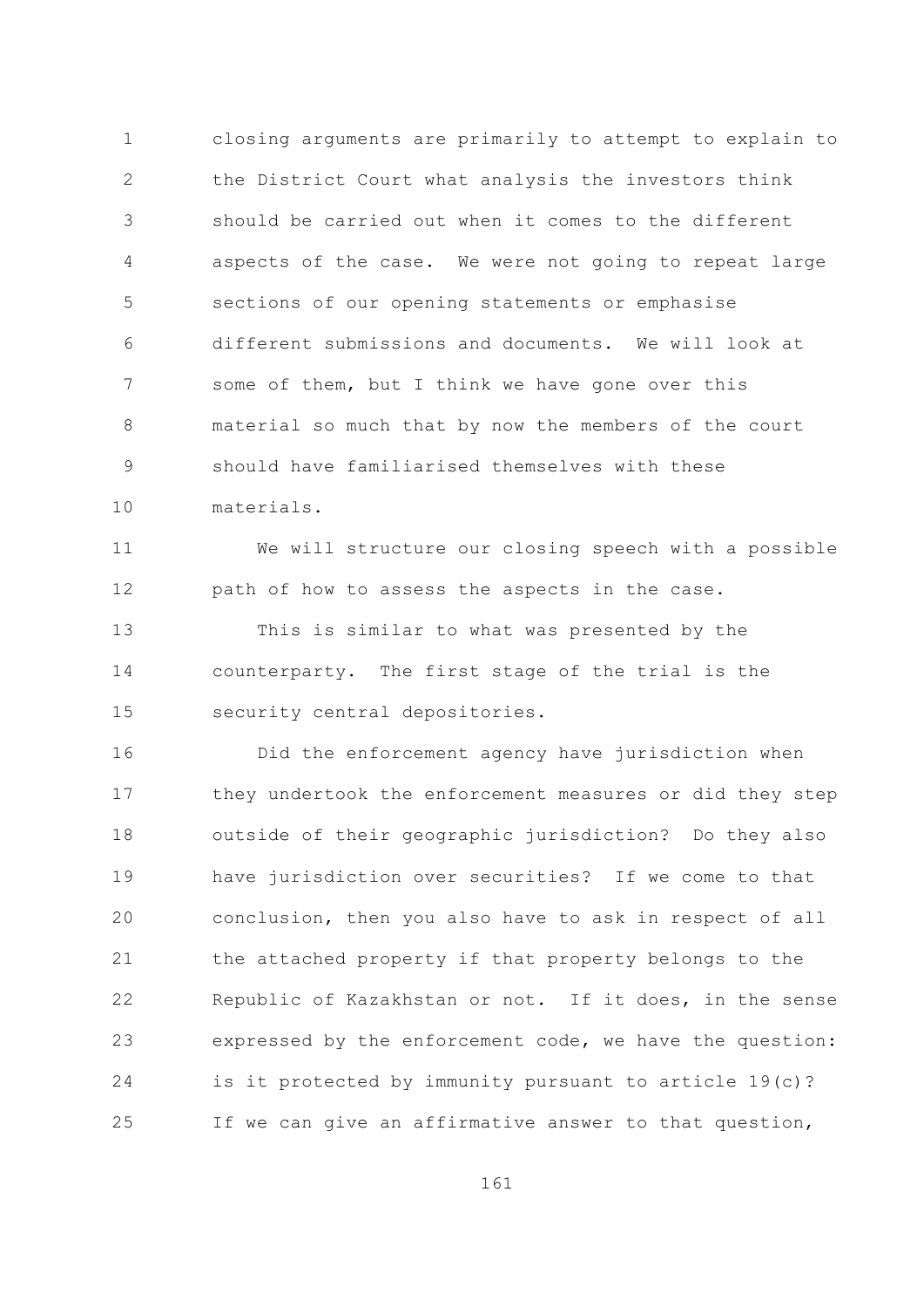closing arguments are primarily to attempt to explain to the District Court what analysis the investors think should be carried out when it comes to the different aspects of the case. We were not going to repeat large sections of our opening statements or emphasise different submissions and documents. We will look at some of them, but I think we have gone over this material so much that by now the members of the court should have familiarised themselves with these materials.

We will structure our closing speech with a possible path of how to assess the aspects in the case.

This is similar to what was presented by the counterparty. The first stage of the trial is the security central depositories.

Did the enforcement agency have jurisdiction when they undertook the enforcement measures or did they step outside of their geographic jurisdiction? Do they also have jurisdiction over securities? If we come to that conclusion, then you also have to ask in respect of all the attached property if that property belongs to the Republic of Kazakhstan or not. If it does, in the sense expressed by the enforcement code, we have the question: is it protected by immunity pursuant to article 19(c)? If we can give an affirmative answer to that question,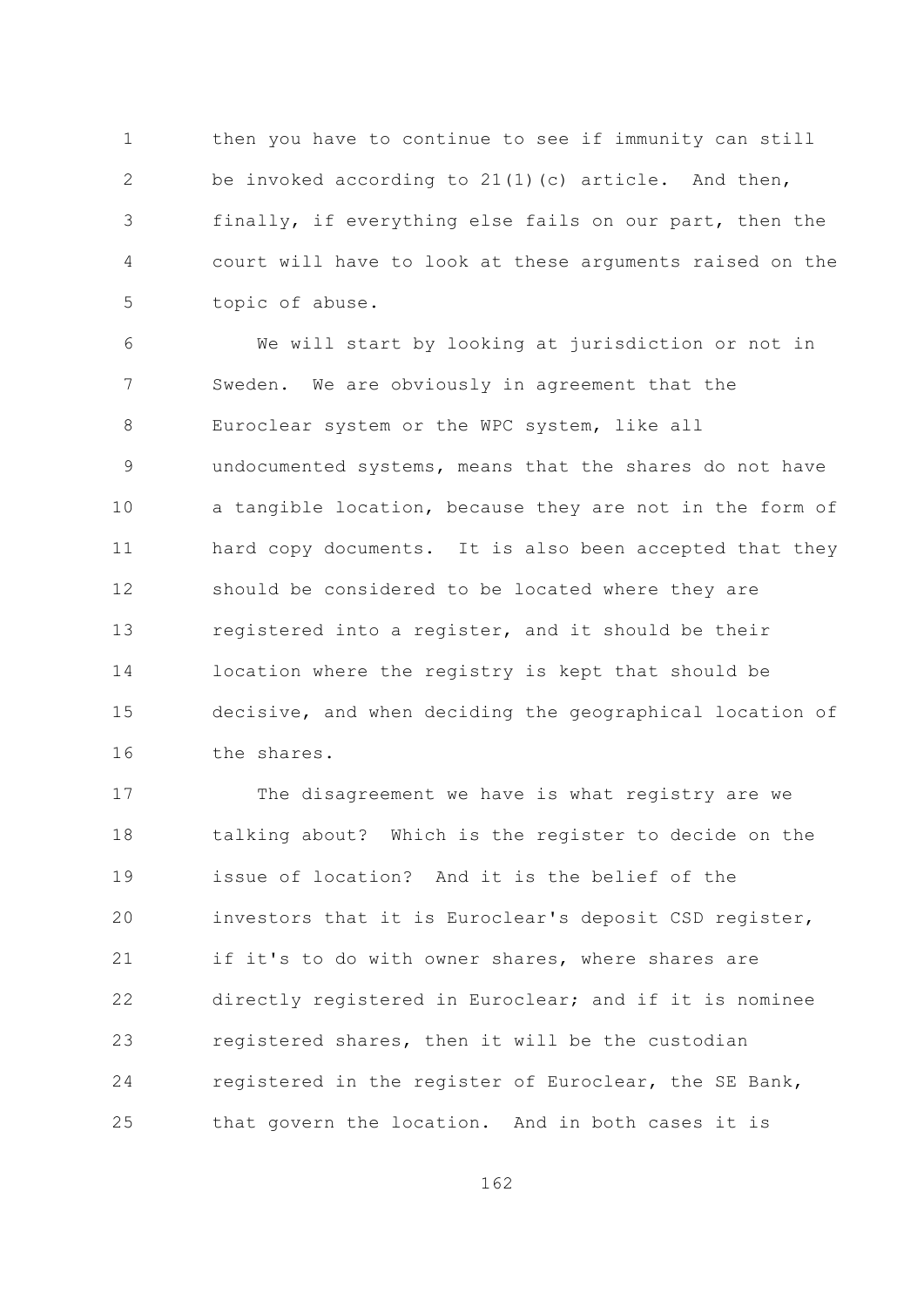then you have to continue to see if immunity can still be invoked according to 21(1)(c) article. And then, finally, if everything else fails on our part, then the court will have to look at these arguments raised on the topic of abuse.

We will start by looking at jurisdiction or not in Sweden. We are obviously in agreement that the Euroclear system or the WPC system, like all undocumented systems, means that the shares do not have a tangible location, because they are not in the form of hard copy documents. It is also been accepted that they should be considered to be located where they are registered into a register, and it should be their location where the registry is kept that should be decisive, and when deciding the geographical location of the shares.

The disagreement we have is what registry are we talking about? Which is the register to decide on the issue of location? And it is the belief of the investors that it is Euroclear's deposit CSD register, if it's to do with owner shares, where shares are directly registered in Euroclear; and if it is nominee registered shares, then it will be the custodian registered in the register of Euroclear, the SE Bank, that govern the location. And in both cases it is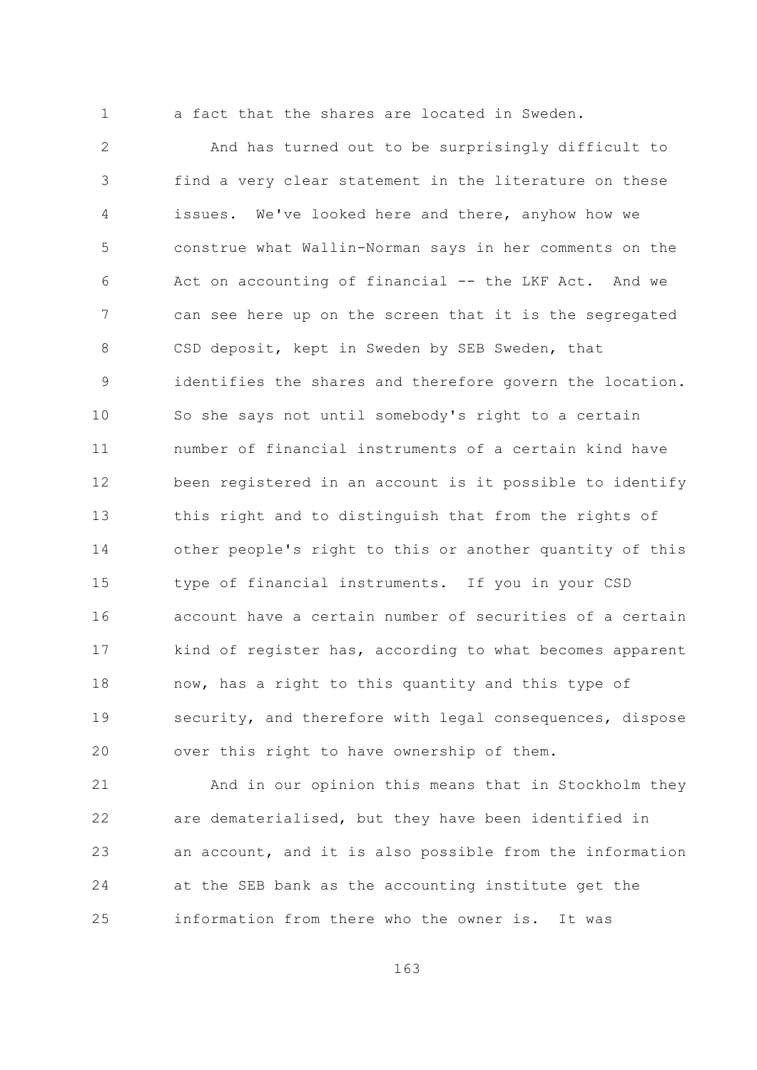a fact that the shares are located in Sweden.

And has turned out to be surprisingly difficult to find a very clear statement in the literature on these issues. We've looked here and there, anyhow how we construe what Wallin-Norman says in her comments on the Act on accounting of financial -- the LKF Act. And we can see here up on the screen that it is the segregated CSD deposit, kept in Sweden by SEB Sweden, that identifies the shares and therefore govern the location. So she says not until somebody's right to a certain number of financial instruments of a certain kind have been registered in an account is it possible to identify this right and to distinguish that from the rights of other people's right to this or another quantity of this type of financial instruments. If you in your CSD account have a certain number of securities of a certain kind of register has, according to what becomes apparent now, has a right to this quantity and this type of security, and therefore with legal consequences, dispose over this right to have ownership of them.

And in our opinion this means that in Stockholm they are dematerialised, but they have been identified in an account, and it is also possible from the information at the SEB bank as the accounting institute get the information from there who the owner is. It was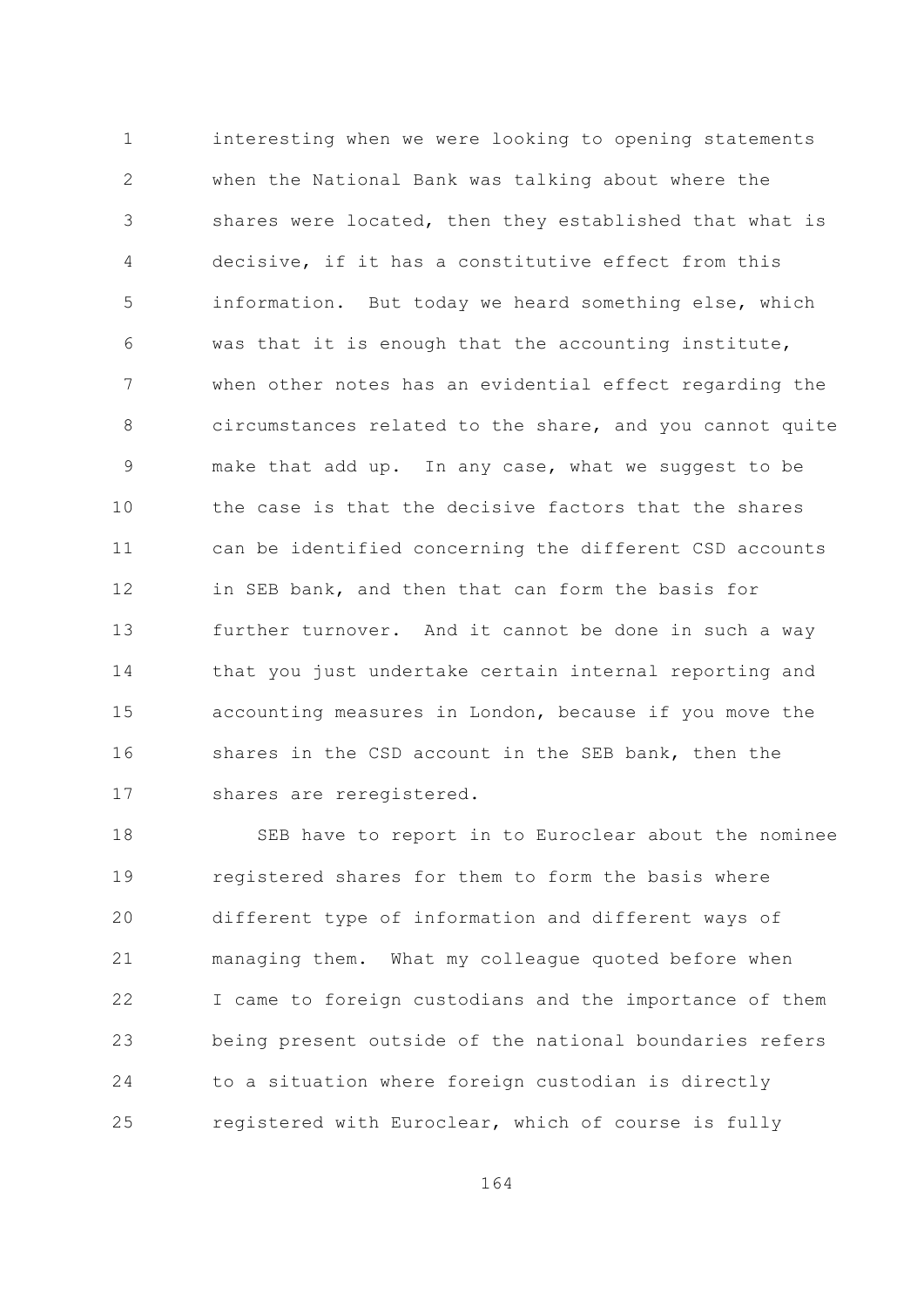interesting when we were looking to opening statements when the National Bank was talking about where the shares were located, then they established that what is decisive, if it has a constitutive effect from this information. But today we heard something else, which was that it is enough that the accounting institute, when other notes has an evidential effect regarding the circumstances related to the share, and you cannot quite make that add up. In any case, what we suggest to be the case is that the decisive factors that the shares can be identified concerning the different CSD accounts in SEB bank, and then that can form the basis for further turnover. And it cannot be done in such a way that you just undertake certain internal reporting and accounting measures in London, because if you move the shares in the CSD account in the SEB bank, then the shares are reregistered.

SEB have to report in to Euroclear about the nominee registered shares for them to form the basis where different type of information and different ways of managing them. What my colleague quoted before when I came to foreign custodians and the importance of them being present outside of the national boundaries refers to a situation where foreign custodian is directly registered with Euroclear, which of course is fully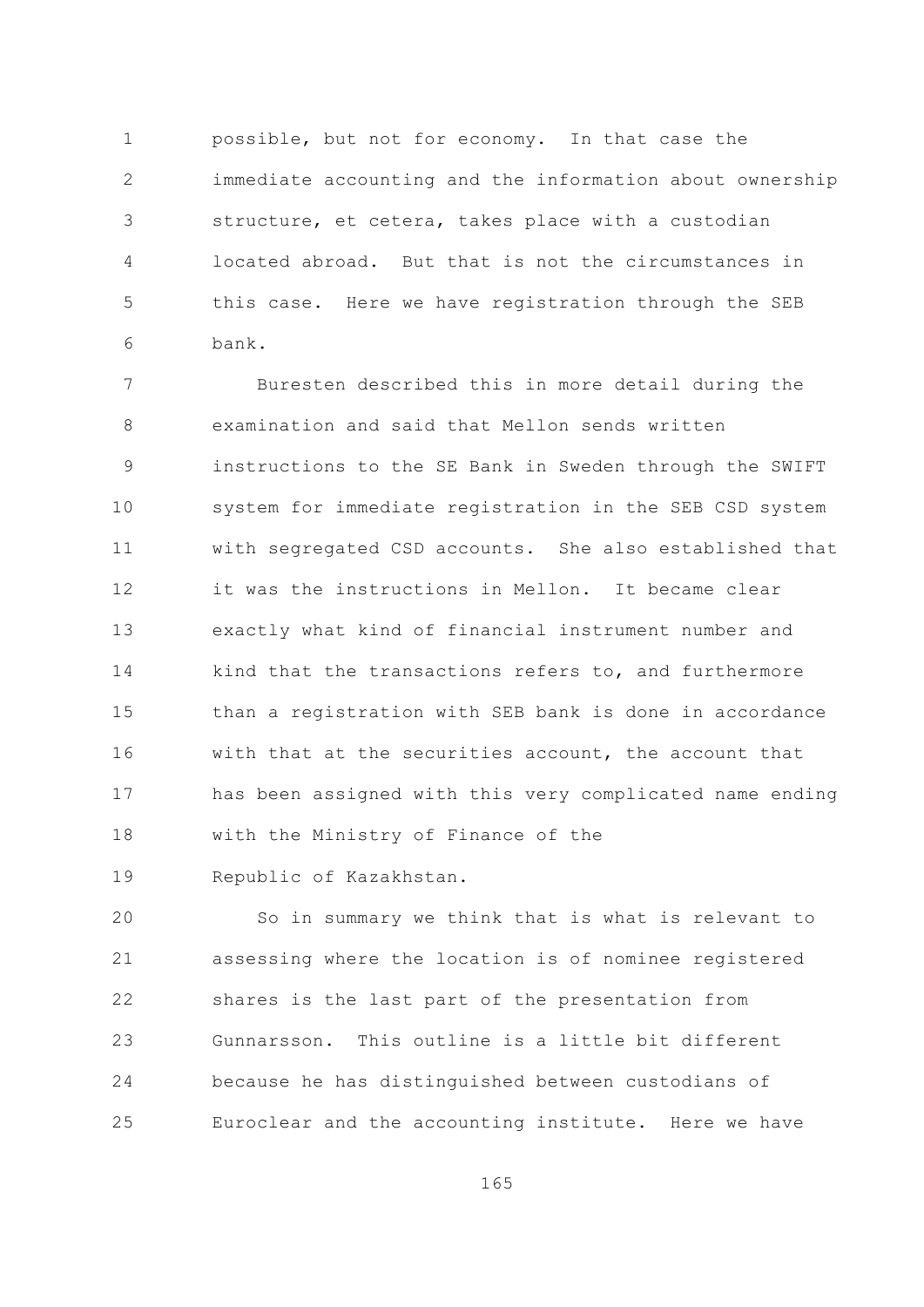possible, but not for economy. In that case the immediate accounting and the information about ownership structure, et cetera, takes place with a custodian located abroad. But that is not the circumstances in this case. Here we have registration through the SEB bank.

Buresten described this in more detail during the examination and said that Mellon sends written instructions to the SE Bank in Sweden through the SWIFT system for immediate registration in the SEB CSD system with segregated CSD accounts. She also established that it was the instructions in Mellon. It became clear exactly what kind of financial instrument number and kind that the transactions refers to, and furthermore than a registration with SEB bank is done in accordance with that at the securities account, the account that has been assigned with this very complicated name ending with the Ministry of Finance of the Republic of Kazakhstan.

So in summary we think that is what is relevant to assessing where the location is of nominee registered shares is the last part of the presentation from Gunnarsson. This outline is a little bit different because he has distinguished between custodians of Euroclear and the accounting institute. Here we have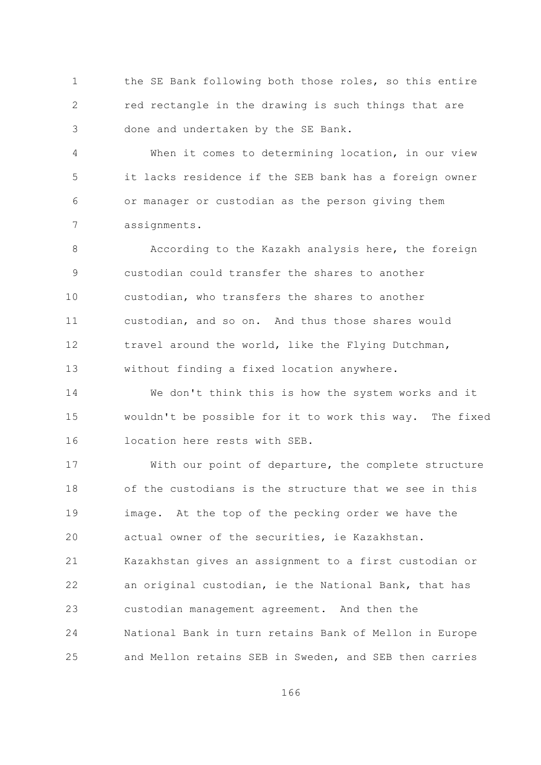the SE Bank following both those roles, so this entire red rectangle in the drawing is such things that are done and undertaken by the SE Bank.

When it comes to determining location, in our view it lacks residence if the SEB bank has a foreign owner or manager or custodian as the person giving them assignments.

According to the Kazakh analysis here, the foreign custodian could transfer the shares to another custodian, who transfers the shares to another custodian, and so on. And thus those shares would travel around the world, like the Flying Dutchman, without finding a fixed location anywhere.

We don't think this is how the system works and it wouldn't be possible for it to work this way. The fixed location here rests with SEB.

With our point of departure, the complete structure of the custodians is the structure that we see in this image. At the top of the pecking order we have the actual owner of the securities, ie Kazakhstan. Kazakhstan gives an assignment to a first custodian or an original custodian, ie the National Bank, that has custodian management agreement. And then the National Bank in turn retains Bank of Mellon in Europe and Mellon retains SEB in Sweden, and SEB then carries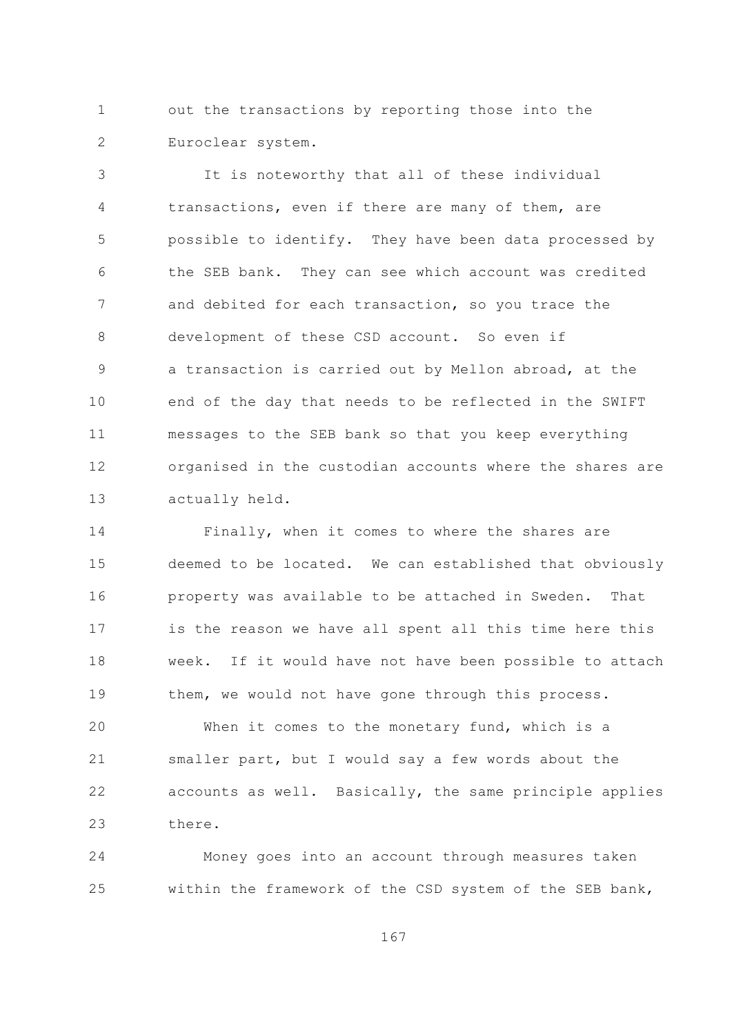out the transactions by reporting those into the Euroclear system.

It is noteworthy that all of these individual transactions, even if there are many of them, are possible to identify. They have been data processed by the SEB bank. They can see which account was credited and debited for each transaction, so you trace the development of these CSD account. So even if a transaction is carried out by Mellon abroad, at the end of the day that needs to be reflected in the SWIFT messages to the SEB bank so that you keep everything organised in the custodian accounts where the shares are actually held.

Finally, when it comes to where the shares are deemed to be located. We can established that obviously property was available to be attached in Sweden. That is the reason we have all spent all this time here this week. If it would have not have been possible to attach them, we would not have gone through this process.

When it comes to the monetary fund, which is a smaller part, but I would say a few words about the accounts as well. Basically, the same principle applies there.

Money goes into an account through measures taken within the framework of the CSD system of the SEB bank,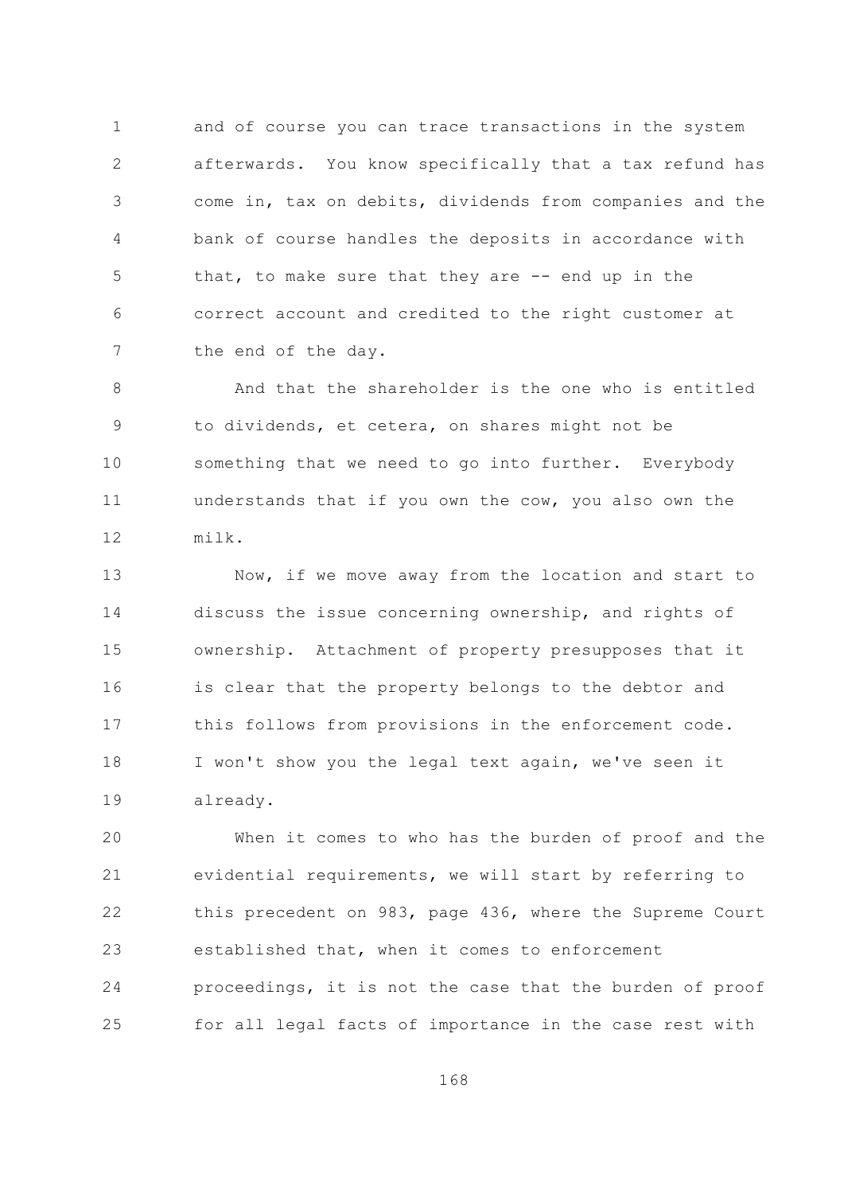and of course you can trace transactions in the system afterwards. You know specifically that a tax refund has come in, tax on debits, dividends from companies and the bank of course handles the deposits in accordance with that, to make sure that they are -- end up in the correct account and credited to the right customer at the end of the day.

And that the shareholder is the one who is entitled to dividends, et cetera, on shares might not be something that we need to go into further. Everybody understands that if you own the cow, you also own the milk.

Now, if we move away from the location and start to discuss the issue concerning ownership, and rights of ownership. Attachment of property presupposes that it is clear that the property belongs to the debtor and this follows from provisions in the enforcement code. I won't show you the legal text again, we've seen it already.

When it comes to who has the burden of proof and the evidential requirements, we will start by referring to this precedent on 983, page 436, where the Supreme Court established that, when it comes to enforcement proceedings, it is not the case that the burden of proof for all legal facts of importance in the case rest with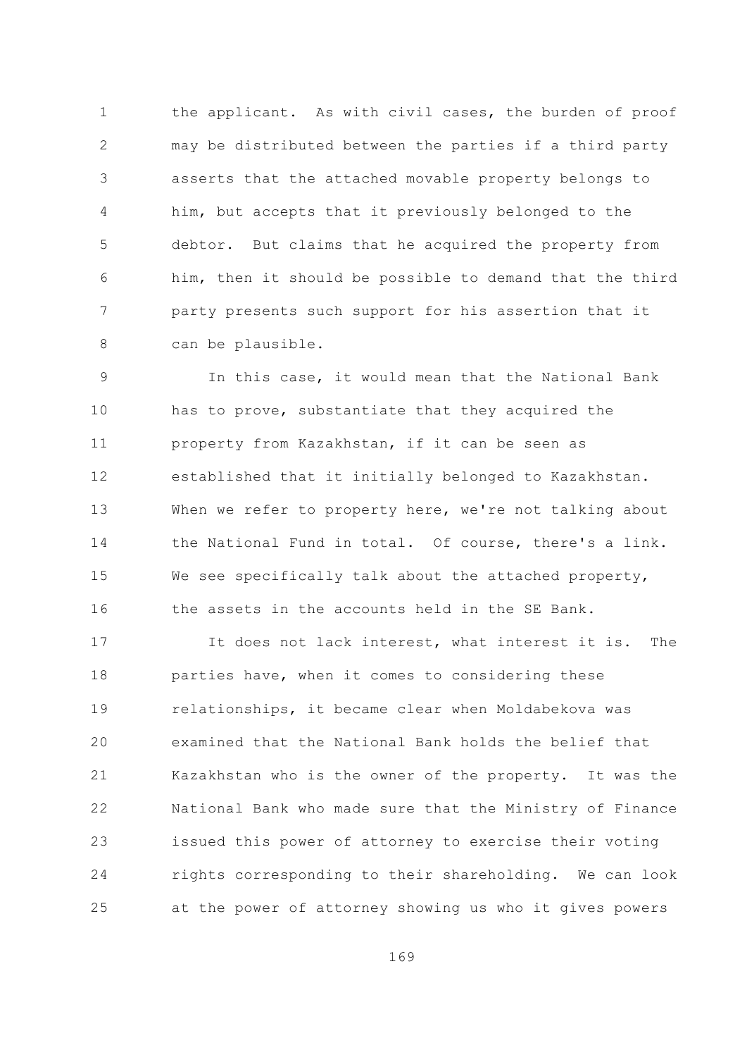the applicant. As with civil cases, the burden of proof may be distributed between the parties if a third party asserts that the attached movable property belongs to him, but accepts that it previously belonged to the debtor. But claims that he acquired the property from him, then it should be possible to demand that the third party presents such support for his assertion that it can be plausible.

In this case, it would mean that the National Bank has to prove, substantiate that they acquired the property from Kazakhstan, if it can be seen as established that it initially belonged to Kazakhstan. When we refer to property here, we're not talking about the National Fund in total. Of course, there's a link. We see specifically talk about the attached property, the assets in the accounts held in the SE Bank.

It does not lack interest, what interest it is. The parties have, when it comes to considering these relationships, it became clear when Moldabekova was examined that the National Bank holds the belief that Kazakhstan who is the owner of the property. It was the National Bank who made sure that the Ministry of Finance issued this power of attorney to exercise their voting rights corresponding to their shareholding. We can look at the power of attorney showing us who it gives powers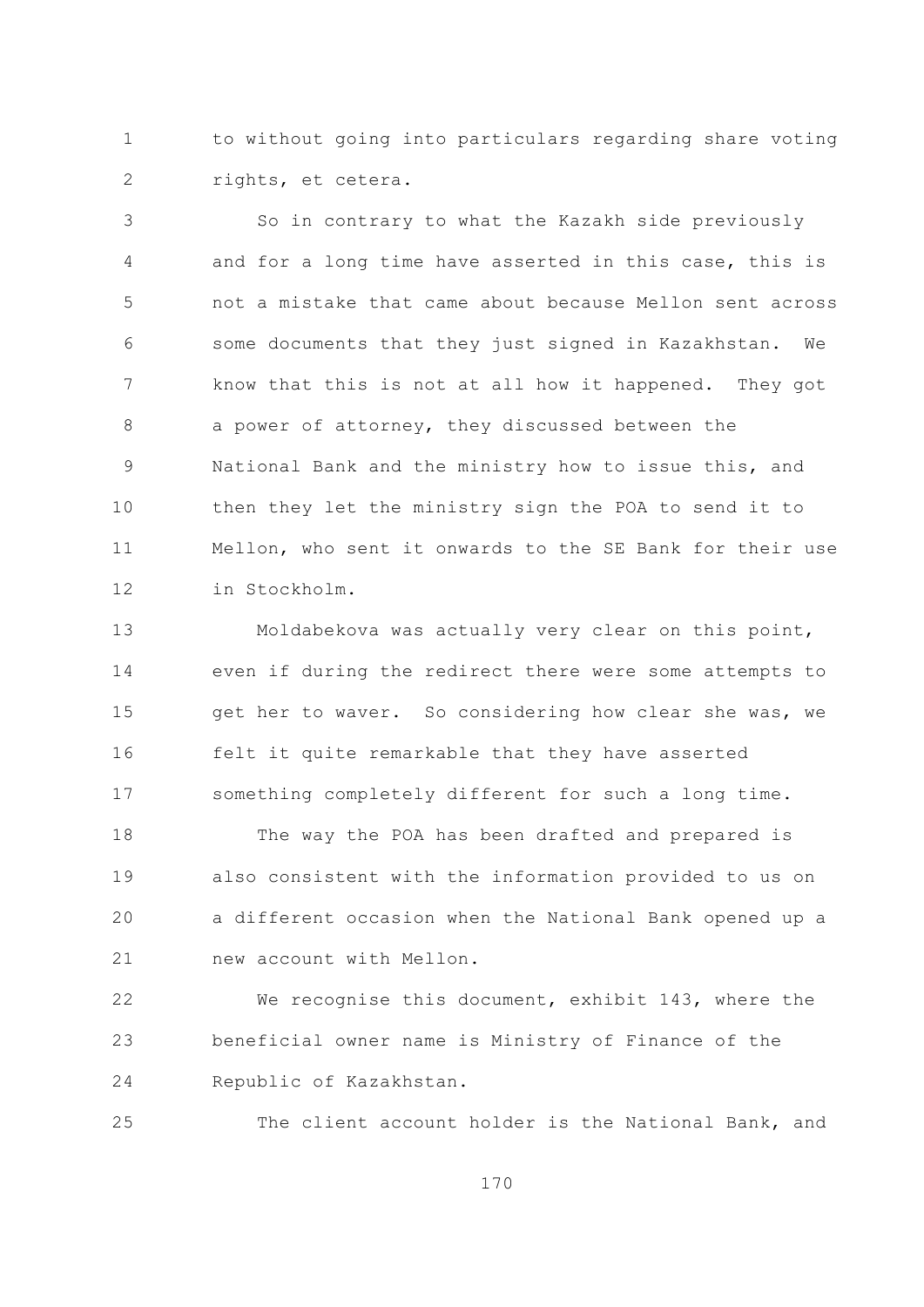to without going into particulars regarding share voting rights, et cetera.

So in contrary to what the Kazakh side previously and for a long time have asserted in this case, this is not a mistake that came about because Mellon sent across some documents that they just signed in Kazakhstan. We know that this is not at all how it happened. They got a power of attorney, they discussed between the National Bank and the ministry how to issue this, and then they let the ministry sign the POA to send it to Mellon, who sent it onwards to the SE Bank for their use in Stockholm.

Moldabekova was actually very clear on this point, even if during the redirect there were some attempts to get her to waver. So considering how clear she was, we felt it quite remarkable that they have asserted something completely different for such a long time.

The way the POA has been drafted and prepared is also consistent with the information provided to us on a different occasion when the National Bank opened up a new account with Mellon.

We recognise this document, exhibit 143, where the beneficial owner name is Ministry of Finance of the Republic of Kazakhstan.

The client account holder is the National Bank, and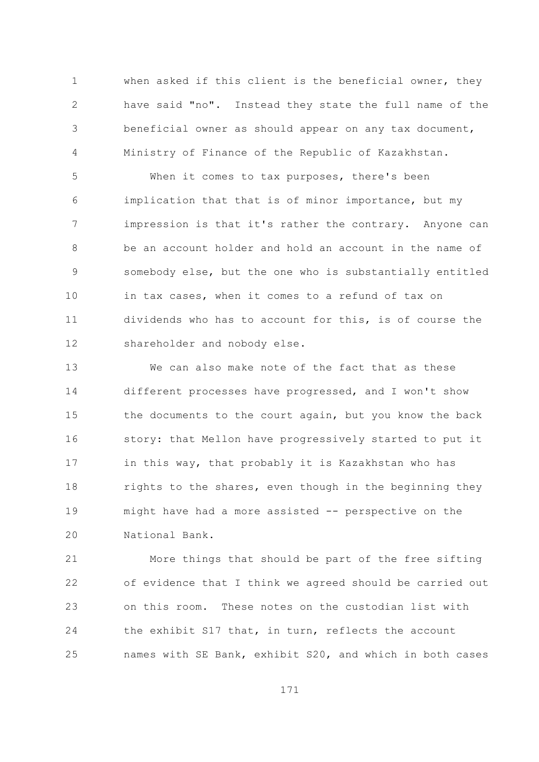when asked if this client is the beneficial owner, they have said "no". Instead they state the full name of the beneficial owner as should appear on any tax document, Ministry of Finance of the Republic of Kazakhstan.

When it comes to tax purposes, there's been implication that that is of minor importance, but my impression is that it's rather the contrary. Anyone can be an account holder and hold an account in the name of somebody else, but the one who is substantially entitled in tax cases, when it comes to a refund of tax on dividends who has to account for this, is of course the shareholder and nobody else.

We can also make note of the fact that as these different processes have progressed, and I won't show the documents to the court again, but you know the back story: that Mellon have progressively started to put it in this way, that probably it is Kazakhstan who has rights to the shares, even though in the beginning they might have had a more assisted -- perspective on the National Bank.

More things that should be part of the free sifting of evidence that I think we agreed should be carried out on this room. These notes on the custodian list with the exhibit S17 that, in turn, reflects the account names with SE Bank, exhibit S20, and which in both cases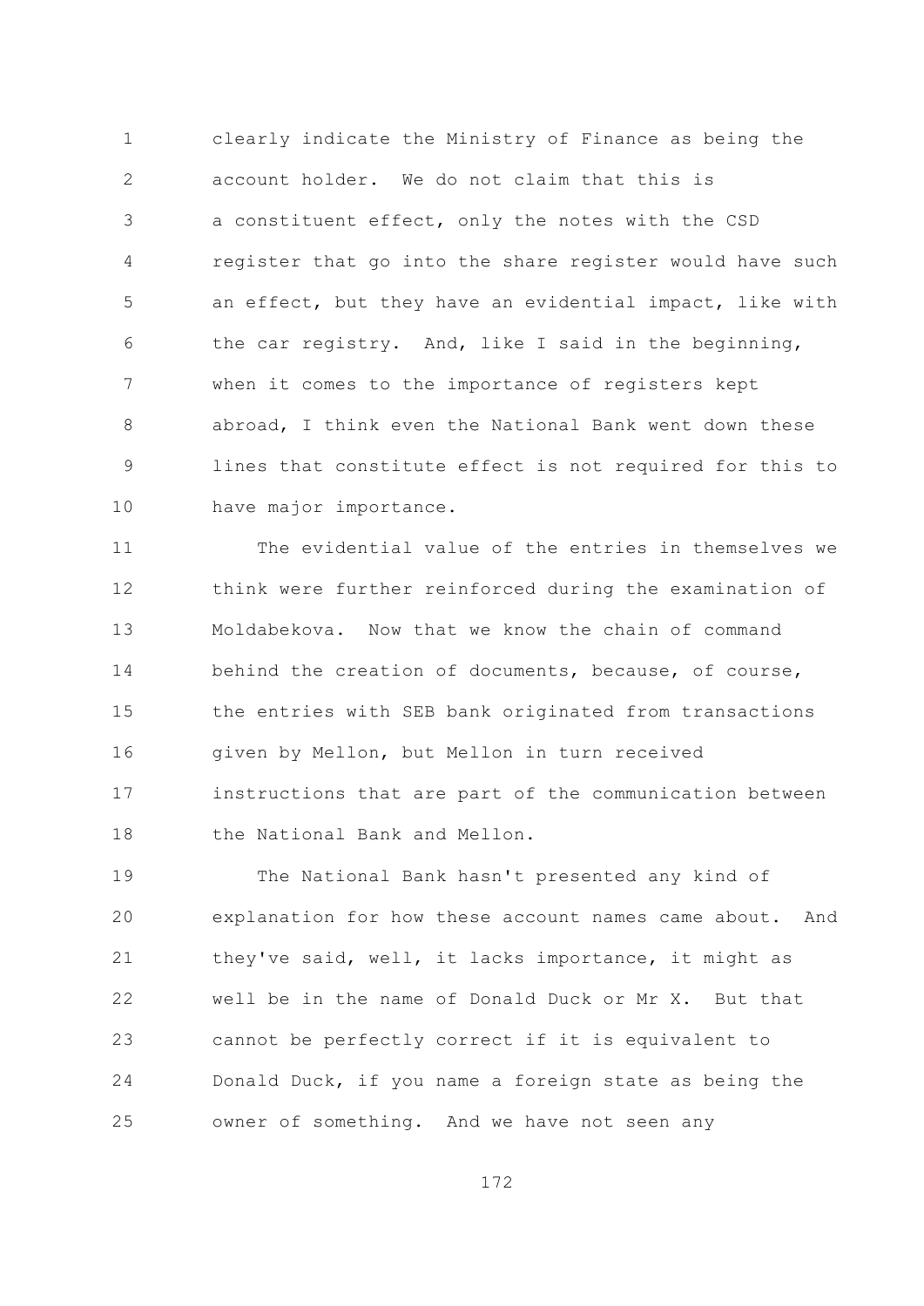clearly indicate the Ministry of Finance as being the account holder. We do not claim that this is a constituent effect, only the notes with the CSD register that go into the share register would have such an effect, but they have an evidential impact, like with the car registry. And, like I said in the beginning, when it comes to the importance of registers kept abroad, I think even the National Bank went down these lines that constitute effect is not required for this to have major importance.

The evidential value of the entries in themselves we think were further reinforced during the examination of Moldabekova. Now that we know the chain of command behind the creation of documents, because, of course, the entries with SEB bank originated from transactions given by Mellon, but Mellon in turn received instructions that are part of the communication between the National Bank and Mellon.

The National Bank hasn't presented any kind of explanation for how these account names came about. And they've said, well, it lacks importance, it might as well be in the name of Donald Duck or Mr X. But that cannot be perfectly correct if it is equivalent to Donald Duck, if you name a foreign state as being the owner of something. And we have not seen any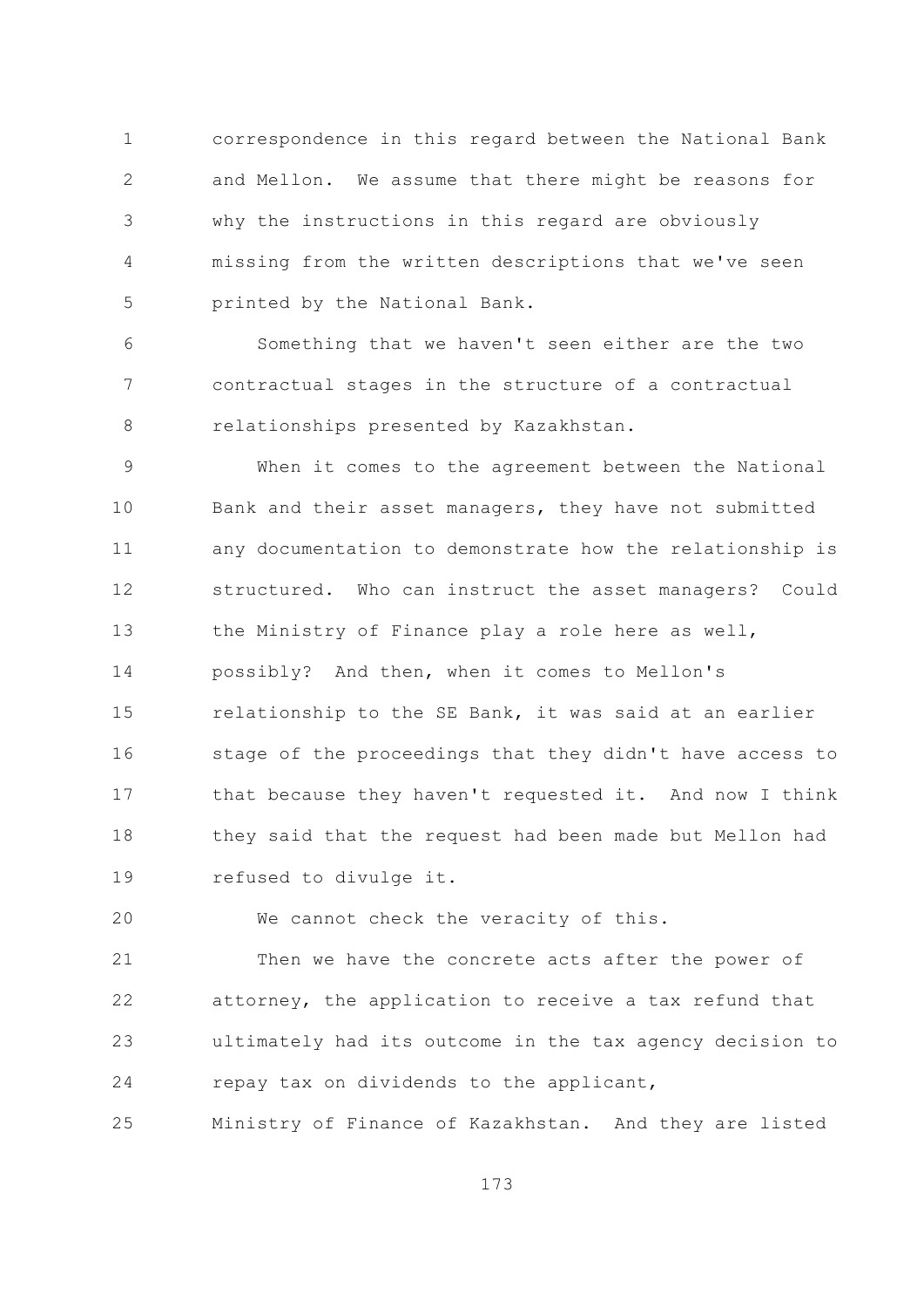correspondence in this regard between the National Bank and Mellon. We assume that there might be reasons for why the instructions in this regard are obviously missing from the written descriptions that we've seen printed by the National Bank.

Something that we haven't seen either are the two contractual stages in the structure of a contractual relationships presented by Kazakhstan.

When it comes to the agreement between the National Bank and their asset managers, they have not submitted any documentation to demonstrate how the relationship is structured. Who can instruct the asset managers? Could the Ministry of Finance play a role here as well, possibly? And then, when it comes to Mellon's relationship to the SE Bank, it was said at an earlier stage of the proceedings that they didn't have access to that because they haven't requested it. And now I think they said that the request had been made but Mellon had refused to divulge it.

We cannot check the veracity of this.

Then we have the concrete acts after the power of attorney, the application to receive a tax refund that ultimately had its outcome in the tax agency decision to repay tax on dividends to the applicant, Ministry of Finance of Kazakhstan. And they are listed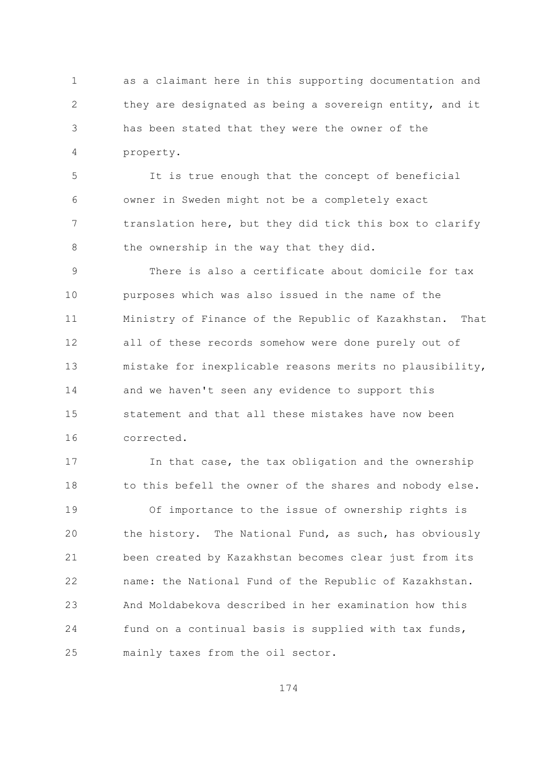as a claimant here in this supporting documentation and they are designated as being a sovereign entity, and it has been stated that they were the owner of the property.

It is true enough that the concept of beneficial owner in Sweden might not be a completely exact translation here, but they did tick this box to clarify the ownership in the way that they did.

There is also a certificate about domicile for tax purposes which was also issued in the name of the Ministry of Finance of the Republic of Kazakhstan. That all of these records somehow were done purely out of mistake for inexplicable reasons merits no plausibility, and we haven't seen any evidence to support this statement and that all these mistakes have now been corrected.

In that case, the tax obligation and the ownership to this befell the owner of the shares and nobody else.

Of importance to the issue of ownership rights is the history. The National Fund, as such, has obviously been created by Kazakhstan becomes clear just from its name: the National Fund of the Republic of Kazakhstan. And Moldabekova described in her examination how this fund on a continual basis is supplied with tax funds, mainly taxes from the oil sector.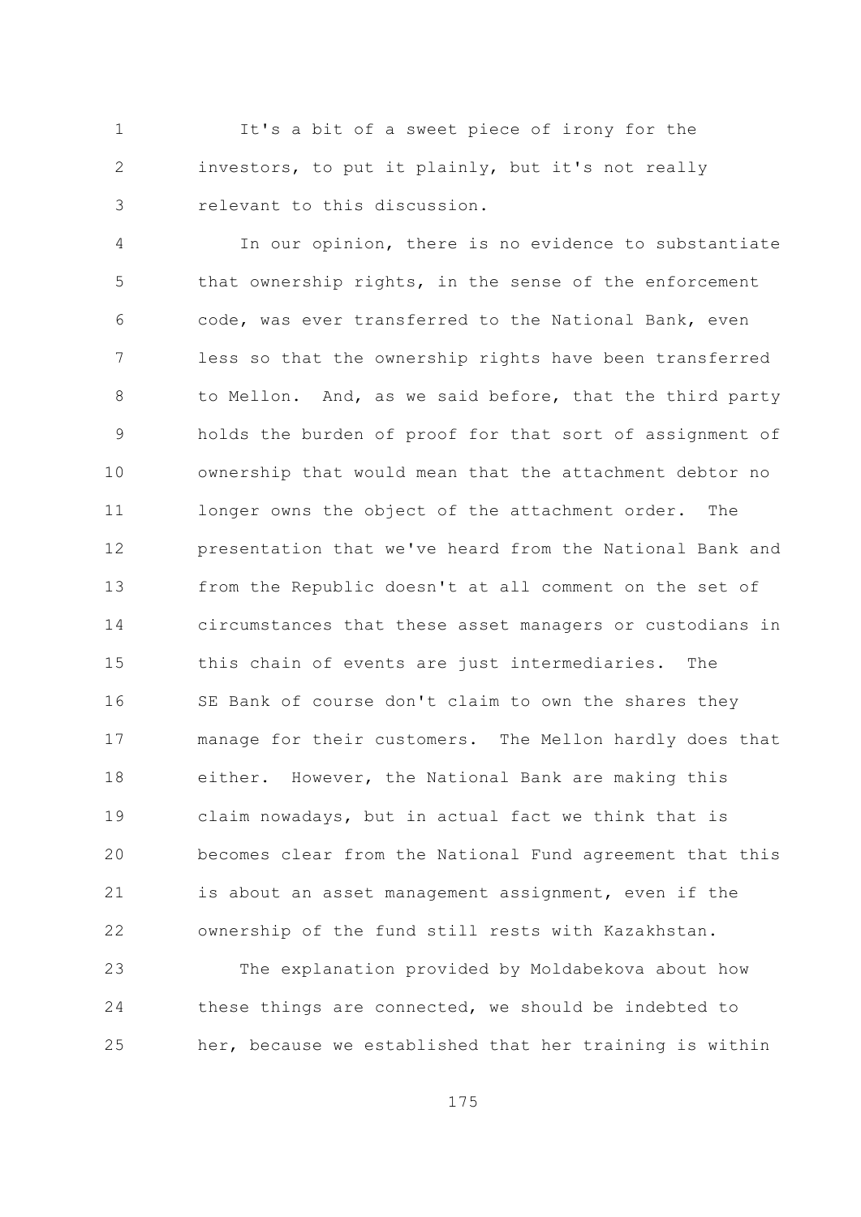It's a bit of a sweet piece of irony for the investors, to put it plainly, but it's not really relevant to this discussion.

In our opinion, there is no evidence to substantiate that ownership rights, in the sense of the enforcement code, was ever transferred to the National Bank, even less so that the ownership rights have been transferred to Mellon. And, as we said before, that the third party holds the burden of proof for that sort of assignment of ownership that would mean that the attachment debtor no longer owns the object of the attachment order. The presentation that we've heard from the National Bank and from the Republic doesn't at all comment on the set of circumstances that these asset managers or custodians in this chain of events are just intermediaries. The SE Bank of course don't claim to own the shares they manage for their customers. The Mellon hardly does that either. However, the National Bank are making this claim nowadays, but in actual fact we think that is becomes clear from the National Fund agreement that this is about an asset management assignment, even if the ownership of the fund still rests with Kazakhstan.

The explanation provided by Moldabekova about how these things are connected, we should be indebted to her, because we established that her training is within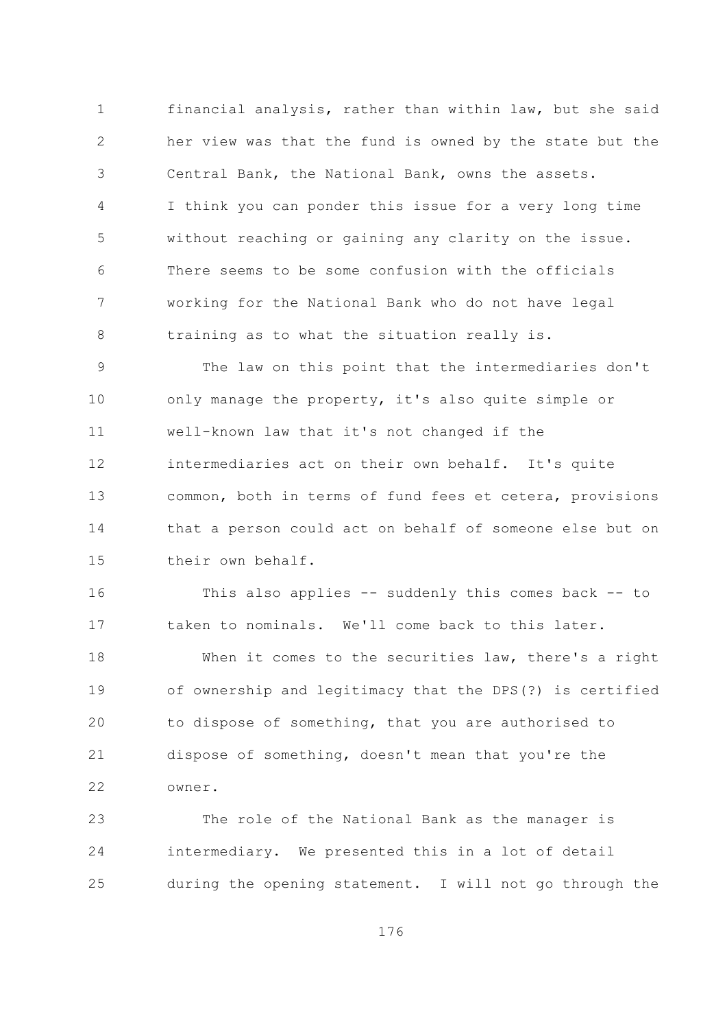financial analysis, rather than within law, but she said her view was that the fund is owned by the state but the Central Bank, the National Bank, owns the assets. I think you can ponder this issue for a very long time without reaching or gaining any clarity on the issue. There seems to be some confusion with the officials working for the National Bank who do not have legal training as to what the situation really is.

The law on this point that the intermediaries don't only manage the property, it's also quite simple or well-known law that it's not changed if the intermediaries act on their own behalf. It's quite common, both in terms of fund fees et cetera, provisions that a person could act on behalf of someone else but on their own behalf.

This also applies -- suddenly this comes back -- to taken to nominals. We'll come back to this later.

When it comes to the securities law, there's a right of ownership and legitimacy that the DPS(?) is certified to dispose of something, that you are authorised to dispose of something, doesn't mean that you're the owner.

The role of the National Bank as the manager is intermediary. We presented this in a lot of detail during the opening statement. I will not go through the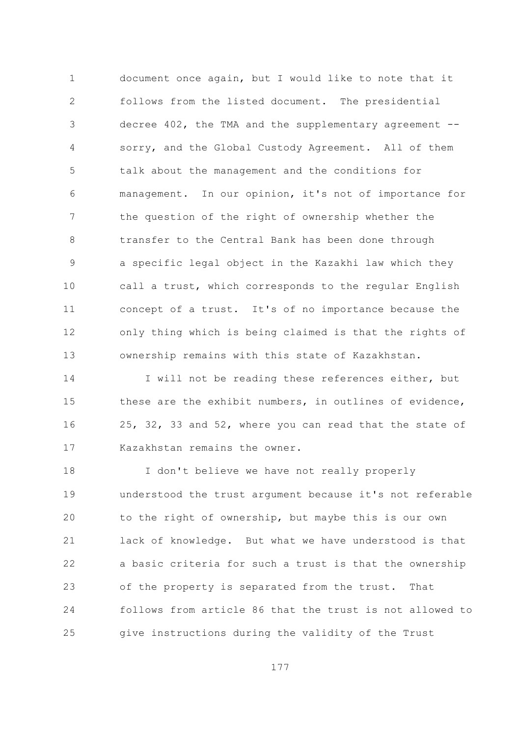document once again, but I would like to note that it follows from the listed document. The presidential decree 402, the TMA and the supplementary agreement -- sorry, and the Global Custody Agreement. All of them talk about the management and the conditions for management. In our opinion, it's not of importance for the question of the right of ownership whether the transfer to the Central Bank has been done through a specific legal object in the Kazakhi law which they call a trust, which corresponds to the regular English concept of a trust. It's of no importance because the only thing which is being claimed is that the rights of ownership remains with this state of Kazakhstan.

I will not be reading these references either, but these are the exhibit numbers, in outlines of evidence, 25, 32, 33 and 52, where you can read that the state of Kazakhstan remains the owner.

I don't believe we have not really properly understood the trust argument because it's not referable to the right of ownership, but maybe this is our own lack of knowledge. But what we have understood is that a basic criteria for such a trust is that the ownership of the property is separated from the trust. That follows from article 86 that the trust is not allowed to give instructions during the validity of the Trust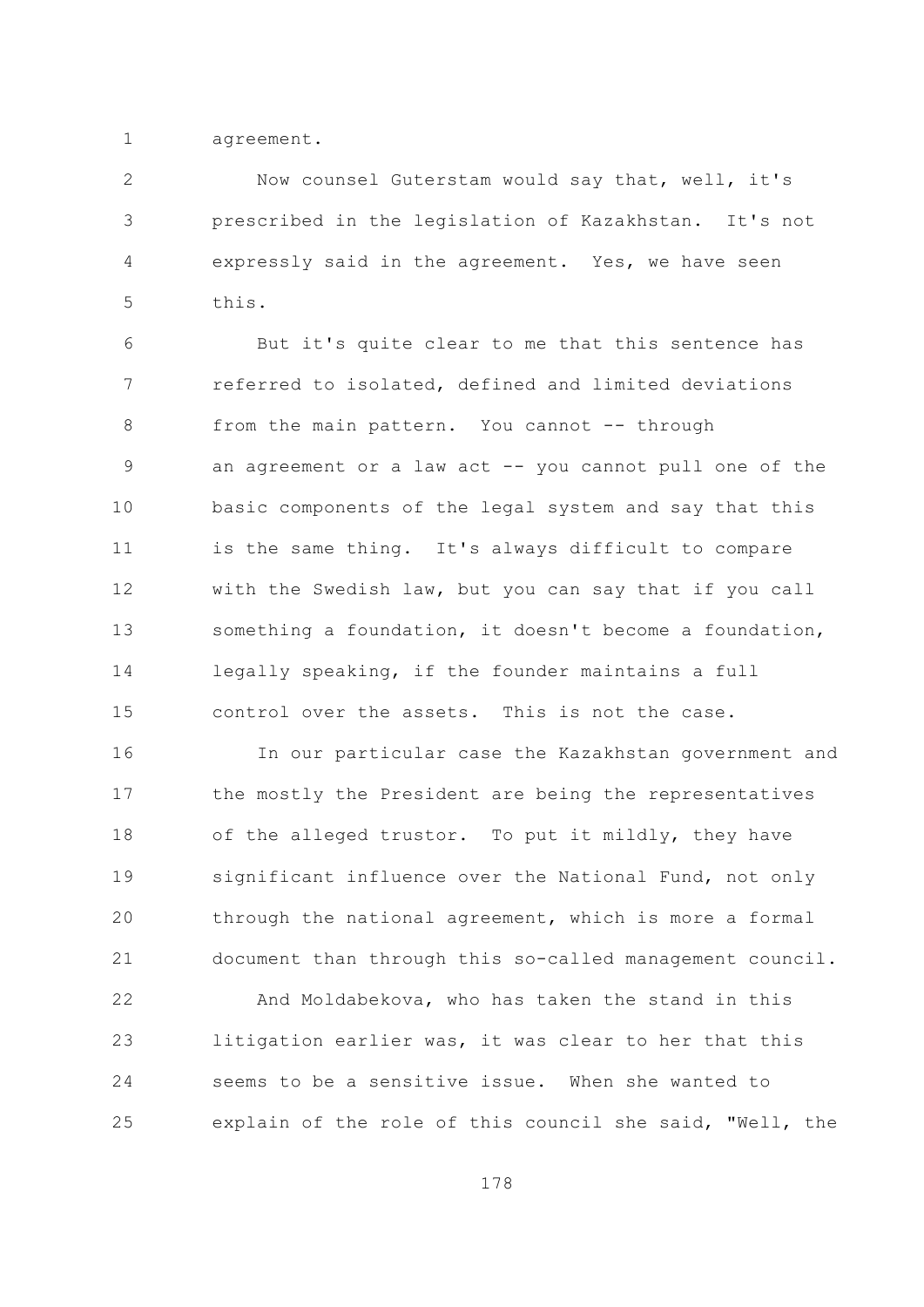agreement.

Now counsel Guterstam would say that, well, it's prescribed in the legislation of Kazakhstan. It's not expressly said in the agreement. Yes, we have seen this.

But it's quite clear to me that this sentence has referred to isolated, defined and limited deviations from the main pattern. You cannot -- through an agreement or a law act -- you cannot pull one of the basic components of the legal system and say that this is the same thing. It's always difficult to compare with the Swedish law, but you can say that if you call something a foundation, it doesn't become a foundation, legally speaking, if the founder maintains a full control over the assets. This is not the case.

In our particular case the Kazakhstan government and the mostly the President are being the representatives of the alleged trustor. To put it mildly, they have significant influence over the National Fund, not only through the national agreement, which is more a formal document than through this so-called management council.

And Moldabekova, who has taken the stand in this litigation earlier was, it was clear to her that this seems to be a sensitive issue. When she wanted to explain of the role of this council she said, "Well, the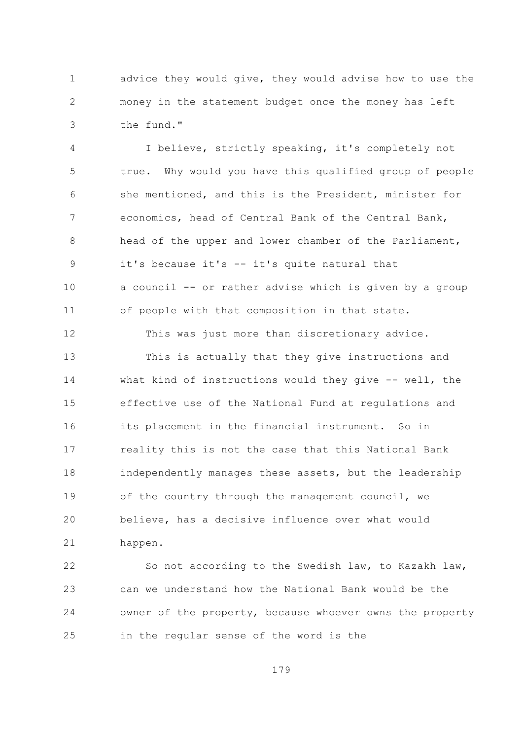advice they would give, they would advise how to use the money in the statement budget once the money has left the fund."

I believe, strictly speaking, it's completely not true. Why would you have this qualified group of people she mentioned, and this is the President, minister for economics, head of Central Bank of the Central Bank, head of the upper and lower chamber of the Parliament, it's because it's -- it's quite natural that a council -- or rather advise which is given by a group of people with that composition in that state.

This was just more than discretionary advice.

This is actually that they give instructions and what kind of instructions would they give -- well, the effective use of the National Fund at regulations and its placement in the financial instrument. So in reality this is not the case that this National Bank independently manages these assets, but the leadership of the country through the management council, we believe, has a decisive influence over what would happen.

So not according to the Swedish law, to Kazakh law, can we understand how the National Bank would be the owner of the property, because whoever owns the property in the regular sense of the word is the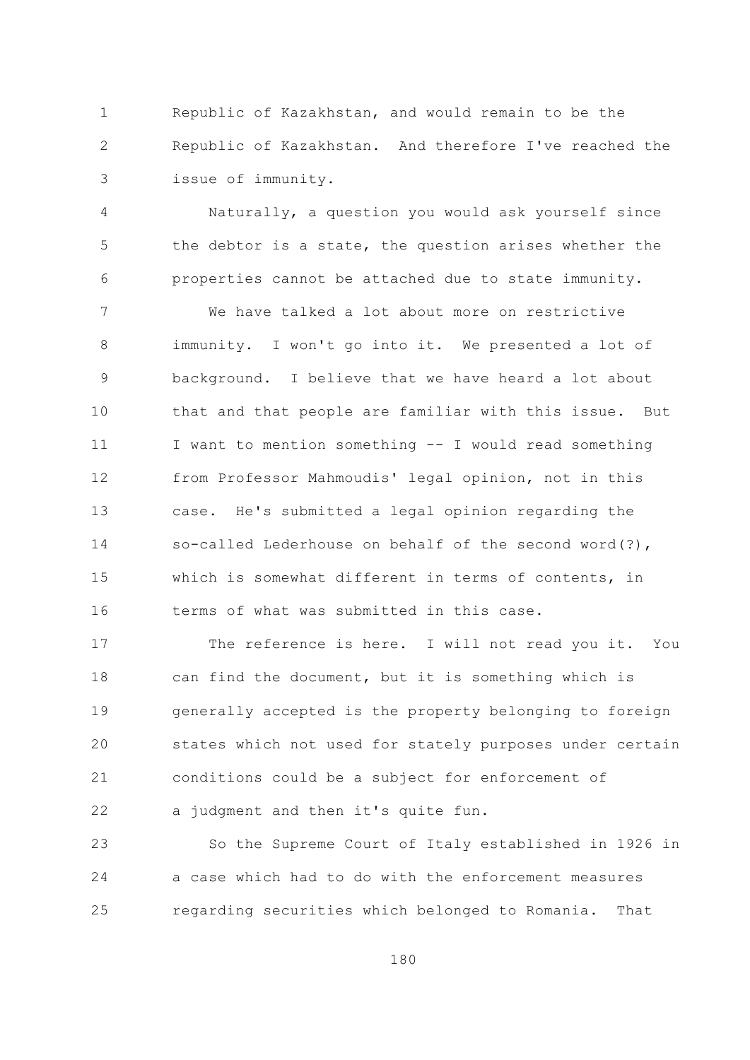Republic of Kazakhstan, and would remain to be the Republic of Kazakhstan. And therefore I've reached the issue of immunity.

Naturally, a question you would ask yourself since the debtor is a state, the question arises whether the properties cannot be attached due to state immunity.

We have talked a lot about more on restrictive immunity. I won't go into it. We presented a lot of background. I believe that we have heard a lot about that and that people are familiar with this issue. But I want to mention something -- I would read something from Professor Mahmoudis' legal opinion, not in this case. He's submitted a legal opinion regarding the so-called Lederhouse on behalf of the second word(?), which is somewhat different in terms of contents, in terms of what was submitted in this case.

The reference is here. I will not read you it. You can find the document, but it is something which is generally accepted is the property belonging to foreign states which not used for stately purposes under certain conditions could be a subject for enforcement of a judgment and then it's quite fun.

So the Supreme Court of Italy established in 1926 in a case which had to do with the enforcement measures regarding securities which belonged to Romania. That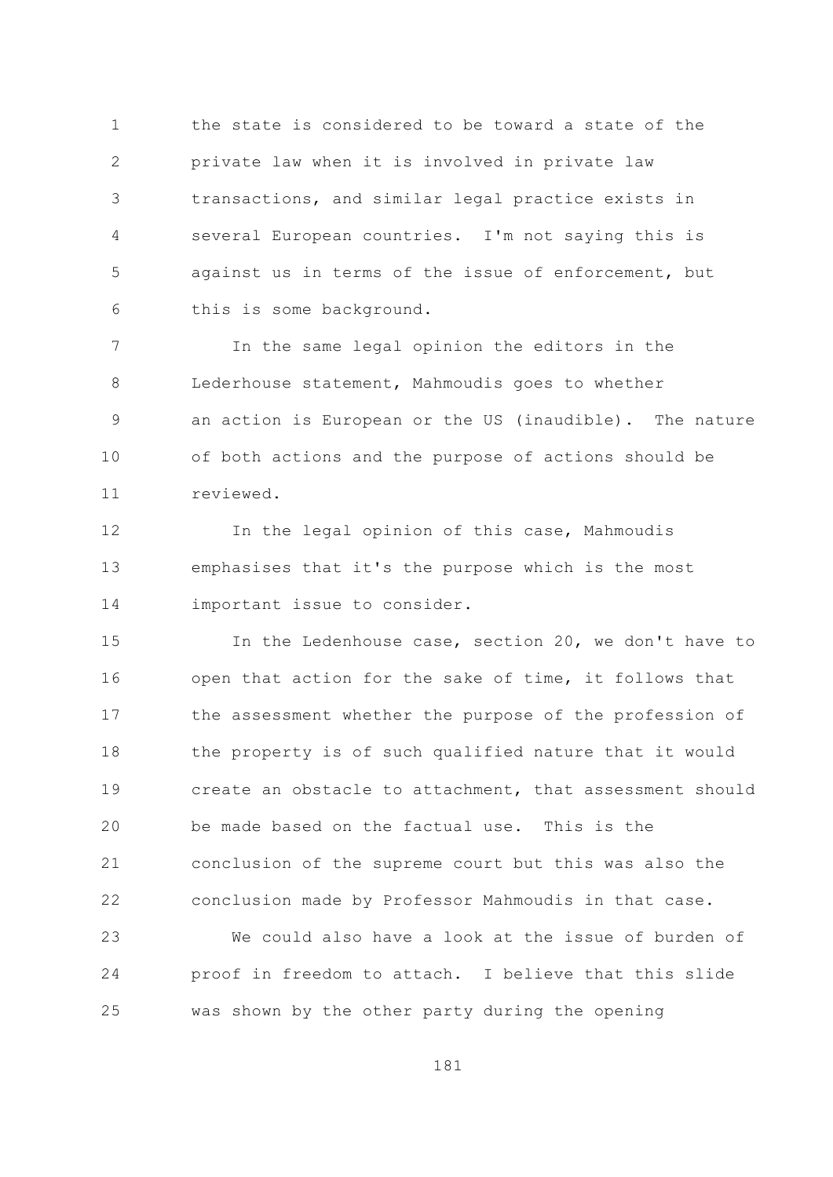the state is considered to be toward a state of the private law when it is involved in private law transactions, and similar legal practice exists in several European countries. I'm not saying this is against us in terms of the issue of enforcement, but this is some background.

In the same legal opinion the editors in the Lederhouse statement, Mahmoudis goes to whether an action is European or the US (inaudible). The nature of both actions and the purpose of actions should be reviewed.

In the legal opinion of this case, Mahmoudis emphasises that it's the purpose which is the most important issue to consider.

In the Ledenhouse case, section 20, we don't have to open that action for the sake of time, it follows that the assessment whether the purpose of the profession of the property is of such qualified nature that it would create an obstacle to attachment, that assessment should be made based on the factual use. This is the conclusion of the supreme court but this was also the conclusion made by Professor Mahmoudis in that case.

We could also have a look at the issue of burden of proof in freedom to attach. I believe that this slide was shown by the other party during the opening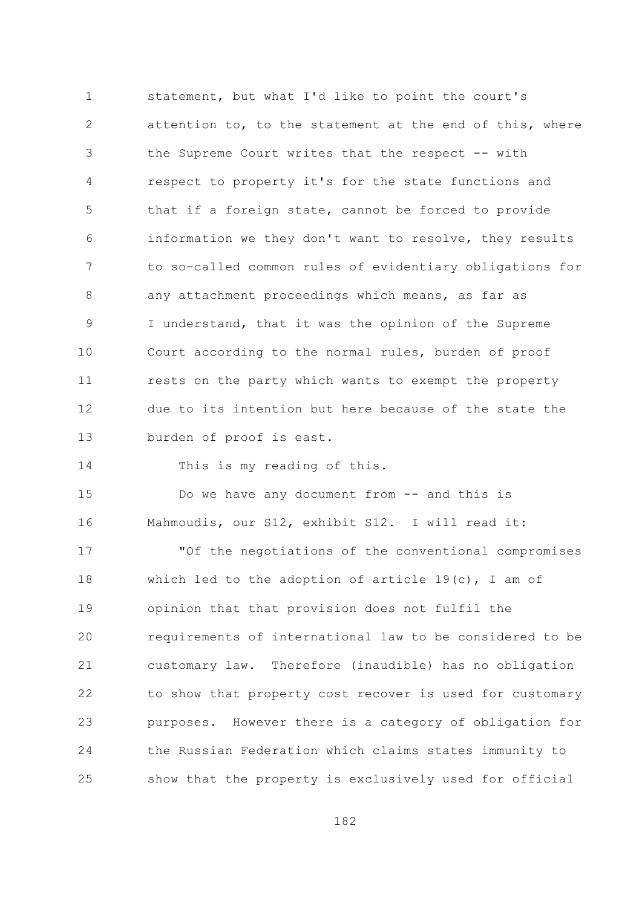statement, but what I'd like to point the court's attention to, to the statement at the end of this, where the Supreme Court writes that the respect -- with respect to property it's for the state functions and that if a foreign state, cannot be forced to provide information we they don't want to resolve, they results to so-called common rules of evidentiary obligations for any attachment proceedings which means, as far as I understand, that it was the opinion of the Supreme Court according to the normal rules, burden of proof rests on the party which wants to exempt the property due to its intention but here because of the state the burden of proof is east.

This is my reading of this.

Do we have any document from -- and this is Mahmoudis, our S12, exhibit S12. I will read it:

"Of the negotiations of the conventional compromises which led to the adoption of article 19(c), I am of opinion that that provision does not fulfil the requirements of international law to be considered to be customary law. Therefore (inaudible) has no obligation to show that property cost recover is used for customary purposes. However there is a category of obligation for the Russian Federation which claims states immunity to show that the property is exclusively used for official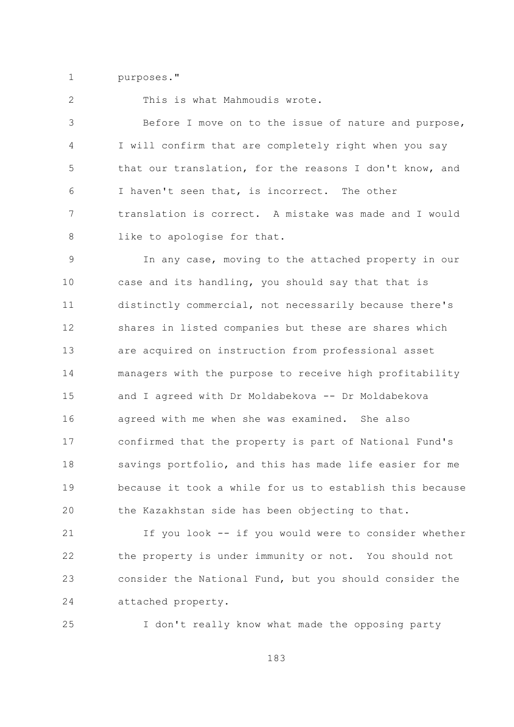purposes."

This is what Mahmoudis wrote.

Before I move on to the issue of nature and purpose, I will confirm that are completely right when you say that our translation, for the reasons I don't know, and I haven't seen that, is incorrect. The other translation is correct. A mistake was made and I would like to apologise for that.

In any case, moving to the attached property in our case and its handling, you should say that that is distinctly commercial, not necessarily because there's shares in listed companies but these are shares which are acquired on instruction from professional asset managers with the purpose to receive high profitability and I agreed with Dr Moldabekova -- Dr Moldabekova agreed with me when she was examined. She also confirmed that the property is part of National Fund's savings portfolio, and this has made life easier for me because it took a while for us to establish this because the Kazakhstan side has been objecting to that.

If you look -- if you would were to consider whether the property is under immunity or not. You should not consider the National Fund, but you should consider the attached property.

I don't really know what made the opposing party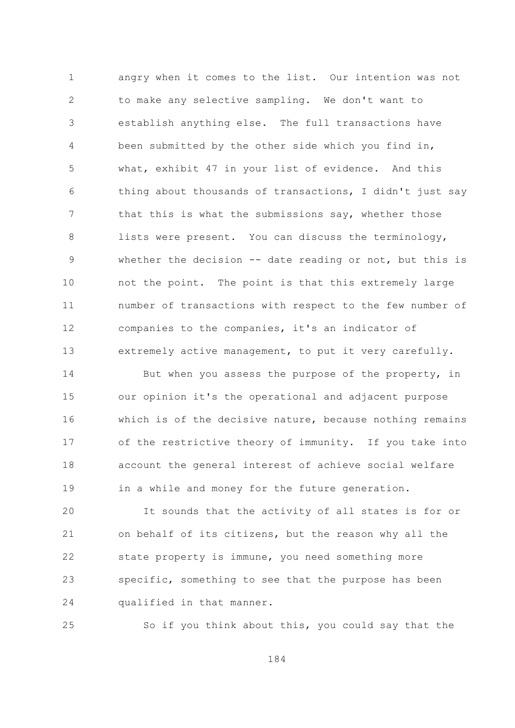angry when it comes to the list. Our intention was not to make any selective sampling. We don't want to establish anything else. The full transactions have been submitted by the other side which you find in, what, exhibit 47 in your list of evidence. And this thing about thousands of transactions, I didn't just say that this is what the submissions say, whether those lists were present. You can discuss the terminology, whether the decision -- date reading or not, but this is not the point. The point is that this extremely large number of transactions with respect to the few number of companies to the companies, it's an indicator of extremely active management, to put it very carefully.

But when you assess the purpose of the property, in our opinion it's the operational and adjacent purpose which is of the decisive nature, because nothing remains of the restrictive theory of immunity. If you take into account the general interest of achieve social welfare in a while and money for the future generation.

It sounds that the activity of all states is for or on behalf of its citizens, but the reason why all the state property is immune, you need something more specific, something to see that the purpose has been qualified in that manner.

So if you think about this, you could say that the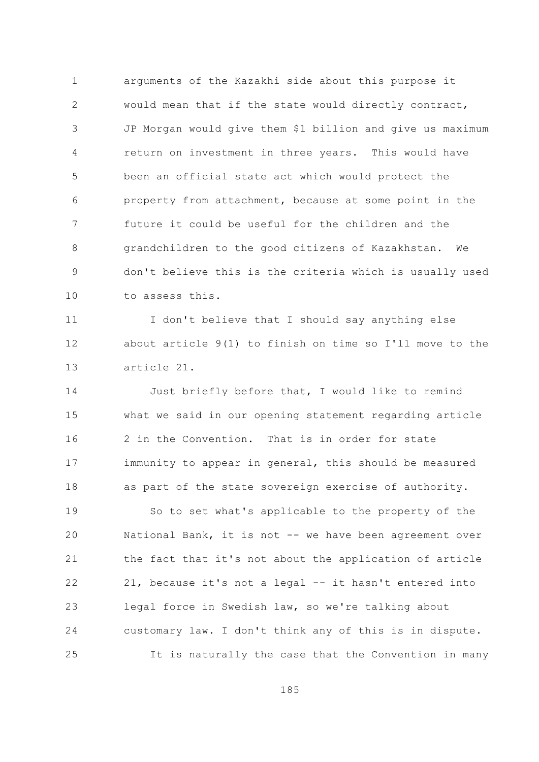arguments of the Kazakhi side about this purpose it would mean that if the state would directly contract, JP Morgan would give them $1 billion and give us maximum return on investment in three years. This would have been an official state act which would protect the property from attachment, because at some point in the future it could be useful for the children and the grandchildren to the good citizens of Kazakhstan. We don't believe this is the criteria which is usually used to assess this.

I don't believe that I should say anything else about article 9(1) to finish on time so I'll move to the article 21.

Just briefly before that, I would like to remind what we said in our opening statement regarding article 2 in the Convention. That is in order for state immunity to appear in general, this should be measured as part of the state sovereign exercise of authority.

So to set what's applicable to the property of the National Bank, it is not -- we have been agreement over the fact that it's not about the application of article 21, because it's not a legal -- it hasn't entered into legal force in Swedish law, so we're talking about customary law. I don't think any of this is in dispute.

It is naturally the case that the Convention in many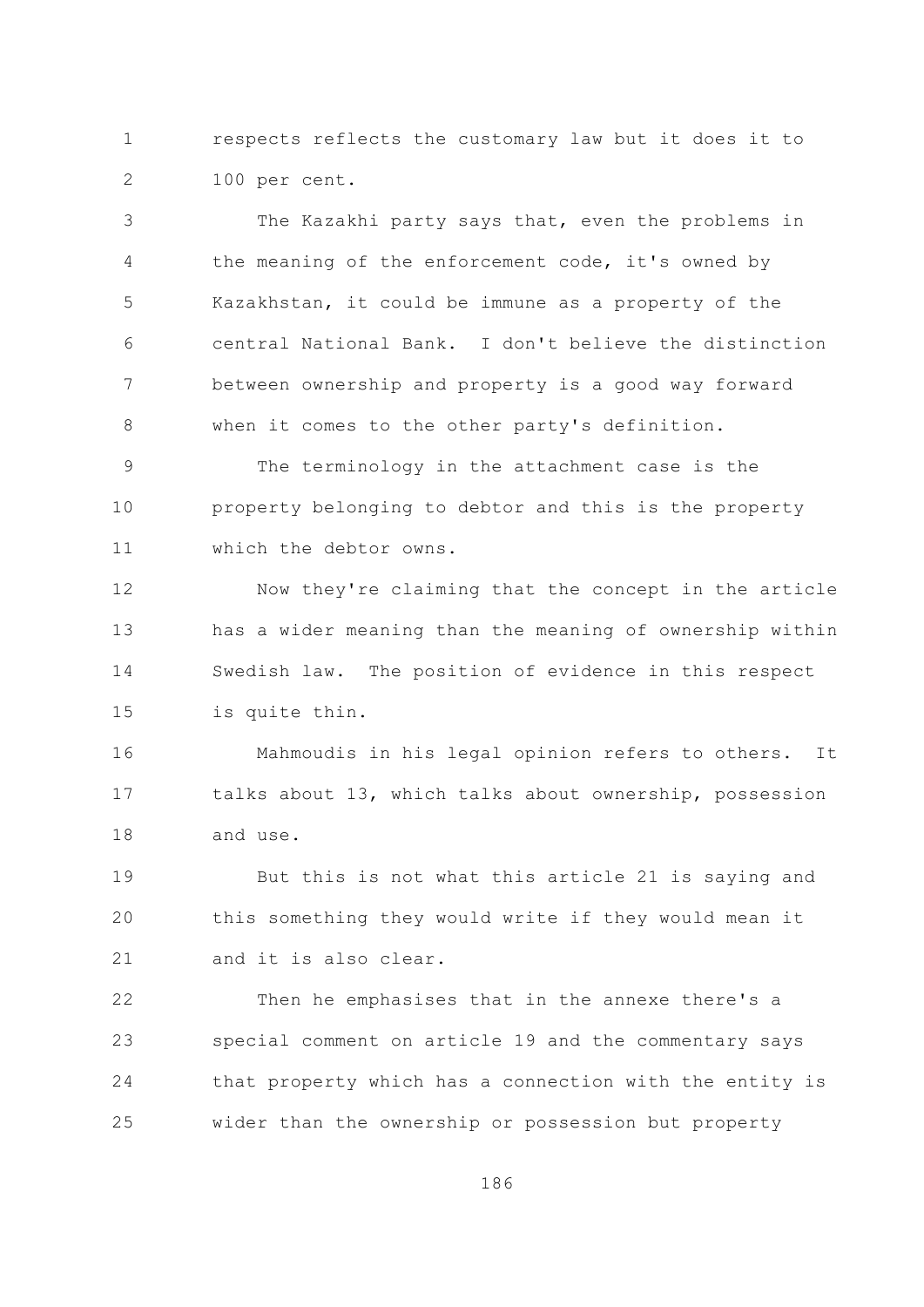respects reflects the customary law but it does it to 100 per cent.

The Kazakhi party says that, even the problems in the meaning of the enforcement code, it's owned by Kazakhstan, it could be immune as a property of the central National Bank. I don't believe the distinction between ownership and property is a good way forward when it comes to the other party's definition.

The terminology in the attachment case is the property belonging to debtor and this is the property which the debtor owns.

Now they're claiming that the concept in the article has a wider meaning than the meaning of ownership within Swedish law. The position of evidence in this respect is quite thin.

Mahmoudis in his legal opinion refers to others. It talks about 13, which talks about ownership, possession and use.

But this is not what this article 21 is saying and this something they would write if they would mean it and it is also clear.

Then he emphasises that in the annexe there's a special comment on article 19 and the commentary says that property which has a connection with the entity is wider than the ownership or possession but property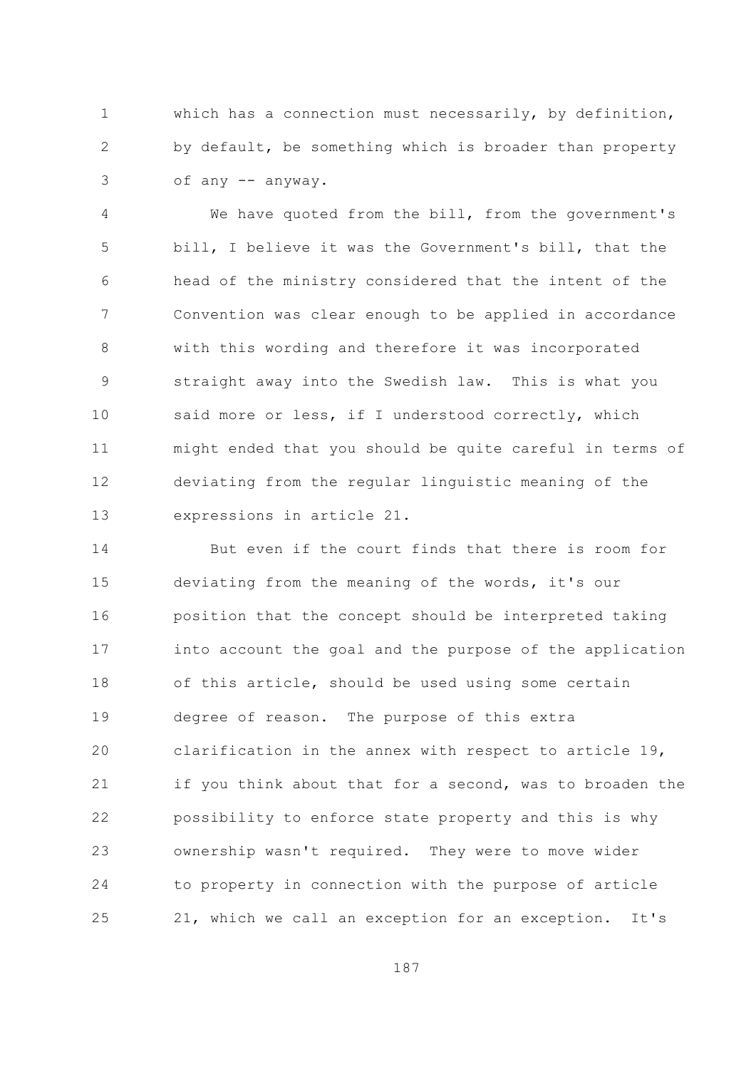which has a connection must necessarily, by definition, by default, be something which is broader than property of any -- anyway.

We have quoted from the bill, from the government's bill, I believe it was the Government's bill, that the head of the ministry considered that the intent of the Convention was clear enough to be applied in accordance with this wording and therefore it was incorporated straight away into the Swedish law. This is what you said more or less, if I understood correctly, which might ended that you should be quite careful in terms of deviating from the regular linguistic meaning of the expressions in article 21.

But even if the court finds that there is room for deviating from the meaning of the words, it's our position that the concept should be interpreted taking into account the goal and the purpose of the application of this article, should be used using some certain degree of reason. The purpose of this extra clarification in the annex with respect to article 19, if you think about that for a second, was to broaden the possibility to enforce state property and this is why ownership wasn't required. They were to move wider to property in connection with the purpose of article 21, which we call an exception for an exception. It's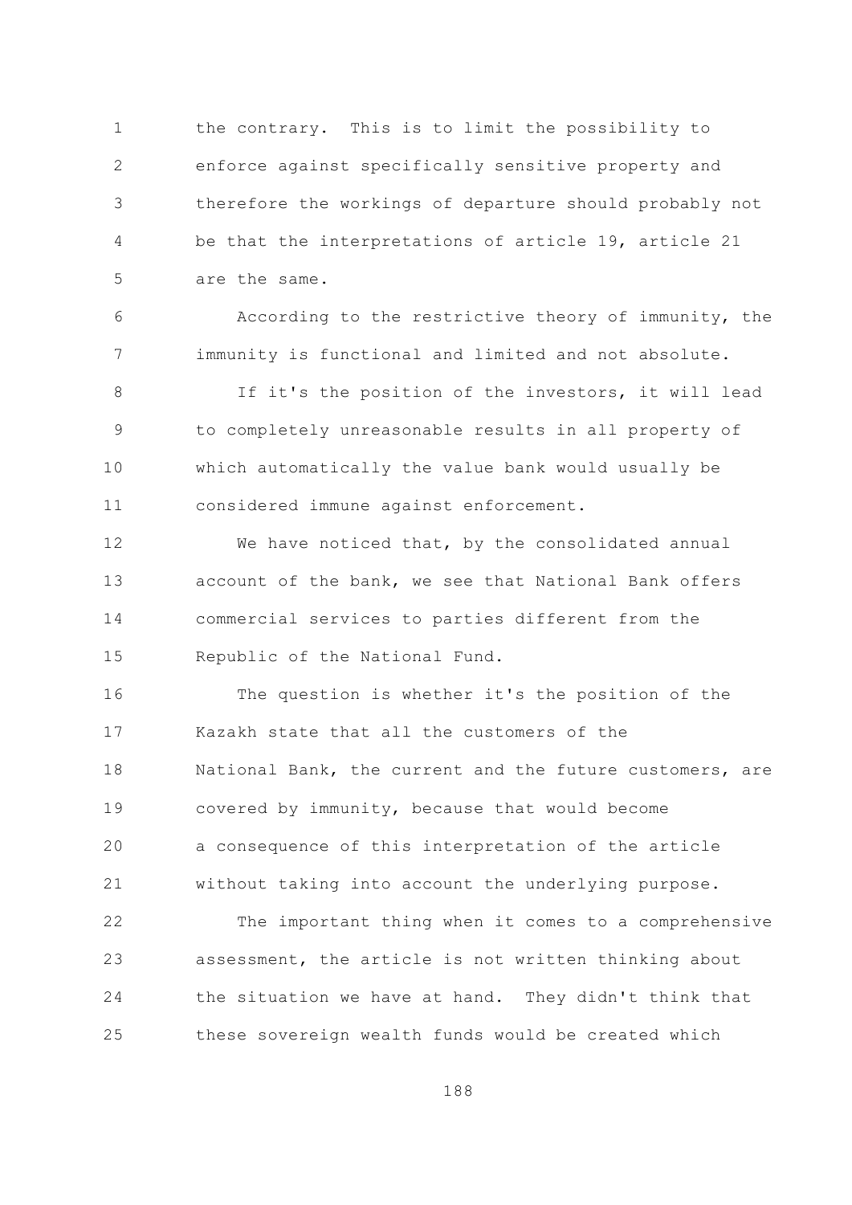the contrary. This is to limit the possibility to enforce against specifically sensitive property and therefore the workings of departure should probably not be that the interpretations of article 19, article 21 are the same.

According to the restrictive theory of immunity, the immunity is functional and limited and not absolute.

If it's the position of the investors, it will lead to completely unreasonable results in all property of which automatically the value bank would usually be considered immune against enforcement.

We have noticed that, by the consolidated annual account of the bank, we see that National Bank offers commercial services to parties different from the Republic of the National Fund.

The question is whether it's the position of the Kazakh state that all the customers of the National Bank, the current and the future customers, are covered by immunity, because that would become a consequence of this interpretation of the article without taking into account the underlying purpose.

The important thing when it comes to a comprehensive assessment, the article is not written thinking about the situation we have at hand. They didn't think that these sovereign wealth funds would be created which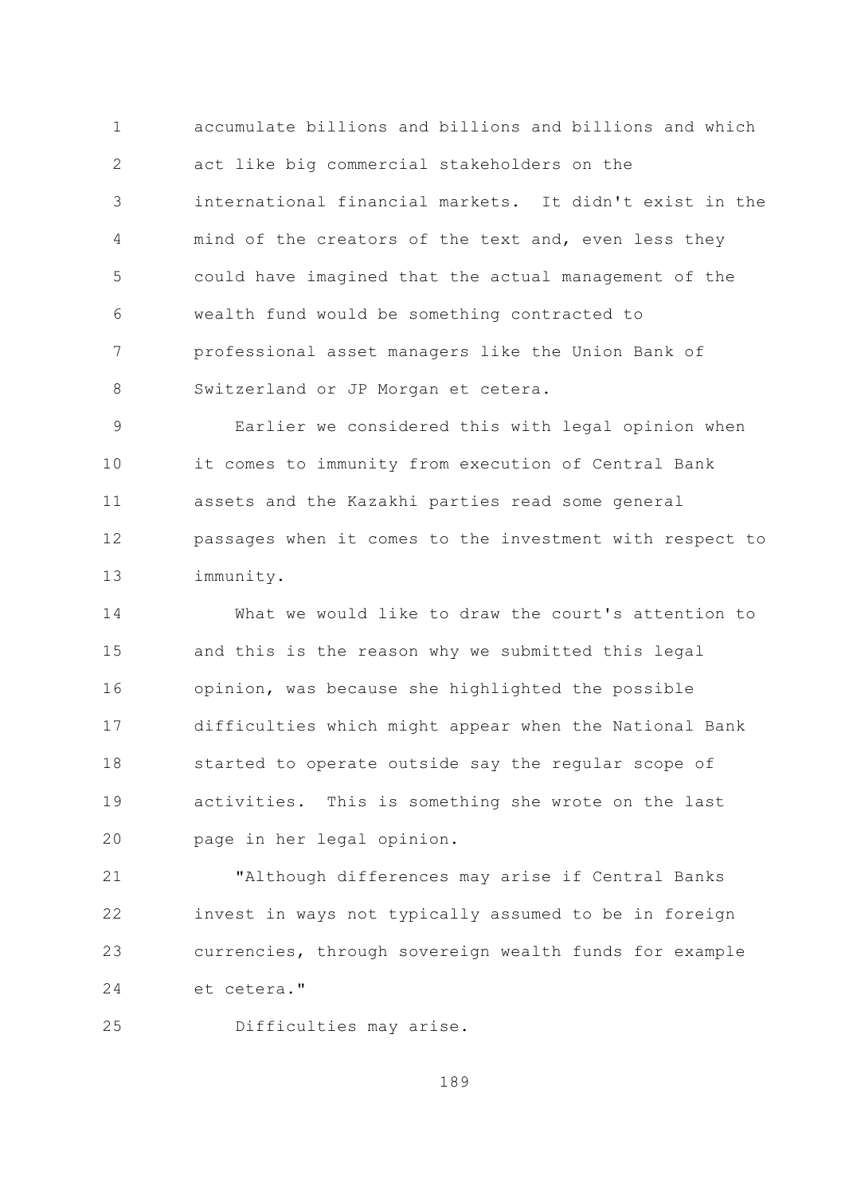accumulate billions and billions and billions and which act like big commercial stakeholders on the international financial markets. It didn't exist in the mind of the creators of the text and, even less they could have imagined that the actual management of the wealth fund would be something contracted to professional asset managers like the Union Bank of Switzerland or JP Morgan et cetera.

Earlier we considered this with legal opinion when it comes to immunity from execution of Central Bank assets and the Kazakhi parties read some general passages when it comes to the investment with respect to immunity.

What we would like to draw the court's attention to and this is the reason why we submitted this legal opinion, was because she highlighted the possible difficulties which might appear when the National Bank started to operate outside say the regular scope of activities. This is something she wrote on the last page in her legal opinion.

"Although differences may arise if Central Banks invest in ways not typically assumed to be in foreign currencies, through sovereign wealth funds for example et cetera."

Difficulties may arise.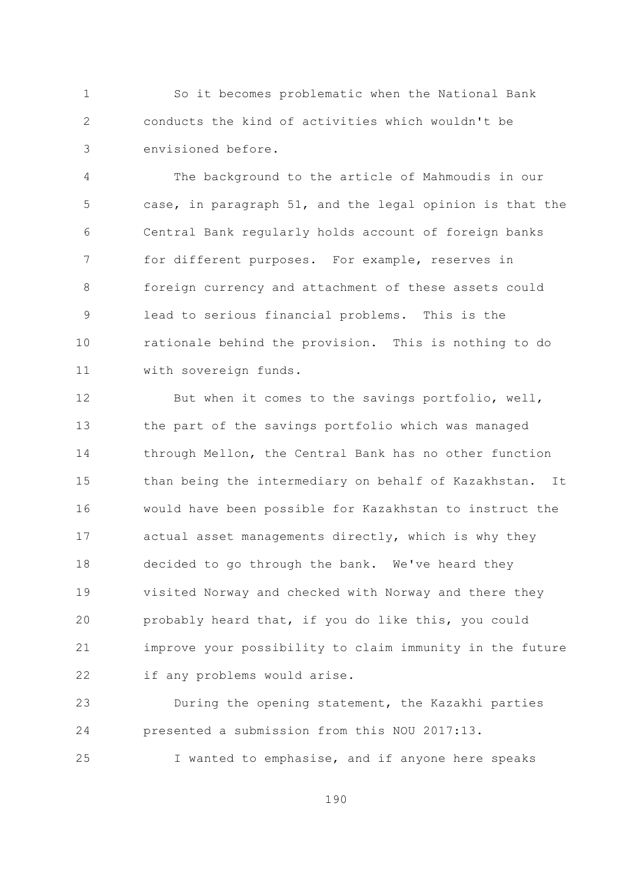So it becomes problematic when the National Bank conducts the kind of activities which wouldn't be envisioned before.

The background to the article of Mahmoudis in our case, in paragraph 51, and the legal opinion is that the Central Bank regularly holds account of foreign banks for different purposes. For example, reserves in foreign currency and attachment of these assets could lead to serious financial problems. This is the rationale behind the provision. This is nothing to do with sovereign funds.

But when it comes to the savings portfolio, well, the part of the savings portfolio which was managed through Mellon, the Central Bank has no other function than being the intermediary on behalf of Kazakhstan. It would have been possible for Kazakhstan to instruct the actual asset managements directly, which is why they decided to go through the bank. We've heard they visited Norway and checked with Norway and there they probably heard that, if you do like this, you could improve your possibility to claim immunity in the future if any problems would arise.

During the opening statement, the Kazakhi parties presented a submission from this NOU 2017:13.

I wanted to emphasise, and if anyone here speaks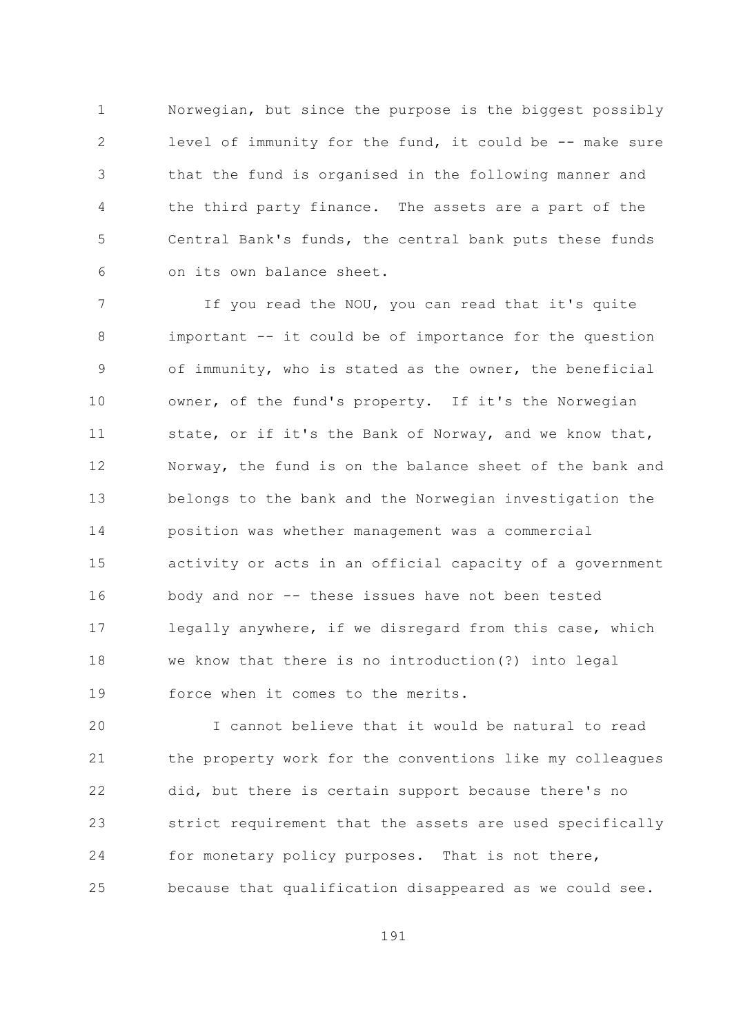Norwegian, but since the purpose is the biggest possibly level of immunity for the fund, it could be -- make sure that the fund is organised in the following manner and the third party finance. The assets are a part of the Central Bank's funds, the central bank puts these funds on its own balance sheet.

If you read the NOU, you can read that it's quite important -- it could be of importance for the question of immunity, who is stated as the owner, the beneficial owner, of the fund's property. If it's the Norwegian state, or if it's the Bank of Norway, and we know that, Norway, the fund is on the balance sheet of the bank and belongs to the bank and the Norwegian investigation the position was whether management was a commercial activity or acts in an official capacity of a government body and nor -- these issues have not been tested legally anywhere, if we disregard from this case, which we know that there is no introduction(?) into legal force when it comes to the merits.

I cannot believe that it would be natural to read the property work for the conventions like my colleagues did, but there is certain support because there's no strict requirement that the assets are used specifically for monetary policy purposes. That is not there, because that qualification disappeared as we could see.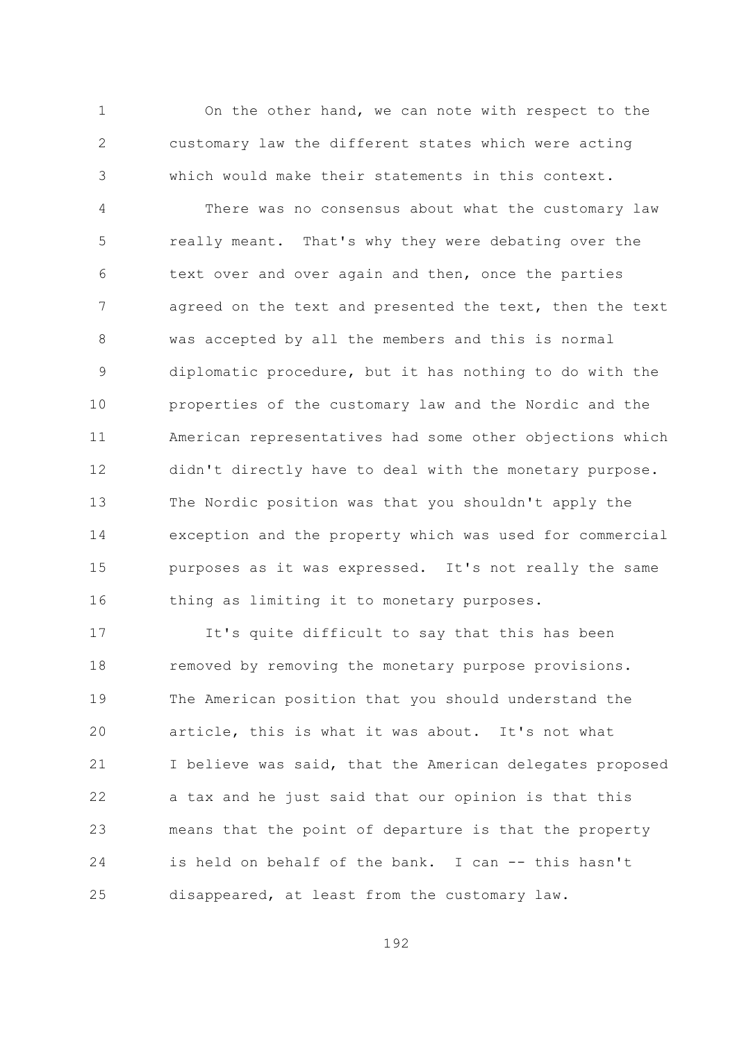On the other hand, we can note with respect to the customary law the different states which were acting which would make their statements in this context.

There was no consensus about what the customary law really meant. That's why they were debating over the text over and over again and then, once the parties agreed on the text and presented the text, then the text was accepted by all the members and this is normal diplomatic procedure, but it has nothing to do with the properties of the customary law and the Nordic and the American representatives had some other objections which didn't directly have to deal with the monetary purpose. The Nordic position was that you shouldn't apply the exception and the property which was used for commercial purposes as it was expressed. It's not really the same thing as limiting it to monetary purposes.

It's quite difficult to say that this has been removed by removing the monetary purpose provisions. The American position that you should understand the article, this is what it was about. It's not what I believe was said, that the American delegates proposed a tax and he just said that our opinion is that this means that the point of departure is that the property is held on behalf of the bank. I can -- this hasn't disappeared, at least from the customary law.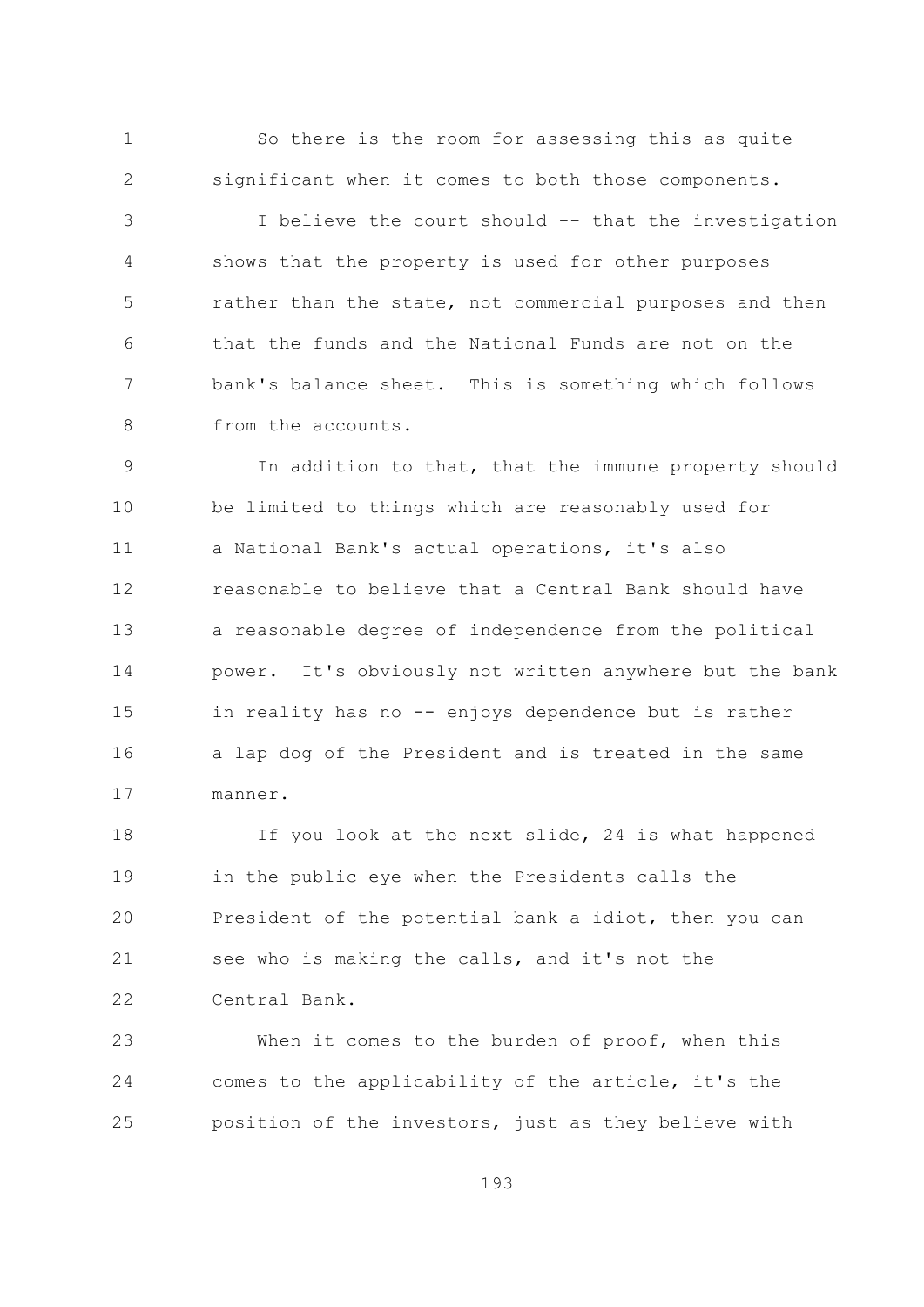So there is the room for assessing this as quite significant when it comes to both those components.

I believe the court should -- that the investigation shows that the property is used for other purposes rather than the state, not commercial purposes and then that the funds and the National Funds are not on the bank's balance sheet. This is something which follows from the accounts.

In addition to that, that the immune property should be limited to things which are reasonably used for a National Bank's actual operations, it's also reasonable to believe that a Central Bank should have a reasonable degree of independence from the political power. It's obviously not written anywhere but the bank in reality has no -- enjoys dependence but is rather a lap dog of the President and is treated in the same manner.

If you look at the next slide, 24 is what happened in the public eye when the Presidents calls the President of the potential bank a idiot, then you can see who is making the calls, and it's not the Central Bank.

When it comes to the burden of proof, when this comes to the applicability of the article, it's the position of the investors, just as they believe with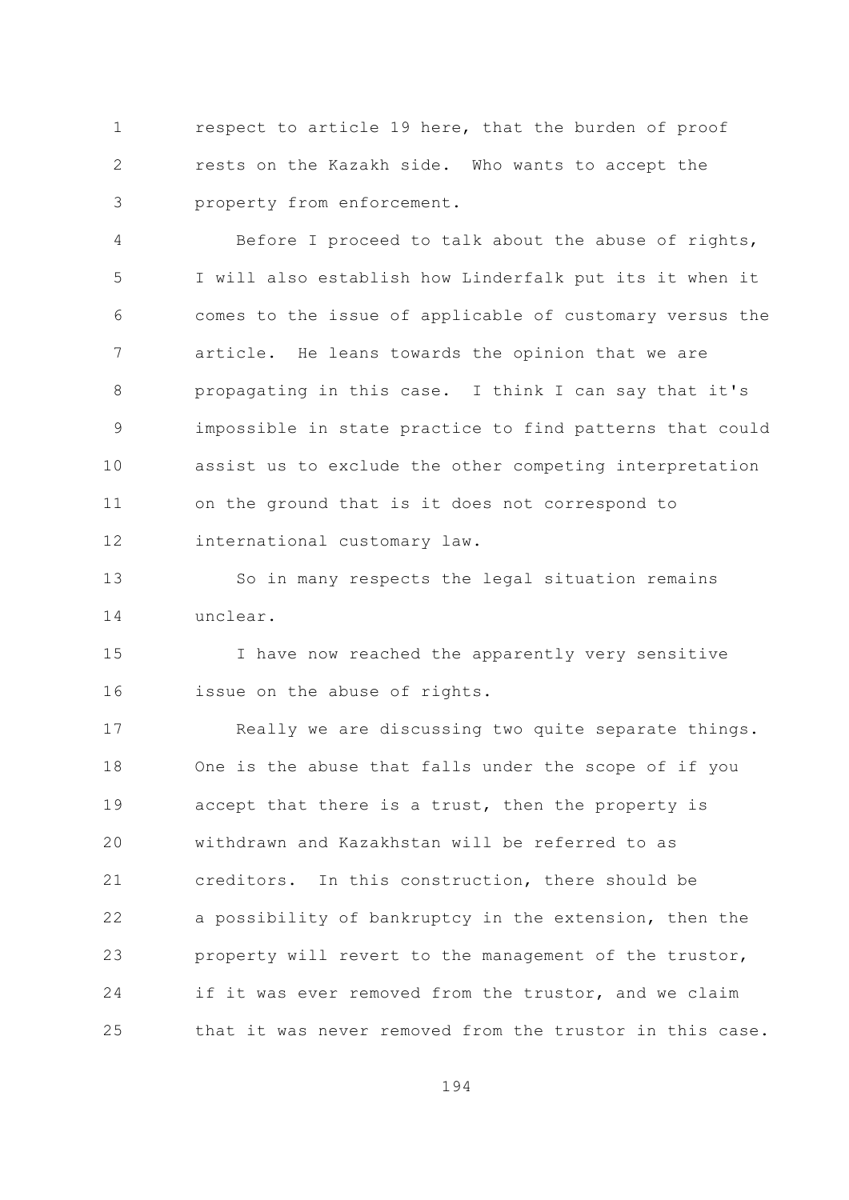respect to article 19 here, that the burden of proof rests on the Kazakh side. Who wants to accept the property from enforcement.

Before I proceed to talk about the abuse of rights, I will also establish how Linderfalk put its it when it comes to the issue of applicable of customary versus the article. He leans towards the opinion that we are propagating in this case. I think I can say that it's impossible in state practice to find patterns that could assist us to exclude the other competing interpretation on the ground that is it does not correspond to international customary law.

So in many respects the legal situation remains unclear.

I have now reached the apparently very sensitive issue on the abuse of rights.

Really we are discussing two quite separate things. One is the abuse that falls under the scope of if you accept that there is a trust, then the property is withdrawn and Kazakhstan will be referred to as creditors. In this construction, there should be a possibility of bankruptcy in the extension, then the property will revert to the management of the trustor, if it was ever removed from the trustor, and we claim that it was never removed from the trustor in this case.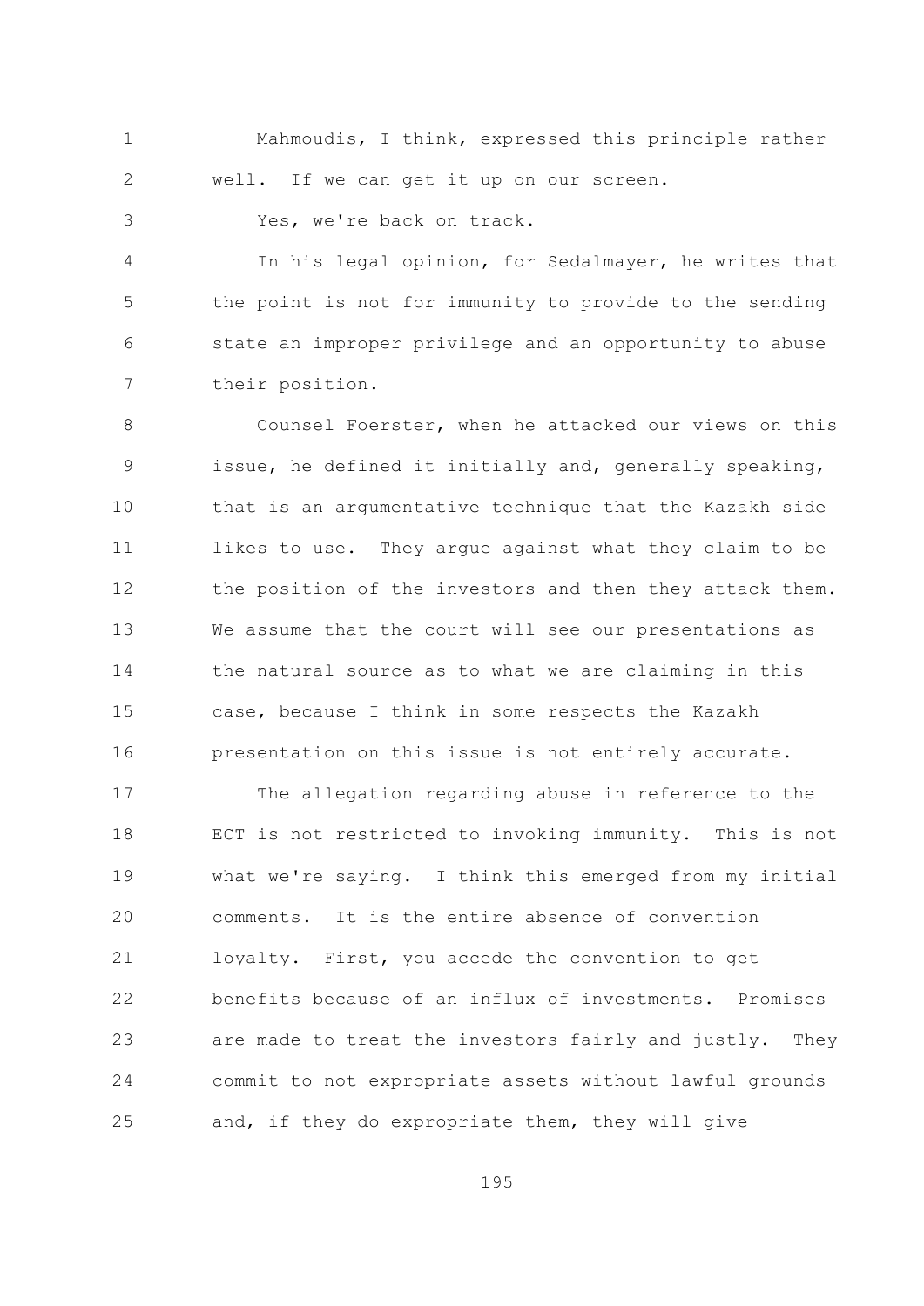Mahmoudis, I think, expressed this principle rather well. If we can get it up on our screen.

Yes, we're back on track.

In his legal opinion, for Sedalmayer, he writes that the point is not for immunity to provide to the sending state an improper privilege and an opportunity to abuse their position.

Counsel Foerster, when he attacked our views on this issue, he defined it initially and, generally speaking, that is an argumentative technique that the Kazakh side likes to use. They argue against what they claim to be the position of the investors and then they attack them. We assume that the court will see our presentations as the natural source as to what we are claiming in this case, because I think in some respects the Kazakh presentation on this issue is not entirely accurate.

The allegation regarding abuse in reference to the ECT is not restricted to invoking immunity. This is not what we're saying. I think this emerged from my initial comments. It is the entire absence of convention loyalty. First, you accede the convention to get benefits because of an influx of investments. Promises are made to treat the investors fairly and justly. They commit to not expropriate assets without lawful grounds and, if they do expropriate them, they will give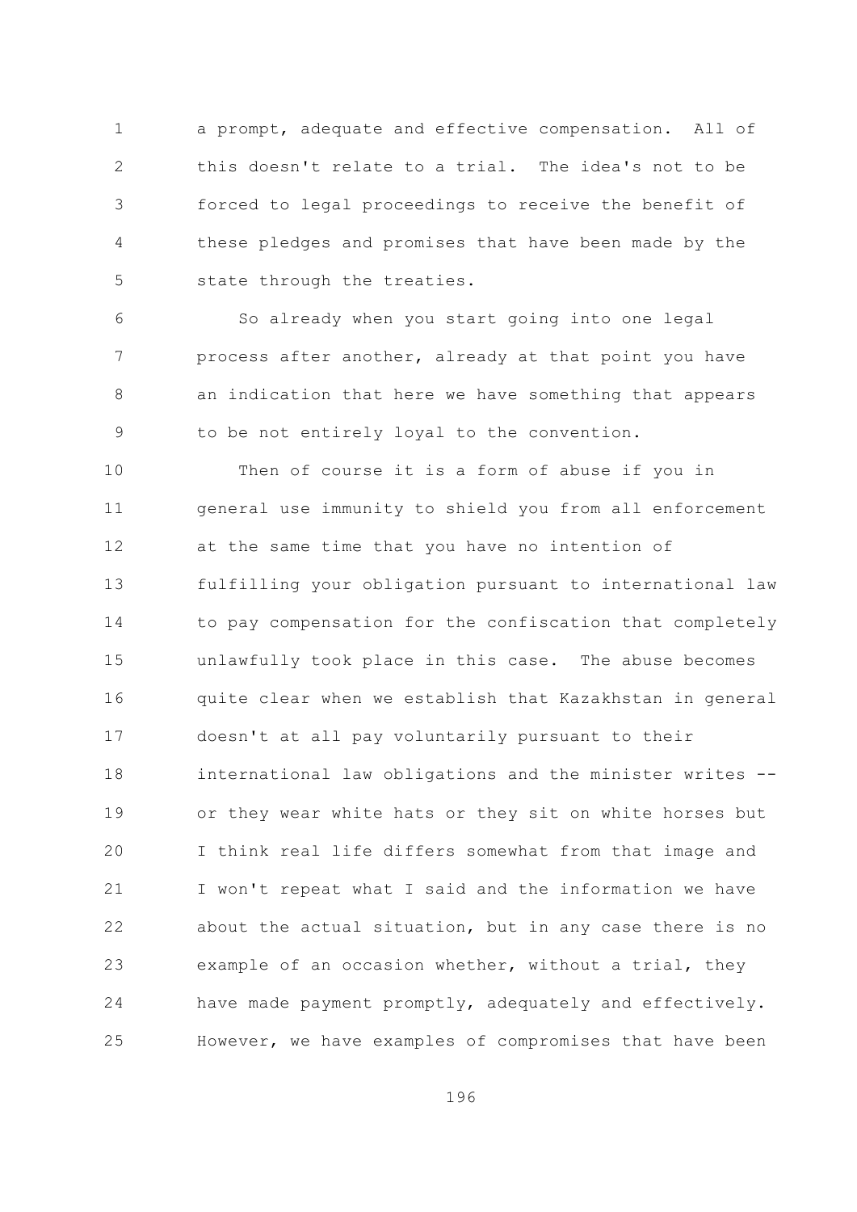a prompt, adequate and effective compensation. All of this doesn't relate to a trial. The idea's not to be forced to legal proceedings to receive the benefit of these pledges and promises that have been made by the state through the treaties.

So already when you start going into one legal process after another, already at that point you have an indication that here we have something that appears to be not entirely loyal to the convention.

Then of course it is a form of abuse if you in general use immunity to shield you from all enforcement at the same time that you have no intention of fulfilling your obligation pursuant to international law to pay compensation for the confiscation that completely unlawfully took place in this case. The abuse becomes quite clear when we establish that Kazakhstan in general doesn't at all pay voluntarily pursuant to their international law obligations and the minister writes -- or they wear white hats or they sit on white horses but I think real life differs somewhat from that image and I won't repeat what I said and the information we have about the actual situation, but in any case there is no example of an occasion whether, without a trial, they have made payment promptly, adequately and effectively. However, we have examples of compromises that have been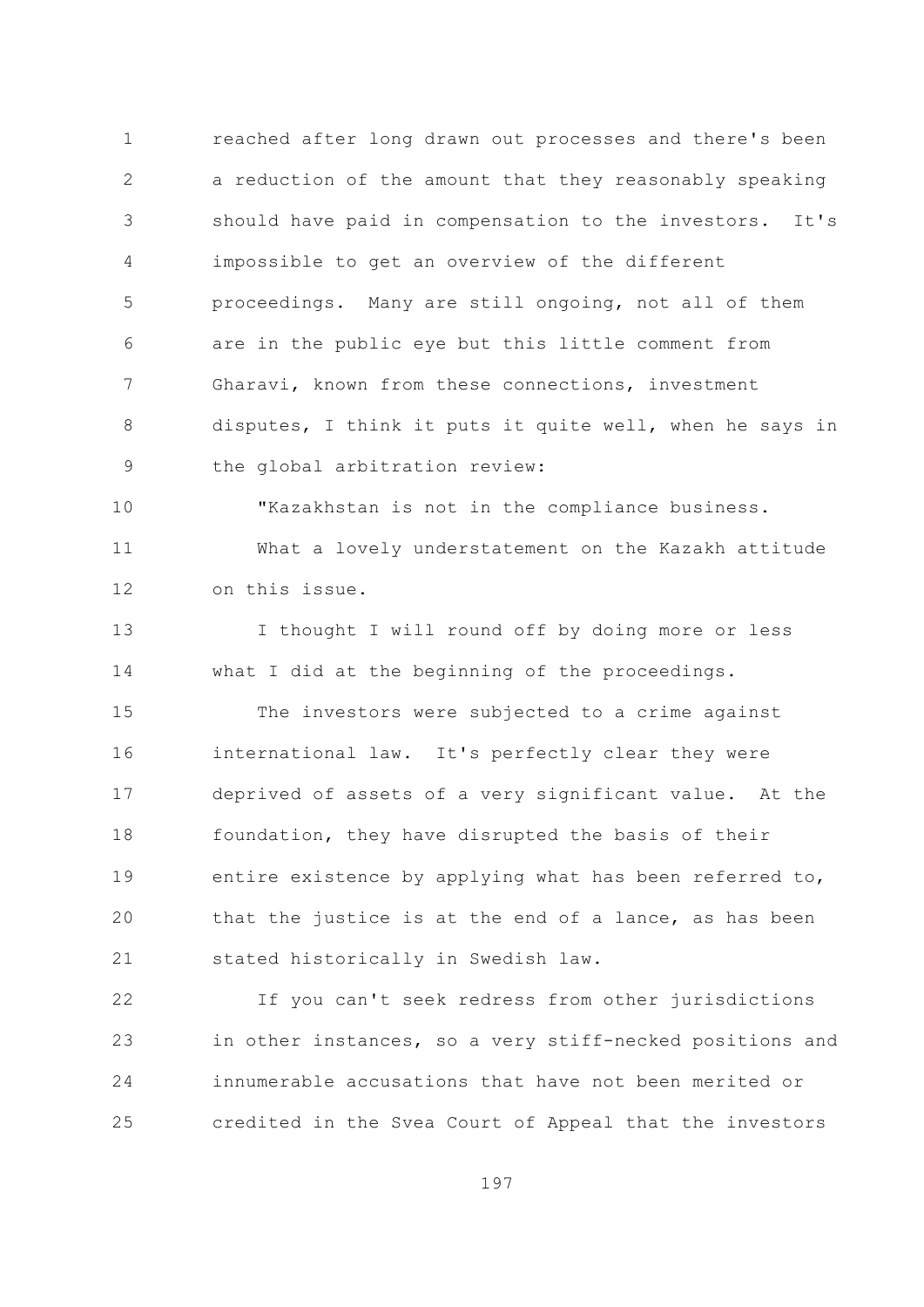reached after long drawn out processes and there's been a reduction of the amount that they reasonably speaking should have paid in compensation to the investors. It's impossible to get an overview of the different proceedings. Many are still ongoing, not all of them are in the public eye but this little comment from Gharavi, known from these connections, investment disputes, I think it puts it quite well, when he says in the global arbitration review:

"Kazakhstan is not in the compliance business.

What a lovely understatement on the Kazakh attitude on this issue.

I thought I will round off by doing more or less what I did at the beginning of the proceedings.

The investors were subjected to a crime against international law. It's perfectly clear they were deprived of assets of a very significant value. At the foundation, they have disrupted the basis of their entire existence by applying what has been referred to, that the justice is at the end of a lance, as has been stated historically in Swedish law.

If you can't seek redress from other jurisdictions in other instances, so a very stiff-necked positions and innumerable accusations that have not been merited or credited in the Svea Court of Appeal that the investors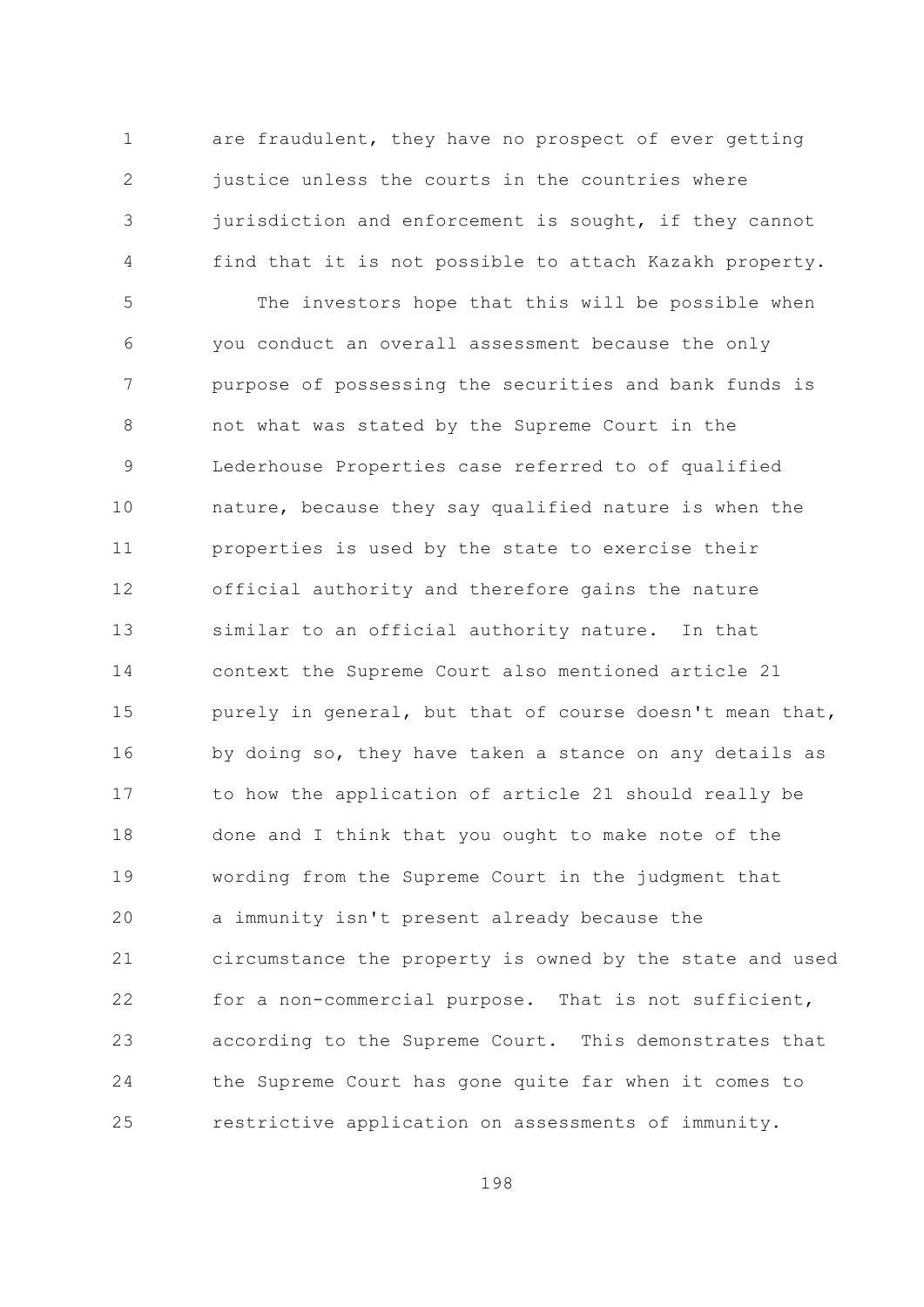are fraudulent, they have no prospect of ever getting justice unless the courts in the countries where jurisdiction and enforcement is sought, if they cannot find that it is not possible to attach Kazakh property.

The investors hope that this will be possible when you conduct an overall assessment because the only purpose of possessing the securities and bank funds is not what was stated by the Supreme Court in the Lederhouse Properties case referred to of qualified nature, because they say qualified nature is when the properties is used by the state to exercise their official authority and therefore gains the nature similar to an official authority nature. In that context the Supreme Court also mentioned article 21 purely in general, but that of course doesn't mean that, by doing so, they have taken a stance on any details as to how the application of article 21 should really be done and I think that you ought to make note of the wording from the Supreme Court in the judgment that a immunity isn't present already because the circumstance the property is owned by the state and used for a non-commercial purpose. That is not sufficient, according to the Supreme Court. This demonstrates that the Supreme Court has gone quite far when it comes to restrictive application on assessments of immunity.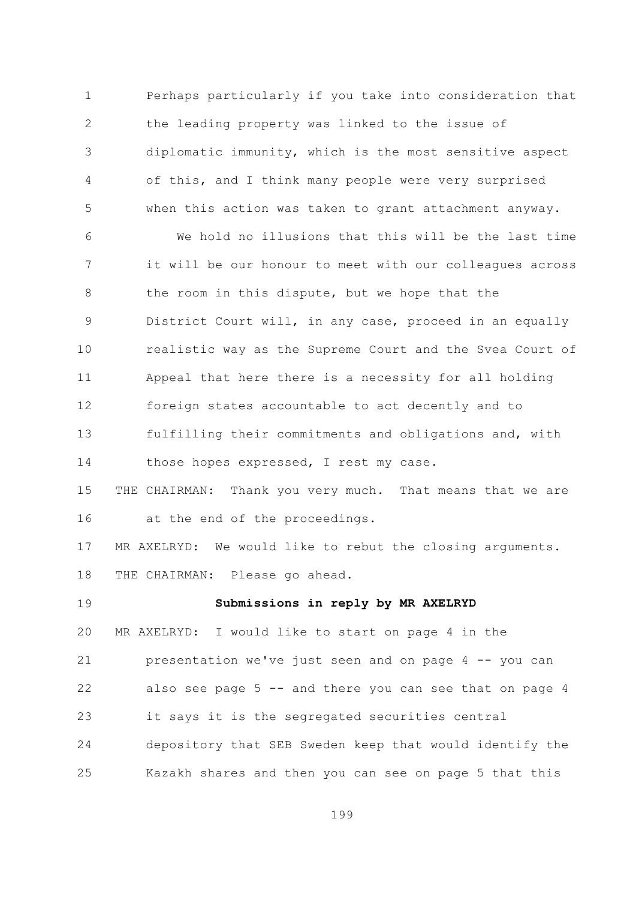Perhaps particularly if you take into consideration that the leading property was linked to the issue of diplomatic immunity, which is the most sensitive aspect of this, and I think many people were very surprised when this action was taken to grant attachment anyway.

We hold no illusions that this will be the last time it will be our honour to meet with our colleagues across the room in this dispute, but we hope that the District Court will, in any case, proceed in an equally realistic way as the Supreme Court and the Svea Court of Appeal that here there is a necessity for all holding foreign states accountable to act decently and to fulfilling their commitments and obligations and, with those hopes expressed, I rest my case.

THE CHAIRMAN: Thank you very much. That means that we are at the end of the proceedings.

MR AXELRYD: We would like to rebut the closing arguments.

THE CHAIRMAN: Please go ahead.

**Submissions in reply by MR AXELRYD**

MR AXELRYD: I would like to start on page 4 in the presentation we've just seen and on page 4 -- you can also see page 5 -- and there you can see that on page 4 it says it is the segregated securities central depository that SEB Sweden keep that would identify the Kazakh shares and then you can see on page 5 that this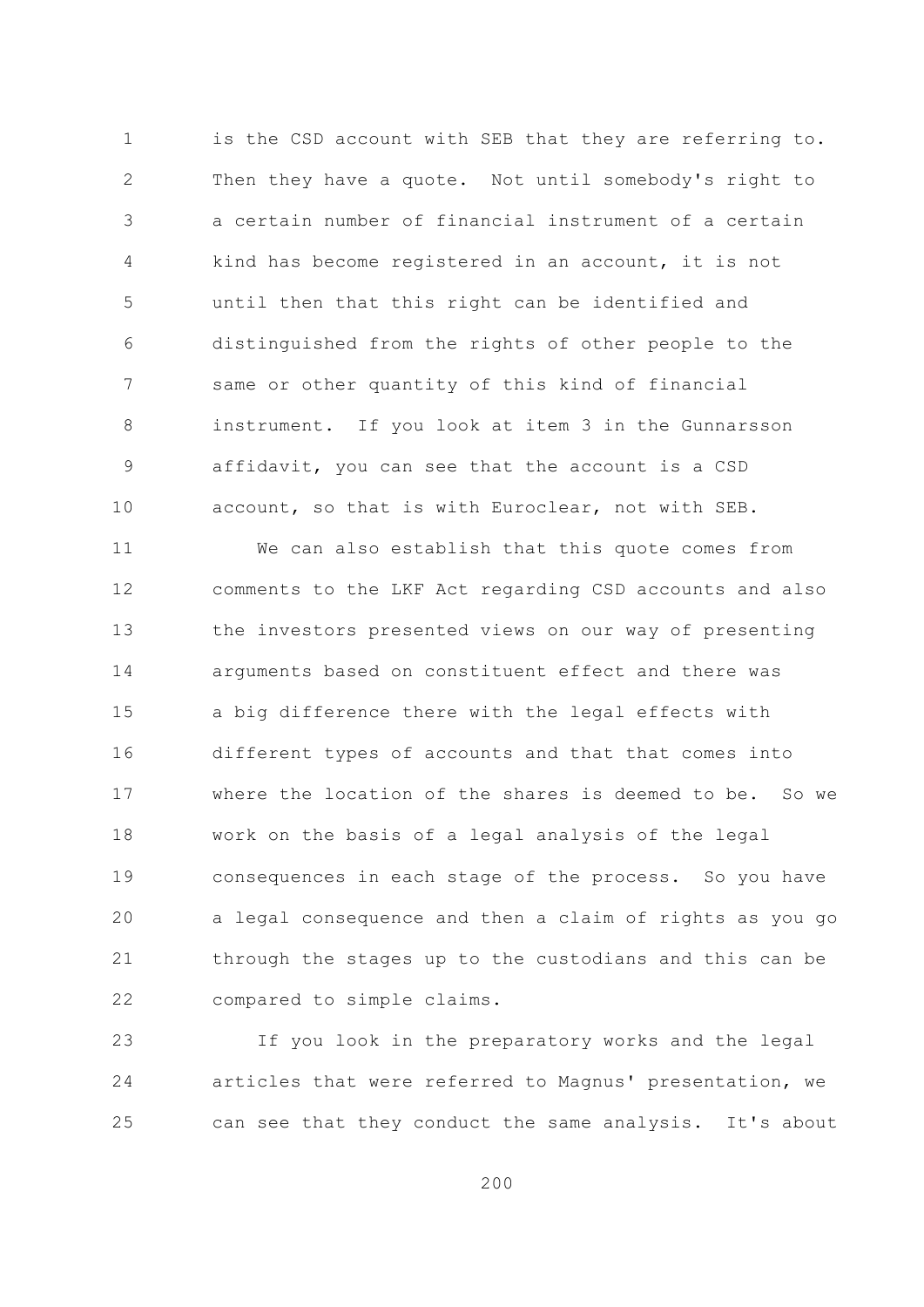is the CSD account with SEB that they are referring to. Then they have a quote. Not until somebody's right to a certain number of financial instrument of a certain kind has become registered in an account, it is not until then that this right can be identified and distinguished from the rights of other people to the same or other quantity of this kind of financial instrument. If you look at item 3 in the Gunnarsson affidavit, you can see that the account is a CSD account, so that is with Euroclear, not with SEB.

We can also establish that this quote comes from comments to the LKF Act regarding CSD accounts and also the investors presented views on our way of presenting arguments based on constituent effect and there was a big difference there with the legal effects with different types of accounts and that that comes into where the location of the shares is deemed to be. So we work on the basis of a legal analysis of the legal consequences in each stage of the process. So you have a legal consequence and then a claim of rights as you go through the stages up to the custodians and this can be compared to simple claims.

If you look in the preparatory works and the legal articles that were referred to Magnus' presentation, we can see that they conduct the same analysis. It's about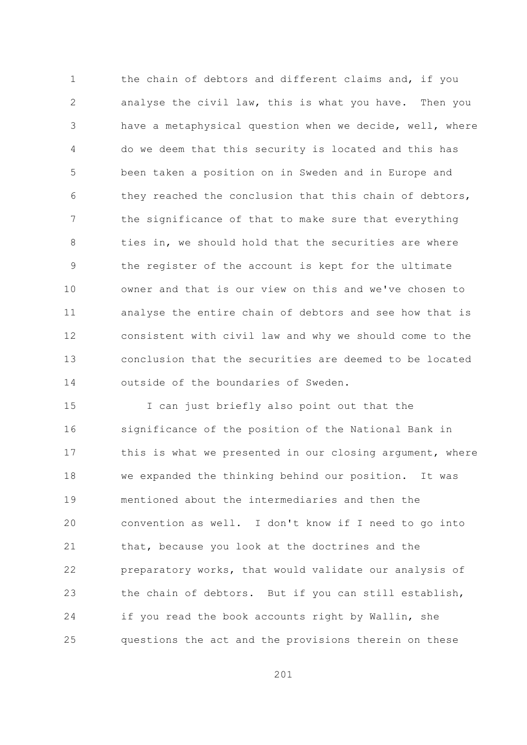the chain of debtors and different claims and, if you analyse the civil law, this is what you have. Then you have a metaphysical question when we decide, well, where do we deem that this security is located and this has been taken a position on in Sweden and in Europe and they reached the conclusion that this chain of debtors, the significance of that to make sure that everything ties in, we should hold that the securities are where the register of the account is kept for the ultimate owner and that is our view on this and we've chosen to analyse the entire chain of debtors and see how that is consistent with civil law and why we should come to the conclusion that the securities are deemed to be located outside of the boundaries of Sweden.

I can just briefly also point out that the significance of the position of the National Bank in this is what we presented in our closing argument, where we expanded the thinking behind our position. It was mentioned about the intermediaries and then the convention as well. I don't know if I need to go into that, because you look at the doctrines and the preparatory works, that would validate our analysis of the chain of debtors. But if you can still establish, if you read the book accounts right by Wallin, she questions the act and the provisions therein on these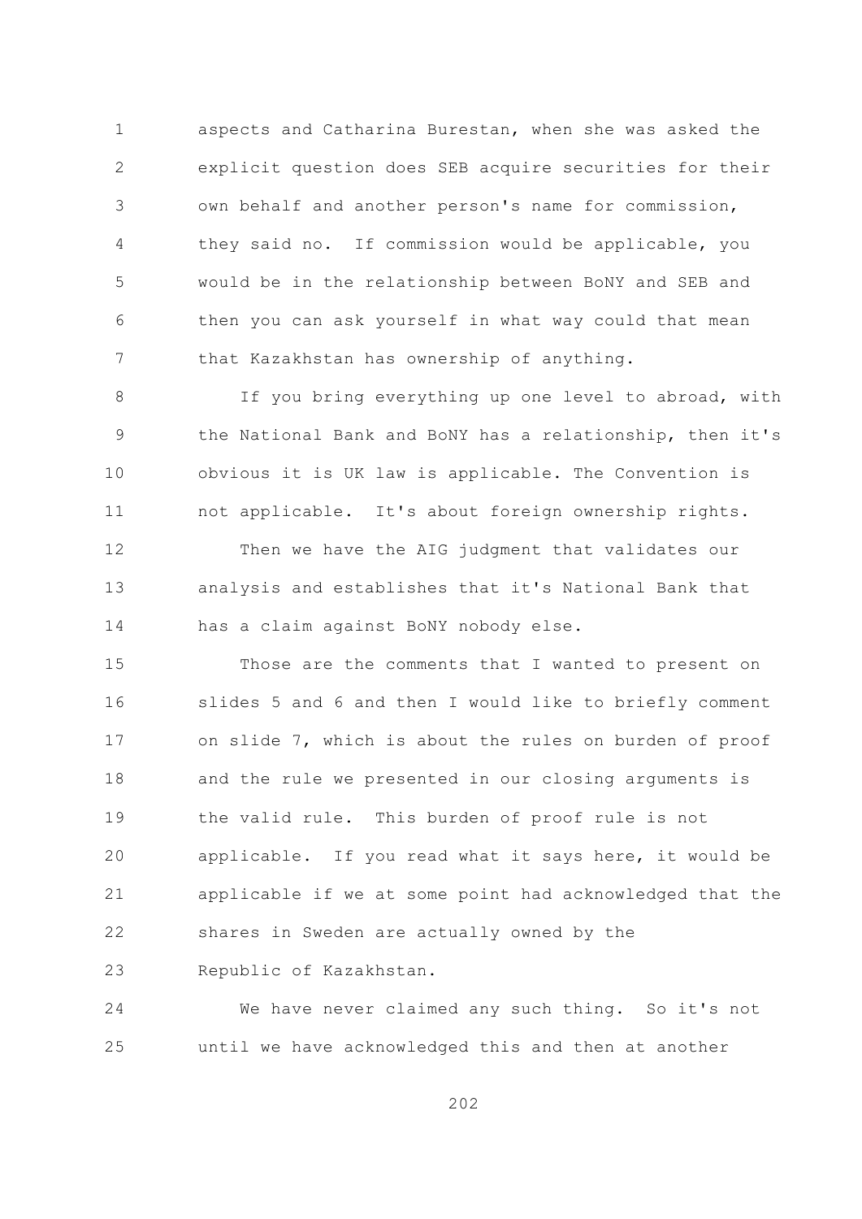aspects and Catharina Burestan, when she was asked the explicit question does SEB acquire securities for their own behalf and another person's name for commission, they said no. If commission would be applicable, you would be in the relationship between BoNY and SEB and then you can ask yourself in what way could that mean that Kazakhstan has ownership of anything.

If you bring everything up one level to abroad, with the National Bank and BoNY has a relationship, then it's obvious it is UK law is applicable. The Convention is not applicable. It's about foreign ownership rights.

Then we have the AIG judgment that validates our analysis and establishes that it's National Bank that has a claim against BoNY nobody else.

Those are the comments that I wanted to present on slides 5 and 6 and then I would like to briefly comment on slide 7, which is about the rules on burden of proof and the rule we presented in our closing arguments is the valid rule. This burden of proof rule is not applicable. If you read what it says here, it would be applicable if we at some point had acknowledged that the shares in Sweden are actually owned by the Republic of Kazakhstan.

We have never claimed any such thing. So it's not until we have acknowledged this and then at another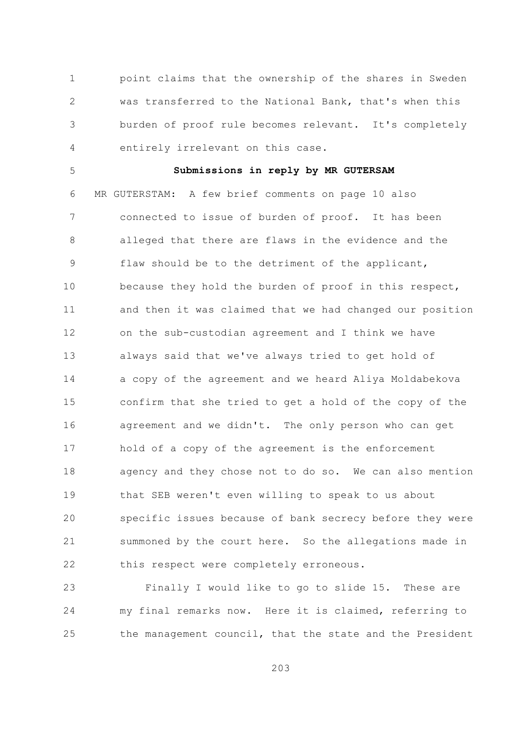point claims that the ownership of the shares in Sweden was transferred to the National Bank, that's when this burden of proof rule becomes relevant. It's completely entirely irrelevant on this case.

**Submissions in reply by MR GUTERSAM**

MR GUTERSTAM: A few brief comments on page 10 also connected to issue of burden of proof. It has been alleged that there are flaws in the evidence and the flaw should be to the detriment of the applicant, because they hold the burden of proof in this respect, and then it was claimed that we had changed our position on the sub-custodian agreement and I think we have always said that we've always tried to get hold of a copy of the agreement and we heard Aliya Moldabekova confirm that she tried to get a hold of the copy of the agreement and we didn't. The only person who can get hold of a copy of the agreement is the enforcement agency and they chose not to do so. We can also mention that SEB weren't even willing to speak to us about specific issues because of bank secrecy before they were summoned by the court here. So the allegations made in this respect were completely erroneous.

Finally I would like to go to slide 15. These are my final remarks now. Here it is claimed, referring to the management council, that the state and the President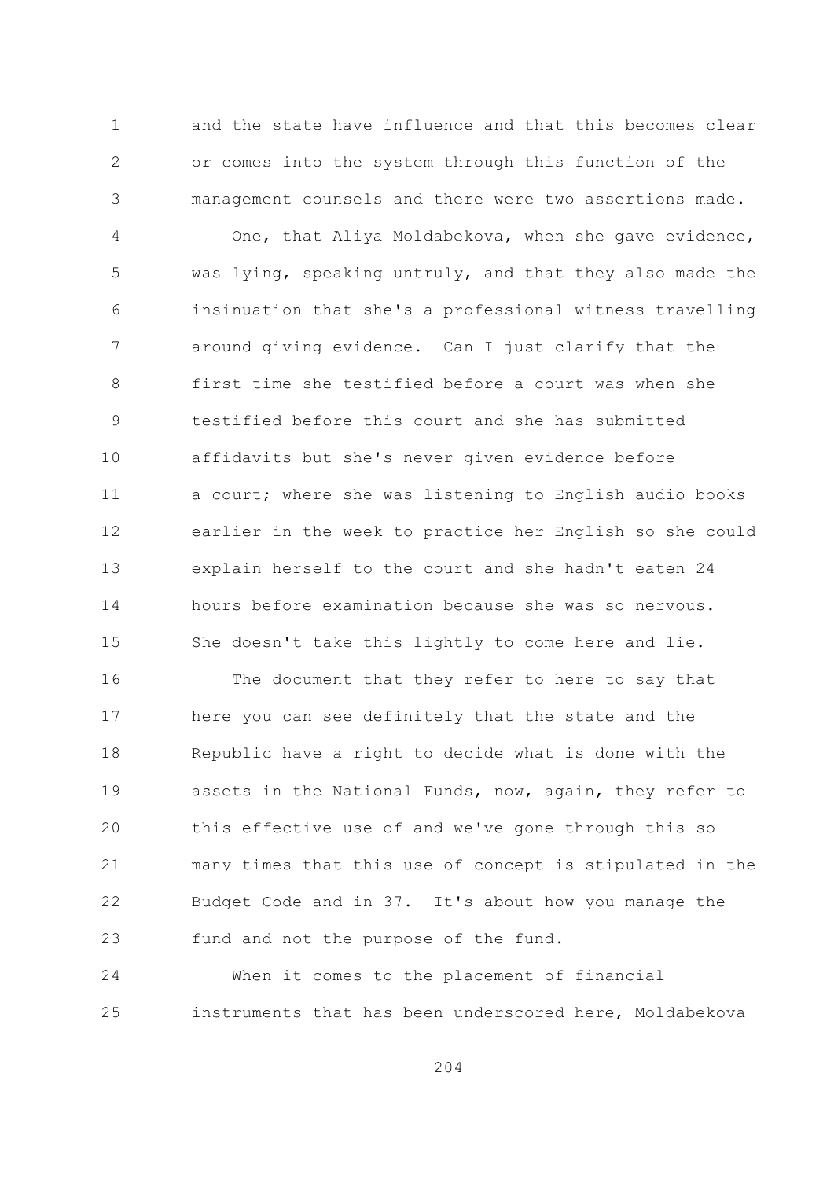and the state have influence and that this becomes clear or comes into the system through this function of the management counsels and there were two assertions made.

One, that Aliya Moldabekova, when she gave evidence, was lying, speaking untruly, and that they also made the insinuation that she's a professional witness travelling around giving evidence. Can I just clarify that the first time she testified before a court was when she testified before this court and she has submitted affidavits but she's never given evidence before a court; where she was listening to English audio books earlier in the week to practice her English so she could explain herself to the court and she hadn't eaten 24 hours before examination because she was so nervous. She doesn't take this lightly to come here and lie.

The document that they refer to here to say that here you can see definitely that the state and the Republic have a right to decide what is done with the assets in the National Funds, now, again, they refer to this effective use of and we've gone through this so many times that this use of concept is stipulated in the Budget Code and in 37. It's about how you manage the fund and not the purpose of the fund.

When it comes to the placement of financial instruments that has been underscored here, Moldabekova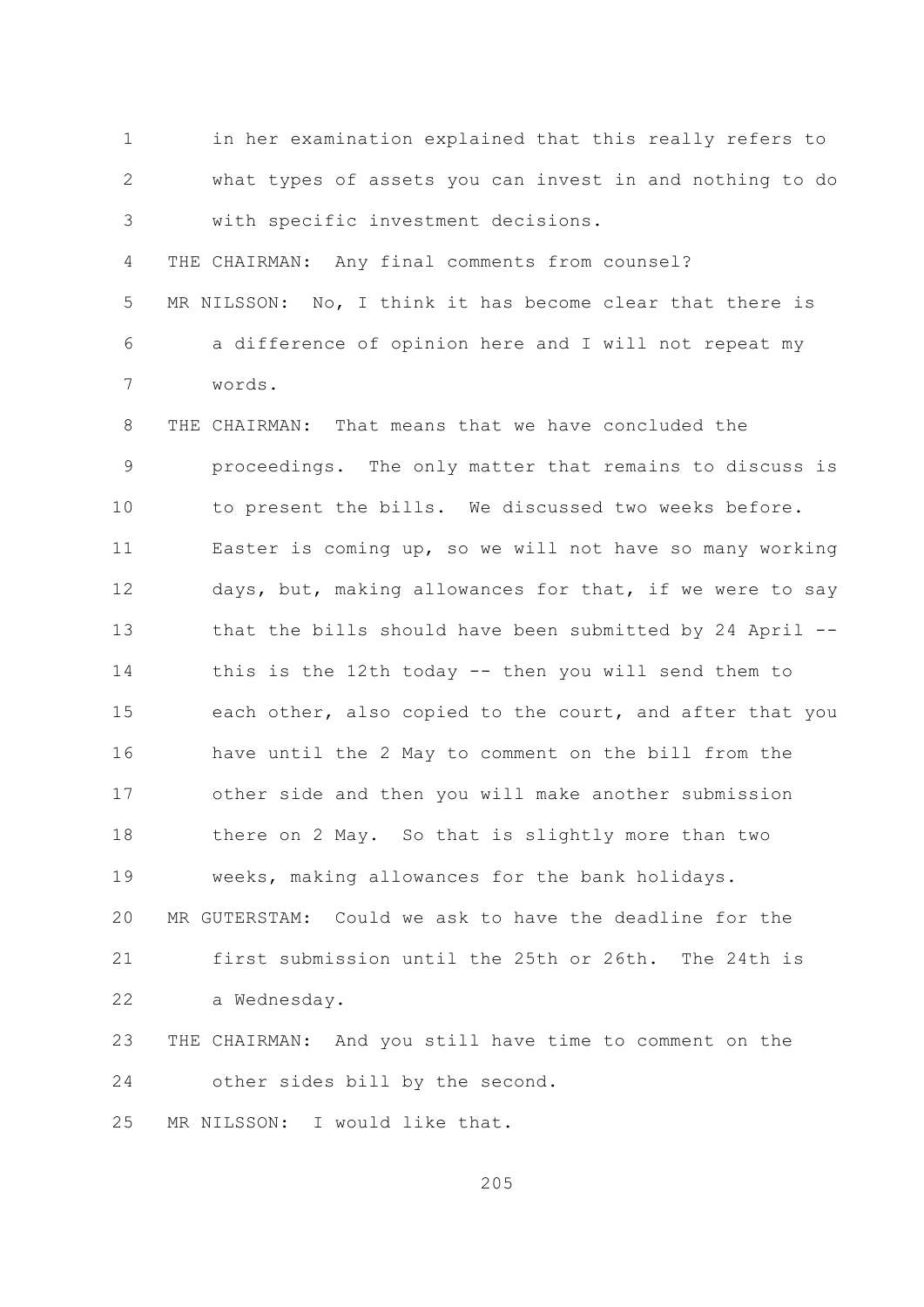in her examination explained that this really refers to what types of assets you can invest in and nothing to do with specific investment decisions.

THE CHAIRMAN: Any final comments from counsel?

MR NILSSON: No, I think it has become clear that there is a difference of opinion here and I will not repeat my words.

THE CHAIRMAN: That means that we have concluded the proceedings. The only matter that remains to discuss is to present the bills. We discussed two weeks before. Easter is coming up, so we will not have so many working days, but, making allowances for that, if we were to say that the bills should have been submitted by 24 April -- this is the 12th today -- then you will send them to each other, also copied to the court, and after that you have until the 2 May to comment on the bill from the other side and then you will make another submission there on 2 May. So that is slightly more than two weeks, making allowances for the bank holidays.

MR GUTERSTAM: Could we ask to have the deadline for the first submission until the 25th or 26th. The 24th is a Wednesday.

THE CHAIRMAN: And you still have time to comment on the other sides bill by the second.

MR NILSSON: I would like that.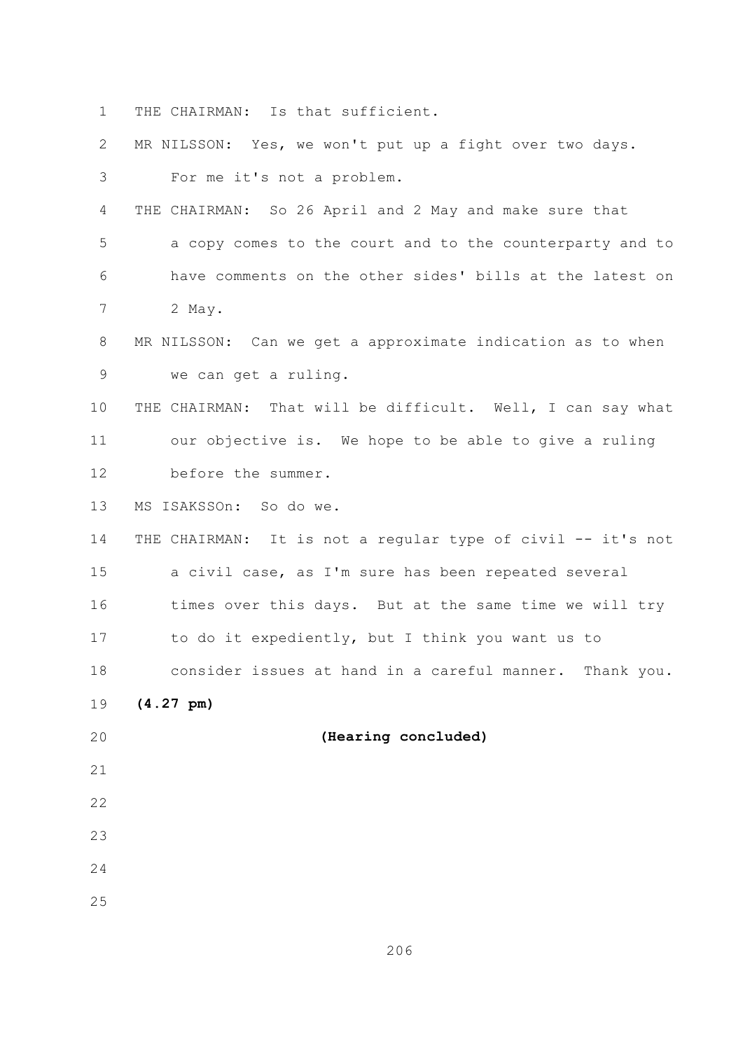THE CHAIRMAN: Is that sufficient.

MR NILSSON: Yes, we won't put up a fight over two days. For me it's not a problem.

THE CHAIRMAN: So 26 April and 2 May and make sure that a copy comes to the court and to the counterparty and to have comments on the other sides' bills at the latest on 2 May.

MR NILSSON: Can we get a approximate indication as to when we can get a ruling.

THE CHAIRMAN: That will be difficult. Well, I can say what our objective is. We hope to be able to give a ruling before the summer.

MS ISAKSSOn: So do we.

THE CHAIRMAN: It is not a regular type of civil -- it's not a civil case, as I'm sure has been repeated several times over this days. But at the same time we will try to do it expediently, but I think you want us to consider issues at hand in a careful manner. Thank you.

**(4.27 pm)**

**(Hearing concluded)**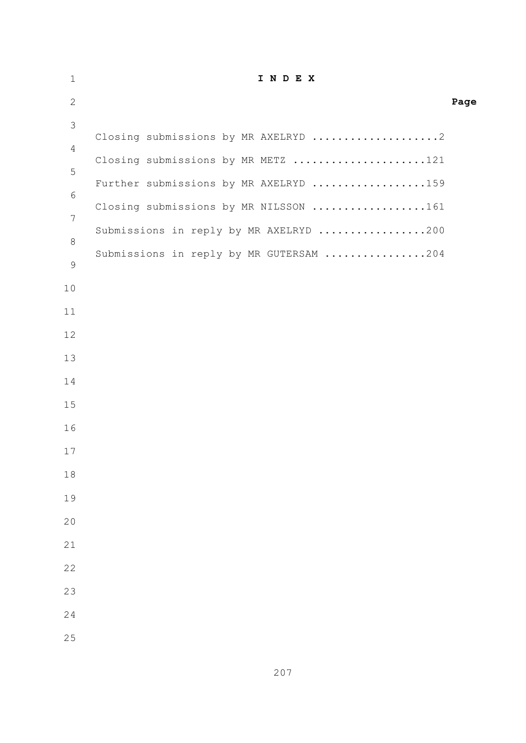# I N D E X

| | Page |
|---|---|
| Closing submissions by MR AXELRYD | 2 |
| Closing submissions by MR METZ | 121 |
| Further submissions by MR AXELRYD | 159 |
| Closing submissions by MR NILSSON | 161 |
| Submissions in reply by MR AXELRYD | 200 |
| Submissions in reply by MR GUTERSAM | 204 |